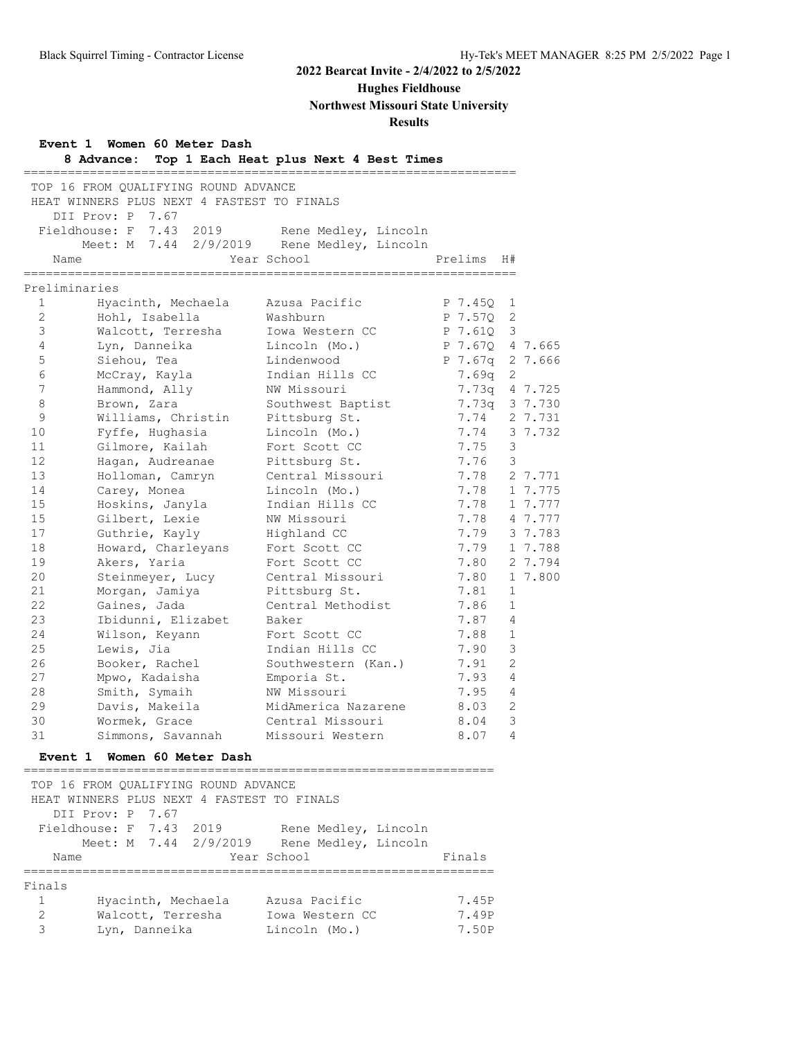**2022 Bearcat Invite - 2/4/2022 to 2/5/2022**

**Hughes Fieldhouse**

**Northwest Missouri State University**

**Results**

## Event 1 Women 60 Meter Dash

**8 Advance: Top 1 Each Heat plus Next 4 Best Times**

TOP 16 FROM QUALIFYING ROUND ADVANCE
HEAT WINNERS PLUS NEXT 4 FASTEST TO FINALS

DII Prov: P 7.67
Fieldhouse: F 7.43 2019 Rene Medley, Lincoln
Meet: M 7.44 2/9/2019 Rene Medley, Lincoln

### Preliminaries

| Place | Name | Year | School | Prelims | H# | |
|---|---|---|---|---|---|---|
| 1 | Hyacinth, Mechaela | | Azusa Pacific | P 7.45Q | 1 | |
| 2 | Hohl, Isabella | | Washburn | P 7.57Q | 2 | |
| 3 | Walcott, Terresha | | Iowa Western CC | P 7.61Q | 3 | |
| 4 | Lyn, Danneika | | Lincoln (Mo.) | P 7.67Q | 4 | 7.665 |
| 5 | Siehou, Tea | | Lindenwood | P 7.67q | 2 | 7.666 |
| 6 | McCray, Kayla | | Indian Hills CC | 7.69q | 2 | |
| 7 | Hammond, Ally | | NW Missouri | 7.73q | 4 | 7.725 |
| 8 | Brown, Zara | | Southwest Baptist | 7.73q | 3 | 7.730 |
| 9 | Williams, Christin | | Pittsburg St. | 7.74 | 2 | 7.731 |
| 10 | Fyffe, Hughasia | | Lincoln (Mo.) | 7.74 | 3 | 7.732 |
| 11 | Gilmore, Kailah | | Fort Scott CC | 7.75 | 3 | |
| 12 | Hagan, Audreanae | | Pittsburg St. | 7.76 | 3 | |
| 13 | Holloman, Camryn | | Central Missouri | 7.78 | 2 | 7.771 |
| 14 | Carey, Monea | | Lincoln (Mo.) | 7.78 | 1 | 7.775 |
| 15 | Hoskins, Janyla | | Indian Hills CC | 7.78 | 1 | 7.777 |
| 15 | Gilbert, Lexie | | NW Missouri | 7.78 | 4 | 7.777 |
| 17 | Guthrie, Kayly | | Highland CC | 7.79 | 3 | 7.783 |
| 18 | Howard, Charleyans | | Fort Scott CC | 7.79 | 1 | 7.788 |
| 19 | Akers, Yaria | | Fort Scott CC | 7.80 | 2 | 7.794 |
| 20 | Steinmeyer, Lucy | | Central Missouri | 7.80 | 1 | 7.800 |
| 21 | Morgan, Jamiya | | Pittsburg St. | 7.81 | 1 | |
| 22 | Gaines, Jada | | Central Methodist | 7.86 | 1 | |
| 23 | Ibidunni, Elizabet | | Baker | 7.87 | 4 | |
| 24 | Wilson, Keyann | | Fort Scott CC | 7.88 | 1 | |
| 25 | Lewis, Jia | | Indian Hills CC | 7.90 | 3 | |
| 26 | Booker, Rachel | | Southwestern (Kan.) | 7.91 | 2 | |
| 27 | Mpwo, Kadaisha | | Emporia St. | 7.93 | 4 | |
| 28 | Smith, Symaih | | NW Missouri | 7.95 | 4 | |
| 29 | Davis, Makeila | | MidAmerica Nazarene | 8.03 | 2 | |
| 30 | Wormek, Grace | | Central Missouri | 8.04 | 3 | |
| 31 | Simmons, Savannah | | Missouri Western | 8.07 | 4 | |

## Event 1 Women 60 Meter Dash

TOP 16 FROM QUALIFYING ROUND ADVANCE
HEAT WINNERS PLUS NEXT 4 FASTEST TO FINALS

DII Prov: P 7.67
Fieldhouse: F 7.43 2019 Rene Medley, Lincoln
Meet: M 7.44 2/9/2019 Rene Medley, Lincoln

### Finals

| Place | Name | Year | School | Finals |
|---|---|---|---|---|
| 1 | Hyacinth, Mechaela | | Azusa Pacific | 7.45P |
| 2 | Walcott, Terresha | | Iowa Western CC | 7.49P |
| 3 | Lyn, Danneika | | Lincoln (Mo.) | 7.50P |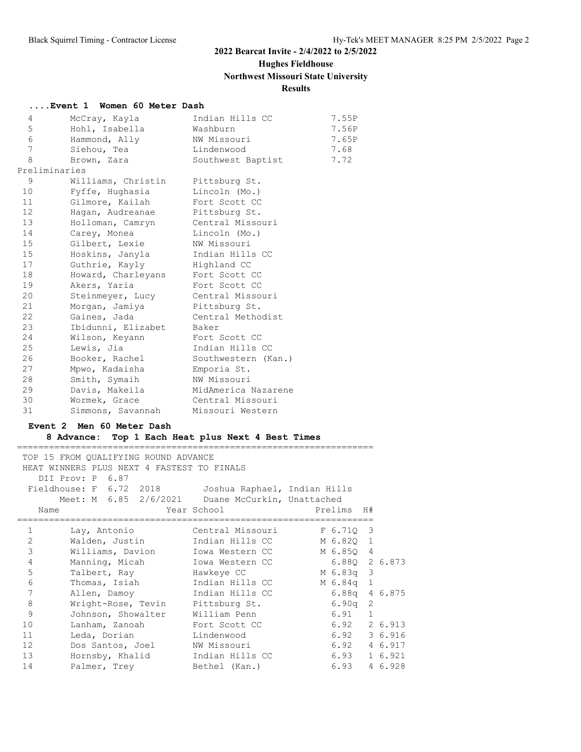# 2022 Bearcat Invite - 2/4/2022 to 2/5/2022

**Hughes Fieldhouse**

**Northwest Missouri State University**

**Results**

### ....Event 1 Women 60 Meter Dash

| Place | Name | School | Finals |
|---|---|---|---|
| 4 | McCray, Kayla | Indian Hills CC | 7.55P |
| 5 | Hohl, Isabella | Washburn | 7.56P |
| 6 | Hammond, Ally | NW Missouri | 7.65P |
| 7 | Siehou, Tea | Lindenwood | 7.68 |
| 8 | Brown, Zara | Southwest Baptist | 7.72 |

Preliminaries

| Place | Name | School |
|---|---|---|
| 9 | Williams, Christin | Pittsburg St. |
| 10 | Fyffe, Hughasia | Lincoln (Mo.) |
| 11 | Gilmore, Kailah | Fort Scott CC |
| 12 | Hagan, Audreanae | Pittsburg St. |
| 13 | Holloman, Camryn | Central Missouri |
| 14 | Carey, Monea | Lincoln (Mo.) |
| 15 | Gilbert, Lexie | NW Missouri |
| 15 | Hoskins, Janyla | Indian Hills CC |
| 17 | Guthrie, Kayly | Highland CC |
| 18 | Howard, Charleyans | Fort Scott CC |
| 19 | Akers, Yaria | Fort Scott CC |
| 20 | Steinmeyer, Lucy | Central Missouri |
| 21 | Morgan, Jamiya | Pittsburg St. |
| 22 | Gaines, Jada | Central Methodist |
| 23 | Ibidunni, Elizabet | Baker |
| 24 | Wilson, Keyann | Fort Scott CC |
| 25 | Lewis, Jia | Indian Hills CC |
| 26 | Booker, Rachel | Southwestern (Kan.) |
| 27 | Mpwo, Kadaisha | Emporia St. |
| 28 | Smith, Symaih | NW Missouri |
| 29 | Davis, Makeila | MidAmerica Nazarene |
| 30 | Wormek, Grace | Central Missouri |
| 31 | Simmons, Savannah | Missouri Western |

### Event 2 Men 60 Meter Dash

**8 Advance: Top 1 Each Heat plus Next 4 Best Times**

TOP 15 FROM QUALIFYING ROUND ADVANCE
HEAT WINNERS PLUS NEXT 4 FASTEST TO FINALS

DII Prov: P 6.87
Fieldhouse: F 6.72 2018 Joshua Raphael, Indian Hills
Meet: M 6.85 2/6/2021 Duane McCurkin, Unattached

| Place | Name | Year School | Prelims | H# | |
|---|---|---|---|---|---|
| 1 | Lay, Antonio | Central Missouri | F 6.71Q | 3 | |
| 2 | Walden, Justin | Indian Hills CC | M 6.82Q | 1 | |
| 3 | Williams, Davion | Iowa Western CC | M 6.85Q | 4 | |
| 4 | Manning, Micah | Iowa Western CC | 6.88Q | 2 | 6.873 |
| 5 | Talbert, Ray | Hawkeye CC | M 6.83q | 3 | |
| 6 | Thomas, Isiah | Indian Hills CC | M 6.84q | 1 | |
| 7 | Allen, Damoy | Indian Hills CC | 6.88q | 4 | 6.875 |
| 8 | Wright-Rose, Tevin | Pittsburg St. | 6.90q | 2 | |
| 9 | Johnson, Showalter | William Penn | 6.91 | 1 | |
| 10 | Lanham, Zanoah | Fort Scott CC | 6.92 | 2 | 6.913 |
| 11 | Leda, Dorian | Lindenwood | 6.92 | 3 | 6.916 |
| 12 | Dos Santos, Joel | NW Missouri | 6.92 | 4 | 6.917 |
| 13 | Hornsby, Khalid | Indian Hills CC | 6.93 | 1 | 6.921 |
| 14 | Palmer, Trey | Bethel (Kan.) | 6.93 | 4 | 6.928 |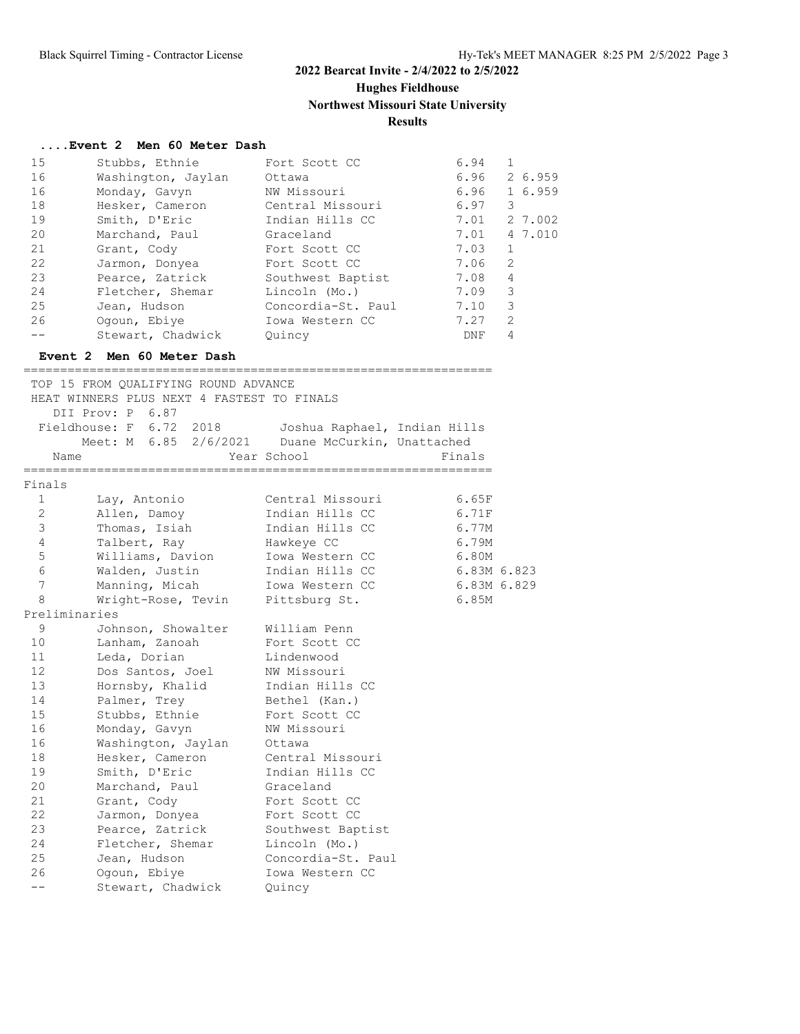**2022 Bearcat Invite - 2/4/2022 to 2/5/2022**

**Hughes Fieldhouse**

**Northwest Missouri State University**

**Results**

### ....Event 2 Men 60 Meter Dash

| Place | Name | School | Time | Heat | Tiebreak |
|---|---|---|---|---|---|
| 15 | Stubbs, Ethnie | Fort Scott CC | 6.94 | 1 | |
| 16 | Washington, Jaylan | Ottawa | 6.96 | 2 | 6.959 |
| 16 | Monday, Gavyn | NW Missouri | 6.96 | 1 | 6.959 |
| 18 | Hesker, Cameron | Central Missouri | 6.97 | 3 | |
| 19 | Smith, D'Eric | Indian Hills CC | 7.01 | 2 | 7.002 |
| 20 | Marchand, Paul | Graceland | 7.01 | 4 | 7.010 |
| 21 | Grant, Cody | Fort Scott CC | 7.03 | 1 | |
| 22 | Jarmon, Donyea | Fort Scott CC | 7.06 | 2 | |
| 23 | Pearce, Zatrick | Southwest Baptist | 7.08 | 4 | |
| 24 | Fletcher, Shemar | Lincoln (Mo.) | 7.09 | 3 | |
| 25 | Jean, Hudson | Concordia-St. Paul | 7.10 | 3 | |
| 26 | Ogoun, Ebiye | Iowa Western CC | 7.27 | 2 | |
| -- | Stewart, Chadwick | Quincy | DNF | 4 | |

### Event 2 Men 60 Meter Dash

TOP 15 FROM QUALIFYING ROUND ADVANCE
HEAT WINNERS PLUS NEXT 4 FASTEST TO FINALS

DII Prov: P 6.87
Fieldhouse: F 6.72 2018 Joshua Raphael, Indian Hills
Meet: M 6.85 2/6/2021 Duane McCurkin, Unattached

| Place | Name | Year School | Finals | Tiebreak |
|---|---|---|---|---|
| **Finals** | | | | |
| 1 | Lay, Antonio | Central Missouri | 6.65F | |
| 2 | Allen, Damoy | Indian Hills CC | 6.71F | |
| 3 | Thomas, Isiah | Indian Hills CC | 6.77M | |
| 4 | Talbert, Ray | Hawkeye CC | 6.79M | |
| 5 | Williams, Davion | Iowa Western CC | 6.80M | |
| 6 | Walden, Justin | Indian Hills CC | 6.83M | 6.823 |
| 7 | Manning, Micah | Iowa Western CC | 6.83M | 6.829 |
| 8 | Wright-Rose, Tevin | Pittsburg St. | 6.85M | |
| **Preliminaries** | | | | |
| 9 | Johnson, Showalter | William Penn | | |
| 10 | Lanham, Zanoah | Fort Scott CC | | |
| 11 | Leda, Dorian | Lindenwood | | |
| 12 | Dos Santos, Joel | NW Missouri | | |
| 13 | Hornsby, Khalid | Indian Hills CC | | |
| 14 | Palmer, Trey | Bethel (Kan.) | | |
| 15 | Stubbs, Ethnie | Fort Scott CC | | |
| 16 | Monday, Gavyn | NW Missouri | | |
| 16 | Washington, Jaylan | Ottawa | | |
| 18 | Hesker, Cameron | Central Missouri | | |
| 19 | Smith, D'Eric | Indian Hills CC | | |
| 20 | Marchand, Paul | Graceland | | |
| 21 | Grant, Cody | Fort Scott CC | | |
| 22 | Jarmon, Donyea | Fort Scott CC | | |
| 23 | Pearce, Zatrick | Southwest Baptist | | |
| 24 | Fletcher, Shemar | Lincoln (Mo.) | | |
| 25 | Jean, Hudson | Concordia-St. Paul | | |
| 26 | Ogoun, Ebiye | Iowa Western CC | | |
| -- | Stewart, Chadwick | Quincy | | |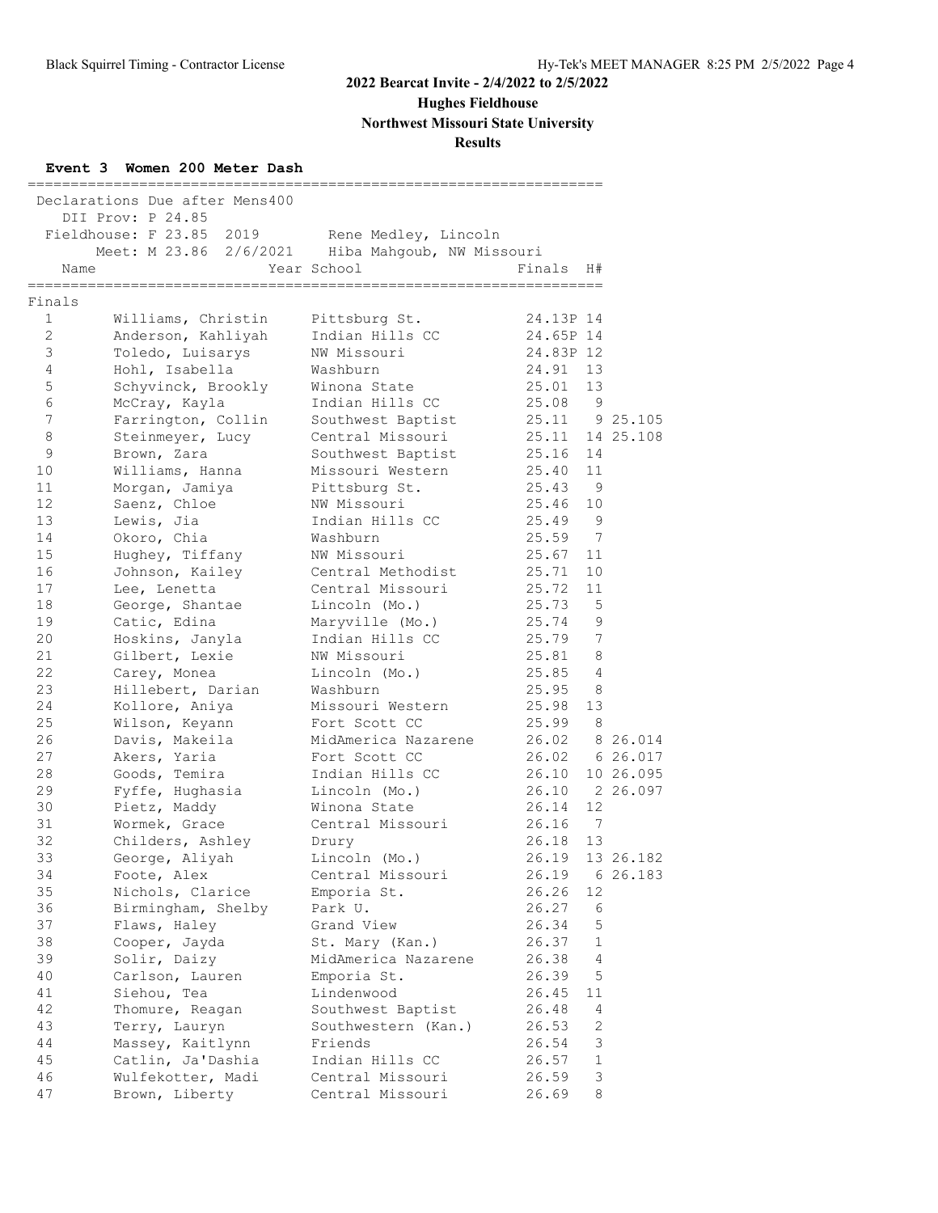# 2022 Bearcat Invite - 2/4/2022 to 2/5/2022

## Hughes Fieldhouse

## Northwest Missouri State University

## Results

### Event 3 Women 200 Meter Dash

Declarations Due after Mens400

DII Prov: P 24.85

Fieldhouse: F 23.85 2019 Rene Medley, Lincoln

Meet: M 23.86 2/6/2021 Hiba Mahgoub, NW Missouri

**Finals**

| | Name | Year | School | Finals | H# | |
|---|---|---|---|---|---|---|
| 1 | Williams, Christin | | Pittsburg St. | 24.13P | 14 | |
| 2 | Anderson, Kahliyah | | Indian Hills CC | 24.65P | 14 | |
| 3 | Toledo, Luisarys | | NW Missouri | 24.83P | 12 | |
| 4 | Hohl, Isabella | | Washburn | 24.91 | 13 | |
| 5 | Schyvinck, Brookly | | Winona State | 25.01 | 13 | |
| 6 | McCray, Kayla | | Indian Hills CC | 25.08 | 9 | |
| 7 | Farrington, Collin | | Southwest Baptist | 25.11 | 9 | 25.105 |
| 8 | Steinmeyer, Lucy | | Central Missouri | 25.11 | 14 | 25.108 |
| 9 | Brown, Zara | | Southwest Baptist | 25.16 | 14 | |
| 10 | Williams, Hanna | | Missouri Western | 25.40 | 11 | |
| 11 | Morgan, Jamiya | | Pittsburg St. | 25.43 | 9 | |
| 12 | Saenz, Chloe | | NW Missouri | 25.46 | 10 | |
| 13 | Lewis, Jia | | Indian Hills CC | 25.49 | 9 | |
| 14 | Okoro, Chia | | Washburn | 25.59 | 7 | |
| 15 | Hughey, Tiffany | | NW Missouri | 25.67 | 11 | |
| 16 | Johnson, Kailey | | Central Methodist | 25.71 | 10 | |
| 17 | Lee, Lenetta | | Central Missouri | 25.72 | 11 | |
| 18 | George, Shantae | | Lincoln (Mo.) | 25.73 | 5 | |
| 19 | Catic, Edina | | Maryville (Mo.) | 25.74 | 9 | |
| 20 | Hoskins, Janyla | | Indian Hills CC | 25.79 | 7 | |
| 21 | Gilbert, Lexie | | NW Missouri | 25.81 | 8 | |
| 22 | Carey, Monea | | Lincoln (Mo.) | 25.85 | 4 | |
| 23 | Hillebert, Darian | | Washburn | 25.95 | 8 | |
| 24 | Kollore, Aniya | | Missouri Western | 25.98 | 13 | |
| 25 | Wilson, Keyann | | Fort Scott CC | 25.99 | 8 | |
| 26 | Davis, Makeila | | MidAmerica Nazarene | 26.02 | 8 | 26.014 |
| 27 | Akers, Yaria | | Fort Scott CC | 26.02 | 6 | 26.017 |
| 28 | Goods, Temira | | Indian Hills CC | 26.10 | 10 | 26.095 |
| 29 | Fyffe, Hughasia | | Lincoln (Mo.) | 26.10 | 2 | 26.097 |
| 30 | Pietz, Maddy | | Winona State | 26.14 | 12 | |
| 31 | Wormek, Grace | | Central Missouri | 26.16 | 7 | |
| 32 | Childers, Ashley | | Drury | 26.18 | 13 | |
| 33 | George, Aliyah | | Lincoln (Mo.) | 26.19 | 13 | 26.182 |
| 34 | Foote, Alex | | Central Missouri | 26.19 | 6 | 26.183 |
| 35 | Nichols, Clarice | | Emporia St. | 26.26 | 12 | |
| 36 | Birmingham, Shelby | | Park U. | 26.27 | 6 | |
| 37 | Flaws, Haley | | Grand View | 26.34 | 5 | |
| 38 | Cooper, Jayda | | St. Mary (Kan.) | 26.37 | 1 | |
| 39 | Solir, Daizy | | MidAmerica Nazarene | 26.38 | 4 | |
| 40 | Carlson, Lauren | | Emporia St. | 26.39 | 5 | |
| 41 | Siehou, Tea | | Lindenwood | 26.45 | 11 | |
| 42 | Thomure, Reagan | | Southwest Baptist | 26.48 | 4 | |
| 43 | Terry, Lauryn | | Southwestern (Kan.) | 26.53 | 2 | |
| 44 | Massey, Kaitlynn | | Friends | 26.54 | 3 | |
| 45 | Catlin, Ja'Dashia | | Indian Hills CC | 26.57 | 1 | |
| 46 | Wulfekotter, Madi | | Central Missouri | 26.59 | 3 | |
| 47 | Brown, Liberty | | Central Missouri | 26.69 | 8 | |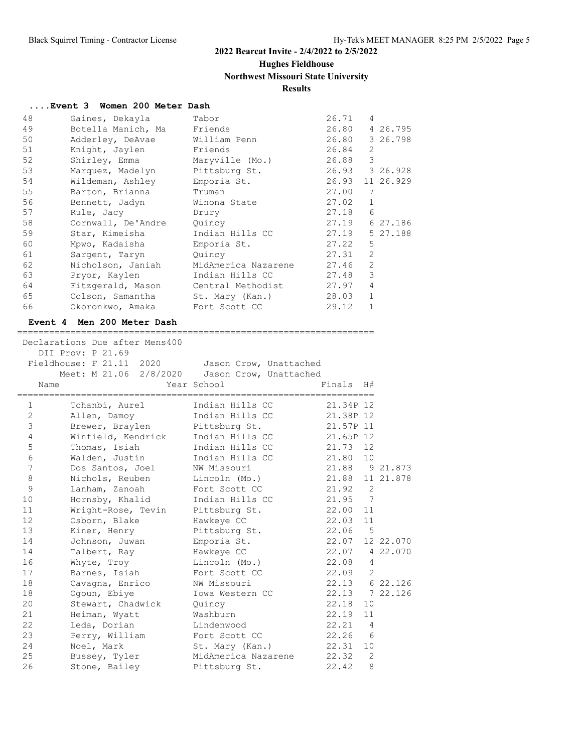## ....Event 3 Women 200 Meter Dash

| Place | Name | School | Finals | H# | Tie |
|---|---|---|---|---|---|
| 48 | Gaines, Dekayla | Tabor | 26.71 | 4 | |
| 49 | Botella Manich, Ma | Friends | 26.80 | 4 | 26.795 |
| 50 | Adderley, DeAvae | William Penn | 26.80 | 3 | 26.798 |
| 51 | Knight, Jaylen | Friends | 26.84 | 2 | |
| 52 | Shirley, Emma | Maryville (Mo.) | 26.88 | 3 | |
| 53 | Marquez, Madelyn | Pittsburg St. | 26.93 | 3 | 26.928 |
| 54 | Wildeman, Ashley | Emporia St. | 26.93 | 11 | 26.929 |
| 55 | Barton, Brianna | Truman | 27.00 | 7 | |
| 56 | Bennett, Jadyn | Winona State | 27.02 | 1 | |
| 57 | Rule, Jacy | Drury | 27.18 | 6 | |
| 58 | Cornwall, De'Andre | Quincy | 27.19 | 6 | 27.186 |
| 59 | Star, Kimeisha | Indian Hills CC | 27.19 | 5 | 27.188 |
| 60 | Mpwo, Kadaisha | Emporia St. | 27.22 | 5 | |
| 61 | Sargent, Taryn | Quincy | 27.31 | 2 | |
| 62 | Nicholson, Janiah | MidAmerica Nazarene | 27.46 | 2 | |
| 63 | Pryor, Kaylen | Indian Hills CC | 27.48 | 3 | |
| 64 | Fitzgerald, Mason | Central Methodist | 27.97 | 4 | |
| 65 | Colson, Samantha | St. Mary (Kan.) | 28.03 | 1 | |
| 66 | Okoronkwo, Amaka | Fort Scott CC | 29.12 | 1 | |

## Event 4 Men 200 Meter Dash

Declarations Due after Mens400
DII Prov: P 21.69
Fieldhouse: F 21.11 2020 Jason Crow, Unattached
Meet: M 21.06 2/8/2020 Jason Crow, Unattached

| Place | Name | Year School | Finals | H# | Tie |
|---|---|---|---|---|---|
| 1 | Tchanbi, Aurel | Indian Hills CC | 21.34P | 12 | |
| 2 | Allen, Damoy | Indian Hills CC | 21.38P | 12 | |
| 3 | Brewer, Braylen | Pittsburg St. | 21.57P | 11 | |
| 4 | Winfield, Kendrick | Indian Hills CC | 21.65P | 12 | |
| 5 | Thomas, Isiah | Indian Hills CC | 21.73 | 12 | |
| 6 | Walden, Justin | Indian Hills CC | 21.80 | 10 | |
| 7 | Dos Santos, Joel | NW Missouri | 21.88 | 9 | 21.873 |
| 8 | Nichols, Reuben | Lincoln (Mo.) | 21.88 | 11 | 21.878 |
| 9 | Lanham, Zanoah | Fort Scott CC | 21.92 | 2 | |
| 10 | Hornsby, Khalid | Indian Hills CC | 21.95 | 7 | |
| 11 | Wright-Rose, Tevin | Pittsburg St. | 22.00 | 11 | |
| 12 | Osborn, Blake | Hawkeye CC | 22.03 | 11 | |
| 13 | Kiner, Henry | Pittsburg St. | 22.06 | 5 | |
| 14 | Johnson, Juwan | Emporia St. | 22.07 | 12 | 22.070 |
| 14 | Talbert, Ray | Hawkeye CC | 22.07 | 4 | 22.070 |
| 16 | Whyte, Troy | Lincoln (Mo.) | 22.08 | 4 | |
| 17 | Barnes, Isiah | Fort Scott CC | 22.09 | 2 | |
| 18 | Cavagna, Enrico | NW Missouri | 22.13 | 6 | 22.126 |
| 18 | Ogoun, Ebiye | Iowa Western CC | 22.13 | 7 | 22.126 |
| 20 | Stewart, Chadwick | Quincy | 22.18 | 10 | |
| 21 | Heiman, Wyatt | Washburn | 22.19 | 11 | |
| 22 | Leda, Dorian | Lindenwood | 22.21 | 4 | |
| 23 | Perry, William | Fort Scott CC | 22.26 | 6 | |
| 24 | Noel, Mark | St. Mary (Kan.) | 22.31 | 10 | |
| 25 | Bussey, Tyler | MidAmerica Nazarene | 22.32 | 2 | |
| 26 | Stone, Bailey | Pittsburg St. | 22.42 | 8 | |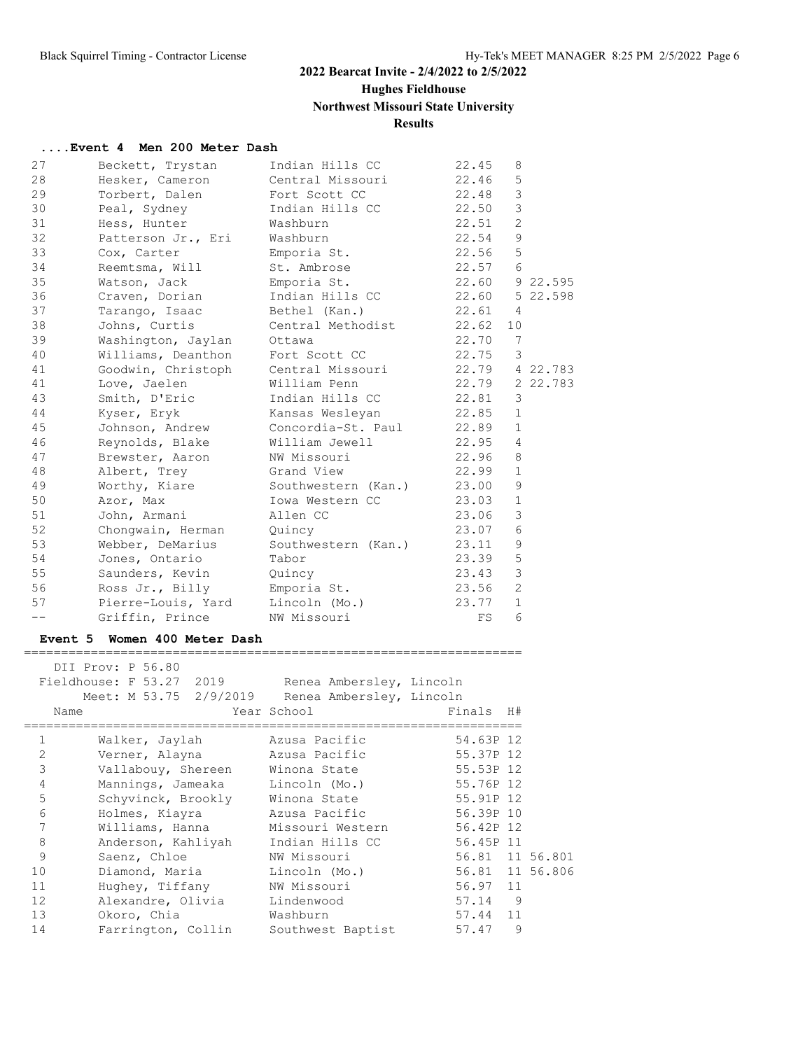# 2022 Bearcat Invite - 2/4/2022 to 2/5/2022

## Hughes Fieldhouse

## Northwest Missouri State University

## Results

### ....Event 4 Men 200 Meter Dash

| Place | Name | School | Finals | H# | |
|---|---|---|---|---|---|
| 27 | Beckett, Trystan | Indian Hills CC | 22.45 | 8 | |
| 28 | Hesker, Cameron | Central Missouri | 22.46 | 5 | |
| 29 | Torbert, Dalen | Fort Scott CC | 22.48 | 3 | |
| 30 | Peal, Sydney | Indian Hills CC | 22.50 | 3 | |
| 31 | Hess, Hunter | Washburn | 22.51 | 2 | |
| 32 | Patterson Jr., Eri | Washburn | 22.54 | 9 | |
| 33 | Cox, Carter | Emporia St. | 22.56 | 5 | |
| 34 | Reemtsma, Will | St. Ambrose | 22.57 | 6 | |
| 35 | Watson, Jack | Emporia St. | 22.60 | 9 | 22.595 |
| 36 | Craven, Dorian | Indian Hills CC | 22.60 | 5 | 22.598 |
| 37 | Tarango, Isaac | Bethel (Kan.) | 22.61 | 4 | |
| 38 | Johns, Curtis | Central Methodist | 22.62 | 10 | |
| 39 | Washington, Jaylan | Ottawa | 22.70 | 7 | |
| 40 | Williams, Deanthon | Fort Scott CC | 22.75 | 3 | |
| 41 | Goodwin, Christoph | Central Missouri | 22.79 | 4 | 22.783 |
| 41 | Love, Jaelen | William Penn | 22.79 | 2 | 22.783 |
| 43 | Smith, D'Eric | Indian Hills CC | 22.81 | 3 | |
| 44 | Kyser, Eryk | Kansas Wesleyan | 22.85 | 1 | |
| 45 | Johnson, Andrew | Concordia-St. Paul | 22.89 | 1 | |
| 46 | Reynolds, Blake | William Jewell | 22.95 | 4 | |
| 47 | Brewster, Aaron | NW Missouri | 22.96 | 8 | |
| 48 | Albert, Trey | Grand View | 22.99 | 1 | |
| 49 | Worthy, Kiare | Southwestern (Kan.) | 23.00 | 9 | |
| 50 | Azor, Max | Iowa Western CC | 23.03 | 1 | |
| 51 | John, Armani | Allen CC | 23.06 | 3 | |
| 52 | Chongwain, Herman | Quincy | 23.07 | 6 | |
| 53 | Webber, DeMarius | Southwestern (Kan.) | 23.11 | 9 | |
| 54 | Jones, Ontario | Tabor | 23.39 | 5 | |
| 55 | Saunders, Kevin | Quincy | 23.43 | 3 | |
| 56 | Ross Jr., Billy | Emporia St. | 23.56 | 2 | |
| 57 | Pierre-Louis, Yard | Lincoln (Mo.) | 23.77 | 1 | |
| -- | Griffin, Prince | NW Missouri | FS | 6 | |

### Event 5 Women 400 Meter Dash

DII Prov: P 56.80
Fieldhouse: F 53.27 2019 Renea Ambersley, Lincoln
Meet: M 53.75 2/9/2019 Renea Ambersley, Lincoln

| Place | Name | Year School | Finals | H# | |
|---|---|---|---|---|---|
| 1 | Walker, Jaylah | Azusa Pacific | 54.63P | 12 | |
| 2 | Verner, Alayna | Azusa Pacific | 55.37P | 12 | |
| 3 | Vallabouy, Shereen | Winona State | 55.53P | 12 | |
| 4 | Mannings, Jameaka | Lincoln (Mo.) | 55.76P | 12 | |
| 5 | Schyvinck, Brookly | Winona State | 55.91P | 12 | |
| 6 | Holmes, Kiayra | Azusa Pacific | 56.39P | 10 | |
| 7 | Williams, Hanna | Missouri Western | 56.42P | 12 | |
| 8 | Anderson, Kahliyah | Indian Hills CC | 56.45P | 11 | |
| 9 | Saenz, Chloe | NW Missouri | 56.81 | 11 | 56.801 |
| 10 | Diamond, Maria | Lincoln (Mo.) | 56.81 | 11 | 56.806 |
| 11 | Hughey, Tiffany | NW Missouri | 56.97 | 11 | |
| 12 | Alexandre, Olivia | Lindenwood | 57.14 | 9 | |
| 13 | Okoro, Chia | Washburn | 57.44 | 11 | |
| 14 | Farrington, Collin | Southwest Baptist | 57.47 | 9 | |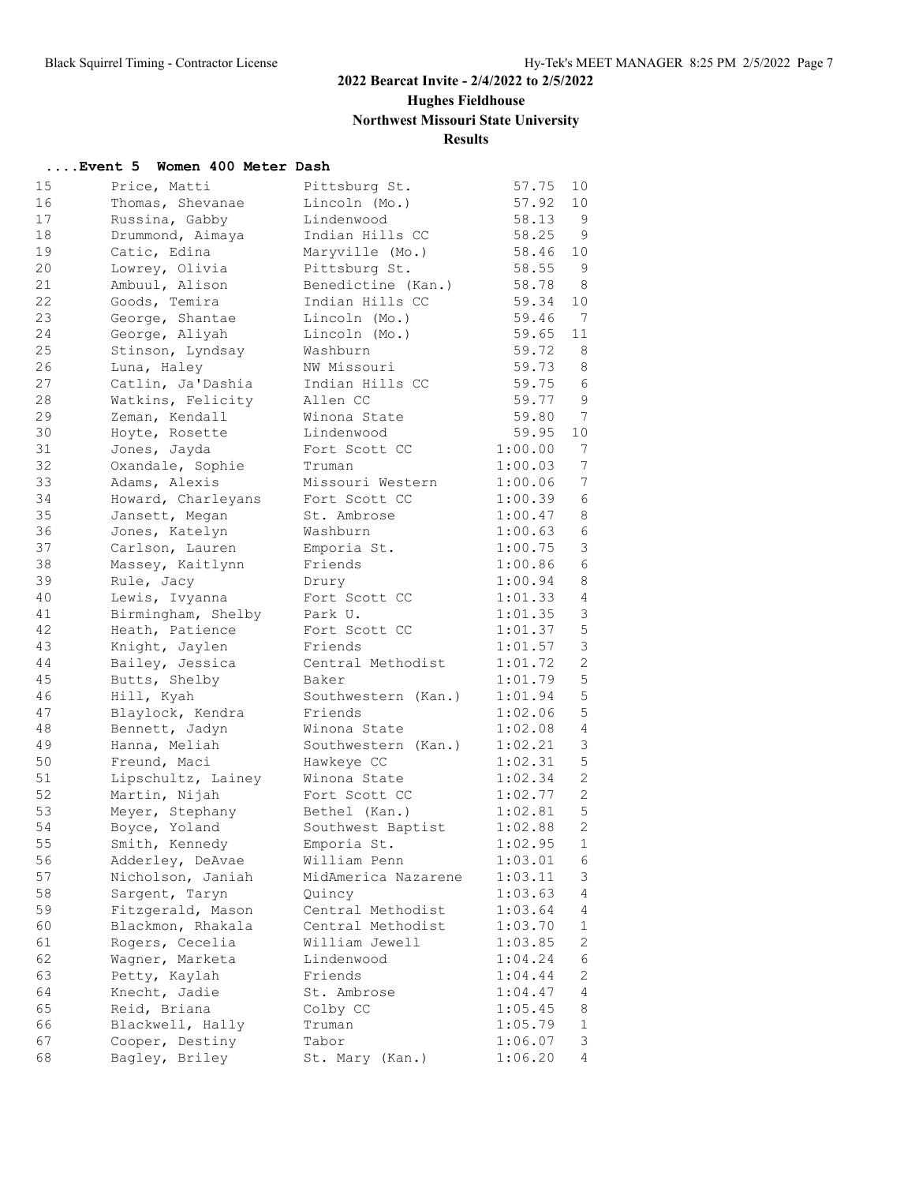# 2022 Bearcat Invite - 2/4/2022 to 2/5/2022

## Hughes Fieldhouse

### Northwest Missouri State University

### Results

#### ....Event 5 Women 400 Meter Dash

| Place | Name | School | Time | H# |
|---|---|---|---|---|
| 15 | Price, Matti | Pittsburg St. | 57.75 | 10 |
| 16 | Thomas, Shevanae | Lincoln (Mo.) | 57.92 | 10 |
| 17 | Russina, Gabby | Lindenwood | 58.13 | 9 |
| 18 | Drummond, Aimaya | Indian Hills CC | 58.25 | 9 |
| 19 | Catic, Edina | Maryville (Mo.) | 58.46 | 10 |
| 20 | Lowrey, Olivia | Pittsburg St. | 58.55 | 9 |
| 21 | Ambuul, Alison | Benedictine (Kan.) | 58.78 | 8 |
| 22 | Goods, Temira | Indian Hills CC | 59.34 | 10 |
| 23 | George, Shantae | Lincoln (Mo.) | 59.46 | 7 |
| 24 | George, Aliyah | Lincoln (Mo.) | 59.65 | 11 |
| 25 | Stinson, Lyndsay | Washburn | 59.72 | 8 |
| 26 | Luna, Haley | NW Missouri | 59.73 | 8 |
| 27 | Catlin, Ja'Dashia | Indian Hills CC | 59.75 | 6 |
| 28 | Watkins, Felicity | Allen CC | 59.77 | 9 |
| 29 | Zeman, Kendall | Winona State | 59.80 | 7 |
| 30 | Hoyte, Rosette | Lindenwood | 59.95 | 10 |
| 31 | Jones, Jayda | Fort Scott CC | 1:00.00 | 7 |
| 32 | Oxandale, Sophie | Truman | 1:00.03 | 7 |
| 33 | Adams, Alexis | Missouri Western | 1:00.06 | 7 |
| 34 | Howard, Charleyans | Fort Scott CC | 1:00.39 | 6 |
| 35 | Jansett, Megan | St. Ambrose | 1:00.47 | 8 |
| 36 | Jones, Katelyn | Washburn | 1:00.63 | 6 |
| 37 | Carlson, Lauren | Emporia St. | 1:00.75 | 3 |
| 38 | Massey, Kaitlynn | Friends | 1:00.86 | 6 |
| 39 | Rule, Jacy | Drury | 1:00.94 | 8 |
| 40 | Lewis, Ivyanna | Fort Scott CC | 1:01.33 | 4 |
| 41 | Birmingham, Shelby | Park U. | 1:01.35 | 3 |
| 42 | Heath, Patience | Fort Scott CC | 1:01.37 | 5 |
| 43 | Knight, Jaylen | Friends | 1:01.57 | 3 |
| 44 | Bailey, Jessica | Central Methodist | 1:01.72 | 2 |
| 45 | Butts, Shelby | Baker | 1:01.79 | 5 |
| 46 | Hill, Kyah | Southwestern (Kan.) | 1:01.94 | 5 |
| 47 | Blaylock, Kendra | Friends | 1:02.06 | 5 |
| 48 | Bennett, Jadyn | Winona State | 1:02.08 | 4 |
| 49 | Hanna, Meliah | Southwestern (Kan.) | 1:02.21 | 3 |
| 50 | Freund, Maci | Hawkeye CC | 1:02.31 | 5 |
| 51 | Lipschultz, Lainey | Winona State | 1:02.34 | 2 |
| 52 | Martin, Nijah | Fort Scott CC | 1:02.77 | 2 |
| 53 | Meyer, Stephany | Bethel (Kan.) | 1:02.81 | 5 |
| 54 | Boyce, Yoland | Southwest Baptist | 1:02.88 | 2 |
| 55 | Smith, Kennedy | Emporia St. | 1:02.95 | 1 |
| 56 | Adderley, DeAvae | William Penn | 1:03.01 | 6 |
| 57 | Nicholson, Janiah | MidAmerica Nazarene | 1:03.11 | 3 |
| 58 | Sargent, Taryn | Quincy | 1:03.63 | 4 |
| 59 | Fitzgerald, Mason | Central Methodist | 1:03.64 | 4 |
| 60 | Blackmon, Rhakala | Central Methodist | 1:03.70 | 1 |
| 61 | Rogers, Cecelia | William Jewell | 1:03.85 | 2 |
| 62 | Wagner, Marketa | Lindenwood | 1:04.24 | 6 |
| 63 | Petty, Kaylah | Friends | 1:04.44 | 2 |
| 64 | Knecht, Jadie | St. Ambrose | 1:04.47 | 4 |
| 65 | Reid, Briana | Colby CC | 1:05.45 | 8 |
| 66 | Blackwell, Hally | Truman | 1:05.79 | 1 |
| 67 | Cooper, Destiny | Tabor | 1:06.07 | 3 |
| 68 | Bagley, Briley | St. Mary (Kan.) | 1:06.20 | 4 |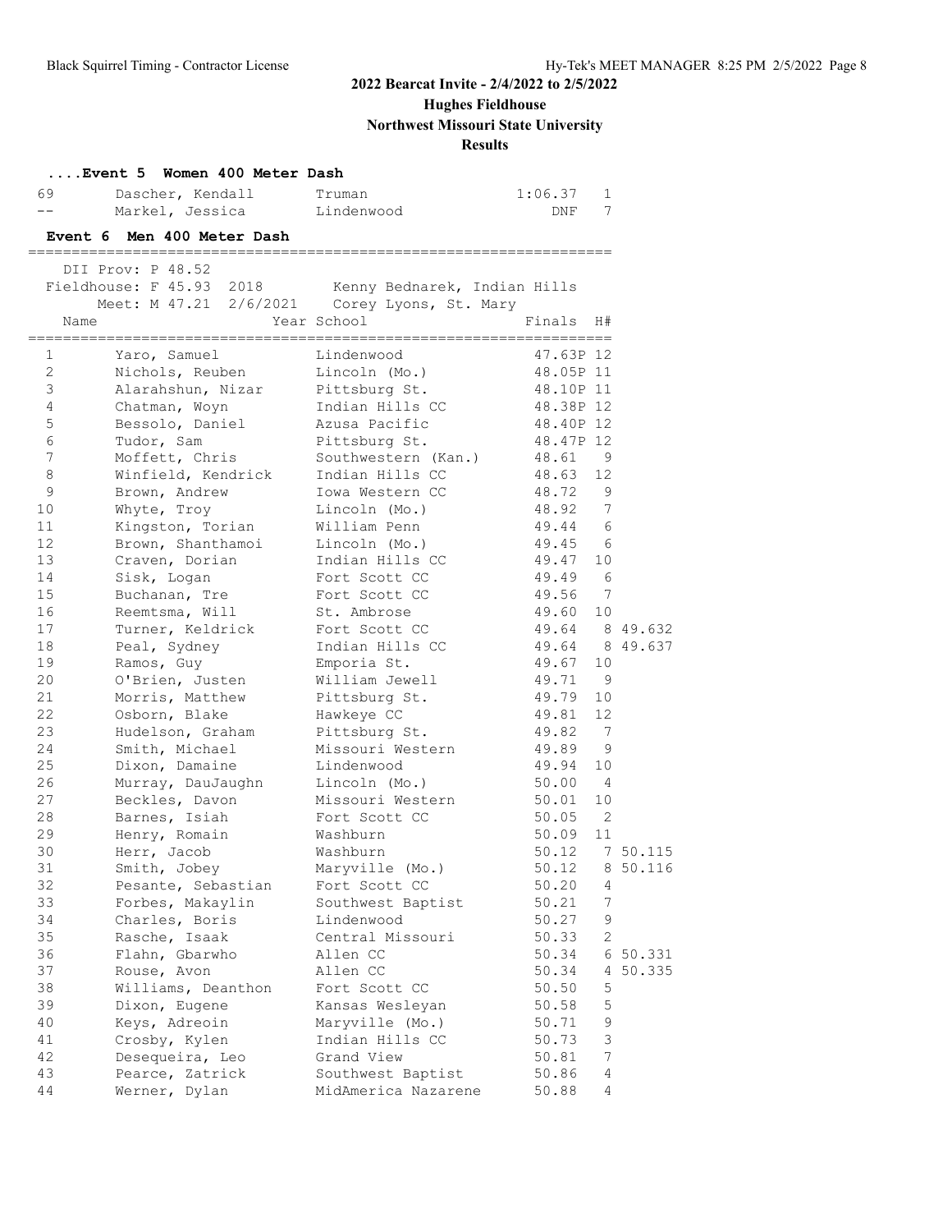**2022 Bearcat Invite - 2/4/2022 to 2/5/2022**

**Hughes Fieldhouse**

**Northwest Missouri State University**

**Results**

### ....Event 5 Women 400 Meter Dash

| Place | Name | School | Finals | H# |
|---|---|---|---|---|
| 69 | Dascher, Kendall | Truman | 1:06.37 | 1 |
| -- | Markel, Jessica | Lindenwood | DNF | 7 |

### Event 6 Men 400 Meter Dash

DII Prov: P 48.52
Fieldhouse: F 45.93 2018 Kenny Bednarek, Indian Hills
Meet: M 47.21 2/6/2021 Corey Lyons, St. Mary

| Place | Name | Year School | Finals | H# | |
|---|---|---|---|---|---|
| 1 | Yaro, Samuel | Lindenwood | 47.63P | 12 | |
| 2 | Nichols, Reuben | Lincoln (Mo.) | 48.05P | 11 | |
| 3 | Alarahshun, Nizar | Pittsburg St. | 48.10P | 11 | |
| 4 | Chatman, Woyn | Indian Hills CC | 48.38P | 12 | |
| 5 | Bessolo, Daniel | Azusa Pacific | 48.40P | 12 | |
| 6 | Tudor, Sam | Pittsburg St. | 48.47P | 12 | |
| 7 | Moffett, Chris | Southwestern (Kan.) | 48.61 | 9 | |
| 8 | Winfield, Kendrick | Indian Hills CC | 48.63 | 12 | |
| 9 | Brown, Andrew | Iowa Western CC | 48.72 | 9 | |
| 10 | Whyte, Troy | Lincoln (Mo.) | 48.92 | 7 | |
| 11 | Kingston, Torian | William Penn | 49.44 | 6 | |
| 12 | Brown, Shanthamoi | Lincoln (Mo.) | 49.45 | 6 | |
| 13 | Craven, Dorian | Indian Hills CC | 49.47 | 10 | |
| 14 | Sisk, Logan | Fort Scott CC | 49.49 | 6 | |
| 15 | Buchanan, Tre | Fort Scott CC | 49.56 | 7 | |
| 16 | Reemtsma, Will | St. Ambrose | 49.60 | 10 | |
| 17 | Turner, Keldrick | Fort Scott CC | 49.64 | 8 | 49.632 |
| 18 | Peal, Sydney | Indian Hills CC | 49.64 | 8 | 49.637 |
| 19 | Ramos, Guy | Emporia St. | 49.67 | 10 | |
| 20 | O'Brien, Justen | William Jewell | 49.71 | 9 | |
| 21 | Morris, Matthew | Pittsburg St. | 49.79 | 10 | |
| 22 | Osborn, Blake | Hawkeye CC | 49.81 | 12 | |
| 23 | Hudelson, Graham | Pittsburg St. | 49.82 | 7 | |
| 24 | Smith, Michael | Missouri Western | 49.89 | 9 | |
| 25 | Dixon, Damaine | Lindenwood | 49.94 | 10 | |
| 26 | Murray, DauJaughn | Lincoln (Mo.) | 50.00 | 4 | |
| 27 | Beckles, Davon | Missouri Western | 50.01 | 10 | |
| 28 | Barnes, Isiah | Fort Scott CC | 50.05 | 2 | |
| 29 | Henry, Romain | Washburn | 50.09 | 11 | |
| 30 | Herr, Jacob | Washburn | 50.12 | 7 | 50.115 |
| 31 | Smith, Jobey | Maryville (Mo.) | 50.12 | 8 | 50.116 |
| 32 | Pesante, Sebastian | Fort Scott CC | 50.20 | 4 | |
| 33 | Forbes, Makaylin | Southwest Baptist | 50.21 | 7 | |
| 34 | Charles, Boris | Lindenwood | 50.27 | 9 | |
| 35 | Rasche, Isaak | Central Missouri | 50.33 | 2 | |
| 36 | Flahn, Gbarwho | Allen CC | 50.34 | 6 | 50.331 |
| 37 | Rouse, Avon | Allen CC | 50.34 | 4 | 50.335 |
| 38 | Williams, Deanthon | Fort Scott CC | 50.50 | 5 | |
| 39 | Dixon, Eugene | Kansas Wesleyan | 50.58 | 5 | |
| 40 | Keys, Adreoin | Maryville (Mo.) | 50.71 | 9 | |
| 41 | Crosby, Kylen | Indian Hills CC | 50.73 | 3 | |
| 42 | Desequeira, Leo | Grand View | 50.81 | 7 | |
| 43 | Pearce, Zatrick | Southwest Baptist | 50.86 | 4 | |
| 44 | Werner, Dylan | MidAmerica Nazarene | 50.88 | 4 | |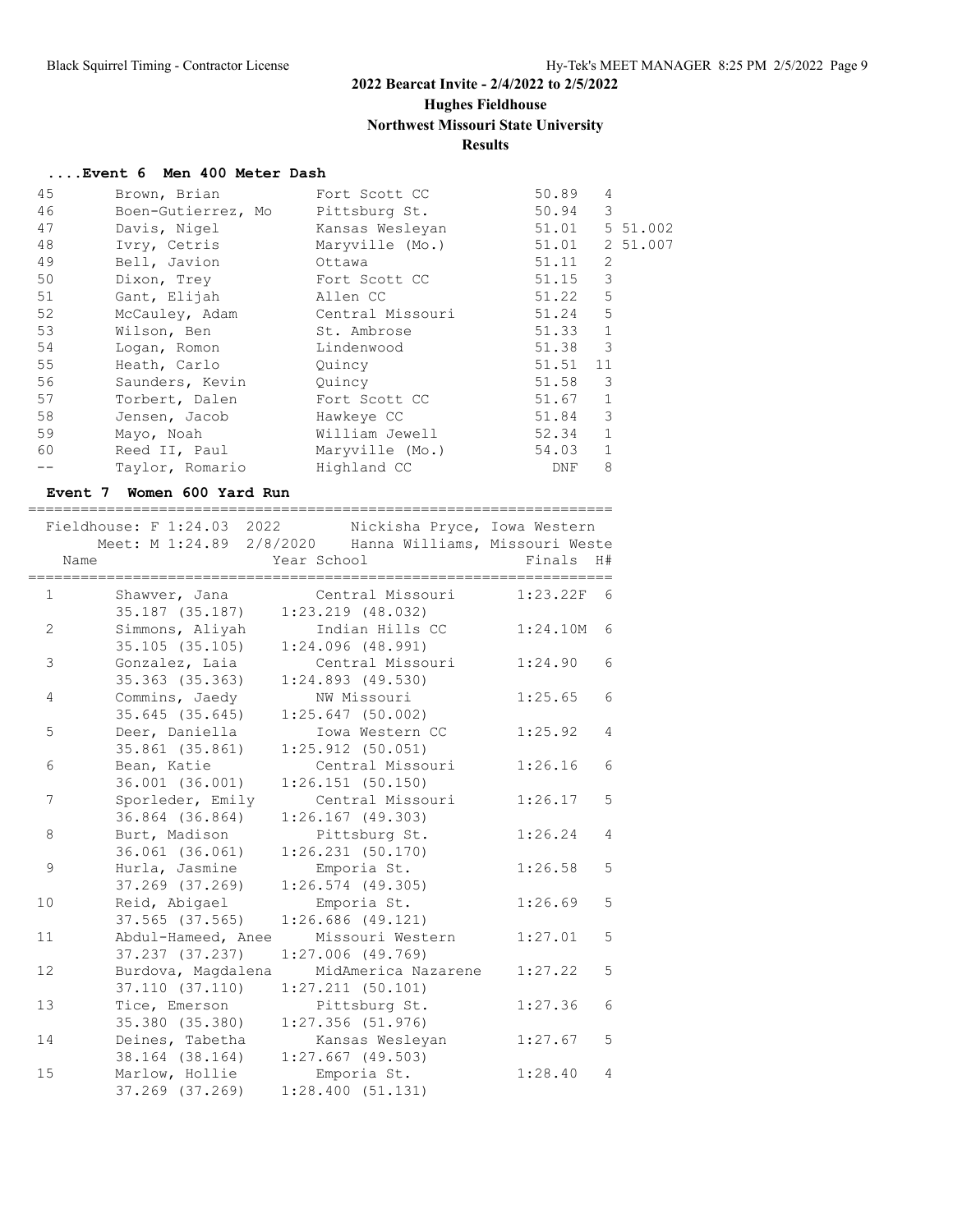# 2022 Bearcat Invite - 2/4/2022 to 2/5/2022

## Hughes Fieldhouse

## Northwest Missouri State University

## Results

### ....Event 6 Men 400 Meter Dash

| Place | Name | School | Finals | H# | |
|---|---|---|---|---|---|
| 45 | Brown, Brian | Fort Scott CC | 50.89 | 4 | |
| 46 | Boen-Gutierrez, Mo | Pittsburg St. | 50.94 | 3 | |
| 47 | Davis, Nigel | Kansas Wesleyan | 51.01 | 5 | 51.002 |
| 48 | Ivry, Cetris | Maryville (Mo.) | 51.01 | 2 | 51.007 |
| 49 | Bell, Javion | Ottawa | 51.11 | 2 | |
| 50 | Dixon, Trey | Fort Scott CC | 51.15 | 3 | |
| 51 | Gant, Elijah | Allen CC | 51.22 | 5 | |
| 52 | McCauley, Adam | Central Missouri | 51.24 | 5 | |
| 53 | Wilson, Ben | St. Ambrose | 51.33 | 1 | |
| 54 | Logan, Romon | Lindenwood | 51.38 | 3 | |
| 55 | Heath, Carlo | Quincy | 51.51 | 11 | |
| 56 | Saunders, Kevin | Quincy | 51.58 | 3 | |
| 57 | Torbert, Dalen | Fort Scott CC | 51.67 | 1 | |
| 58 | Jensen, Jacob | Hawkeye CC | 51.84 | 3 | |
| 59 | Mayo, Noah | William Jewell | 52.34 | 1 | |
| 60 | Reed II, Paul | Maryville (Mo.) | 54.03 | 1 | |
| -- | Taylor, Romario | Highland CC | DNF | 8 | |

### Event 7 Women 600 Yard Run

Fieldhouse: F 1:24.03 2022 Nickisha Pryce, Iowa Western
Meet: M 1:24.89 2/8/2020 Hanna Williams, Missouri Weste

| Place | Name | Year School | Finals | H# |
|---|---|---|---|---|
| 1 | Shawver, Jana | Central Missouri | 1:23.22F | 6 |
| | 35.187 (35.187) | 1:23.219 (48.032) | | |
| 2 | Simmons, Aliyah | Indian Hills CC | 1:24.10M | 6 |
| | 35.105 (35.105) | 1:24.096 (48.991) | | |
| 3 | Gonzalez, Laia | Central Missouri | 1:24.90 | 6 |
| | 35.363 (35.363) | 1:24.893 (49.530) | | |
| 4 | Commins, Jaedy | NW Missouri | 1:25.65 | 6 |
| | 35.645 (35.645) | 1:25.647 (50.002) | | |
| 5 | Deer, Daniella | Iowa Western CC | 1:25.92 | 4 |
| | 35.861 (35.861) | 1:25.912 (50.051) | | |
| 6 | Bean, Katie | Central Missouri | 1:26.16 | 6 |
| | 36.001 (36.001) | 1:26.151 (50.150) | | |
| 7 | Sporleder, Emily | Central Missouri | 1:26.17 | 5 |
| | 36.864 (36.864) | 1:26.167 (49.303) | | |
| 8 | Burt, Madison | Pittsburg St. | 1:26.24 | 4 |
| | 36.061 (36.061) | 1:26.231 (50.170) | | |
| 9 | Hurla, Jasmine | Emporia St. | 1:26.58 | 5 |
| | 37.269 (37.269) | 1:26.574 (49.305) | | |
| 10 | Reid, Abigael | Emporia St. | 1:26.69 | 5 |
| | 37.565 (37.565) | 1:26.686 (49.121) | | |
| 11 | Abdul-Hameed, Anee | Missouri Western | 1:27.01 | 5 |
| | 37.237 (37.237) | 1:27.006 (49.769) | | |
| 12 | Burdova, Magdalena | MidAmerica Nazarene | 1:27.22 | 5 |
| | 37.110 (37.110) | 1:27.211 (50.101) | | |
| 13 | Tice, Emerson | Pittsburg St. | 1:27.36 | 6 |
| | 35.380 (35.380) | 1:27.356 (51.976) | | |
| 14 | Deines, Tabetha | Kansas Wesleyan | 1:27.67 | 5 |
| | 38.164 (38.164) | 1:27.667 (49.503) | | |
| 15 | Marlow, Hollie | Emporia St. | 1:28.40 | 4 |
| | 37.269 (37.269) | 1:28.400 (51.131) | | |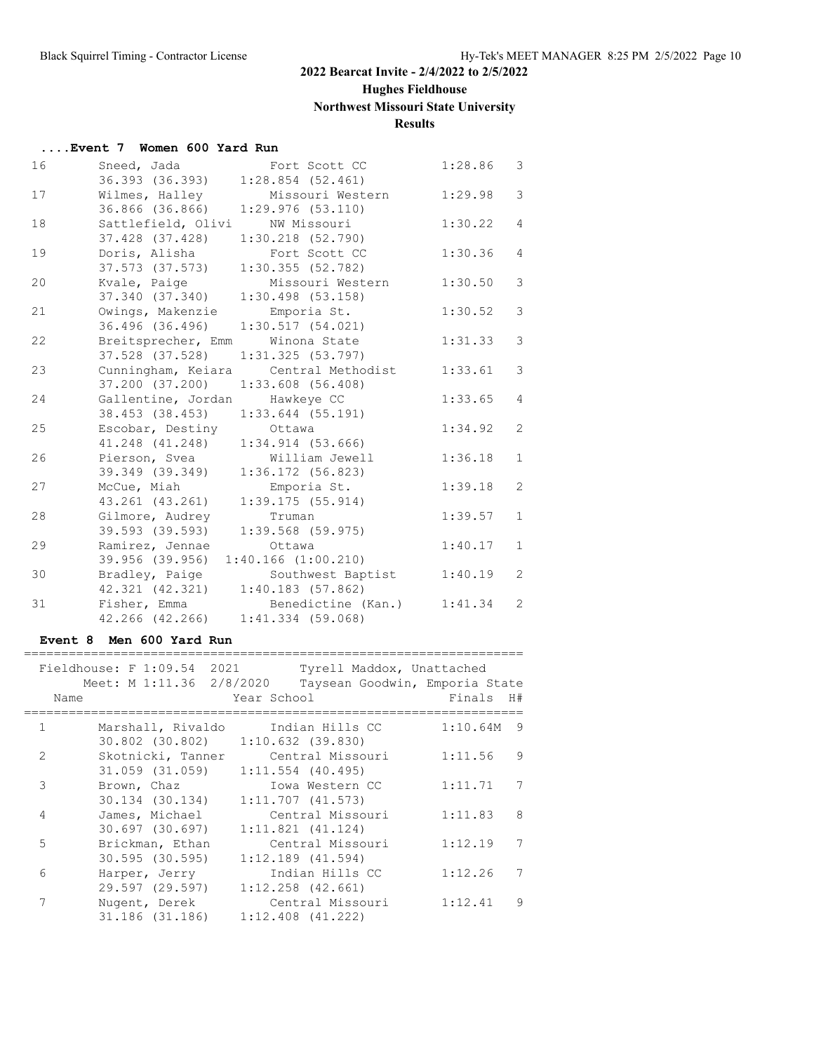**2022 Bearcat Invite - 2/4/2022 to 2/5/2022**

**Hughes Fieldhouse**

**Northwest Missouri State University**

**Results**

### ....Event 7 Women 600 Yard Run

| Place | Name | School | Finals | H# |
|---|---|---|---|---|
| 16 | Sneed, Jada | Fort Scott CC | 1:28.86 | 3 |
| | 36.393 (36.393) | 1:28.854 (52.461) | | |
| 17 | Wilmes, Halley | Missouri Western | 1:29.98 | 3 |
| | 36.866 (36.866) | 1:29.976 (53.110) | | |
| 18 | Sattlefield, Olivi | NW Missouri | 1:30.22 | 4 |
| | 37.428 (37.428) | 1:30.218 (52.790) | | |
| 19 | Doris, Alisha | Fort Scott CC | 1:30.36 | 4 |
| | 37.573 (37.573) | 1:30.355 (52.782) | | |
| 20 | Kvale, Paige | Missouri Western | 1:30.50 | 3 |
| | 37.340 (37.340) | 1:30.498 (53.158) | | |
| 21 | Owings, Makenzie | Emporia St. | 1:30.52 | 3 |
| | 36.496 (36.496) | 1:30.517 (54.021) | | |
| 22 | Breitsprecher, Emm | Winona State | 1:31.33 | 3 |
| | 37.528 (37.528) | 1:31.325 (53.797) | | |
| 23 | Cunningham, Keiara | Central Methodist | 1:33.61 | 3 |
| | 37.200 (37.200) | 1:33.608 (56.408) | | |
| 24 | Gallentine, Jordan | Hawkeye CC | 1:33.65 | 4 |
| | 38.453 (38.453) | 1:33.644 (55.191) | | |
| 25 | Escobar, Destiny | Ottawa | 1:34.92 | 2 |
| | 41.248 (41.248) | 1:34.914 (53.666) | | |
| 26 | Pierson, Svea | William Jewell | 1:36.18 | 1 |
| | 39.349 (39.349) | 1:36.172 (56.823) | | |
| 27 | McCue, Miah | Emporia St. | 1:39.18 | 2 |
| | 43.261 (43.261) | 1:39.175 (55.914) | | |
| 28 | Gilmore, Audrey | Truman | 1:39.57 | 1 |
| | 39.593 (39.593) | 1:39.568 (59.975) | | |
| 29 | Ramirez, Jennae | Ottawa | 1:40.17 | 1 |
| | 39.956 (39.956) | 1:40.166 (1:00.210) | | |
| 30 | Bradley, Paige | Southwest Baptist | 1:40.19 | 2 |
| | 42.321 (42.321) | 1:40.183 (57.862) | | |
| 31 | Fisher, Emma | Benedictine (Kan.) | 1:41.34 | 2 |
| | 42.266 (42.266) | 1:41.334 (59.068) | | |

### Event 8 Men 600 Yard Run

Fieldhouse: F 1:09.54 2021 Tyrell Maddox, Unattached

Meet: M 1:11.36 2/8/2020 Taysean Goodwin, Emporia State

| Place | Name | Year School | Finals | H# |
|---|---|---|---|---|
| 1 | Marshall, Rivaldo | Indian Hills CC | 1:10.64M | 9 |
| | 30.802 (30.802) | 1:10.632 (39.830) | | |
| 2 | Skotnicki, Tanner | Central Missouri | 1:11.56 | 9 |
| | 31.059 (31.059) | 1:11.554 (40.495) | | |
| 3 | Brown, Chaz | Iowa Western CC | 1:11.71 | 7 |
| | 30.134 (30.134) | 1:11.707 (41.573) | | |
| 4 | James, Michael | Central Missouri | 1:11.83 | 8 |
| | 30.697 (30.697) | 1:11.821 (41.124) | | |
| 5 | Brickman, Ethan | Central Missouri | 1:12.19 | 7 |
| | 30.595 (30.595) | 1:12.189 (41.594) | | |
| 6 | Harper, Jerry | Indian Hills CC | 1:12.26 | 7 |
| | 29.597 (29.597) | 1:12.258 (42.661) | | |
| 7 | Nugent, Derek | Central Missouri | 1:12.41 | 9 |
| | 31.186 (31.186) | 1:12.408 (41.222) | | |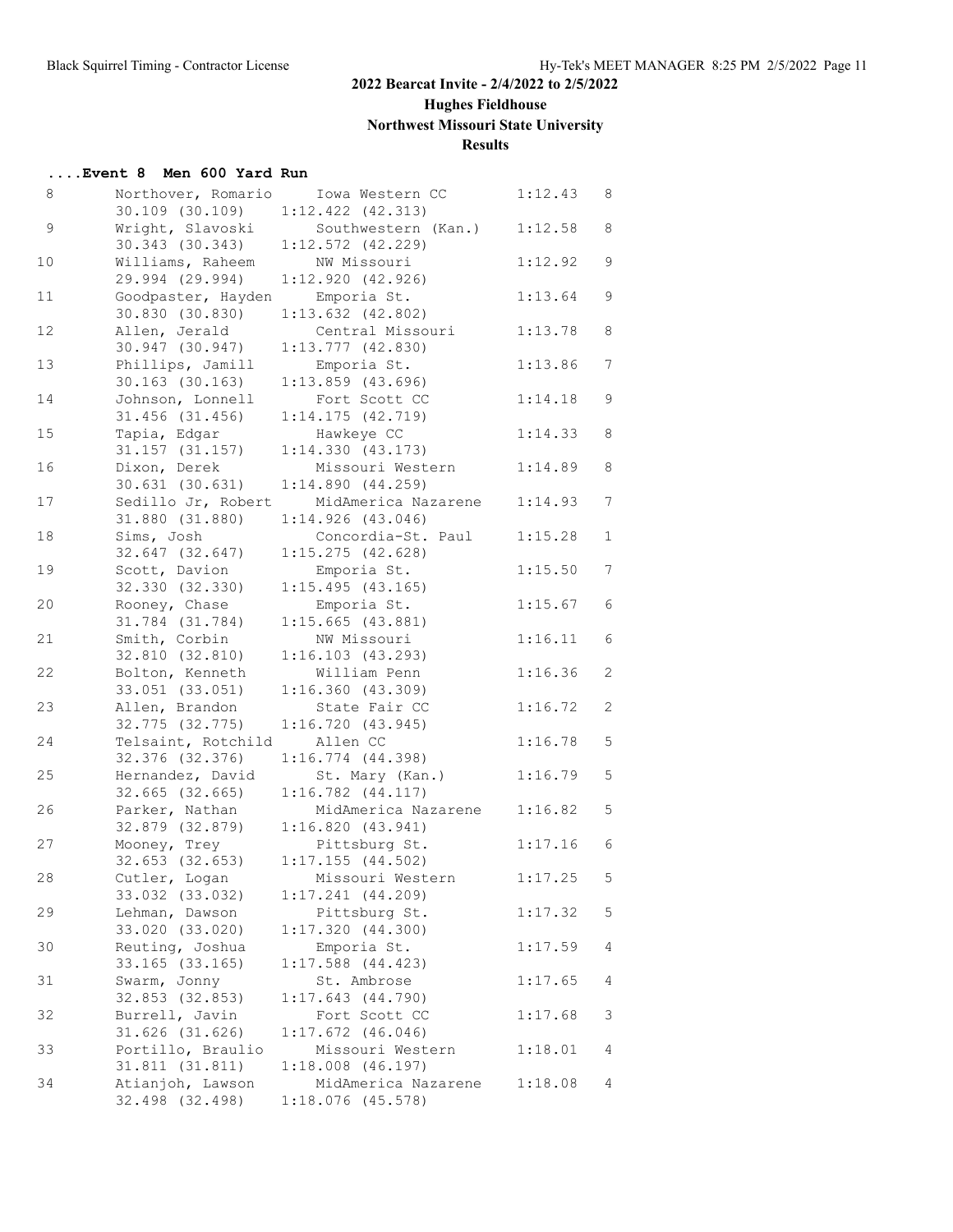## 2022 Bearcat Invite - 2/4/2022 to 2/5/2022

### Hughes Fieldhouse

### Northwest Missouri State University

### Results

#### ....Event 8 Men 600 Yard Run

| Place | Name | School | Time | Heat |
|---|---|---|---|---|
| 8 | Northover, Romario | Iowa Western CC | 1:12.43 | 8 |
| | 30.109 (30.109) | 1:12.422 (42.313) | | |
| 9 | Wright, Slavoski | Southwestern (Kan.) | 1:12.58 | 8 |
| | 30.343 (30.343) | 1:12.572 (42.229) | | |
| 10 | Williams, Raheem | NW Missouri | 1:12.92 | 9 |
| | 29.994 (29.994) | 1:12.920 (42.926) | | |
| 11 | Goodpaster, Hayden | Emporia St. | 1:13.64 | 9 |
| | 30.830 (30.830) | 1:13.632 (42.802) | | |
| 12 | Allen, Jerald | Central Missouri | 1:13.78 | 8 |
| | 30.947 (30.947) | 1:13.777 (42.830) | | |
| 13 | Phillips, Jamill | Emporia St. | 1:13.86 | 7 |
| | 30.163 (30.163) | 1:13.859 (43.696) | | |
| 14 | Johnson, Lonnell | Fort Scott CC | 1:14.18 | 9 |
| | 31.456 (31.456) | 1:14.175 (42.719) | | |
| 15 | Tapia, Edgar | Hawkeye CC | 1:14.33 | 8 |
| | 31.157 (31.157) | 1:14.330 (43.173) | | |
| 16 | Dixon, Derek | Missouri Western | 1:14.89 | 8 |
| | 30.631 (30.631) | 1:14.890 (44.259) | | |
| 17 | Sedillo Jr, Robert | MidAmerica Nazarene | 1:14.93 | 7 |
| | 31.880 (31.880) | 1:14.926 (43.046) | | |
| 18 | Sims, Josh | Concordia-St. Paul | 1:15.28 | 1 |
| | 32.647 (32.647) | 1:15.275 (42.628) | | |
| 19 | Scott, Davion | Emporia St. | 1:15.50 | 7 |
| | 32.330 (32.330) | 1:15.495 (43.165) | | |
| 20 | Rooney, Chase | Emporia St. | 1:15.67 | 6 |
| | 31.784 (31.784) | 1:15.665 (43.881) | | |
| 21 | Smith, Corbin | NW Missouri | 1:16.11 | 6 |
| | 32.810 (32.810) | 1:16.103 (43.293) | | |
| 22 | Bolton, Kenneth | William Penn | 1:16.36 | 2 |
| | 33.051 (33.051) | 1:16.360 (43.309) | | |
| 23 | Allen, Brandon | State Fair CC | 1:16.72 | 2 |
| | 32.775 (32.775) | 1:16.720 (43.945) | | |
| 24 | Telsaint, Rotchild | Allen CC | 1:16.78 | 5 |
| | 32.376 (32.376) | 1:16.774 (44.398) | | |
| 25 | Hernandez, David | St. Mary (Kan.) | 1:16.79 | 5 |
| | 32.665 (32.665) | 1:16.782 (44.117) | | |
| 26 | Parker, Nathan | MidAmerica Nazarene | 1:16.82 | 5 |
| | 32.879 (32.879) | 1:16.820 (43.941) | | |
| 27 | Mooney, Trey | Pittsburg St. | 1:17.16 | 6 |
| | 32.653 (32.653) | 1:17.155 (44.502) | | |
| 28 | Cutler, Logan | Missouri Western | 1:17.25 | 5 |
| | 33.032 (33.032) | 1:17.241 (44.209) | | |
| 29 | Lehman, Dawson | Pittsburg St. | 1:17.32 | 5 |
| | 33.020 (33.020) | 1:17.320 (44.300) | | |
| 30 | Reuting, Joshua | Emporia St. | 1:17.59 | 4 |
| | 33.165 (33.165) | 1:17.588 (44.423) | | |
| 31 | Swarm, Jonny | St. Ambrose | 1:17.65 | 4 |
| | 32.853 (32.853) | 1:17.643 (44.790) | | |
| 32 | Burrell, Javin | Fort Scott CC | 1:17.68 | 3 |
| | 31.626 (31.626) | 1:17.672 (46.046) | | |
| 33 | Portillo, Braulio | Missouri Western | 1:18.01 | 4 |
| | 31.811 (31.811) | 1:18.008 (46.197) | | |
| 34 | Atianjoh, Lawson | MidAmerica Nazarene | 1:18.08 | 4 |
| | 32.498 (32.498) | 1:18.076 (45.578) | | |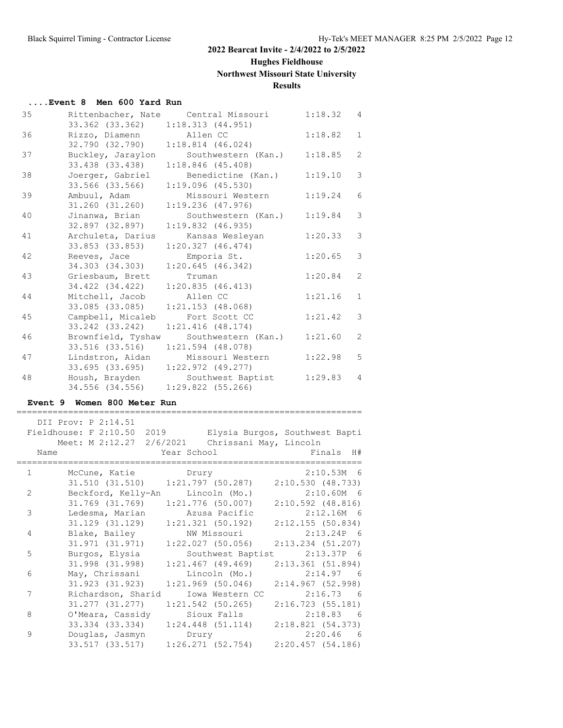## 2022 Bearcat Invite - 2/4/2022 to 2/5/2022

### Hughes Fieldhouse

### Northwest Missouri State University

### Results

#### ....Event 8 Men 600 Yard Run

```
35       Rittenbacher, Nate     Central Missouri       1:18.32   4
         33.362 (33.362)    1:18.313 (44.951)
36       Rizzo, Diamenn         Allen CC               1:18.82   1
         32.790 (32.790)    1:18.814 (46.024)
37       Buckley, Jaraylon      Southwestern (Kan.)    1:18.85   2
         33.438 (33.438)    1:18.846 (45.408)
38       Joerger, Gabriel       Benedictine (Kan.)     1:19.10   3
         33.566 (33.566)    1:19.096 (45.530)
39       Ambuul, Adam           Missouri Western       1:19.24   6
         31.260 (31.260)    1:19.236 (47.976)
40       Jinanwa, Brian         Southwestern (Kan.)    1:19.84   3
         32.897 (32.897)    1:19.832 (46.935)
41       Archuleta, Darius      Kansas Wesleyan        1:20.33   3
         33.853 (33.853)    1:20.327 (46.474)
42       Reeves, Jace           Emporia St.            1:20.65   3
         34.303 (34.303)    1:20.645 (46.342)
43       Griesbaum, Brett       Truman                 1:20.84   2
         34.422 (34.422)    1:20.835 (46.413)
44       Mitchell, Jacob        Allen CC               1:21.16   1
         33.085 (33.085)    1:21.153 (48.068)
45       Campbell, Micaleb      Fort Scott CC          1:21.42   3
         33.242 (33.242)    1:21.416 (48.174)
46       Brownfield, Tyshaw     Southwestern (Kan.)    1:21.60   2
         33.516 (33.516)    1:21.594 (48.078)
47       Lindstron, Aidan       Missouri Western       1:22.98   5
         33.695 (33.695)    1:22.972 (49.277)
48       Housh, Brayden         Southwest Baptist      1:29.83   4
         34.556 (34.556)    1:29.822 (55.266)
```

#### Event 9 Women 800 Meter Run

```
===================================================================
    DII Prov: P 2:14.51
  Fieldhouse: F 2:10.50  2019        Elysia Burgos, Southwest Bapti
       Meet: M 2:12.27  2/6/2021    Chrissani May, Lincoln
   Name                    Year School                   Finals  H#
===================================================================
  1       McCune, Katie           Drury                    2:10.53M  6
          31.510 (31.510)    1:21.797 (50.287)    2:10.530 (48.733)
  2       Beckford, Kelly-An      Lincoln (Mo.)            2:10.60M  6
          31.769 (31.769)    1:21.776 (50.007)    2:10.592 (48.816)
  3       Ledesma, Marian         Azusa Pacific            2:12.16M  6
          31.129 (31.129)    1:21.321 (50.192)    2:12.155 (50.834)
  4       Blake, Bailey           NW Missouri              2:13.24P  6
          31.971 (31.971)    1:22.027 (50.056)    2:13.234 (51.207)
  5       Burgos, Elysia          Southwest Baptist        2:13.37P  6
          31.998 (31.998)    1:21.467 (49.469)    2:13.361 (51.894)
  6       May, Chrissani          Lincoln (Mo.)            2:14.97   6
          31.923 (31.923)    1:21.969 (50.046)    2:14.967 (52.998)
  7       Richardson, Sharid      Iowa Western CC          2:16.73   6
          31.277 (31.277)    1:21.542 (50.265)    2:16.723 (55.181)
  8       O'Meara, Cassidy        Sioux Falls              2:18.83   6
          33.334 (33.334)    1:24.448 (51.114)    2:18.821 (54.373)
  9       Douglas, Jasmyn         Drury                    2:20.46   6
          33.517 (33.517)    1:26.271 (52.754)    2:20.457 (54.186)
```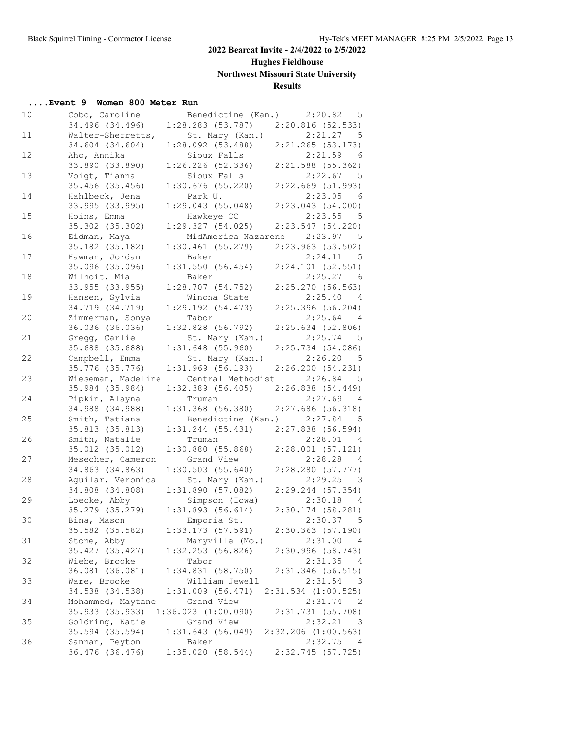## 2022 Bearcat Invite - 2/4/2022 to 2/5/2022

### Hughes Fieldhouse

### Northwest Missouri State University

### Results

#### ....Event 9 Women 800 Meter Run

| Place | Name | School | Time | Heat |
|---|---|---|---|---|
| 10 | Cobo, Caroline | Benedictine (Kan.) | 2:20.82 | 5 |
| | 34.496 (34.496) | 1:28.283 (53.787) | 2:20.816 (52.533) | |
| 11 | Walter-Sherretts, | St. Mary (Kan.) | 2:21.27 | 5 |
| | 34.604 (34.604) | 1:28.092 (53.488) | 2:21.265 (53.173) | |
| 12 | Aho, Annika | Sioux Falls | 2:21.59 | 6 |
| | 33.890 (33.890) | 1:26.226 (52.336) | 2:21.588 (55.362) | |
| 13 | Voigt, Tianna | Sioux Falls | 2:22.67 | 5 |
| | 35.456 (35.456) | 1:30.676 (55.220) | 2:22.669 (51.993) | |
| 14 | Hahlbeck, Jena | Park U. | 2:23.05 | 6 |
| | 33.995 (33.995) | 1:29.043 (55.048) | 2:23.043 (54.000) | |
| 15 | Hoins, Emma | Hawkeye CC | 2:23.55 | 5 |
| | 35.302 (35.302) | 1:29.327 (54.025) | 2:23.547 (54.220) | |
| 16 | Eidman, Maya | MidAmerica Nazarene | 2:23.97 | 5 |
| | 35.182 (35.182) | 1:30.461 (55.279) | 2:23.963 (53.502) | |
| 17 | Hawman, Jordan | Baker | 2:24.11 | 5 |
| | 35.096 (35.096) | 1:31.550 (56.454) | 2:24.101 (52.551) | |
| 18 | Wilhoit, Mia | Baker | 2:25.27 | 6 |
| | 33.955 (33.955) | 1:28.707 (54.752) | 2:25.270 (56.563) | |
| 19 | Hansen, Sylvia | Winona State | 2:25.40 | 4 |
| | 34.719 (34.719) | 1:29.192 (54.473) | 2:25.396 (56.204) | |
| 20 | Zimmerman, Sonya | Tabor | 2:25.64 | 4 |
| | 36.036 (36.036) | 1:32.828 (56.792) | 2:25.634 (52.806) | |
| 21 | Gregg, Carlie | St. Mary (Kan.) | 2:25.74 | 5 |
| | 35.688 (35.688) | 1:31.648 (55.960) | 2:25.734 (54.086) | |
| 22 | Campbell, Emma | St. Mary (Kan.) | 2:26.20 | 5 |
| | 35.776 (35.776) | 1:31.969 (56.193) | 2:26.200 (54.231) | |
| 23 | Wieseman, Madeline | Central Methodist | 2:26.84 | 5 |
| | 35.984 (35.984) | 1:32.389 (56.405) | 2:26.838 (54.449) | |
| 24 | Pipkin, Alayna | Truman | 2:27.69 | 4 |
| | 34.988 (34.988) | 1:31.368 (56.380) | 2:27.686 (56.318) | |
| 25 | Smith, Tatiana | Benedictine (Kan.) | 2:27.84 | 5 |
| | 35.813 (35.813) | 1:31.244 (55.431) | 2:27.838 (56.594) | |
| 26 | Smith, Natalie | Truman | 2:28.01 | 4 |
| | 35.012 (35.012) | 1:30.880 (55.868) | 2:28.001 (57.121) | |
| 27 | Mesecher, Cameron | Grand View | 2:28.28 | 4 |
| | 34.863 (34.863) | 1:30.503 (55.640) | 2:28.280 (57.777) | |
| 28 | Aguilar, Veronica | St. Mary (Kan.) | 2:29.25 | 3 |
| | 34.808 (34.808) | 1:31.890 (57.082) | 2:29.244 (57.354) | |
| 29 | Loecke, Abby | Simpson (Iowa) | 2:30.18 | 4 |
| | 35.279 (35.279) | 1:31.893 (56.614) | 2:30.174 (58.281) | |
| 30 | Bina, Mason | Emporia St. | 2:30.37 | 5 |
| | 35.582 (35.582) | 1:33.173 (57.591) | 2:30.363 (57.190) | |
| 31 | Stone, Abby | Maryville (Mo.) | 2:31.00 | 4 |
| | 35.427 (35.427) | 1:32.253 (56.826) | 2:30.996 (58.743) | |
| 32 | Wiebe, Brooke | Tabor | 2:31.35 | 4 |
| | 36.081 (36.081) | 1:34.831 (58.750) | 2:31.346 (56.515) | |
| 33 | Ware, Brooke | William Jewell | 2:31.54 | 3 |
| | 34.538 (34.538) | 1:31.009 (56.471) | 2:31.534 (1:00.525) | |
| 34 | Mohammed, Maytane | Grand View | 2:31.74 | 2 |
| | 35.933 (35.933) | 1:36.023 (1:00.090) | 2:31.731 (55.708) | |
| 35 | Goldring, Katie | Grand View | 2:32.21 | 3 |
| | 35.594 (35.594) | 1:31.643 (56.049) | 2:32.206 (1:00.563) | |
| 36 | Sannan, Peyton | Baker | 2:32.75 | 4 |
| | 36.476 (36.476) | 1:35.020 (58.544) | 2:32.745 (57.725) | |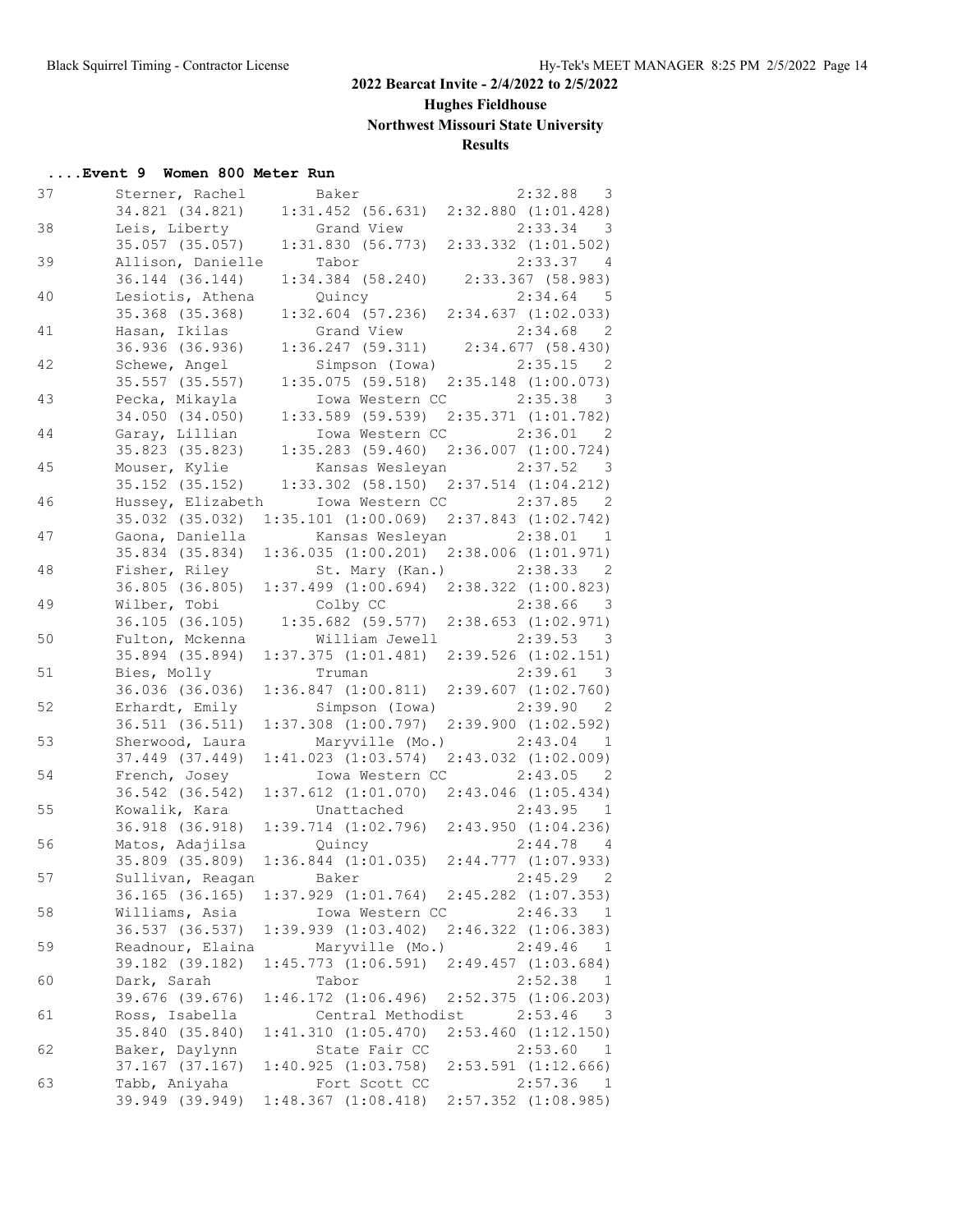## 2022 Bearcat Invite - 2/4/2022 to 2/5/2022

### Hughes Fieldhouse

### Northwest Missouri State University

### Results

#### ....Event 9 Women 800 Meter Run

| Place | Name | School | Time | Heat |
|---|---|---|---|---|
| 37 | Sterner, Rachel | Baker | 2:32.88 | 3 |
| | 34.821 (34.821) | 1:31.452 (56.631) | 2:32.880 (1:01.428) | |
| 38 | Leis, Liberty | Grand View | 2:33.34 | 3 |
| | 35.057 (35.057) | 1:31.830 (56.773) | 2:33.332 (1:01.502) | |
| 39 | Allison, Danielle | Tabor | 2:33.37 | 4 |
| | 36.144 (36.144) | 1:34.384 (58.240) | 2:33.367 (58.983) | |
| 40 | Lesiotis, Athena | Quincy | 2:34.64 | 5 |
| | 35.368 (35.368) | 1:32.604 (57.236) | 2:34.637 (1:02.033) | |
| 41 | Hasan, Ikilas | Grand View | 2:34.68 | 2 |
| | 36.936 (36.936) | 1:36.247 (59.311) | 2:34.677 (58.430) | |
| 42 | Schewe, Angel | Simpson (Iowa) | 2:35.15 | 2 |
| | 35.557 (35.557) | 1:35.075 (59.518) | 2:35.148 (1:00.073) | |
| 43 | Pecka, Mikayla | Iowa Western CC | 2:35.38 | 3 |
| | 34.050 (34.050) | 1:33.589 (59.539) | 2:35.371 (1:01.782) | |
| 44 | Garay, Lillian | Iowa Western CC | 2:36.01 | 2 |
| | 35.823 (35.823) | 1:35.283 (59.460) | 2:36.007 (1:00.724) | |
| 45 | Mouser, Kylie | Kansas Wesleyan | 2:37.52 | 3 |
| | 35.152 (35.152) | 1:33.302 (58.150) | 2:37.514 (1:04.212) | |
| 46 | Hussey, Elizabeth | Iowa Western CC | 2:37.85 | 2 |
| | 35.032 (35.032) | 1:35.101 (1:00.069) | 2:37.843 (1:02.742) | |
| 47 | Gaona, Daniella | Kansas Wesleyan | 2:38.01 | 1 |
| | 35.834 (35.834) | 1:36.035 (1:00.201) | 2:38.006 (1:01.971) | |
| 48 | Fisher, Riley | St. Mary (Kan.) | 2:38.33 | 2 |
| | 36.805 (36.805) | 1:37.499 (1:00.694) | 2:38.322 (1:00.823) | |
| 49 | Wilber, Tobi | Colby CC | 2:38.66 | 3 |
| | 36.105 (36.105) | 1:35.682 (59.577) | 2:38.653 (1:02.971) | |
| 50 | Fulton, Mckenna | William Jewell | 2:39.53 | 3 |
| | 35.894 (35.894) | 1:37.375 (1:01.481) | 2:39.526 (1:02.151) | |
| 51 | Bies, Molly | Truman | 2:39.61 | 3 |
| | 36.036 (36.036) | 1:36.847 (1:00.811) | 2:39.607 (1:02.760) | |
| 52 | Erhardt, Emily | Simpson (Iowa) | 2:39.90 | 2 |
| | 36.511 (36.511) | 1:37.308 (1:00.797) | 2:39.900 (1:02.592) | |
| 53 | Sherwood, Laura | Maryville (Mo.) | 2:43.04 | 1 |
| | 37.449 (37.449) | 1:41.023 (1:03.574) | 2:43.032 (1:02.009) | |
| 54 | French, Josey | Iowa Western CC | 2:43.05 | 2 |
| | 36.542 (36.542) | 1:37.612 (1:01.070) | 2:43.046 (1:05.434) | |
| 55 | Kowalik, Kara | Unattached | 2:43.95 | 1 |
| | 36.918 (36.918) | 1:39.714 (1:02.796) | 2:43.950 (1:04.236) | |
| 56 | Matos, Adajilsa | Quincy | 2:44.78 | 4 |
| | 35.809 (35.809) | 1:36.844 (1:01.035) | 2:44.777 (1:07.933) | |
| 57 | Sullivan, Reagan | Baker | 2:45.29 | 2 |
| | 36.165 (36.165) | 1:37.929 (1:01.764) | 2:45.282 (1:07.353) | |
| 58 | Williams, Asia | Iowa Western CC | 2:46.33 | 1 |
| | 36.537 (36.537) | 1:39.939 (1:03.402) | 2:46.322 (1:06.383) | |
| 59 | Readnour, Elaina | Maryville (Mo.) | 2:49.46 | 1 |
| | 39.182 (39.182) | 1:45.773 (1:06.591) | 2:49.457 (1:03.684) | |
| 60 | Dark, Sarah | Tabor | 2:52.38 | 1 |
| | 39.676 (39.676) | 1:46.172 (1:06.496) | 2:52.375 (1:06.203) | |
| 61 | Ross, Isabella | Central Methodist | 2:53.46 | 3 |
| | 35.840 (35.840) | 1:41.310 (1:05.470) | 2:53.460 (1:12.150) | |
| 62 | Baker, Daylynn | State Fair CC | 2:53.60 | 1 |
| | 37.167 (37.167) | 1:40.925 (1:03.758) | 2:53.591 (1:12.666) | |
| 63 | Tabb, Aniyaha | Fort Scott CC | 2:57.36 | 1 |
| | 39.949 (39.949) | 1:48.367 (1:08.418) | 2:57.352 (1:08.985) | |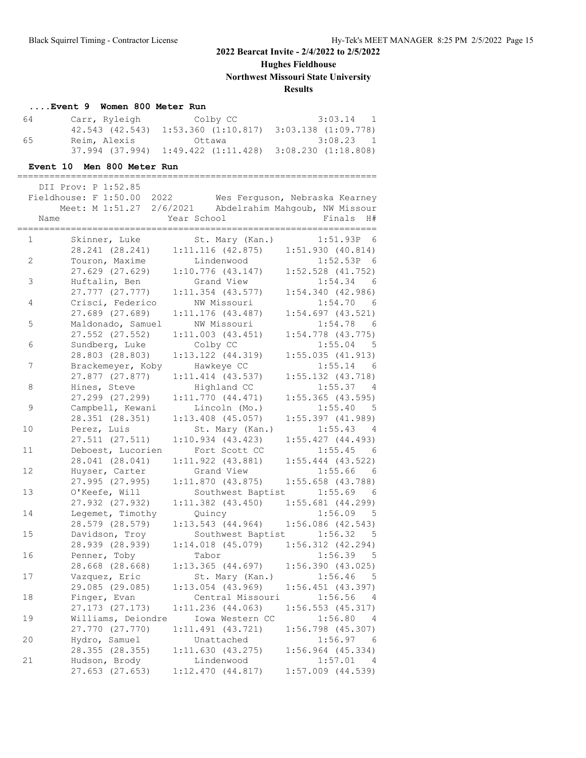## 2022 Bearcat Invite - 2/4/2022 to 2/5/2022

**Hughes Fieldhouse**

**Northwest Missouri State University**

**Results**

### ....Event 9 Women 800 Meter Run

| Place | Name | Year School | Finals | H# |
|---|---|---|---|---|
| 64 | Carr, Ryleigh | Colby CC | 3:03.14 | 1 |
| | 42.543 (42.543) | 1:53.360 (1:10.817) | 3:03.138 (1:09.778) | |
| 65 | Reim, Alexis | Ottawa | 3:08.23 | 1 |
| | 37.994 (37.994) | 1:49.422 (1:11.428) | 3:08.230 (1:18.808) | |

### Event 10 Men 800 Meter Run

DII Prov: P 1:52.85

Fieldhouse: F 1:50.00 2022 Wes Ferguson, Nebraska Kearney

Meet: M 1:51.27 2/6/2021 Abdelrahim Mahgoub, NW Missour

| Place | Name | Year School | Finals | H# |
|---|---|---|---|---|
| 1 | Skinner, Luke | St. Mary (Kan.) | 1:51.93P | 6 |
| | 28.241 (28.241) | 1:11.116 (42.875) | 1:51.930 (40.814) | |
| 2 | Touron, Maxime | Lindenwood | 1:52.53P | 6 |
| | 27.629 (27.629) | 1:10.776 (43.147) | 1:52.528 (41.752) | |
| 3 | Huftalin, Ben | Grand View | 1:54.34 | 6 |
| | 27.777 (27.777) | 1:11.354 (43.577) | 1:54.340 (42.986) | |
| 4 | Crisci, Federico | NW Missouri | 1:54.70 | 6 |
| | 27.689 (27.689) | 1:11.176 (43.487) | 1:54.697 (43.521) | |
| 5 | Maldonado, Samuel | NW Missouri | 1:54.78 | 6 |
| | 27.552 (27.552) | 1:11.003 (43.451) | 1:54.778 (43.775) | |
| 6 | Sundberg, Luke | Colby CC | 1:55.04 | 5 |
| | 28.803 (28.803) | 1:13.122 (44.319) | 1:55.035 (41.913) | |
| 7 | Brackemeyer, Koby | Hawkeye CC | 1:55.14 | 6 |
| | 27.877 (27.877) | 1:11.414 (43.537) | 1:55.132 (43.718) | |
| 8 | Hines, Steve | Highland CC | 1:55.37 | 4 |
| | 27.299 (27.299) | 1:11.770 (44.471) | 1:55.365 (43.595) | |
| 9 | Campbell, Kewani | Lincoln (Mo.) | 1:55.40 | 5 |
| | 28.351 (28.351) | 1:13.408 (45.057) | 1:55.397 (41.989) | |
| 10 | Perez, Luis | St. Mary (Kan.) | 1:55.43 | 4 |
| | 27.511 (27.511) | 1:10.934 (43.423) | 1:55.427 (44.493) | |
| 11 | Deboest, Lucorien | Fort Scott CC | 1:55.45 | 6 |
| | 28.041 (28.041) | 1:11.922 (43.881) | 1:55.444 (43.522) | |
| 12 | Huyser, Carter | Grand View | 1:55.66 | 6 |
| | 27.995 (27.995) | 1:11.870 (43.875) | 1:55.658 (43.788) | |
| 13 | O'Keefe, Will | Southwest Baptist | 1:55.69 | 6 |
| | 27.932 (27.932) | 1:11.382 (43.450) | 1:55.681 (44.299) | |
| 14 | Legemet, Timothy | Quincy | 1:56.09 | 5 |
| | 28.579 (28.579) | 1:13.543 (44.964) | 1:56.086 (42.543) | |
| 15 | Davidson, Troy | Southwest Baptist | 1:56.32 | 5 |
| | 28.939 (28.939) | 1:14.018 (45.079) | 1:56.312 (42.294) | |
| 16 | Penner, Toby | Tabor | 1:56.39 | 5 |
| | 28.668 (28.668) | 1:13.365 (44.697) | 1:56.390 (43.025) | |
| 17 | Vazquez, Eric | St. Mary (Kan.) | 1:56.46 | 5 |
| | 29.085 (29.085) | 1:13.054 (43.969) | 1:56.451 (43.397) | |
| 18 | Finger, Evan | Central Missouri | 1:56.56 | 4 |
| | 27.173 (27.173) | 1:11.236 (44.063) | 1:56.553 (45.317) | |
| 19 | Williams, Deiondre | Iowa Western CC | 1:56.80 | 4 |
| | 27.770 (27.770) | 1:11.491 (43.721) | 1:56.798 (45.307) | |
| 20 | Hydro, Samuel | Unattached | 1:56.97 | 6 |
| | 28.355 (28.355) | 1:11.630 (43.275) | 1:56.964 (45.334) | |
| 21 | Hudson, Brody | Lindenwood | 1:57.01 | 4 |
| | 27.653 (27.653) | 1:12.470 (44.817) | 1:57.009 (44.539) | |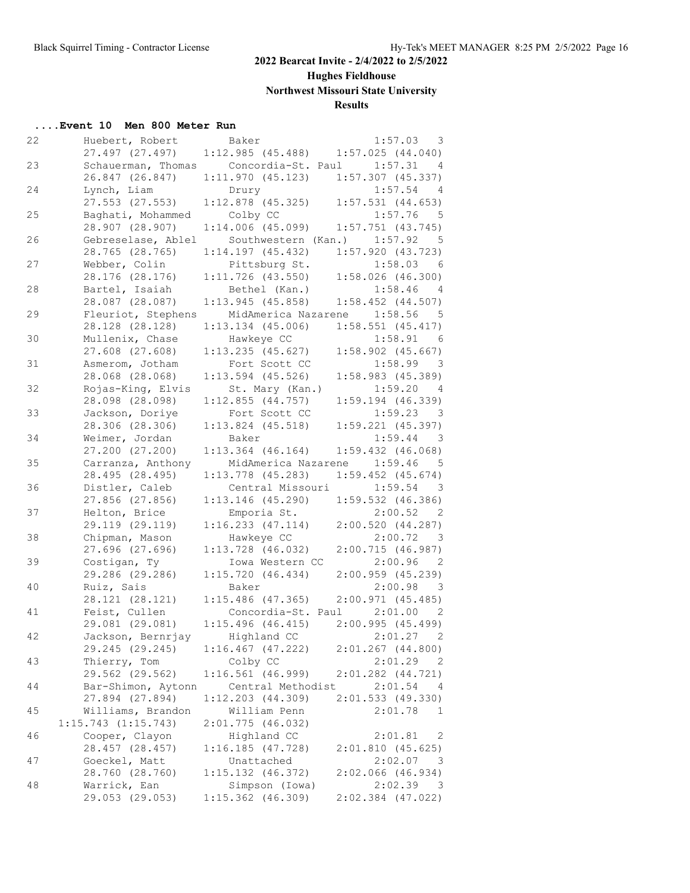# 2022 Bearcat Invite - 2/4/2022 to 2/5/2022

## Hughes Fieldhouse

## Northwest Missouri State University

## Results

### ....Event 10 Men 800 Meter Run

```
22      Huebert, Robert         Baker                    1:57.03   3
     27.497 (27.497)     1:12.985 (45.488)     1:57.025 (44.040)
23      Schauerman, Thomas      Concordia-St. Paul       1:57.31   4
     26.847 (26.847)     1:11.970 (45.123)     1:57.307 (45.337)
24      Lynch, Liam             Drury                    1:57.54   4
     27.553 (27.553)     1:12.878 (45.325)     1:57.531 (44.653)
25      Baghati, Mohammed       Colby CC                 1:57.76   5
     28.907 (28.907)     1:14.006 (45.099)     1:57.751 (43.745)
26      Gebreselase, Ablel      Southwestern (Kan.)      1:57.92   5
     28.765 (28.765)     1:14.197 (45.432)     1:57.920 (43.723)
27      Webber, Colin           Pittsburg St.            1:58.03   6
     28.176 (28.176)     1:11.726 (43.550)     1:58.026 (46.300)
28      Bartel, Isaiah          Bethel (Kan.)            1:58.46   4
     28.087 (28.087)     1:13.945 (45.858)     1:58.452 (44.507)
29      Fleuriot, Stephens      MidAmerica Nazarene      1:58.56   5
     28.128 (28.128)     1:13.134 (45.006)     1:58.551 (45.417)
30      Mullenix, Chase         Hawkeye CC               1:58.91   6
     27.608 (27.608)     1:13.235 (45.627)     1:58.902 (45.667)
31      Asmerom, Jotham         Fort Scott CC            1:58.99   3
     28.068 (28.068)     1:13.594 (45.526)     1:58.983 (45.389)
32      Rojas-King, Elvis       St. Mary (Kan.)          1:59.20   4
     28.098 (28.098)     1:12.855 (44.757)     1:59.194 (46.339)
33      Jackson, Doriye         Fort Scott CC            1:59.23   3
     28.306 (28.306)     1:13.824 (45.518)     1:59.221 (45.397)
34      Weimer, Jordan          Baker                    1:59.44   3
     27.200 (27.200)     1:13.364 (46.164)     1:59.432 (46.068)
35      Carranza, Anthony       MidAmerica Nazarene      1:59.46   5
     28.495 (28.495)     1:13.778 (45.283)     1:59.452 (45.674)
36      Distler, Caleb          Central Missouri         1:59.54   3
     27.856 (27.856)     1:13.146 (45.290)     1:59.532 (46.386)
37      Helton, Brice           Emporia St.              2:00.52   2
     29.119 (29.119)     1:16.233 (47.114)     2:00.520 (44.287)
38      Chipman, Mason          Hawkeye CC               2:00.72   3
     27.696 (27.696)     1:13.728 (46.032)     2:00.715 (46.987)
39      Costigan, Ty            Iowa Western CC          2:00.96   2
     29.286 (29.286)     1:15.720 (46.434)     2:00.959 (45.239)
40      Ruiz, Sais              Baker                    2:00.98   3
     28.121 (28.121)     1:15.486 (47.365)     2:00.971 (45.485)
41      Feist, Cullen           Concordia-St. Paul       2:01.00   2
     29.081 (29.081)     1:15.496 (46.415)     2:00.995 (45.499)
42      Jackson, Bernrjay       Highland CC              2:01.27   2
     29.245 (29.245)     1:16.467 (47.222)     2:01.267 (44.800)
43      Thierry, Tom            Colby CC                 2:01.29   2
     29.562 (29.562)     1:16.561 (46.999)     2:01.282 (44.721)
44      Bar-Shimon, Aytonn      Central Methodist        2:01.54   4
     27.894 (27.894)     1:12.203 (44.309)     2:01.533 (49.330)
45      Williams, Brandon       William Penn             2:01.78   1
  1:15.743 (1:15.743)    2:01.775 (46.032)
46      Cooper, Clayon          Highland CC              2:01.81   2
     28.457 (28.457)     1:16.185 (47.728)     2:01.810 (45.625)
47      Goeckel, Matt           Unattached               2:02.07   3
     28.760 (28.760)     1:15.132 (46.372)     2:02.066 (46.934)
48      Warrick, Ean            Simpson (Iowa)           2:02.39   3
     29.053 (29.053)     1:15.362 (46.309)     2:02.384 (47.022)
```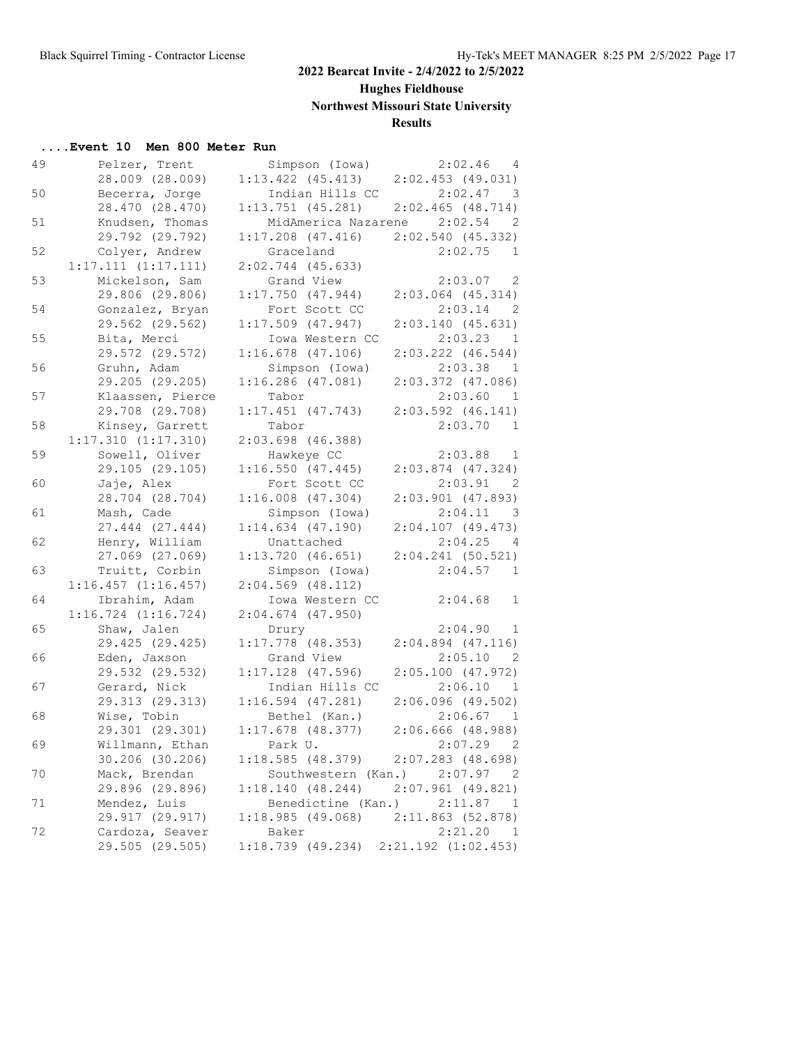# 2022 Bearcat Invite - 2/4/2022 to 2/5/2022

## Hughes Fieldhouse

## Northwest Missouri State University

## Results

### ....Event 10 Men 800 Meter Run

| Place | Name | School | Time | Heat |
|---|---|---|---|---|
| 49 | Pelzer, Trent | Simpson (Iowa) | 2:02.46 | 4 |
| | 28.009 (28.009) | 1:13.422 (45.413) | 2:02.453 (49.031) | |
| 50 | Becerra, Jorge | Indian Hills CC | 2:02.47 | 3 |
| | 28.470 (28.470) | 1:13.751 (45.281) | 2:02.465 (48.714) | |
| 51 | Knudsen, Thomas | MidAmerica Nazarene | 2:02.54 | 2 |
| | 29.792 (29.792) | 1:17.208 (47.416) | 2:02.540 (45.332) | |
| 52 | Colyer, Andrew | Graceland | 2:02.75 | 1 |
| | 1:17.111 (1:17.111) | 2:02.744 (45.633) | | |
| 53 | Mickelson, Sam | Grand View | 2:03.07 | 2 |
| | 29.806 (29.806) | 1:17.750 (47.944) | 2:03.064 (45.314) | |
| 54 | Gonzalez, Bryan | Fort Scott CC | 2:03.14 | 2 |
| | 29.562 (29.562) | 1:17.509 (47.947) | 2:03.140 (45.631) | |
| 55 | Bita, Merci | Iowa Western CC | 2:03.23 | 1 |
| | 29.572 (29.572) | 1:16.678 (47.106) | 2:03.222 (46.544) | |
| 56 | Gruhn, Adam | Simpson (Iowa) | 2:03.38 | 1 |
| | 29.205 (29.205) | 1:16.286 (47.081) | 2:03.372 (47.086) | |
| 57 | Klaassen, Pierce | Tabor | 2:03.60 | 1 |
| | 29.708 (29.708) | 1:17.451 (47.743) | 2:03.592 (46.141) | |
| 58 | Kinsey, Garrett | Tabor | 2:03.70 | 1 |
| | 1:17.310 (1:17.310) | 2:03.698 (46.388) | | |
| 59 | Sowell, Oliver | Hawkeye CC | 2:03.88 | 1 |
| | 29.105 (29.105) | 1:16.550 (47.445) | 2:03.874 (47.324) | |
| 60 | Jaje, Alex | Fort Scott CC | 2:03.91 | 2 |
| | 28.704 (28.704) | 1:16.008 (47.304) | 2:03.901 (47.893) | |
| 61 | Mash, Cade | Simpson (Iowa) | 2:04.11 | 3 |
| | 27.444 (27.444) | 1:14.634 (47.190) | 2:04.107 (49.473) | |
| 62 | Henry, William | Unattached | 2:04.25 | 4 |
| | 27.069 (27.069) | 1:13.720 (46.651) | 2:04.241 (50.521) | |
| 63 | Truitt, Corbin | Simpson (Iowa) | 2:04.57 | 1 |
| | 1:16.457 (1:16.457) | 2:04.569 (48.112) | | |
| 64 | Ibrahim, Adam | Iowa Western CC | 2:04.68 | 1 |
| | 1:16.724 (1:16.724) | 2:04.674 (47.950) | | |
| 65 | Shaw, Jalen | Drury | 2:04.90 | 1 |
| | 29.425 (29.425) | 1:17.778 (48.353) | 2:04.894 (47.116) | |
| 66 | Eden, Jaxson | Grand View | 2:05.10 | 2 |
| | 29.532 (29.532) | 1:17.128 (47.596) | 2:05.100 (47.972) | |
| 67 | Gerard, Nick | Indian Hills CC | 2:06.10 | 1 |
| | 29.313 (29.313) | 1:16.594 (47.281) | 2:06.096 (49.502) | |
| 68 | Wise, Tobin | Bethel (Kan.) | 2:06.67 | 1 |
| | 29.301 (29.301) | 1:17.678 (48.377) | 2:06.666 (48.988) | |
| 69 | Willmann, Ethan | Park U. | 2:07.29 | 2 |
| | 30.206 (30.206) | 1:18.585 (48.379) | 2:07.283 (48.698) | |
| 70 | Mack, Brendan | Southwestern (Kan.) | 2:07.97 | 2 |
| | 29.896 (29.896) | 1:18.140 (48.244) | 2:07.961 (49.821) | |
| 71 | Mendez, Luis | Benedictine (Kan.) | 2:11.87 | 1 |
| | 29.917 (29.917) | 1:18.985 (49.068) | 2:11.863 (52.878) | |
| 72 | Cardoza, Seaver | Baker | 2:21.20 | 1 |
| | 29.505 (29.505) | 1:18.739 (49.234) | 2:21.192 (1:02.453) | |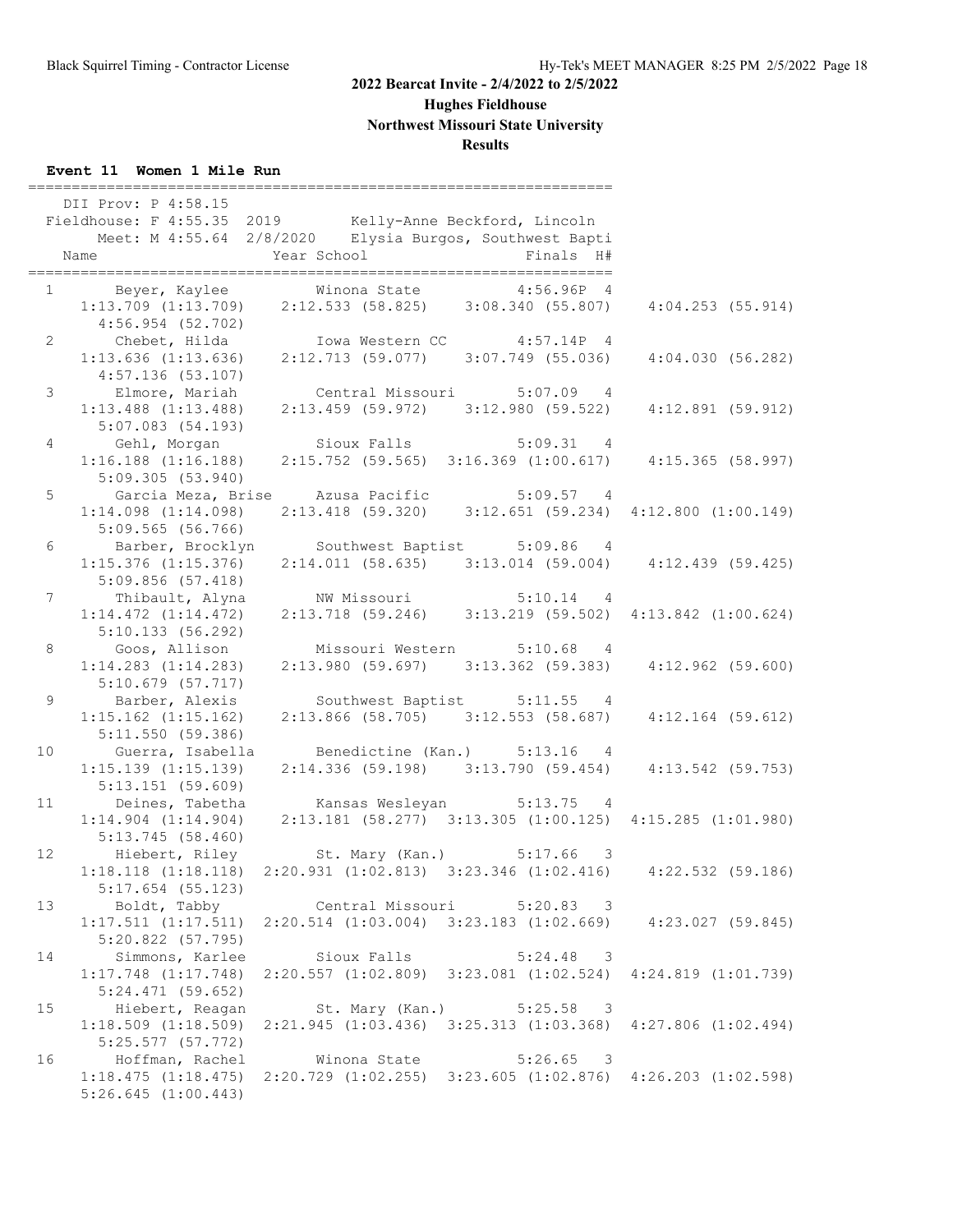# 2022 Bearcat Invite - 2/4/2022 to 2/5/2022

## Hughes Fieldhouse

## Northwest Missouri State University

## Results

### Event 11 Women 1 Mile Run

DII Prov: P 4:58.15
Fieldhouse: F 4:55.35 2019 Kelly-Anne Beckford, Lincoln
Meet: M 4:55.64 2/8/2020 Elysia Burgos, Southwest Bapti

| Place | Name | Year | School | Finals | H# |
|---|---|---|---|---|---|
| 1 | Beyer, Kaylee | | Winona State | 4:56.96P | 4 |
| | 1:13.709 (1:13.709) 2:12.533 (58.825) 3:08.340 (55.807) 4:04.253 (55.914) 4:56.954 (52.702) | | | | |
| 2 | Chebet, Hilda | | Iowa Western CC | 4:57.14P | 4 |
| | 1:13.636 (1:13.636) 2:12.713 (59.077) 3:07.749 (55.036) 4:04.030 (56.282) 4:57.136 (53.107) | | | | |
| 3 | Elmore, Mariah | | Central Missouri | 5:07.09 | 4 |
| | 1:13.488 (1:13.488) 2:13.459 (59.972) 3:12.980 (59.522) 4:12.891 (59.912) 5:07.083 (54.193) | | | | |
| 4 | Gehl, Morgan | | Sioux Falls | 5:09.31 | 4 |
| | 1:16.188 (1:16.188) 2:15.752 (59.565) 3:16.369 (1:00.617) 4:15.365 (58.997) 5:09.305 (53.940) | | | | |
| 5 | Garcia Meza, Brise | | Azusa Pacific | 5:09.57 | 4 |
| | 1:14.098 (1:14.098) 2:13.418 (59.320) 3:12.651 (59.234) 4:12.800 (1:00.149) 5:09.565 (56.766) | | | | |
| 6 | Barber, Brocklyn | | Southwest Baptist | 5:09.86 | 4 |
| | 1:15.376 (1:15.376) 2:14.011 (58.635) 3:13.014 (59.004) 4:12.439 (59.425) 5:09.856 (57.418) | | | | |
| 7 | Thibault, Alyna | | NW Missouri | 5:10.14 | 4 |
| | 1:14.472 (1:14.472) 2:13.718 (59.246) 3:13.219 (59.502) 4:13.842 (1:00.624) 5:10.133 (56.292) | | | | |
| 8 | Goos, Allison | | Missouri Western | 5:10.68 | 4 |
| | 1:14.283 (1:14.283) 2:13.980 (59.697) 3:13.362 (59.383) 4:12.962 (59.600) 5:10.679 (57.717) | | | | |
| 9 | Barber, Alexis | | Southwest Baptist | 5:11.55 | 4 |
| | 1:15.162 (1:15.162) 2:13.866 (58.705) 3:12.553 (58.687) 4:12.164 (59.612) 5:11.550 (59.386) | | | | |
| 10 | Guerra, Isabella | | Benedictine (Kan.) | 5:13.16 | 4 |
| | 1:15.139 (1:15.139) 2:14.336 (59.198) 3:13.790 (59.454) 4:13.542 (59.753) 5:13.151 (59.609) | | | | |
| 11 | Deines, Tabetha | | Kansas Wesleyan | 5:13.75 | 4 |
| | 1:14.904 (1:14.904) 2:13.181 (58.277) 3:13.305 (1:00.125) 4:15.285 (1:01.980) 5:13.745 (58.460) | | | | |
| 12 | Hiebert, Riley | | St. Mary (Kan.) | 5:17.66 | 3 |
| | 1:18.118 (1:18.118) 2:20.931 (1:02.813) 3:23.346 (1:02.416) 4:22.532 (59.186) 5:17.654 (55.123) | | | | |
| 13 | Boldt, Tabby | | Central Missouri | 5:20.83 | 3 |
| | 1:17.511 (1:17.511) 2:20.514 (1:03.004) 3:23.183 (1:02.669) 4:23.027 (59.845) 5:20.822 (57.795) | | | | |
| 14 | Simmons, Karlee | | Sioux Falls | 5:24.48 | 3 |
| | 1:17.748 (1:17.748) 2:20.557 (1:02.809) 3:23.081 (1:02.524) 4:24.819 (1:01.739) 5:24.471 (59.652) | | | | |
| 15 | Hiebert, Reagan | | St. Mary (Kan.) | 5:25.58 | 3 |
| | 1:18.509 (1:18.509) 2:21.945 (1:03.436) 3:25.313 (1:03.368) 4:27.806 (1:02.494) 5:25.577 (57.772) | | | | |
| 16 | Hoffman, Rachel | | Winona State | 5:26.65 | 3 |
| | 1:18.475 (1:18.475) 2:20.729 (1:02.255) 3:23.605 (1:02.876) 4:26.203 (1:02.598) 5:26.645 (1:00.443) | | | | |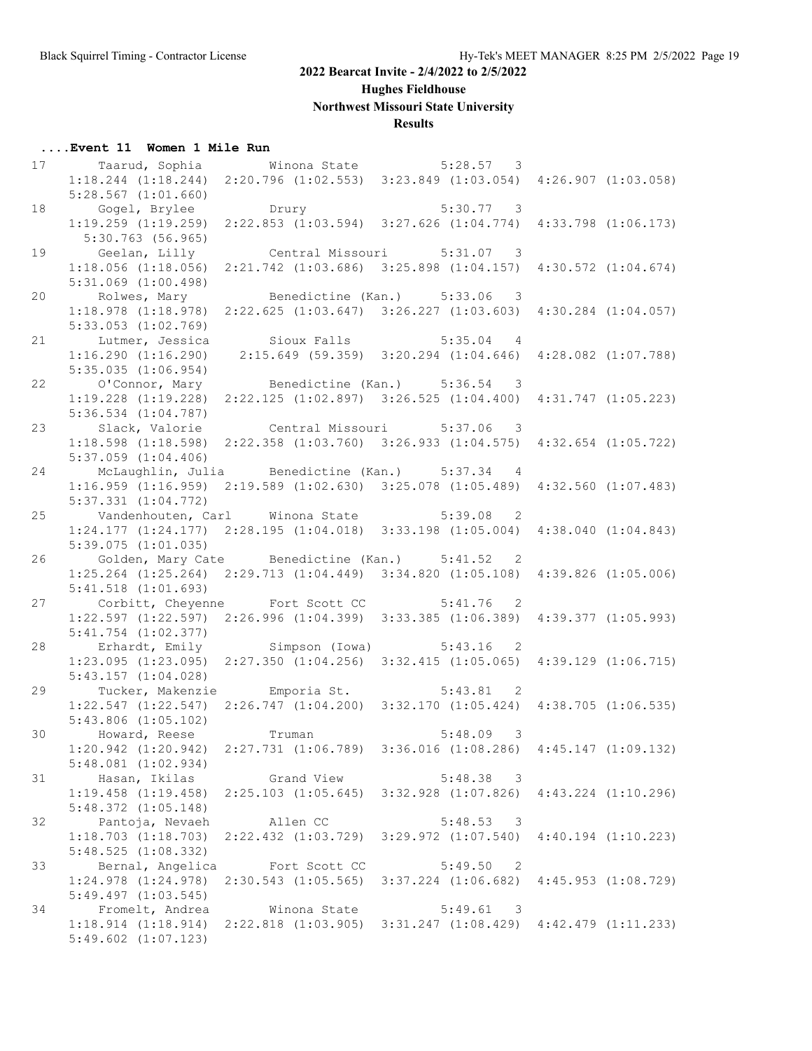## 2022 Bearcat Invite - 2/4/2022 to 2/5/2022

### Hughes Fieldhouse

### Northwest Missouri State University

### Results

#### ....Event 11 Women 1 Mile Run

```
17      Taarud, Sophia         Winona State           5:28.57  3
    1:18.244 (1:18.244)  2:20.796 (1:02.553)  3:23.849 (1:03.054)  4:26.907 (1:03.058)
    5:28.567 (1:01.660)
18      Gogel, Brylee          Drury                  5:30.77  3
    1:19.259 (1:19.259)  2:22.853 (1:03.594)  3:27.626 (1:04.774)  4:33.798 (1:06.173)
     5:30.763 (56.965)
19      Geelan, Lilly          Central Missouri       5:31.07  3
    1:18.056 (1:18.056)  2:21.742 (1:03.686)  3:25.898 (1:04.157)  4:30.572 (1:04.674)
    5:31.069 (1:00.498)
20      Rolwes, Mary           Benedictine (Kan.)     5:33.06  3
    1:18.978 (1:18.978)  2:22.625 (1:03.647)  3:26.227 (1:03.603)  4:30.284 (1:04.057)
    5:33.053 (1:02.769)
21      Lutmer, Jessica        Sioux Falls            5:35.04  4
    1:16.290 (1:16.290)    2:15.649 (59.359)  3:20.294 (1:04.646)  4:28.082 (1:07.788)
    5:35.035 (1:06.954)
22      O'Connor, Mary         Benedictine (Kan.)     5:36.54  3
    1:19.228 (1:19.228)  2:22.125 (1:02.897)  3:26.525 (1:04.400)  4:31.747 (1:05.223)
    5:36.534 (1:04.787)
23      Slack, Valorie         Central Missouri       5:37.06  3
    1:18.598 (1:18.598)  2:22.358 (1:03.760)  3:26.933 (1:04.575)  4:32.654 (1:05.722)
    5:37.059 (1:04.406)
24      McLaughlin, Julia      Benedictine (Kan.)     5:37.34  4
    1:16.959 (1:16.959)  2:19.589 (1:02.630)  3:25.078 (1:05.489)  4:32.560 (1:07.483)
    5:37.331 (1:04.772)
25      Vandenhouten, Carl     Winona State           5:39.08  2
    1:24.177 (1:24.177)  2:28.195 (1:04.018)  3:33.198 (1:05.004)  4:38.040 (1:04.843)
    5:39.075 (1:01.035)
26      Golden, Mary Cate      Benedictine (Kan.)     5:41.52  2
    1:25.264 (1:25.264)  2:29.713 (1:04.449)  3:34.820 (1:05.108)  4:39.826 (1:05.006)
    5:41.518 (1:01.693)
27      Corbitt, Cheyenne      Fort Scott CC          5:41.76  2
    1:22.597 (1:22.597)  2:26.996 (1:04.399)  3:33.385 (1:06.389)  4:39.377 (1:05.993)
    5:41.754 (1:02.377)
28      Erhardt, Emily         Simpson (Iowa)         5:43.16  2
    1:23.095 (1:23.095)  2:27.350 (1:04.256)  3:32.415 (1:05.065)  4:39.129 (1:06.715)
    5:43.157 (1:04.028)
29      Tucker, Makenzie       Emporia St.            5:43.81  2
    1:22.547 (1:22.547)  2:26.747 (1:04.200)  3:32.170 (1:05.424)  4:38.705 (1:06.535)
    5:43.806 (1:05.102)
30      Howard, Reese          Truman                 5:48.09  3
    1:20.942 (1:20.942)  2:27.731 (1:06.789)  3:36.016 (1:08.286)  4:45.147 (1:09.132)
    5:48.081 (1:02.934)
31      Hasan, Ikilas          Grand View             5:48.38  3
    1:19.458 (1:19.458)  2:25.103 (1:05.645)  3:32.928 (1:07.826)  4:43.224 (1:10.296)
    5:48.372 (1:05.148)
32      Pantoja, Nevaeh        Allen CC               5:48.53  3
    1:18.703 (1:18.703)  2:22.432 (1:03.729)  3:29.972 (1:07.540)  4:40.194 (1:10.223)
    5:48.525 (1:08.332)
33      Bernal, Angelica       Fort Scott CC          5:49.50  2
    1:24.978 (1:24.978)  2:30.543 (1:05.565)  3:37.224 (1:06.682)  4:45.953 (1:08.729)
    5:49.497 (1:03.545)
34      Fromelt, Andrea        Winona State           5:49.61  3
    1:18.914 (1:18.914)  2:22.818 (1:03.905)  3:31.247 (1:08.429)  4:42.479 (1:11.233)
    5:49.602 (1:07.123)
```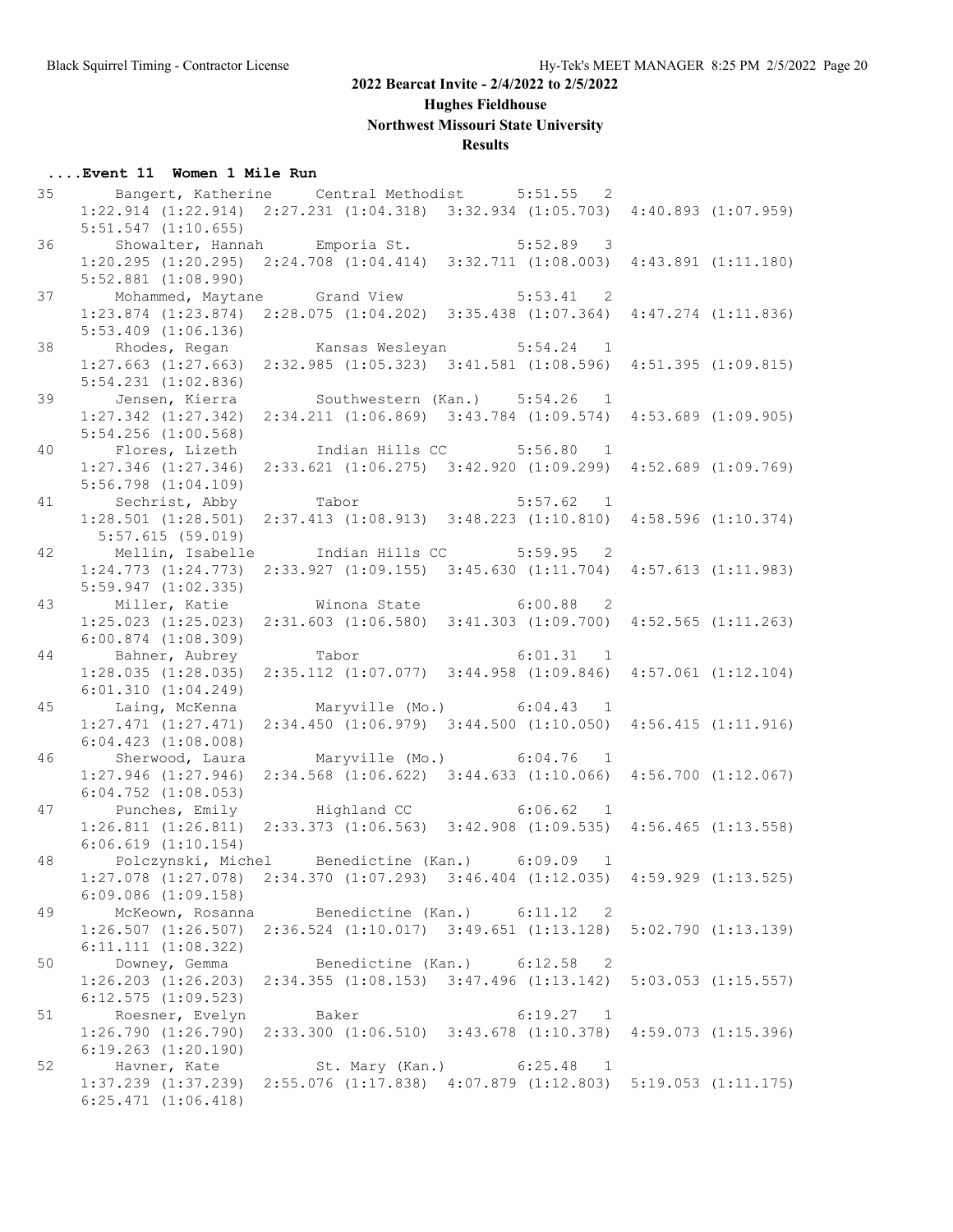# 2022 Bearcat Invite - 2/4/2022 to 2/5/2022

## Hughes Fieldhouse

## Northwest Missouri State University

## Results

### ....Event 11  Women 1 Mile Run

```
35      Bangert, Katherine     Central Methodist      5:51.55  2
     1:22.914 (1:22.914)  2:27.231 (1:04.318)  3:32.934 (1:05.703)  4:40.893 (1:07.959)
     5:51.547 (1:10.655)
36      Showalter, Hannah      Emporia St.            5:52.89  3
     1:20.295 (1:20.295)  2:24.708 (1:04.414)  3:32.711 (1:08.003)  4:43.891 (1:11.180)
     5:52.881 (1:08.990)
37      Mohammed, Maytane      Grand View             5:53.41  2
     1:23.874 (1:23.874)  2:28.075 (1:04.202)  3:35.438 (1:07.364)  4:47.274 (1:11.836)
     5:53.409 (1:06.136)
38      Rhodes, Regan          Kansas Wesleyan        5:54.24  1
     1:27.663 (1:27.663)  2:32.985 (1:05.323)  3:41.581 (1:08.596)  4:51.395 (1:09.815)
     5:54.231 (1:02.836)
39      Jensen, Kierra         Southwestern (Kan.)    5:54.26  1
     1:27.342 (1:27.342)  2:34.211 (1:06.869)  3:43.784 (1:09.574)  4:53.689 (1:09.905)
     5:54.256 (1:00.568)
40      Flores, Lizeth         Indian Hills CC        5:56.80  1
     1:27.346 (1:27.346)  2:33.621 (1:06.275)  3:42.920 (1:09.299)  4:52.689 (1:09.769)
     5:56.798 (1:04.109)
41      Sechrist, Abby         Tabor                  5:57.62  1
     1:28.501 (1:28.501)  2:37.413 (1:08.913)  3:48.223 (1:10.810)  4:58.596 (1:10.374)
      5:57.615 (59.019)
42      Mellin, Isabelle       Indian Hills CC        5:59.95  2
     1:24.773 (1:24.773)  2:33.927 (1:09.155)  3:45.630 (1:11.704)  4:57.613 (1:11.983)
     5:59.947 (1:02.335)
43      Miller, Katie          Winona State           6:00.88  2
     1:25.023 (1:25.023)  2:31.603 (1:06.580)  3:41.303 (1:09.700)  4:52.565 (1:11.263)
     6:00.874 (1:08.309)
44      Bahner, Aubrey         Tabor                  6:01.31  1
     1:28.035 (1:28.035)  2:35.112 (1:07.077)  3:44.958 (1:09.846)  4:57.061 (1:12.104)
     6:01.310 (1:04.249)
45      Laing, McKenna         Maryville (Mo.)        6:04.43  1
     1:27.471 (1:27.471)  2:34.450 (1:06.979)  3:44.500 (1:10.050)  4:56.415 (1:11.916)
     6:04.423 (1:08.008)
46      Sherwood, Laura        Maryville (Mo.)        6:04.76  1
     1:27.946 (1:27.946)  2:34.568 (1:06.622)  3:44.633 (1:10.066)  4:56.700 (1:12.067)
     6:04.752 (1:08.053)
47      Punches, Emily         Highland CC            6:06.62  1
     1:26.811 (1:26.811)  2:33.373 (1:06.563)  3:42.908 (1:09.535)  4:56.465 (1:13.558)
     6:06.619 (1:10.154)
48      Polczynski, Michel     Benedictine (Kan.)     6:09.09  1
     1:27.078 (1:27.078)  2:34.370 (1:07.293)  3:46.404 (1:12.035)  4:59.929 (1:13.525)
     6:09.086 (1:09.158)
49      McKeown, Rosanna       Benedictine (Kan.)     6:11.12  2
     1:26.507 (1:26.507)  2:36.524 (1:10.017)  3:49.651 (1:13.128)  5:02.790 (1:13.139)
     6:11.111 (1:08.322)
50      Downey, Gemma          Benedictine (Kan.)     6:12.58  2
     1:26.203 (1:26.203)  2:34.355 (1:08.153)  3:47.496 (1:13.142)  5:03.053 (1:15.557)
     6:12.575 (1:09.523)
51      Roesner, Evelyn        Baker                  6:19.27  1
     1:26.790 (1:26.790)  2:33.300 (1:06.510)  3:43.678 (1:10.378)  4:59.073 (1:15.396)
     6:19.263 (1:20.190)
52      Havner, Kate           St. Mary (Kan.)        6:25.48  1
     1:37.239 (1:37.239)  2:55.076 (1:17.838)  4:07.879 (1:12.803)  5:19.053 (1:11.175)
     6:25.471 (1:06.418)
```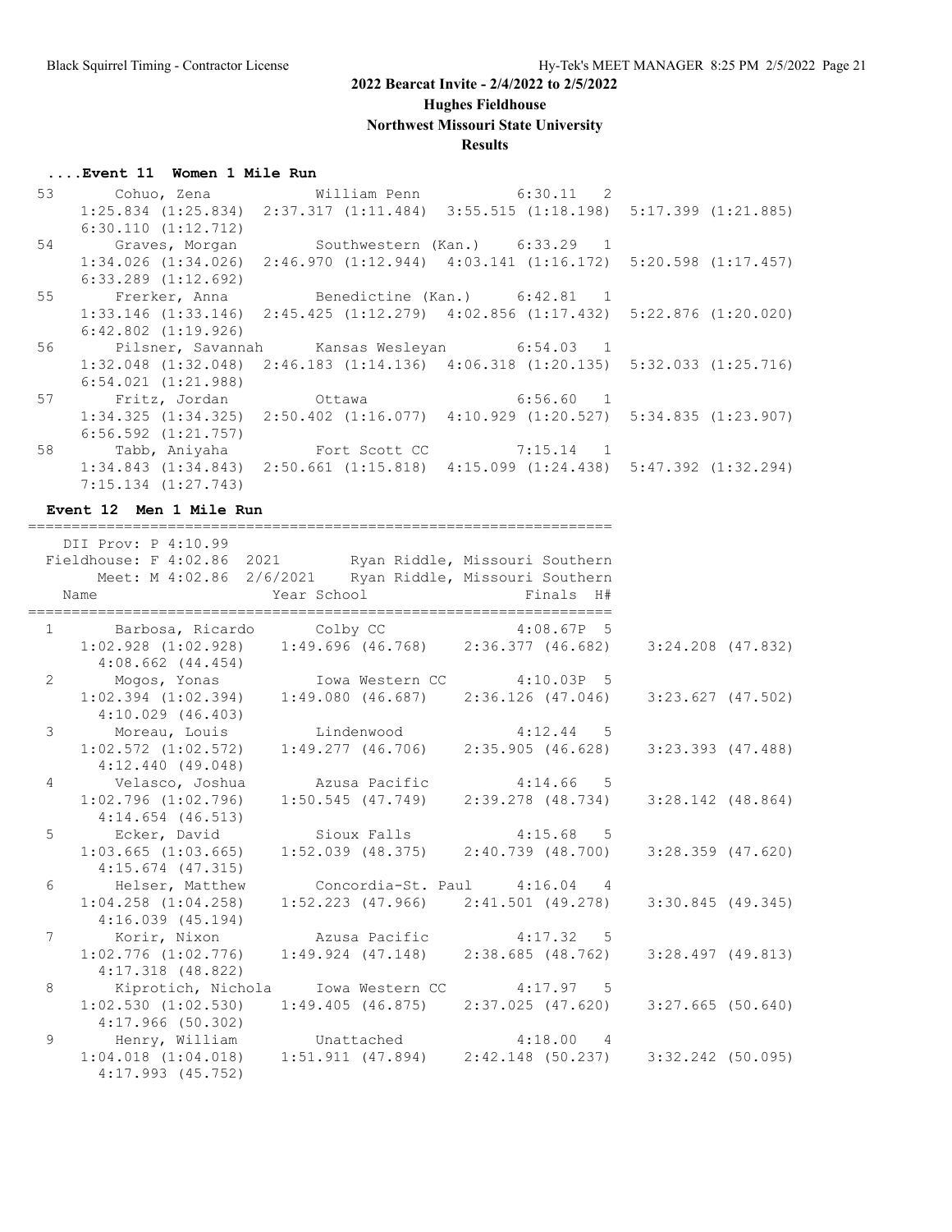## 2022 Bearcat Invite - 2/4/2022 to 2/5/2022

**Hughes Fieldhouse**

**Northwest Missouri State University**

**Results**

### ....Event 11 Women 1 Mile Run

```
 53     Cohuo, Zena            William Penn            6:30.11  2 
    1:25.834 (1:25.834)  2:37.317 (1:11.484)  3:55.515 (1:18.198)  5:17.399 (1:21.885) 
    6:30.110 (1:12.712)
 54     Graves, Morgan         Southwestern (Kan.)     6:33.29  1 
    1:34.026 (1:34.026)  2:46.970 (1:12.944)  4:03.141 (1:16.172)  5:20.598 (1:17.457) 
    6:33.289 (1:12.692)
 55     Frerker, Anna          Benedictine (Kan.)      6:42.81  1 
    1:33.146 (1:33.146)  2:45.425 (1:12.279)  4:02.856 (1:17.432)  5:22.876 (1:20.020) 
    6:42.802 (1:19.926)
 56     Pilsner, Savannah      Kansas Wesleyan         6:54.03  1 
    1:32.048 (1:32.048)  2:46.183 (1:14.136)  4:06.318 (1:20.135)  5:32.033 (1:25.716) 
    6:54.021 (1:21.988)
 57     Fritz, Jordan          Ottawa                  6:56.60  1 
    1:34.325 (1:34.325)  2:50.402 (1:16.077)  4:10.929 (1:20.527)  5:34.835 (1:23.907) 
    6:56.592 (1:21.757)
 58     Tabb, Aniyaha          Fort Scott CC           7:15.14  1 
    1:34.843 (1:34.843)  2:50.661 (1:15.818)  4:15.099 (1:24.438)  5:47.392 (1:32.294) 
    7:15.134 (1:27.743)
```

### Event 12 Men 1 Mile Run

```
===================================================================
   DII Prov: P 4:10.99
 Fieldhouse: F 4:02.86  2021        Ryan Riddle, Missouri Southern 
       Meet: M 4:02.86  2/6/2021    Ryan Riddle, Missouri Southern 
    Name                    Year School                 Finals  H# 
===================================================================
  1     Barbosa, Ricardo       Colby CC                4:08.67P  5 
    1:02.928 (1:02.928)    1:49.696 (46.768)    2:36.377 (46.682)    3:24.208 (47.832) 
    4:08.662 (44.454)
  2     Mogos, Yonas           Iowa Western CC         4:10.03P  5 
    1:02.394 (1:02.394)    1:49.080 (46.687)    2:36.126 (47.046)    3:23.627 (47.502) 
    4:10.029 (46.403)
  3     Moreau, Louis          Lindenwood              4:12.44  5 
    1:02.572 (1:02.572)    1:49.277 (46.706)    2:35.905 (46.628)    3:23.393 (47.488) 
    4:12.440 (49.048)
  4     Velasco, Joshua        Azusa Pacific           4:14.66  5 
    1:02.796 (1:02.796)    1:50.545 (47.749)    2:39.278 (48.734)    3:28.142 (48.864) 
    4:14.654 (46.513)
  5     Ecker, David           Sioux Falls             4:15.68  5 
    1:03.665 (1:03.665)    1:52.039 (48.375)    2:40.739 (48.700)    3:28.359 (47.620) 
    4:15.674 (47.315)
  6     Helser, Matthew        Concordia-St. Paul      4:16.04  4 
    1:04.258 (1:04.258)    1:52.223 (47.966)    2:41.501 (49.278)    3:30.845 (49.345) 
    4:16.039 (45.194)
  7     Korir, Nixon           Azusa Pacific           4:17.32  5 
    1:02.776 (1:02.776)    1:49.924 (47.148)    2:38.685 (48.762)    3:28.497 (49.813) 
    4:17.318 (48.822)
  8     Kiprotich, Nichola     Iowa Western CC         4:17.97  5 
    1:02.530 (1:02.530)    1:49.405 (46.875)    2:37.025 (47.620)    3:27.665 (50.640) 
    4:17.966 (50.302)
  9     Henry, William         Unattached              4:18.00  4 
    1:04.018 (1:04.018)    1:51.911 (47.894)    2:42.148 (50.237)    3:32.242 (50.095) 
    4:17.993 (45.752)
```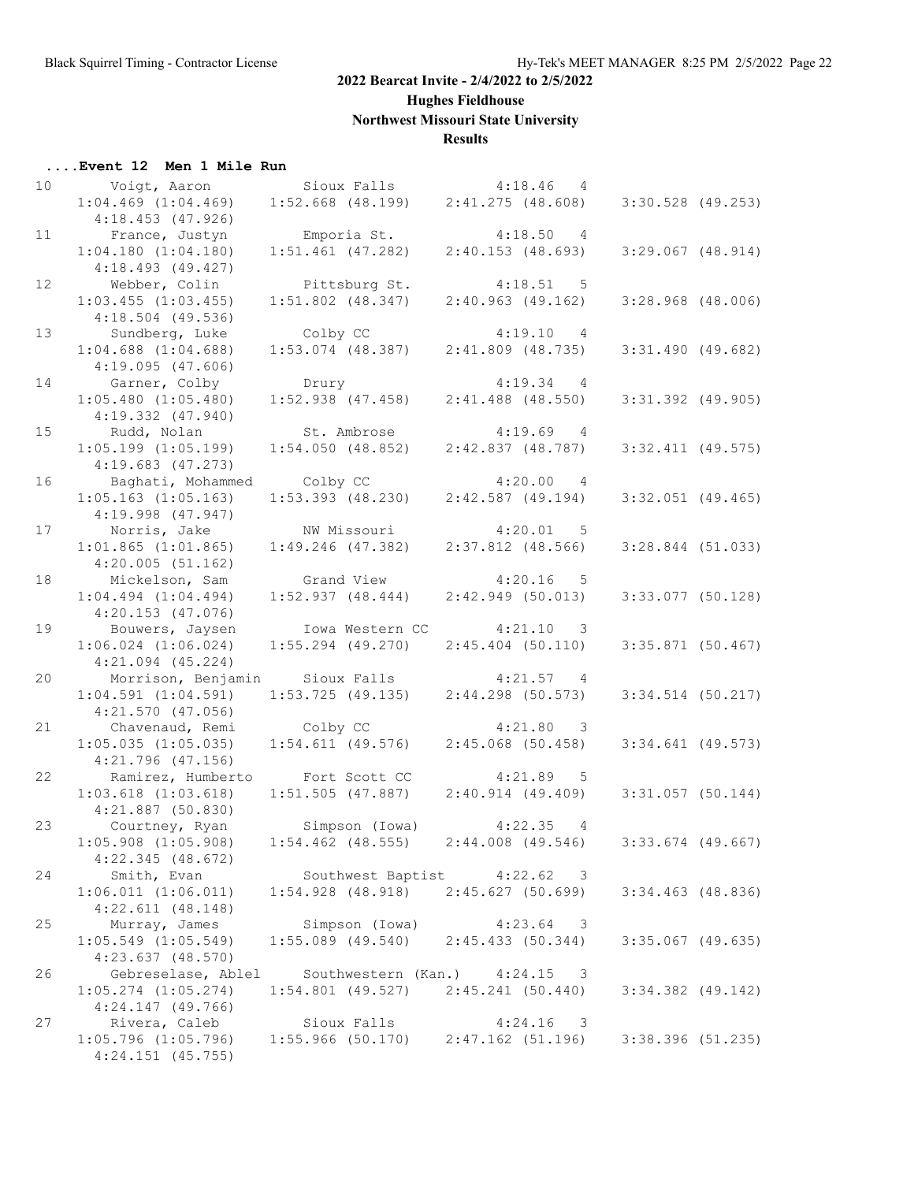**2022 Bearcat Invite - 2/4/2022 to 2/5/2022**

**Hughes Fieldhouse**

**Northwest Missouri State University**

**Results**

### ....Event 12 Men 1 Mile Run

```
 10      Voigt, Aaron           Sioux Falls              4:18.46  4  
     1:04.469 (1:04.469)   1:52.668 (48.199)   2:41.275 (48.608)   3:30.528 (49.253)
     4:18.453 (47.926)
 11      France, Justyn         Emporia St.              4:18.50  4  
     1:04.180 (1:04.180)   1:51.461 (47.282)   2:40.153 (48.693)   3:29.067 (48.914)
     4:18.493 (49.427)
 12      Webber, Colin          Pittsburg St.            4:18.51  5  
     1:03.455 (1:03.455)   1:51.802 (48.347)   2:40.963 (49.162)   3:28.968 (48.006)
     4:18.504 (49.536)
 13      Sundberg, Luke         Colby CC                 4:19.10  4  
     1:04.688 (1:04.688)   1:53.074 (48.387)   2:41.809 (48.735)   3:31.490 (49.682)
     4:19.095 (47.606)
 14      Garner, Colby          Drury                    4:19.34  4  
     1:05.480 (1:05.480)   1:52.938 (47.458)   2:41.488 (48.550)   3:31.392 (49.905)
     4:19.332 (47.940)
 15      Rudd, Nolan            St. Ambrose              4:19.69  4  
     1:05.199 (1:05.199)   1:54.050 (48.852)   2:42.837 (48.787)   3:32.411 (49.575)
     4:19.683 (47.273)
 16      Baghati, Mohammed      Colby CC                 4:20.00  4  
     1:05.163 (1:05.163)   1:53.393 (48.230)   2:42.587 (49.194)   3:32.051 (49.465)
     4:19.998 (47.947)
 17      Norris, Jake           NW Missouri              4:20.01  5  
     1:01.865 (1:01.865)   1:49.246 (47.382)   2:37.812 (48.566)   3:28.844 (51.033)
     4:20.005 (51.162)
 18      Mickelson, Sam         Grand View               4:20.16  5  
     1:04.494 (1:04.494)   1:52.937 (48.444)   2:42.949 (50.013)   3:33.077 (50.128)
     4:20.153 (47.076)
 19      Bouwers, Jaysen        Iowa Western CC          4:21.10  3  
     1:06.024 (1:06.024)   1:55.294 (49.270)   2:45.404 (50.110)   3:35.871 (50.467)
     4:21.094 (45.224)
 20      Morrison, Benjamin     Sioux Falls              4:21.57  4  
     1:04.591 (1:04.591)   1:53.725 (49.135)   2:44.298 (50.573)   3:34.514 (50.217)
     4:21.570 (47.056)
 21      Chavenaud, Remi        Colby CC                 4:21.80  3  
     1:05.035 (1:05.035)   1:54.611 (49.576)   2:45.068 (50.458)   3:34.641 (49.573)
     4:21.796 (47.156)
 22      Ramirez, Humberto      Fort Scott CC            4:21.89  5  
     1:03.618 (1:03.618)   1:51.505 (47.887)   2:40.914 (49.409)   3:31.057 (50.144)
     4:21.887 (50.830)
 23      Courtney, Ryan         Simpson (Iowa)           4:22.35  4  
     1:05.908 (1:05.908)   1:54.462 (48.555)   2:44.008 (49.546)   3:33.674 (49.667)
     4:22.345 (48.672)
 24      Smith, Evan            Southwest Baptist        4:22.62  3  
     1:06.011 (1:06.011)   1:54.928 (48.918)   2:45.627 (50.699)   3:34.463 (48.836)
     4:22.611 (48.148)
 25      Murray, James          Simpson (Iowa)           4:23.64  3  
     1:05.549 (1:05.549)   1:55.089 (49.540)   2:45.433 (50.344)   3:35.067 (49.635)
     4:23.637 (48.570)
 26      Gebreselase, Ablel     Southwestern (Kan.)      4:24.15  3  
     1:05.274 (1:05.274)   1:54.801 (49.527)   2:45.241 (50.440)   3:34.382 (49.142)
     4:24.147 (49.766)
 27      Rivera, Caleb          Sioux Falls              4:24.16  3  
     1:05.796 (1:05.796)   1:55.966 (50.170)   2:47.162 (51.196)   3:38.396 (51.235)
     4:24.151 (45.755)
```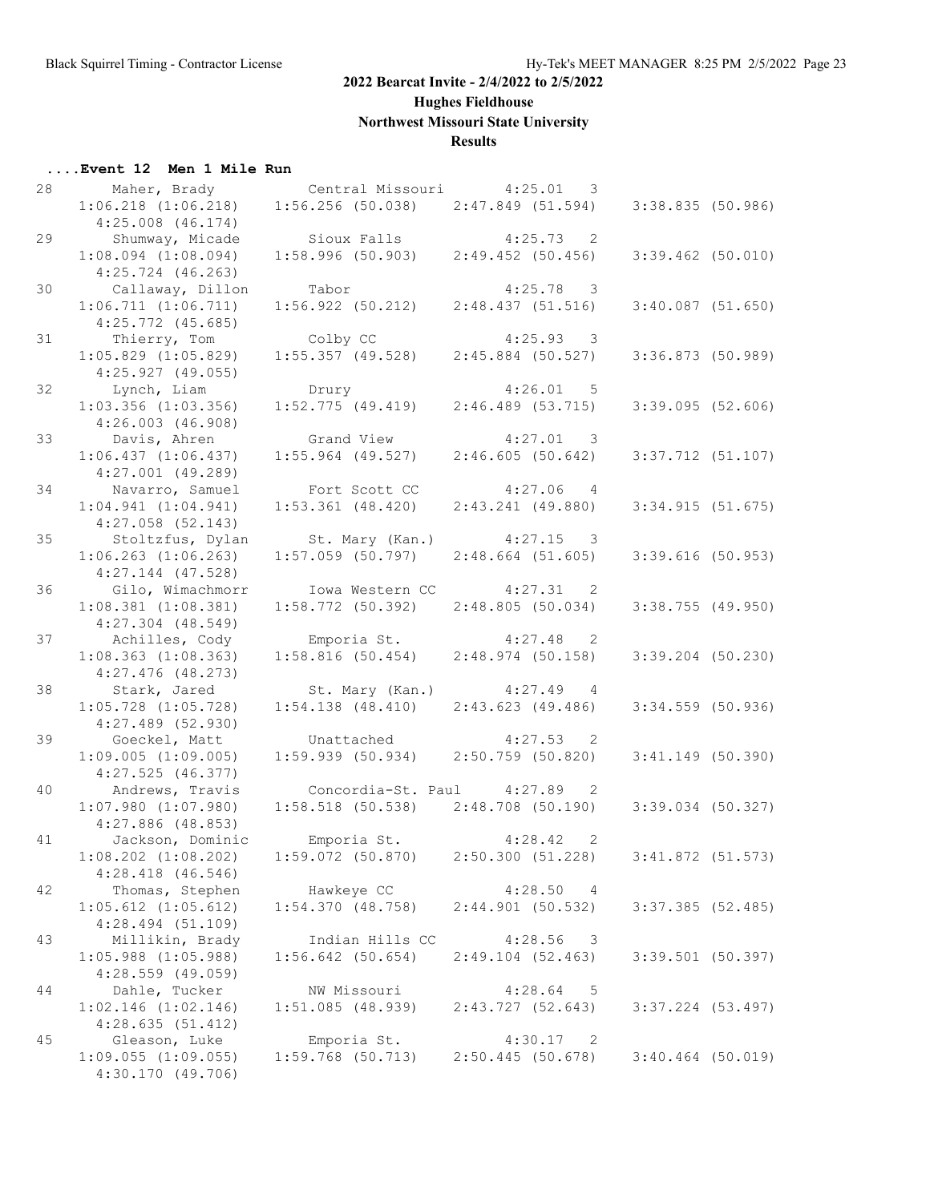**2022 Bearcat Invite - 2/4/2022 to 2/5/2022**

**Hughes Fieldhouse**

**Northwest Missouri State University**

**Results**

### ....Event 12 Men 1 Mile Run

| Place | Name | School | Time | Heat | Split 1 | Split 2 | Split 3 | Split 4 | Split 5 |
|---|---|---|---|---|---|---|---|---|---|
| 28 | Maher, Brady | Central Missouri | 4:25.01 | 3 | 1:06.218 (1:06.218) | 1:56.256 (50.038) | 2:47.849 (51.594) | 3:38.835 (50.986) | 4:25.008 (46.174) |
| 29 | Shumway, Micade | Sioux Falls | 4:25.73 | 2 | 1:08.094 (1:08.094) | 1:58.996 (50.903) | 2:49.452 (50.456) | 3:39.462 (50.010) | 4:25.724 (46.263) |
| 30 | Callaway, Dillon | Tabor | 4:25.78 | 3 | 1:06.711 (1:06.711) | 1:56.922 (50.212) | 2:48.437 (51.516) | 3:40.087 (51.650) | 4:25.772 (45.685) |
| 31 | Thierry, Tom | Colby CC | 4:25.93 | 3 | 1:05.829 (1:05.829) | 1:55.357 (49.528) | 2:45.884 (50.527) | 3:36.873 (50.989) | 4:25.927 (49.055) |
| 32 | Lynch, Liam | Drury | 4:26.01 | 5 | 1:03.356 (1:03.356) | 1:52.775 (49.419) | 2:46.489 (53.715) | 3:39.095 (52.606) | 4:26.003 (46.908) |
| 33 | Davis, Ahren | Grand View | 4:27.01 | 3 | 1:06.437 (1:06.437) | 1:55.964 (49.527) | 2:46.605 (50.642) | 3:37.712 (51.107) | 4:27.001 (49.289) |
| 34 | Navarro, Samuel | Fort Scott CC | 4:27.06 | 4 | 1:04.941 (1:04.941) | 1:53.361 (48.420) | 2:43.241 (49.880) | 3:34.915 (51.675) | 4:27.058 (52.143) |
| 35 | Stoltzfus, Dylan | St. Mary (Kan.) | 4:27.15 | 3 | 1:06.263 (1:06.263) | 1:57.059 (50.797) | 2:48.664 (51.605) | 3:39.616 (50.953) | 4:27.144 (47.528) |
| 36 | Gilo, Wimachmorr | Iowa Western CC | 4:27.31 | 2 | 1:08.381 (1:08.381) | 1:58.772 (50.392) | 2:48.805 (50.034) | 3:38.755 (49.950) | 4:27.304 (48.549) |
| 37 | Achilles, Cody | Emporia St. | 4:27.48 | 2 | 1:08.363 (1:08.363) | 1:58.816 (50.454) | 2:48.974 (50.158) | 3:39.204 (50.230) | 4:27.476 (48.273) |
| 38 | Stark, Jared | St. Mary (Kan.) | 4:27.49 | 4 | 1:05.728 (1:05.728) | 1:54.138 (48.410) | 2:43.623 (49.486) | 3:34.559 (50.936) | 4:27.489 (52.930) |
| 39 | Goeckel, Matt | Unattached | 4:27.53 | 2 | 1:09.005 (1:09.005) | 1:59.939 (50.934) | 2:50.759 (50.820) | 3:41.149 (50.390) | 4:27.525 (46.377) |
| 40 | Andrews, Travis | Concordia-St. Paul | 4:27.89 | 2 | 1:07.980 (1:07.980) | 1:58.518 (50.538) | 2:48.708 (50.190) | 3:39.034 (50.327) | 4:27.886 (48.853) |
| 41 | Jackson, Dominic | Emporia St. | 4:28.42 | 2 | 1:08.202 (1:08.202) | 1:59.072 (50.870) | 2:50.300 (51.228) | 3:41.872 (51.573) | 4:28.418 (46.546) |
| 42 | Thomas, Stephen | Hawkeye CC | 4:28.50 | 4 | 1:05.612 (1:05.612) | 1:54.370 (48.758) | 2:44.901 (50.532) | 3:37.385 (52.485) | 4:28.494 (51.109) |
| 43 | Millikin, Brady | Indian Hills CC | 4:28.56 | 3 | 1:05.988 (1:05.988) | 1:56.642 (50.654) | 2:49.104 (52.463) | 3:39.501 (50.397) | 4:28.559 (49.059) |
| 44 | Dahle, Tucker | NW Missouri | 4:28.64 | 5 | 1:02.146 (1:02.146) | 1:51.085 (48.939) | 2:43.727 (52.643) | 3:37.224 (53.497) | 4:28.635 (51.412) |
| 45 | Gleason, Luke | Emporia St. | 4:30.17 | 2 | 1:09.055 (1:09.055) | 1:59.768 (50.713) | 2:50.445 (50.678) | 3:40.464 (50.019) | 4:30.170 (49.706) |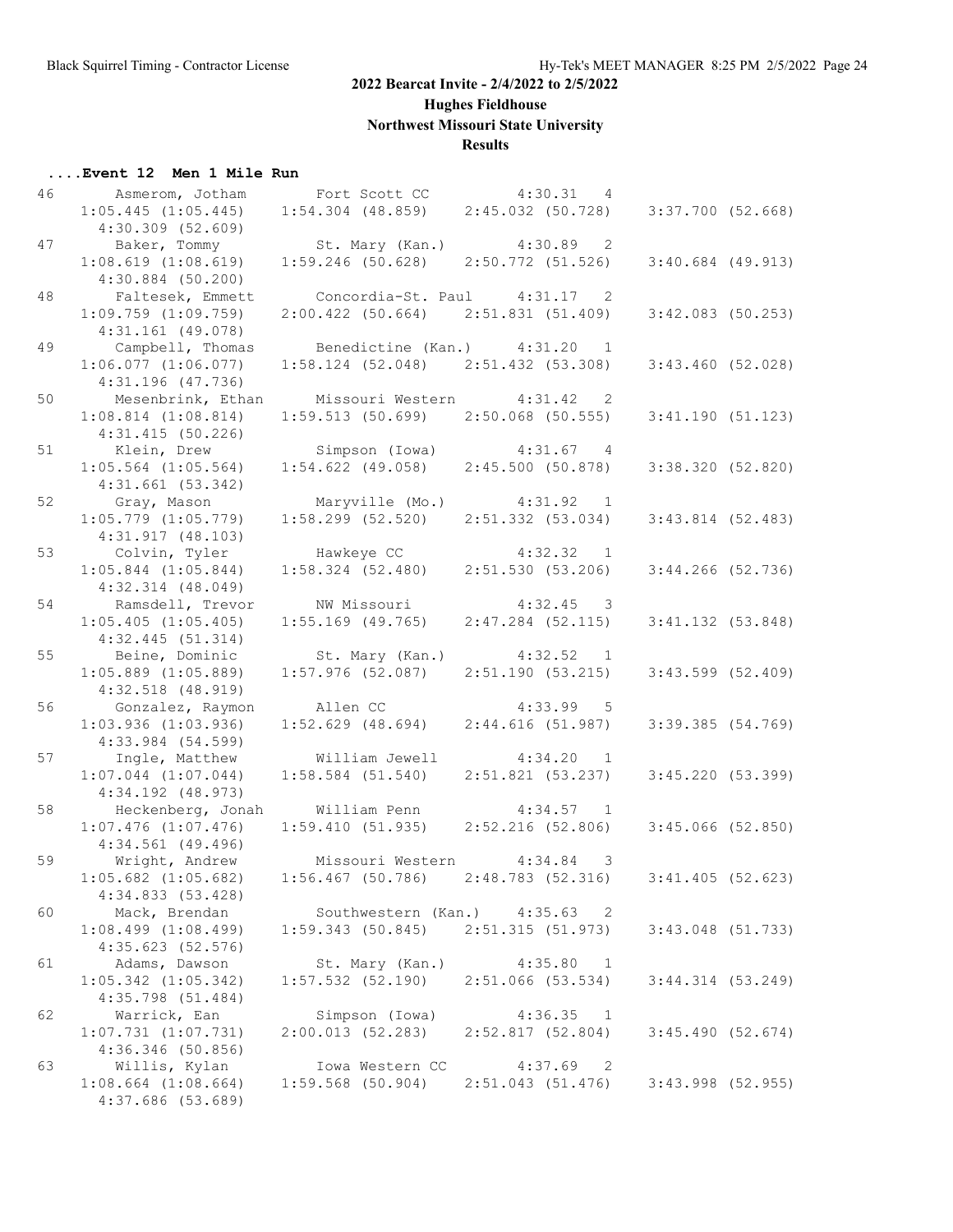## 2022 Bearcat Invite - 2/4/2022 to 2/5/2022

### Hughes Fieldhouse

### Northwest Missouri State University

### Results

#### ....Event 12 Men 1 Mile Run

```
46      Asmerom, Jotham        Fort Scott CC            4:30.31  4 
    1:05.445 (1:05.445)   1:54.304 (48.859)   2:45.032 (50.728)   3:37.700 (52.668)
      4:30.309 (52.609)
47      Baker, Tommy           St. Mary (Kan.)          4:30.89  2 
    1:08.619 (1:08.619)   1:59.246 (50.628)   2:50.772 (51.526)   3:40.684 (49.913)
      4:30.884 (50.200)
48      Faltesek, Emmett       Concordia-St. Paul       4:31.17  2 
    1:09.759 (1:09.759)   2:00.422 (50.664)   2:51.831 (51.409)   3:42.083 (50.253)
      4:31.161 (49.078)
49      Campbell, Thomas       Benedictine (Kan.)       4:31.20  1 
    1:06.077 (1:06.077)   1:58.124 (52.048)   2:51.432 (53.308)   3:43.460 (52.028)
      4:31.196 (47.736)
50      Mesenbrink, Ethan      Missouri Western         4:31.42  2 
    1:08.814 (1:08.814)   1:59.513 (50.699)   2:50.068 (50.555)   3:41.190 (51.123)
      4:31.415 (50.226)
51      Klein, Drew            Simpson (Iowa)           4:31.67  4 
    1:05.564 (1:05.564)   1:54.622 (49.058)   2:45.500 (50.878)   3:38.320 (52.820)
      4:31.661 (53.342)
52      Gray, Mason            Maryville (Mo.)          4:31.92  1 
    1:05.779 (1:05.779)   1:58.299 (52.520)   2:51.332 (53.034)   3:43.814 (52.483)
      4:31.917 (48.103)
53      Colvin, Tyler          Hawkeye CC               4:32.32  1 
    1:05.844 (1:05.844)   1:58.324 (52.480)   2:51.530 (53.206)   3:44.266 (52.736)
      4:32.314 (48.049)
54      Ramsdell, Trevor       NW Missouri              4:32.45  3 
    1:05.405 (1:05.405)   1:55.169 (49.765)   2:47.284 (52.115)   3:41.132 (53.848)
      4:32.445 (51.314)
55      Beine, Dominic         St. Mary (Kan.)          4:32.52  1 
    1:05.889 (1:05.889)   1:57.976 (52.087)   2:51.190 (53.215)   3:43.599 (52.409)
      4:32.518 (48.919)
56      Gonzalez, Raymon       Allen CC                 4:33.99  5 
    1:03.936 (1:03.936)   1:52.629 (48.694)   2:44.616 (51.987)   3:39.385 (54.769)
      4:33.984 (54.599)
57      Ingle, Matthew         William Jewell           4:34.20  1 
    1:07.044 (1:07.044)   1:58.584 (51.540)   2:51.821 (53.237)   3:45.220 (53.399)
      4:34.192 (48.973)
58      Heckenberg, Jonah      William Penn             4:34.57  1 
    1:07.476 (1:07.476)   1:59.410 (51.935)   2:52.216 (52.806)   3:45.066 (52.850)
      4:34.561 (49.496)
59      Wright, Andrew         Missouri Western         4:34.84  3 
    1:05.682 (1:05.682)   1:56.467 (50.786)   2:48.783 (52.316)   3:41.405 (52.623)
      4:34.833 (53.428)
60      Mack, Brendan          Southwestern (Kan.)      4:35.63  2 
    1:08.499 (1:08.499)   1:59.343 (50.845)   2:51.315 (51.973)   3:43.048 (51.733)
      4:35.623 (52.576)
61      Adams, Dawson          St. Mary (Kan.)          4:35.80  1 
    1:05.342 (1:05.342)   1:57.532 (52.190)   2:51.066 (53.534)   3:44.314 (53.249)
      4:35.798 (51.484)
62      Warrick, Ean           Simpson (Iowa)           4:36.35  1 
    1:07.731 (1:07.731)   2:00.013 (52.283)   2:52.817 (52.804)   3:45.490 (52.674)
      4:36.346 (50.856)
63      Willis, Kylan          Iowa Western CC          4:37.69  2 
    1:08.664 (1:08.664)   1:59.568 (50.904)   2:51.043 (51.476)   3:43.998 (52.955)
      4:37.686 (53.689)
```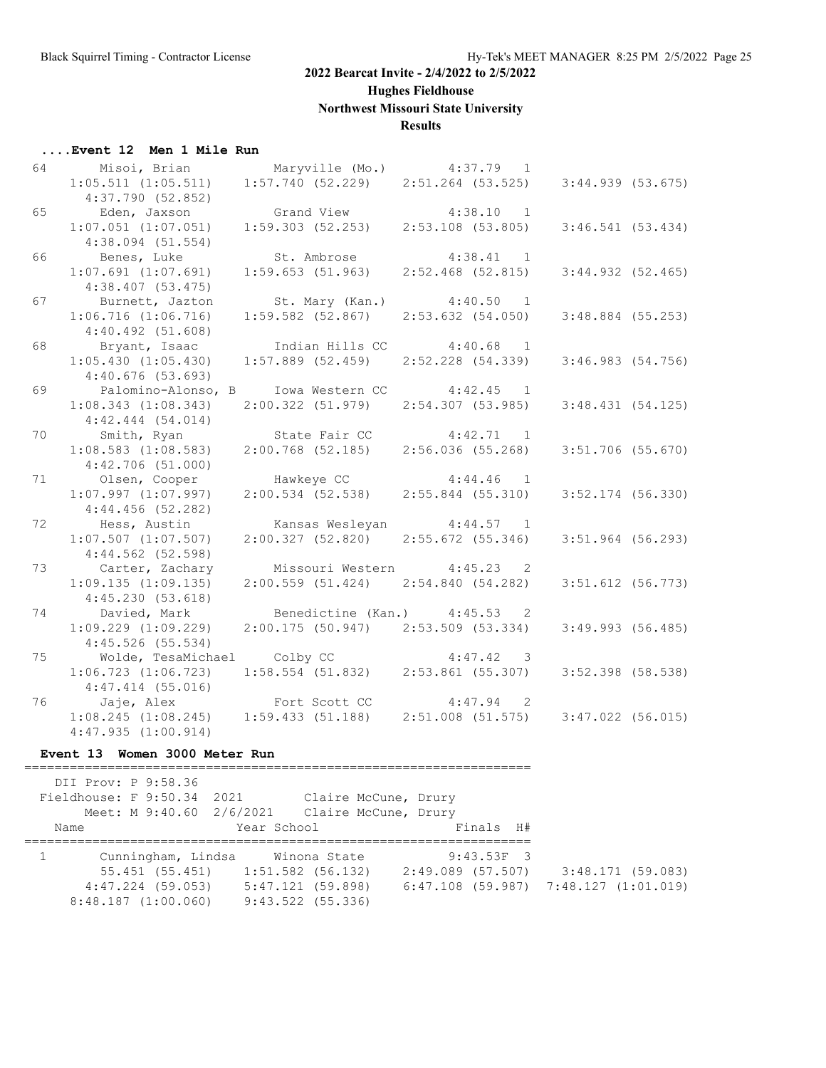2022 Bearcat Invite - 2/4/2022 to 2/5/2022

Hughes Fieldhouse

Northwest Missouri State University

**Results**

### ....Event 12 Men 1 Mile Run

```
 64       Misoi, Brian          Maryville (Mo.)         4:37.79  1 
     1:05.511 (1:05.511)   1:57.740 (52.229)   2:51.264 (53.525)   3:44.939 (53.675)
       4:37.790 (52.852)
 65       Eden, Jaxson          Grand View              4:38.10  1 
     1:07.051 (1:07.051)   1:59.303 (52.253)   2:53.108 (53.805)   3:46.541 (53.434)
       4:38.094 (51.554)
 66       Benes, Luke           St. Ambrose             4:38.41  1 
     1:07.691 (1:07.691)   1:59.653 (51.963)   2:52.468 (52.815)   3:44.932 (52.465)
       4:38.407 (53.475)
 67       Burnett, Jazton       St. Mary (Kan.)         4:40.50  1 
     1:06.716 (1:06.716)   1:59.582 (52.867)   2:53.632 (54.050)   3:48.884 (55.253)
       4:40.492 (51.608)
 68       Bryant, Isaac         Indian Hills CC         4:40.68  1 
     1:05.430 (1:05.430)   1:57.889 (52.459)   2:52.228 (54.339)   3:46.983 (54.756)
       4:40.676 (53.693)
 69       Palomino-Alonso, B    Iowa Western CC         4:42.45  1 
     1:08.343 (1:08.343)   2:00.322 (51.979)   2:54.307 (53.985)   3:48.431 (54.125)
       4:42.444 (54.014)
 70       Smith, Ryan           State Fair CC           4:42.71  1 
     1:08.583 (1:08.583)   2:00.768 (52.185)   2:56.036 (55.268)   3:51.706 (55.670)
       4:42.706 (51.000)
 71       Olsen, Cooper         Hawkeye CC              4:44.46  1 
     1:07.997 (1:07.997)   2:00.534 (52.538)   2:55.844 (55.310)   3:52.174 (56.330)
       4:44.456 (52.282)
 72       Hess, Austin          Kansas Wesleyan         4:44.57  1 
     1:07.507 (1:07.507)   2:00.327 (52.820)   2:55.672 (55.346)   3:51.964 (56.293)
       4:44.562 (52.598)
 73       Carter, Zachary       Missouri Western        4:45.23  2 
     1:09.135 (1:09.135)   2:00.559 (51.424)   2:54.840 (54.282)   3:51.612 (56.773)
       4:45.230 (53.618)
 74       Davied, Mark          Benedictine (Kan.)      4:45.53  2 
     1:09.229 (1:09.229)   2:00.175 (50.947)   2:53.509 (53.334)   3:49.993 (56.485)
       4:45.526 (55.534)
 75       Wolde, TesaMichael    Colby CC                4:47.42  3 
     1:06.723 (1:06.723)   1:58.554 (51.832)   2:53.861 (55.307)   3:52.398 (58.538)
       4:47.414 (55.016)
 76       Jaje, Alex            Fort Scott CC           4:47.94  2 
     1:08.245 (1:08.245)   1:59.433 (51.188)   2:51.008 (51.575)   3:47.022 (56.015)
       4:47.935 (1:00.914)
```

### Event 13 Women 3000 Meter Run

```
===================================================================
     DII Prov: P 9:58.36 
   Fieldhouse: F 9:50.34  2021        Claire McCune, Drury
         Meet: M 9:40.60  2/6/2021    Claire McCune, Drury
    Name                    Year School                 Finals  H# 
===================================================================
  1       Cunningham, Lindsa    Winona State            9:43.53F  3 
         55.451 (55.451)   1:51.582 (56.132)   2:49.089 (57.507)   3:48.171 (59.083)
       4:47.224 (59.053)   5:47.121 (59.898)   6:47.108 (59.987)   7:48.127 (1:01.019)
       8:48.187 (1:00.060)   9:43.522 (55.336)
```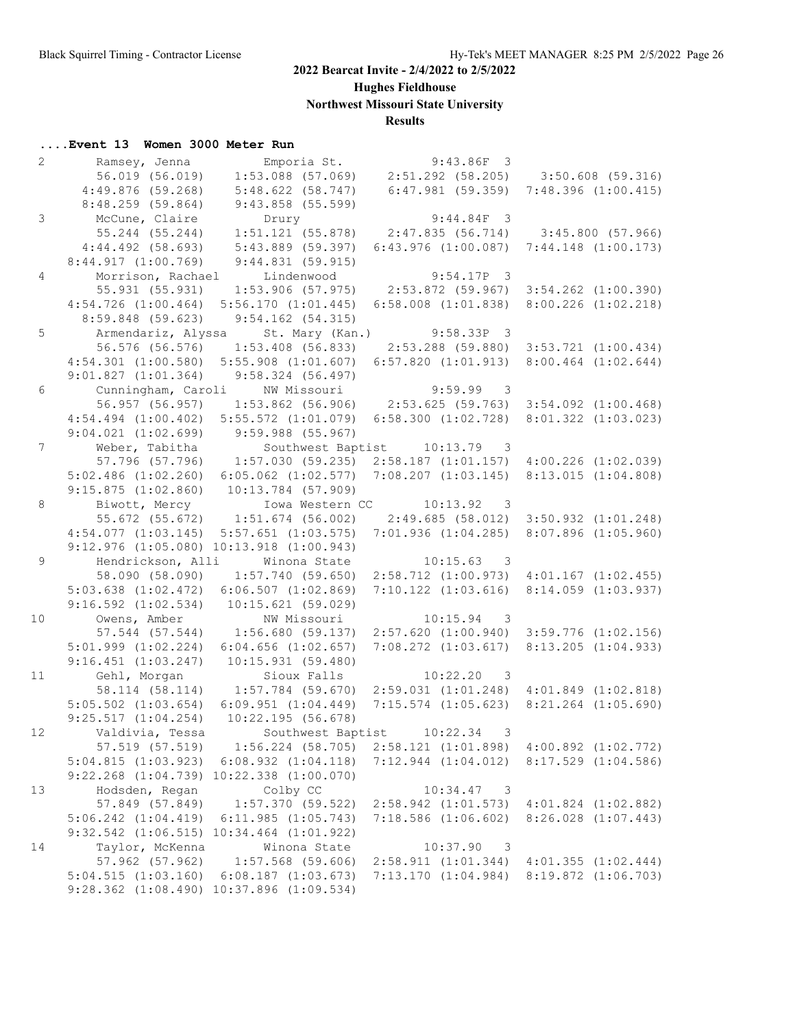# 2022 Bearcat Invite - 2/4/2022 to 2/5/2022

## Hughes Fieldhouse

## Northwest Missouri State University

## Results

### ....Event 13 Women 3000 Meter Run

```
  2 Ramsey, Jenna          Emporia St.               9:43.86F  3
       56.019 (56.019)     1:53.088 (57.069)    2:51.292 (58.205)    3:50.608 (59.316)
     4:49.876 (59.268)     5:48.622 (58.747)    6:47.981 (59.359)    7:48.396 (1:00.415)
     8:48.259 (59.864)     9:43.858 (55.599)
  3 McCune, Claire         Drury                     9:44.84F  3
       55.244 (55.244)     1:51.121 (55.878)    2:47.835 (56.714)    3:45.800 (57.966)
     4:44.492 (58.693)     5:43.889 (59.397)    6:43.976 (1:00.087)  7:44.148 (1:00.173)
     8:44.917 (1:00.769)   9:44.831 (59.915)
  4 Morrison, Rachael      Lindenwood                9:54.17P  3
       55.931 (55.931)     1:53.906 (57.975)    2:53.872 (59.967)    3:54.262 (1:00.390)
     4:54.726 (1:00.464)   5:56.170 (1:01.445)  6:58.008 (1:01.838)  8:00.226 (1:02.218)
     8:59.848 (59.623)     9:54.162 (54.315)
  5 Armendariz, Alyssa     St. Mary (Kan.)           9:58.33P  3
       56.576 (56.576)     1:53.408 (56.833)    2:53.288 (59.880)    3:53.721 (1:00.434)
     4:54.301 (1:00.580)   5:55.908 (1:01.607)  6:57.820 (1:01.913)  8:00.464 (1:02.644)
     9:01.827 (1:01.364)   9:58.324 (56.497)
  6 Cunningham, Caroli     NW Missouri               9:59.99   3
       56.957 (56.957)     1:53.862 (56.906)    2:53.625 (59.763)    3:54.092 (1:00.468)
     4:54.494 (1:00.402)   5:55.572 (1:01.079)  6:58.300 (1:02.728)  8:01.322 (1:03.023)
     9:04.021 (1:02.699)   9:59.988 (55.967)
  7 Weber, Tabitha         Southwest Baptist        10:13.79   3
       57.796 (57.796)     1:57.030 (59.235)    2:58.187 (1:01.157)  4:00.226 (1:02.039)
     5:02.486 (1:02.260)   6:05.062 (1:02.577)  7:08.207 (1:03.145)  8:13.015 (1:04.808)
     9:15.875 (1:02.860)  10:13.784 (57.909)
  8 Biwott, Mercy          Iowa Western CC          10:13.92   3
       55.672 (55.672)     1:51.674 (56.002)    2:49.685 (58.012)    3:50.932 (1:01.248)
     4:54.077 (1:03.145)   5:57.651 (1:03.575)  7:01.936 (1:04.285)  8:07.896 (1:05.960)
     9:12.976 (1:05.080)  10:13.918 (1:00.943)
  9 Hendrickson, Alli      Winona State             10:15.63   3
       58.090 (58.090)     1:57.740 (59.650)    2:58.712 (1:00.973)  4:01.167 (1:02.455)
     5:03.638 (1:02.472)   6:06.507 (1:02.869)  7:10.122 (1:03.616)  8:14.059 (1:03.937)
     9:16.592 (1:02.534)  10:15.621 (59.029)
 10 Owens, Amber           NW Missouri              10:15.94   3
       57.544 (57.544)     1:56.680 (59.137)    2:57.620 (1:00.940)  3:59.776 (1:02.156)
     5:01.999 (1:02.224)   6:04.656 (1:02.657)  7:08.272 (1:03.617)  8:13.205 (1:04.933)
     9:16.451 (1:03.247)  10:15.931 (59.480)
 11 Gehl, Morgan           Sioux Falls              10:22.20   3
       58.114 (58.114)     1:57.784 (59.670)    2:59.031 (1:01.248)  4:01.849 (1:02.818)
     5:05.502 (1:03.654)   6:09.951 (1:04.449)  7:15.574 (1:05.623)  8:21.264 (1:05.690)
     9:25.517 (1:04.254)  10:22.195 (56.678)
 12 Valdivia, Tessa        Southwest Baptist        10:22.34   3
       57.519 (57.519)     1:56.224 (58.705)    2:58.121 (1:01.898)  4:00.892 (1:02.772)
     5:04.815 (1:03.923)   6:08.932 (1:04.118)  7:12.944 (1:04.012)  8:17.529 (1:04.586)
     9:22.268 (1:04.739)  10:22.338 (1:00.070)
 13 Hodsden, Regan         Colby CC                 10:34.47   3
       57.849 (57.849)     1:57.370 (59.522)    2:58.942 (1:01.573)  4:01.824 (1:02.882)
     5:06.242 (1:04.419)   6:11.985 (1:05.743)  7:18.586 (1:06.602)  8:26.028 (1:07.443)
     9:32.542 (1:06.515)  10:34.464 (1:01.922)
 14 Taylor, McKenna        Winona State             10:37.90   3
       57.962 (57.962)     1:57.568 (59.606)    2:58.911 (1:01.344)  4:01.355 (1:02.444)
     5:04.515 (1:03.160)   6:08.187 (1:03.673)  7:13.170 (1:04.984)  8:19.872 (1:06.703)
     9:28.362 (1:08.490)  10:37.896 (1:09.534)
```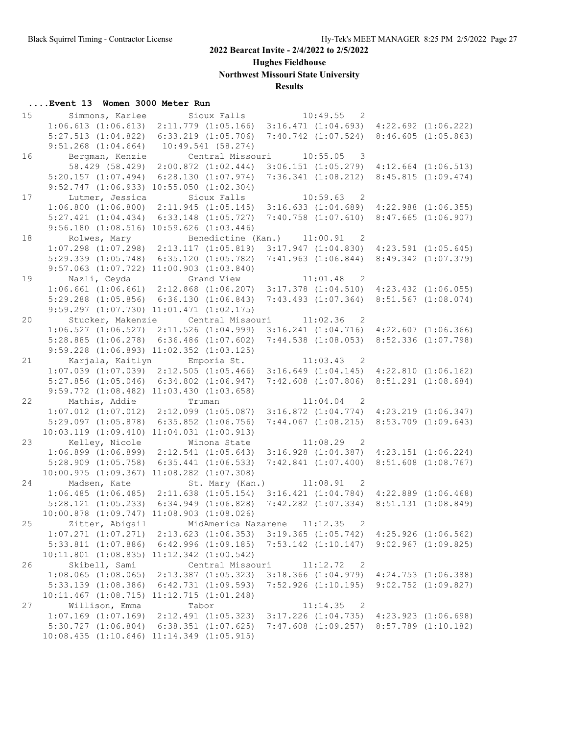## 2022 Bearcat Invite - 2/4/2022 to 2/5/2022

### Hughes Fieldhouse

### Northwest Missouri State University

### Results

#### ....Event 13 Women 3000 Meter Run

```
 15       Simmons, Karlee        Sioux Falls            10:49.55   2  
      1:06.613 (1:06.613)  2:11.779 (1:05.166)  3:16.471 (1:04.693)  4:22.692 (1:06.222)
      5:27.513 (1:04.822)  6:33.219 (1:05.706)  7:40.742 (1:07.524)  8:46.605 (1:05.863)
      9:51.268 (1:04.664)   10:49.541 (58.274)
 16       Bergman, Kenzie        Central Missouri       10:55.05   3  
        58.429 (58.429)  2:00.872 (1:02.444)  3:06.151 (1:05.279)  4:12.664 (1:06.513)
      5:20.157 (1:07.494)  6:28.130 (1:07.974)  7:36.341 (1:08.212)  8:45.815 (1:09.474)
      9:52.747 (1:06.933) 10:55.050 (1:02.304)
 17       Lutmer, Jessica        Sioux Falls            10:59.63   2  
      1:06.800 (1:06.800)  2:11.945 (1:05.145)  3:16.633 (1:04.689)  4:22.988 (1:06.355)
      5:27.421 (1:04.434)  6:33.148 (1:05.727)  7:40.758 (1:07.610)  8:47.665 (1:06.907)
      9:56.180 (1:08.516) 10:59.626 (1:03.446)
 18       Rolwes, Mary           Benedictine (Kan.)     11:00.91   2  
      1:07.298 (1:07.298)  2:13.117 (1:05.819)  3:17.947 (1:04.830)  4:23.591 (1:05.645)
      5:29.339 (1:05.748)  6:35.120 (1:05.782)  7:41.963 (1:06.844)  8:49.342 (1:07.379)
      9:57.063 (1:07.722) 11:00.903 (1:03.840)
 19       Nazli, Ceyda           Grand View             11:01.48   2  
      1:06.661 (1:06.661)  2:12.868 (1:06.207)  3:17.378 (1:04.510)  4:23.432 (1:06.055)
      5:29.288 (1:05.856)  6:36.130 (1:06.843)  7:43.493 (1:07.364)  8:51.567 (1:08.074)
      9:59.297 (1:07.730) 11:01.471 (1:02.175)
 20       Stucker, Makenzie      Central Missouri       11:02.36   2  
      1:06.527 (1:06.527)  2:11.526 (1:04.999)  3:16.241 (1:04.716)  4:22.607 (1:06.366)
      5:28.885 (1:06.278)  6:36.486 (1:07.602)  7:44.538 (1:08.053)  8:52.336 (1:07.798)
      9:59.228 (1:06.893) 11:02.352 (1:03.125)
 21       Karjala, Kaitlyn       Emporia St.            11:03.43   2  
      1:07.039 (1:07.039)  2:12.505 (1:05.466)  3:16.649 (1:04.145)  4:22.810 (1:06.162)
      5:27.856 (1:05.046)  6:34.802 (1:06.947)  7:42.608 (1:07.806)  8:51.291 (1:08.684)
      9:59.772 (1:08.482) 11:03.430 (1:03.658)
 22       Mathis, Addie          Truman                 11:04.04   2  
      1:07.012 (1:07.012)  2:12.099 (1:05.087)  3:16.872 (1:04.774)  4:23.219 (1:06.347)
      5:29.097 (1:05.878)  6:35.852 (1:06.756)  7:44.067 (1:08.215)  8:53.709 (1:09.643)
     10:03.119 (1:09.410) 11:04.031 (1:00.913)
 23       Kelley, Nicole         Winona State           11:08.29   2  
      1:06.899 (1:06.899)  2:12.541 (1:05.643)  3:16.928 (1:04.387)  4:23.151 (1:06.224)
      5:28.909 (1:05.758)  6:35.441 (1:06.533)  7:42.841 (1:07.400)  8:51.608 (1:08.767)
     10:00.975 (1:09.367) 11:08.282 (1:07.308)
 24       Madsen, Kate           St. Mary (Kan.)        11:08.91   2  
      1:06.485 (1:06.485)  2:11.638 (1:05.154)  3:16.421 (1:04.784)  4:22.889 (1:06.468)
      5:28.121 (1:05.233)  6:34.949 (1:06.828)  7:42.282 (1:07.334)  8:51.131 (1:08.849)
     10:00.878 (1:09.747) 11:08.903 (1:08.026)
 25       Zitter, Abigail        MidAmerica Nazarene    11:12.35   2  
      1:07.271 (1:07.271)  2:13.623 (1:06.353)  3:19.365 (1:05.742)  4:25.926 (1:06.562)
      5:33.811 (1:07.886)  6:42.996 (1:09.185)  7:53.142 (1:10.147)  9:02.967 (1:09.825)
     10:11.801 (1:08.835) 11:12.342 (1:00.542)
 26       Skibell, Sami          Central Missouri       11:12.72   2  
      1:08.065 (1:08.065)  2:13.387 (1:05.323)  3:18.366 (1:04.979)  4:24.753 (1:06.388)
      5:33.139 (1:08.386)  6:42.731 (1:09.593)  7:52.926 (1:10.195)  9:02.752 (1:09.827)
     10:11.467 (1:08.715) 11:12.715 (1:01.248)
 27       Willison, Emma         Tabor                  11:14.35   2  
      1:07.169 (1:07.169)  2:12.491 (1:05.323)  3:17.226 (1:04.735)  4:23.923 (1:06.698)
      5:30.727 (1:06.804)  6:38.351 (1:07.625)  7:47.608 (1:09.257)  8:57.789 (1:10.182)
     10:08.435 (1:10.646) 11:14.349 (1:05.915)
```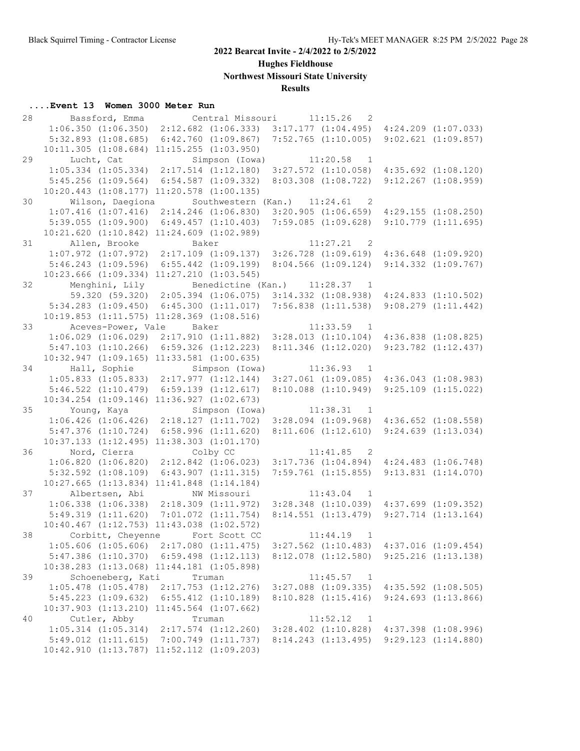## 2022 Bearcat Invite - 2/4/2022 to 2/5/2022

### Hughes Fieldhouse

### Northwest Missouri State University

### Results

**....Event 13 Women 3000 Meter Run**

```
28      Bassford, Emma         Central Missouri      11:15.26   2
     1:06.350 (1:06.350)  2:12.682 (1:06.333)  3:17.177 (1:04.495)  4:24.209 (1:07.033)
     5:32.893 (1:08.685)  6:42.760 (1:09.867)  7:52.765 (1:10.005)  9:02.621 (1:09.857)
    10:11.305 (1:08.684) 11:15.255 (1:03.950)
29      Lucht, Cat             Simpson (Iowa)        11:20.58   1
     1:05.334 (1:05.334)  2:17.514 (1:12.180)  3:27.572 (1:10.058)  4:35.692 (1:08.120)
     5:45.256 (1:09.564)  6:54.587 (1:09.332)  8:03.308 (1:08.722)  9:12.267 (1:08.959)
    10:20.443 (1:08.177) 11:20.578 (1:00.135)
30      Wilson, Daegiona       Southwestern (Kan.)   11:24.61   2
     1:07.416 (1:07.416)  2:14.246 (1:06.830)  3:20.905 (1:06.659)  4:29.155 (1:08.250)
     5:39.055 (1:09.900)  6:49.457 (1:10.403)  7:59.085 (1:09.628)  9:10.779 (1:11.695)
    10:21.620 (1:10.842) 11:24.609 (1:02.989)
31      Allen, Brooke          Baker                 11:27.21   2
     1:07.972 (1:07.972)  2:17.109 (1:09.137)  3:26.728 (1:09.619)  4:36.648 (1:09.920)
     5:46.243 (1:09.596)  6:55.442 (1:09.199)  8:04.566 (1:09.124)  9:14.332 (1:09.767)
    10:23.666 (1:09.334) 11:27.210 (1:03.545)
32      Menghini, Lily         Benedictine (Kan.)    11:28.37   1
       59.320 (59.320)    2:05.394 (1:06.075)  3:14.332 (1:08.938)  4:24.833 (1:10.502)
     5:34.283 (1:09.450)  6:45.300 (1:11.017)  7:56.838 (1:11.538)  9:08.279 (1:11.442)
    10:19.853 (1:11.575) 11:28.369 (1:08.516)
33      Aceves-Power, Vale     Baker                 11:33.59   1
     1:06.029 (1:06.029)  2:17.910 (1:11.882)  3:28.013 (1:10.104)  4:36.838 (1:08.825)
     5:47.103 (1:10.266)  6:59.326 (1:12.223)  8:11.346 (1:12.020)  9:23.782 (1:12.437)
    10:32.947 (1:09.165) 11:33.581 (1:00.635)
34      Hall, Sophie           Simpson (Iowa)        11:36.93   1
     1:05.833 (1:05.833)  2:17.977 (1:12.144)  3:27.061 (1:09.085)  4:36.043 (1:08.983)
     5:46.522 (1:10.479)  6:59.139 (1:12.617)  8:10.088 (1:10.949)  9:25.109 (1:15.022)
    10:34.254 (1:09.146) 11:36.927 (1:02.673)
35      Young, Kaya            Simpson (Iowa)        11:38.31   1
     1:06.426 (1:06.426)  2:18.127 (1:11.702)  3:28.094 (1:09.968)  4:36.652 (1:08.558)
     5:47.376 (1:10.724)  6:58.996 (1:11.620)  8:11.606 (1:12.610)  9:24.639 (1:13.034)
    10:37.133 (1:12.495) 11:38.303 (1:01.170)
36      Nord, Cierra           Colby CC              11:41.85   2
     1:06.820 (1:06.820)  2:12.842 (1:06.023)  3:17.736 (1:04.894)  4:24.483 (1:06.748)
     5:32.592 (1:08.109)  6:43.907 (1:11.315)  7:59.761 (1:15.855)  9:13.831 (1:14.070)
    10:27.665 (1:13.834) 11:41.848 (1:14.184)
37      Albertsen, Abi         NW Missouri           11:43.04   1
     1:06.338 (1:06.338)  2:18.309 (1:11.972)  3:28.348 (1:10.039)  4:37.699 (1:09.352)
     5:49.319 (1:11.620)  7:01.072 (1:11.754)  8:14.551 (1:13.479)  9:27.714 (1:13.164)
    10:40.467 (1:12.753) 11:43.038 (1:02.572)
38      Corbitt, Cheyenne      Fort Scott CC         11:44.19   1
     1:05.606 (1:05.606)  2:17.080 (1:11.475)  3:27.562 (1:10.483)  4:37.016 (1:09.454)
     5:47.386 (1:10.370)  6:59.498 (1:12.113)  8:12.078 (1:12.580)  9:25.216 (1:13.138)
    10:38.283 (1:13.068) 11:44.181 (1:05.898)
39      Schoeneberg, Kati      Truman                11:45.57   1
     1:05.478 (1:05.478)  2:17.753 (1:12.276)  3:27.088 (1:09.335)  4:35.592 (1:08.505)
     5:45.223 (1:09.632)  6:55.412 (1:10.189)  8:10.828 (1:15.416)  9:24.693 (1:13.866)
    10:37.903 (1:13.210) 11:45.564 (1:07.662)
40      Cutler, Abby           Truman                11:52.12   1
     1:05.314 (1:05.314)  2:17.574 (1:12.260)  3:28.402 (1:10.828)  4:37.398 (1:08.996)
     5:49.012 (1:11.615)  7:00.749 (1:11.737)  8:14.243 (1:13.495)  9:29.123 (1:14.880)
    10:42.910 (1:13.787) 11:52.112 (1:09.203)
```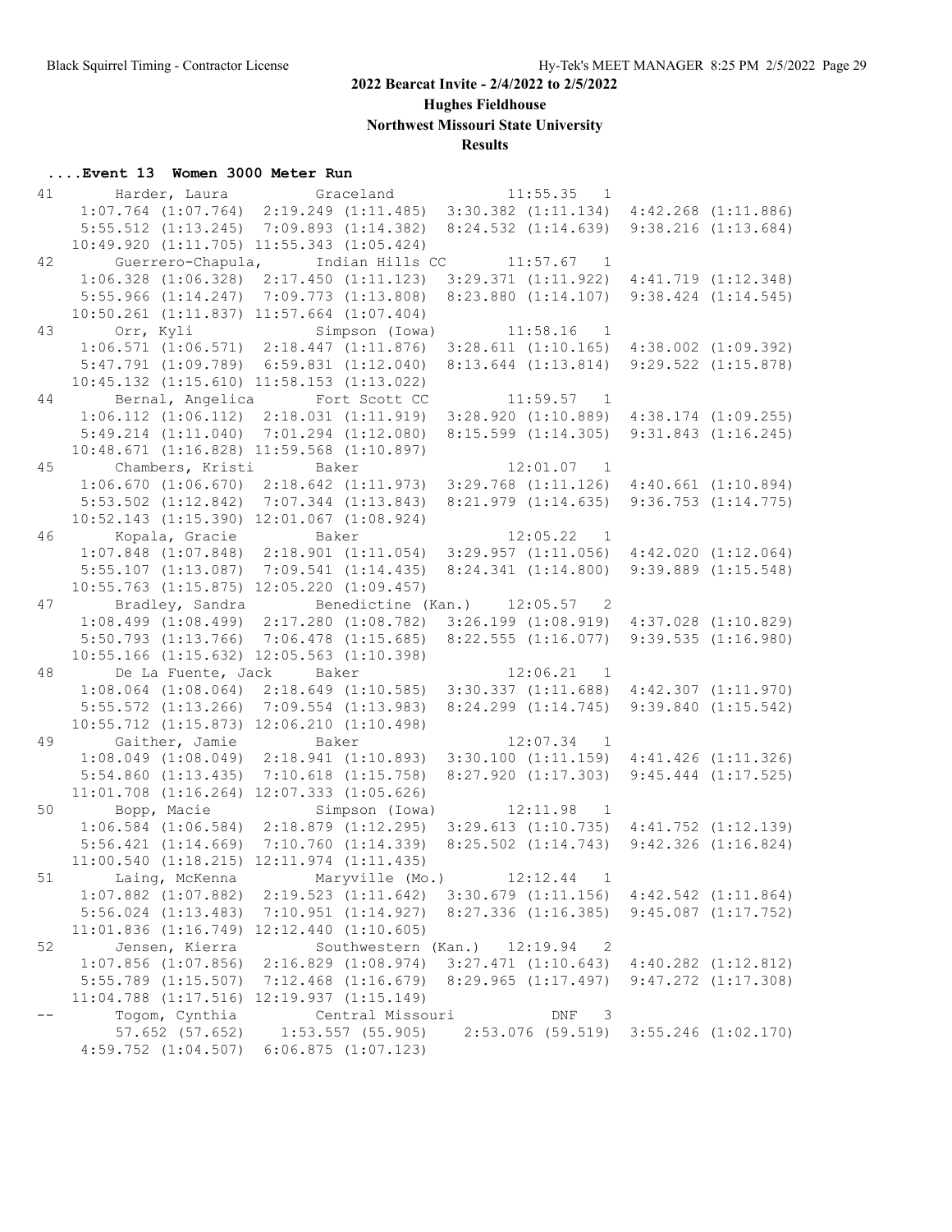## 2022 Bearcat Invite - 2/4/2022 to 2/5/2022

### Hughes Fieldhouse

### Northwest Missouri State University

### Results

**....Event 13 Women 3000 Meter Run**

```
41      Harder, Laura          Graceland             11:55.35   1 
     1:07.764 (1:07.764)  2:19.249 (1:11.485)  3:30.382 (1:11.134)  4:42.268 (1:11.886)
     5:55.512 (1:13.245)  7:09.893 (1:14.382)  8:24.532 (1:14.639)  9:38.216 (1:13.684)
    10:49.920 (1:11.705) 11:55.343 (1:05.424)
42      Guerrero-Chapula,      Indian Hills CC       11:57.67   1 
     1:06.328 (1:06.328)  2:17.450 (1:11.123)  3:29.371 (1:11.922)  4:41.719 (1:12.348)
     5:55.966 (1:14.247)  7:09.773 (1:13.808)  8:23.880 (1:14.107)  9:38.424 (1:14.545)
    10:50.261 (1:11.837) 11:57.664 (1:07.404)
43      Orr, Kyli              Simpson (Iowa)        11:58.16   1 
     1:06.571 (1:06.571)  2:18.447 (1:11.876)  3:28.611 (1:10.165)  4:38.002 (1:09.392)
     5:47.791 (1:09.789)  6:59.831 (1:12.040)  8:13.644 (1:13.814)  9:29.522 (1:15.878)
    10:45.132 (1:15.610) 11:58.153 (1:13.022)
44      Bernal, Angelica       Fort Scott CC         11:59.57   1 
     1:06.112 (1:06.112)  2:18.031 (1:11.919)  3:28.920 (1:10.889)  4:38.174 (1:09.255)
     5:49.214 (1:11.040)  7:01.294 (1:12.080)  8:15.599 (1:14.305)  9:31.843 (1:16.245)
    10:48.671 (1:16.828) 11:59.568 (1:10.897)
45      Chambers, Kristi       Baker                 12:01.07   1 
     1:06.670 (1:06.670)  2:18.642 (1:11.973)  3:29.768 (1:11.126)  4:40.661 (1:10.894)
     5:53.502 (1:12.842)  7:07.344 (1:13.843)  8:21.979 (1:14.635)  9:36.753 (1:14.775)
    10:52.143 (1:15.390) 12:01.067 (1:08.924)
46      Kopala, Gracie         Baker                 12:05.22   1 
     1:07.848 (1:07.848)  2:18.901 (1:11.054)  3:29.957 (1:11.056)  4:42.020 (1:12.064)
     5:55.107 (1:13.087)  7:09.541 (1:14.435)  8:24.341 (1:14.800)  9:39.889 (1:15.548)
    10:55.763 (1:15.875) 12:05.220 (1:09.457)
47      Bradley, Sandra        Benedictine (Kan.)    12:05.57   2 
     1:08.499 (1:08.499)  2:17.280 (1:08.782)  3:26.199 (1:08.919)  4:37.028 (1:10.829)
     5:50.793 (1:13.766)  7:06.478 (1:15.685)  8:22.555 (1:16.077)  9:39.535 (1:16.980)
    10:55.166 (1:15.632) 12:05.563 (1:10.398)
48      De La Fuente, Jack     Baker                 12:06.21   1 
     1:08.064 (1:08.064)  2:18.649 (1:10.585)  3:30.337 (1:11.688)  4:42.307 (1:11.970)
     5:55.572 (1:13.266)  7:09.554 (1:13.983)  8:24.299 (1:14.745)  9:39.840 (1:15.542)
    10:55.712 (1:15.873) 12:06.210 (1:10.498)
49      Gaither, Jamie         Baker                 12:07.34   1 
     1:08.049 (1:08.049)  2:18.941 (1:10.893)  3:30.100 (1:11.159)  4:41.426 (1:11.326)
     5:54.860 (1:13.435)  7:10.618 (1:15.758)  8:27.920 (1:17.303)  9:45.444 (1:17.525)
    11:01.708 (1:16.264) 12:07.333 (1:05.626)
50      Bopp, Macie            Simpson (Iowa)        12:11.98   1 
     1:06.584 (1:06.584)  2:18.879 (1:12.295)  3:29.613 (1:10.735)  4:41.752 (1:12.139)
     5:56.421 (1:14.669)  7:10.760 (1:14.339)  8:25.502 (1:14.743)  9:42.326 (1:16.824)
    11:00.540 (1:18.215) 12:11.974 (1:11.435)
51      Laing, McKenna         Maryville (Mo.)       12:12.44   1 
     1:07.882 (1:07.882)  2:19.523 (1:11.642)  3:30.679 (1:11.156)  4:42.542 (1:11.864)
     5:56.024 (1:13.483)  7:10.951 (1:14.927)  8:27.336 (1:16.385)  9:45.087 (1:17.752)
    11:01.836 (1:16.749) 12:12.440 (1:10.605)
52      Jensen, Kierra         Southwestern (Kan.)   12:19.94   2 
     1:07.856 (1:07.856)  2:16.829 (1:08.974)  3:27.471 (1:10.643)  4:40.282 (1:12.812)
     5:55.789 (1:15.507)  7:12.468 (1:16.679)  8:29.965 (1:17.497)  9:47.272 (1:17.308)
    11:04.788 (1:17.516) 12:19.937 (1:15.149)
--      Togom, Cynthia         Central Missouri           DNF   3 
       57.652 (57.652)    1:53.557 (55.905)    2:53.076 (59.519)  3:55.246 (1:02.170)
     4:59.752 (1:04.507)  6:06.875 (1:07.123)
```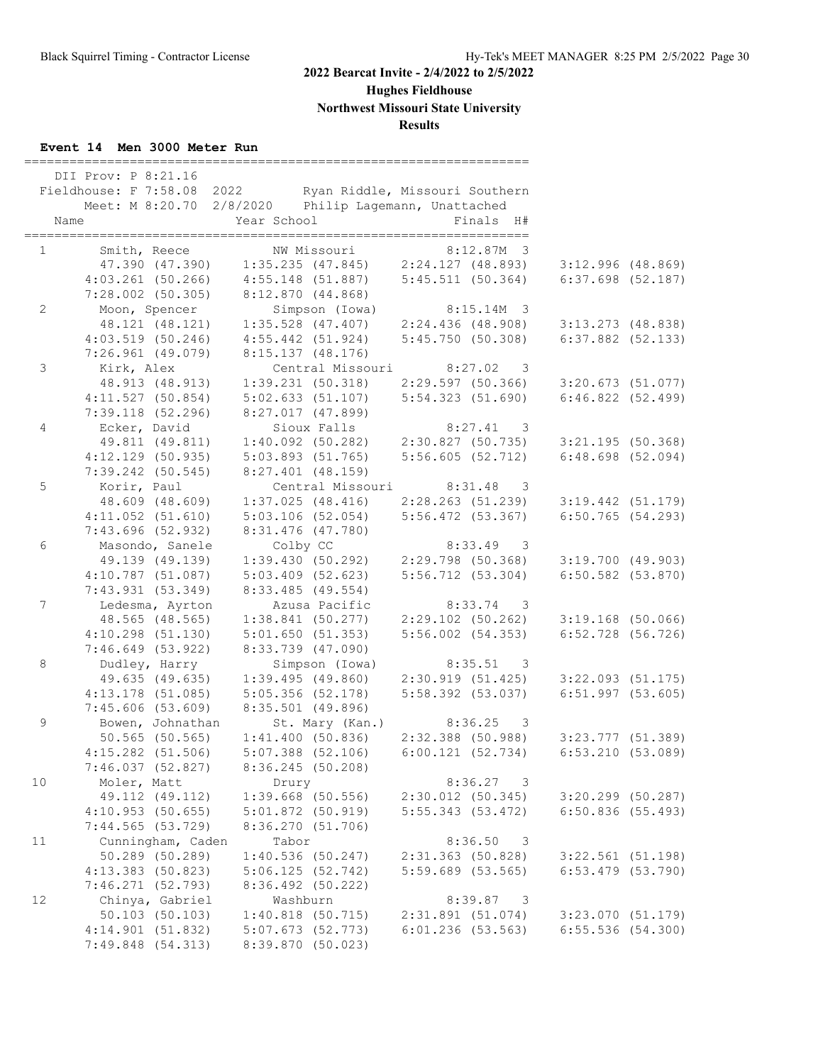# 2022 Bearcat Invite - 2/4/2022 to 2/5/2022

## Hughes Fieldhouse

## Northwest Missouri State University

## Results

### Event 14 Men 3000 Meter Run

DII Prov: P 8:21.16
Fieldhouse: F 7:58.08 2022 Ryan Riddle, Missouri Southern
Meet: M 8:20.70 2/8/2020 Philip Lagemann, Unattached

| Place | Name | Year School | Finals | H# |
|---|---|---|---|---|
| 1 | Smith, Reece | NW Missouri | 8:12.87M | 3 |
| | 47.390 (47.390) 1:35.235 (47.845) 2:24.127 (48.893) 3:12.996 (48.869) 4:03.261 (50.266) 4:55.148 (51.887) 5:45.511 (50.364) 6:37.698 (52.187) 7:28.002 (50.305) 8:12.870 (44.868) | | | |
| 2 | Moon, Spencer | Simpson (Iowa) | 8:15.14M | 3 |
| | 48.121 (48.121) 1:35.528 (47.407) 2:24.436 (48.908) 3:13.273 (48.838) 4:03.519 (50.246) 4:55.442 (51.924) 5:45.750 (50.308) 6:37.882 (52.133) 7:26.961 (49.079) 8:15.137 (48.176) | | | |
| 3 | Kirk, Alex | Central Missouri | 8:27.02 | 3 |
| | 48.913 (48.913) 1:39.231 (50.318) 2:29.597 (50.366) 3:20.673 (51.077) 4:11.527 (50.854) 5:02.633 (51.107) 5:54.323 (51.690) 6:46.822 (52.499) 7:39.118 (52.296) 8:27.017 (47.899) | | | |
| 4 | Ecker, David | Sioux Falls | 8:27.41 | 3 |
| | 49.811 (49.811) 1:40.092 (50.282) 2:30.827 (50.735) 3:21.195 (50.368) 4:12.129 (50.935) 5:03.893 (51.765) 5:56.605 (52.712) 6:48.698 (52.094) 7:39.242 (50.545) 8:27.401 (48.159) | | | |
| 5 | Korir, Paul | Central Missouri | 8:31.48 | 3 |
| | 48.609 (48.609) 1:37.025 (48.416) 2:28.263 (51.239) 3:19.442 (51.179) 4:11.052 (51.610) 5:03.106 (52.054) 5:56.472 (53.367) 6:50.765 (54.293) 7:43.696 (52.932) 8:31.476 (47.780) | | | |
| 6 | Masondo, Sanele | Colby CC | 8:33.49 | 3 |
| | 49.139 (49.139) 1:39.430 (50.292) 2:29.798 (50.368) 3:19.700 (49.903) 4:10.787 (51.087) 5:03.409 (52.623) 5:56.712 (53.304) 6:50.582 (53.870) 7:43.931 (53.349) 8:33.485 (49.554) | | | |
| 7 | Ledesma, Ayrton | Azusa Pacific | 8:33.74 | 3 |
| | 48.565 (48.565) 1:38.841 (50.277) 2:29.102 (50.262) 3:19.168 (50.066) 4:10.298 (51.130) 5:01.650 (51.353) 5:56.002 (54.353) 6:52.728 (56.726) 7:46.649 (53.922) 8:33.739 (47.090) | | | |
| 8 | Dudley, Harry | Simpson (Iowa) | 8:35.51 | 3 |
| | 49.635 (49.635) 1:39.495 (49.860) 2:30.919 (51.425) 3:22.093 (51.175) 4:13.178 (51.085) 5:05.356 (52.178) 5:58.392 (53.037) 6:51.997 (53.605) 7:45.606 (53.609) 8:35.501 (49.896) | | | |
| 9 | Bowen, Johnathan | St. Mary (Kan.) | 8:36.25 | 3 |
| | 50.565 (50.565) 1:41.400 (50.836) 2:32.388 (50.988) 3:23.777 (51.389) 4:15.282 (51.506) 5:07.388 (52.106) 6:00.121 (52.734) 6:53.210 (53.089) 7:46.037 (52.827) 8:36.245 (50.208) | | | |
| 10 | Moler, Matt | Drury | 8:36.27 | 3 |
| | 49.112 (49.112) 1:39.668 (50.556) 2:30.012 (50.345) 3:20.299 (50.287) 4:10.953 (50.655) 5:01.872 (50.919) 5:55.343 (53.472) 6:50.836 (55.493) 7:44.565 (53.729) 8:36.270 (51.706) | | | |
| 11 | Cunningham, Caden | Tabor | 8:36.50 | 3 |
| | 50.289 (50.289) 1:40.536 (50.247) 2:31.363 (50.828) 3:22.561 (51.198) 4:13.383 (50.823) 5:06.125 (52.742) 5:59.689 (53.565) 6:53.479 (53.790) 7:46.271 (52.793) 8:36.492 (50.222) | | | |
| 12 | Chinya, Gabriel | Washburn | 8:39.87 | 3 |
| | 50.103 (50.103) 1:40.818 (50.715) 2:31.891 (51.074) 3:23.070 (51.179) 4:14.901 (51.832) 5:07.673 (52.773) 6:01.236 (53.563) 6:55.536 (54.300) 7:49.848 (54.313) 8:39.870 (50.023) | | | |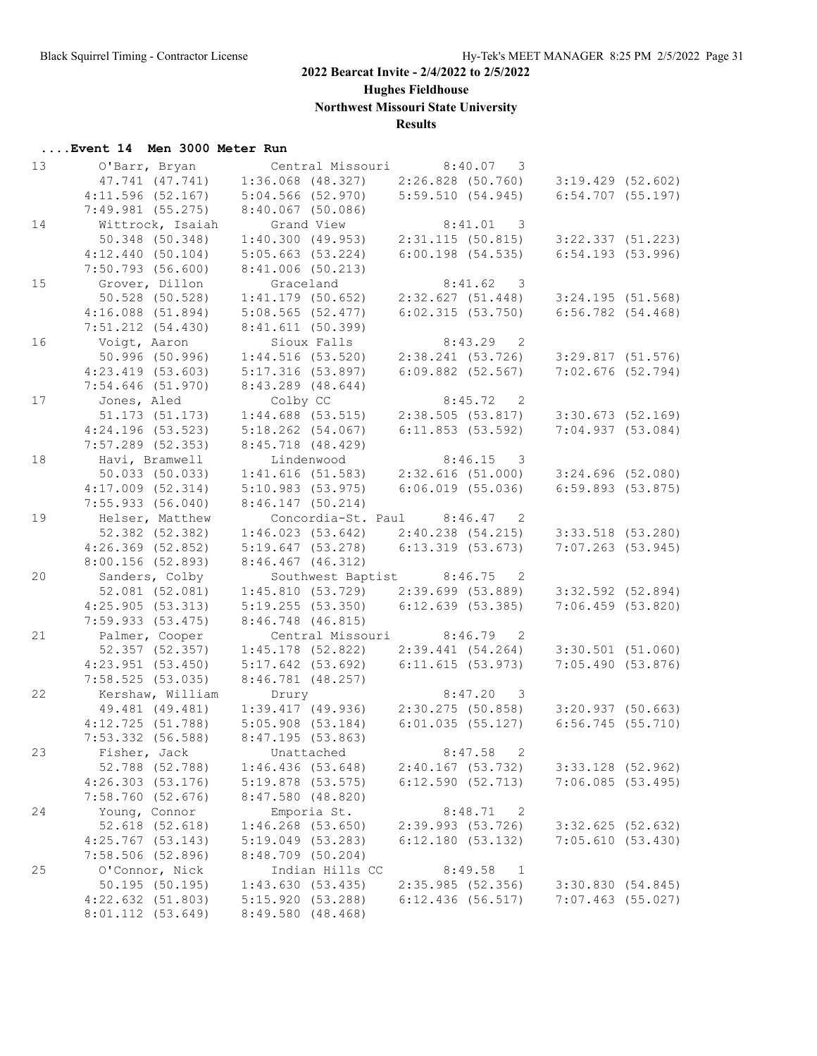# 2022 Bearcat Invite - 2/4/2022 to 2/5/2022

## Hughes Fieldhouse

## Northwest Missouri State University

## Results

### ....Event 14 Men 3000 Meter Run

```
13       O'Barr, Bryan          Central Missouri        8:40.07   3
         47.741 (47.741)     1:36.068 (48.327)     2:26.828 (50.760)     3:19.429 (52.602)
       4:11.596 (52.167)     5:04.566 (52.970)     5:59.510 (54.945)     6:54.707 (55.197)
       7:49.981 (55.275)     8:40.067 (50.086)
14       Wittrock, Isaiah       Grand View              8:41.01   3
         50.348 (50.348)     1:40.300 (49.953)     2:31.115 (50.815)     3:22.337 (51.223)
       4:12.440 (50.104)     5:05.663 (53.224)     6:00.198 (54.535)     6:54.193 (53.996)
       7:50.793 (56.600)     8:41.006 (50.213)
15       Grover, Dillon         Graceland               8:41.62   3
         50.528 (50.528)     1:41.179 (50.652)     2:32.627 (51.448)     3:24.195 (51.568)
       4:16.088 (51.894)     5:08.565 (52.477)     6:02.315 (53.750)     6:56.782 (54.468)
       7:51.212 (54.430)     8:41.611 (50.399)
16       Voigt, Aaron           Sioux Falls             8:43.29   2
         50.996 (50.996)     1:44.516 (53.520)     2:38.241 (53.726)     3:29.817 (51.576)
       4:23.419 (53.603)     5:17.316 (53.897)     6:09.882 (52.567)     7:02.676 (52.794)
       7:54.646 (51.970)     8:43.289 (48.644)
17       Jones, Aled            Colby CC                8:45.72   2
         51.173 (51.173)     1:44.688 (53.515)     2:38.505 (53.817)     3:30.673 (52.169)
       4:24.196 (53.523)     5:18.262 (54.067)     6:11.853 (53.592)     7:04.937 (53.084)
       7:57.289 (52.353)     8:45.718 (48.429)
18       Havi, Bramwell         Lindenwood              8:46.15   3
         50.033 (50.033)     1:41.616 (51.583)     2:32.616 (51.000)     3:24.696 (52.080)
       4:17.009 (52.314)     5:10.983 (53.975)     6:06.019 (55.036)     6:59.893 (53.875)
       7:55.933 (56.040)     8:46.147 (50.214)
19       Helser, Matthew        Concordia-St. Paul      8:46.47   2
         52.382 (52.382)     1:46.023 (53.642)     2:40.238 (54.215)     3:33.518 (53.280)
       4:26.369 (52.852)     5:19.647 (53.278)     6:13.319 (53.673)     7:07.263 (53.945)
       8:00.156 (52.893)     8:46.467 (46.312)
20       Sanders, Colby         Southwest Baptist       8:46.75   2
         52.081 (52.081)     1:45.810 (53.729)     2:39.699 (53.889)     3:32.592 (52.894)
       4:25.905 (53.313)     5:19.255 (53.350)     6:12.639 (53.385)     7:06.459 (53.820)
       7:59.933 (53.475)     8:46.748 (46.815)
21       Palmer, Cooper         Central Missouri        8:46.79   2
         52.357 (52.357)     1:45.178 (52.822)     2:39.441 (54.264)     3:30.501 (51.060)
       4:23.951 (53.450)     5:17.642 (53.692)     6:11.615 (53.973)     7:05.490 (53.876)
       7:58.525 (53.035)     8:46.781 (48.257)
22       Kershaw, William       Drury                   8:47.20   3
         49.481 (49.481)     1:39.417 (49.936)     2:30.275 (50.858)     3:20.937 (50.663)
       4:12.725 (51.788)     5:05.908 (53.184)     6:01.035 (55.127)     6:56.745 (55.710)
       7:53.332 (56.588)     8:47.195 (53.863)
23       Fisher, Jack           Unattached              8:47.58   2
         52.788 (52.788)     1:46.436 (53.648)     2:40.167 (53.732)     3:33.128 (52.962)
       4:26.303 (53.176)     5:19.878 (53.575)     6:12.590 (52.713)     7:06.085 (53.495)
       7:58.760 (52.676)     8:47.580 (48.820)
24       Young, Connor          Emporia St.             8:48.71   2
         52.618 (52.618)     1:46.268 (53.650)     2:39.993 (53.726)     3:32.625 (52.632)
       4:25.767 (53.143)     5:19.049 (53.283)     6:12.180 (53.132)     7:05.610 (53.430)
       7:58.506 (52.896)     8:48.709 (50.204)
25       O'Connor, Nick         Indian Hills CC         8:49.58   1
         50.195 (50.195)     1:43.630 (53.435)     2:35.985 (52.356)     3:30.830 (54.845)
       4:22.632 (51.803)     5:15.920 (53.288)     6:12.436 (56.517)     7:07.463 (55.027)
       8:01.112 (53.649)     8:49.580 (48.468)
```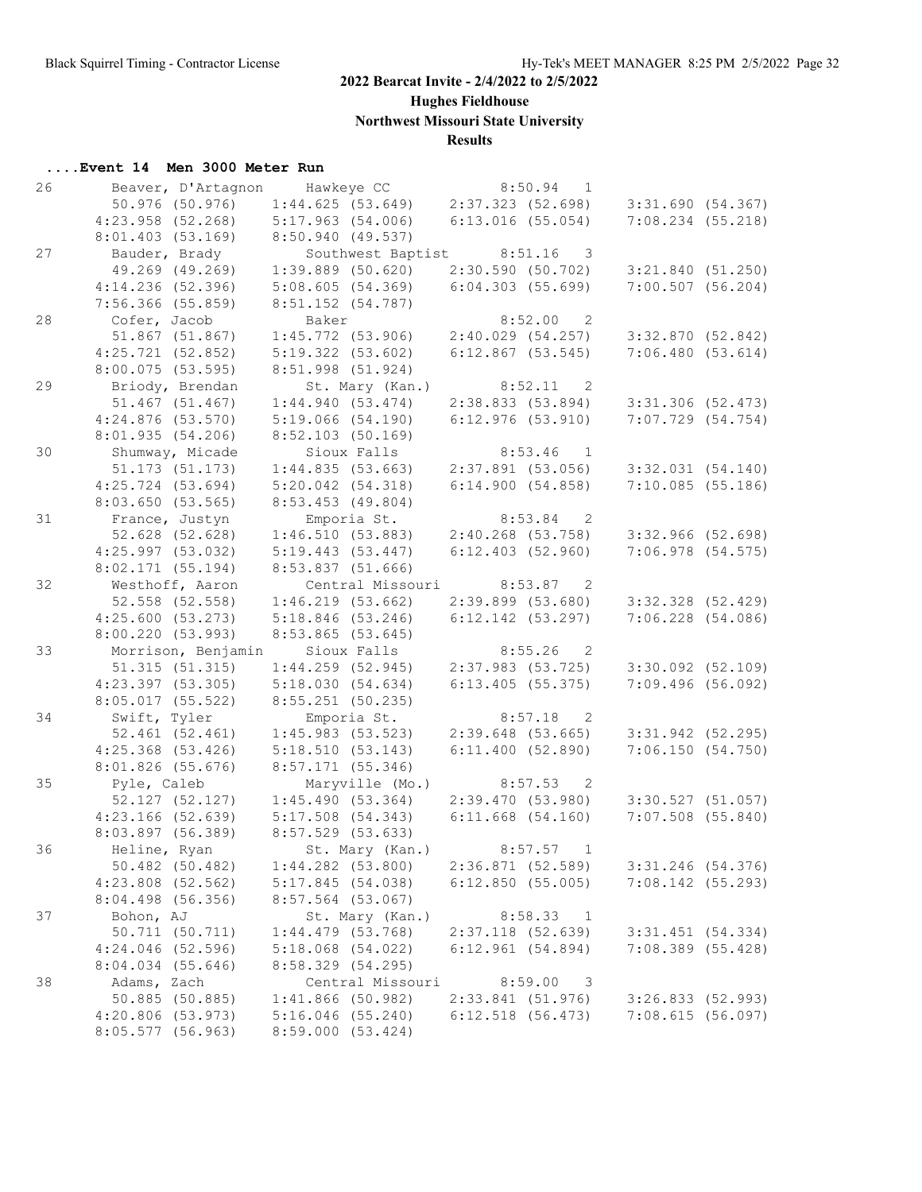# 2022 Bearcat Invite - 2/4/2022 to 2/5/2022

## Hughes Fieldhouse

## Northwest Missouri State University

## Results

### ....Event 14 Men 3000 Meter Run

| Place | Name | School | Time | Heat |
|---|---|---|---|---|
| 26 | Beaver, D'Artagnon | Hawkeye CC | 8:50.94 | 1 |
| | 50.976 (50.976) | 1:44.625 (53.649) | 2:37.323 (52.698) | 3:31.690 (54.367) |
| | 4:23.958 (52.268) | 5:17.963 (54.006) | 6:13.016 (55.054) | 7:08.234 (55.218) |
| | 8:01.403 (53.169) | 8:50.940 (49.537) | | |
| 27 | Bauder, Brady | Southwest Baptist | 8:51.16 | 3 |
| | 49.269 (49.269) | 1:39.889 (50.620) | 2:30.590 (50.702) | 3:21.840 (51.250) |
| | 4:14.236 (52.396) | 5:08.605 (54.369) | 6:04.303 (55.699) | 7:00.507 (56.204) |
| | 7:56.366 (55.859) | 8:51.152 (54.787) | | |
| 28 | Cofer, Jacob | Baker | 8:52.00 | 2 |
| | 51.867 (51.867) | 1:45.772 (53.906) | 2:40.029 (54.257) | 3:32.870 (52.842) |
| | 4:25.721 (52.852) | 5:19.322 (53.602) | 6:12.867 (53.545) | 7:06.480 (53.614) |
| | 8:00.075 (53.595) | 8:51.998 (51.924) | | |
| 29 | Briody, Brendan | St. Mary (Kan.) | 8:52.11 | 2 |
| | 51.467 (51.467) | 1:44.940 (53.474) | 2:38.833 (53.894) | 3:31.306 (52.473) |
| | 4:24.876 (53.570) | 5:19.066 (54.190) | 6:12.976 (53.910) | 7:07.729 (54.754) |
| | 8:01.935 (54.206) | 8:52.103 (50.169) | | |
| 30 | Shumway, Micade | Sioux Falls | 8:53.46 | 1 |
| | 51.173 (51.173) | 1:44.835 (53.663) | 2:37.891 (53.056) | 3:32.031 (54.140) |
| | 4:25.724 (53.694) | 5:20.042 (54.318) | 6:14.900 (54.858) | 7:10.085 (55.186) |
| | 8:03.650 (53.565) | 8:53.453 (49.804) | | |
| 31 | France, Justyn | Emporia St. | 8:53.84 | 2 |
| | 52.628 (52.628) | 1:46.510 (53.883) | 2:40.268 (53.758) | 3:32.966 (52.698) |
| | 4:25.997 (53.032) | 5:19.443 (53.447) | 6:12.403 (52.960) | 7:06.978 (54.575) |
| | 8:02.171 (55.194) | 8:53.837 (51.666) | | |
| 32 | Westhoff, Aaron | Central Missouri | 8:53.87 | 2 |
| | 52.558 (52.558) | 1:46.219 (53.662) | 2:39.899 (53.680) | 3:32.328 (52.429) |
| | 4:25.600 (53.273) | 5:18.846 (53.246) | 6:12.142 (53.297) | 7:06.228 (54.086) |
| | 8:00.220 (53.993) | 8:53.865 (53.645) | | |
| 33 | Morrison, Benjamin | Sioux Falls | 8:55.26 | 2 |
| | 51.315 (51.315) | 1:44.259 (52.945) | 2:37.983 (53.725) | 3:30.092 (52.109) |
| | 4:23.397 (53.305) | 5:18.030 (54.634) | 6:13.405 (55.375) | 7:09.496 (56.092) |
| | 8:05.017 (55.522) | 8:55.251 (50.235) | | |
| 34 | Swift, Tyler | Emporia St. | 8:57.18 | 2 |
| | 52.461 (52.461) | 1:45.983 (53.523) | 2:39.648 (53.665) | 3:31.942 (52.295) |
| | 4:25.368 (53.426) | 5:18.510 (53.143) | 6:11.400 (52.890) | 7:06.150 (54.750) |
| | 8:01.826 (55.676) | 8:57.171 (55.346) | | |
| 35 | Pyle, Caleb | Maryville (Mo.) | 8:57.53 | 2 |
| | 52.127 (52.127) | 1:45.490 (53.364) | 2:39.470 (53.980) | 3:30.527 (51.057) |
| | 4:23.166 (52.639) | 5:17.508 (54.343) | 6:11.668 (54.160) | 7:07.508 (55.840) |
| | 8:03.897 (56.389) | 8:57.529 (53.633) | | |
| 36 | Heline, Ryan | St. Mary (Kan.) | 8:57.57 | 1 |
| | 50.482 (50.482) | 1:44.282 (53.800) | 2:36.871 (52.589) | 3:31.246 (54.376) |
| | 4:23.808 (52.562) | 5:17.845 (54.038) | 6:12.850 (55.005) | 7:08.142 (55.293) |
| | 8:04.498 (56.356) | 8:57.564 (53.067) | | |
| 37 | Bohon, AJ | St. Mary (Kan.) | 8:58.33 | 1 |
| | 50.711 (50.711) | 1:44.479 (53.768) | 2:37.118 (52.639) | 3:31.451 (54.334) |
| | 4:24.046 (52.596) | 5:18.068 (54.022) | 6:12.961 (54.894) | 7:08.389 (55.428) |
| | 8:04.034 (55.646) | 8:58.329 (54.295) | | |
| 38 | Adams, Zach | Central Missouri | 8:59.00 | 3 |
| | 50.885 (50.885) | 1:41.866 (50.982) | 2:33.841 (51.976) | 3:26.833 (52.993) |
| | 4:20.806 (53.973) | 5:16.046 (55.240) | 6:12.518 (56.473) | 7:08.615 (56.097) |
| | 8:05.577 (56.963) | 8:59.000 (53.424) | | |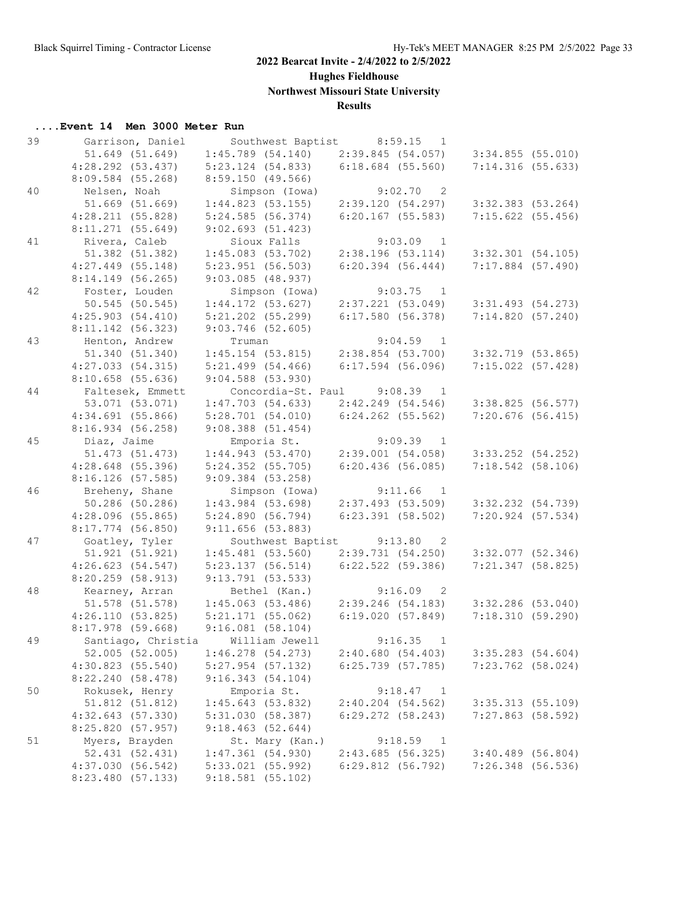## 2022 Bearcat Invite - 2/4/2022 to 2/5/2022

**Hughes Fieldhouse**

**Northwest Missouri State University**

**Results**

### ....Event 14 Men 3000 Meter Run

```
39      Garrison, Daniel       Southwest Baptist      8:59.15  1
         51.649 (51.649)    1:45.789 (54.140)    2:39.845 (54.057)    3:34.855 (55.010)
       4:28.292 (53.437)    5:23.124 (54.833)    6:18.684 (55.560)    7:14.316 (55.633)
       8:09.584 (55.268)    8:59.150 (49.566)
40      Nelsen, Noah           Simpson (Iowa)         9:02.70  2
         51.669 (51.669)    1:44.823 (53.155)    2:39.120 (54.297)    3:32.383 (53.264)
       4:28.211 (55.828)    5:24.585 (56.374)    6:20.167 (55.583)    7:15.622 (55.456)
       8:11.271 (55.649)    9:02.693 (51.423)
41      Rivera, Caleb          Sioux Falls            9:03.09  1
         51.382 (51.382)    1:45.083 (53.702)    2:38.196 (53.114)    3:32.301 (54.105)
       4:27.449 (55.148)    5:23.951 (56.503)    6:20.394 (56.444)    7:17.884 (57.490)
       8:14.149 (56.265)    9:03.085 (48.937)
42      Foster, Louden         Simpson (Iowa)         9:03.75  1
         50.545 (50.545)    1:44.172 (53.627)    2:37.221 (53.049)    3:31.493 (54.273)
       4:25.903 (54.410)    5:21.202 (55.299)    6:17.580 (56.378)    7:14.820 (57.240)
       8:11.142 (56.323)    9:03.746 (52.605)
43      Henton, Andrew         Truman                 9:04.59  1
         51.340 (51.340)    1:45.154 (53.815)    2:38.854 (53.700)    3:32.719 (53.865)
       4:27.033 (54.315)    5:21.499 (54.466)    6:17.594 (56.096)    7:15.022 (57.428)
       8:10.658 (55.636)    9:04.588 (53.930)
44      Faltesek, Emmett       Concordia-St. Paul     9:08.39  1
         53.071 (53.071)    1:47.703 (54.633)    2:42.249 (54.546)    3:38.825 (56.577)
       4:34.691 (55.866)    5:28.701 (54.010)    6:24.262 (55.562)    7:20.676 (56.415)
       8:16.934 (56.258)    9:08.388 (51.454)
45      Diaz, Jaime            Emporia St.            9:09.39  1
         51.473 (51.473)    1:44.943 (53.470)    2:39.001 (54.058)    3:33.252 (54.252)
       4:28.648 (55.396)    5:24.352 (55.705)    6:20.436 (56.085)    7:18.542 (58.106)
       8:16.126 (57.585)    9:09.384 (53.258)
46      Breheny, Shane         Simpson (Iowa)         9:11.66  1
         50.286 (50.286)    1:43.984 (53.698)    2:37.493 (53.509)    3:32.232 (54.739)
       4:28.096 (55.865)    5:24.890 (56.794)    6:23.391 (58.502)    7:20.924 (57.534)
       8:17.774 (56.850)    9:11.656 (53.883)
47      Goatley, Tyler         Southwest Baptist      9:13.80  2
         51.921 (51.921)    1:45.481 (53.560)    2:39.731 (54.250)    3:32.077 (52.346)
       4:26.623 (54.547)    5:23.137 (56.514)    6:22.522 (59.386)    7:21.347 (58.825)
       8:20.259 (58.913)    9:13.791 (53.533)
48      Kearney, Arran         Bethel (Kan.)          9:16.09  2
         51.578 (51.578)    1:45.063 (53.486)    2:39.246 (54.183)    3:32.286 (53.040)
       4:26.110 (53.825)    5:21.171 (55.062)    6:19.020 (57.849)    7:18.310 (59.290)
       8:17.978 (59.668)    9:16.081 (58.104)
49      Santiago, Christia     William Jewell         9:16.35  1
         52.005 (52.005)    1:46.278 (54.273)    2:40.680 (54.403)    3:35.283 (54.604)
       4:30.823 (55.540)    5:27.954 (57.132)    6:25.739 (57.785)    7:23.762 (58.024)
       8:22.240 (58.478)    9:16.343 (54.104)
50      Rokusek, Henry         Emporia St.            9:18.47  1
         51.812 (51.812)    1:45.643 (53.832)    2:40.204 (54.562)    3:35.313 (55.109)
       4:32.643 (57.330)    5:31.030 (58.387)    6:29.272 (58.243)    7:27.863 (58.592)
       8:25.820 (57.957)    9:18.463 (52.644)
51      Myers, Brayden         St. Mary (Kan.)        9:18.59  1
         52.431 (52.431)    1:47.361 (54.930)    2:43.685 (56.325)    3:40.489 (56.804)
       4:37.030 (56.542)    5:33.021 (55.992)    6:29.812 (56.792)    7:26.348 (56.536)
       8:23.480 (57.133)    9:18.581 (55.102)
```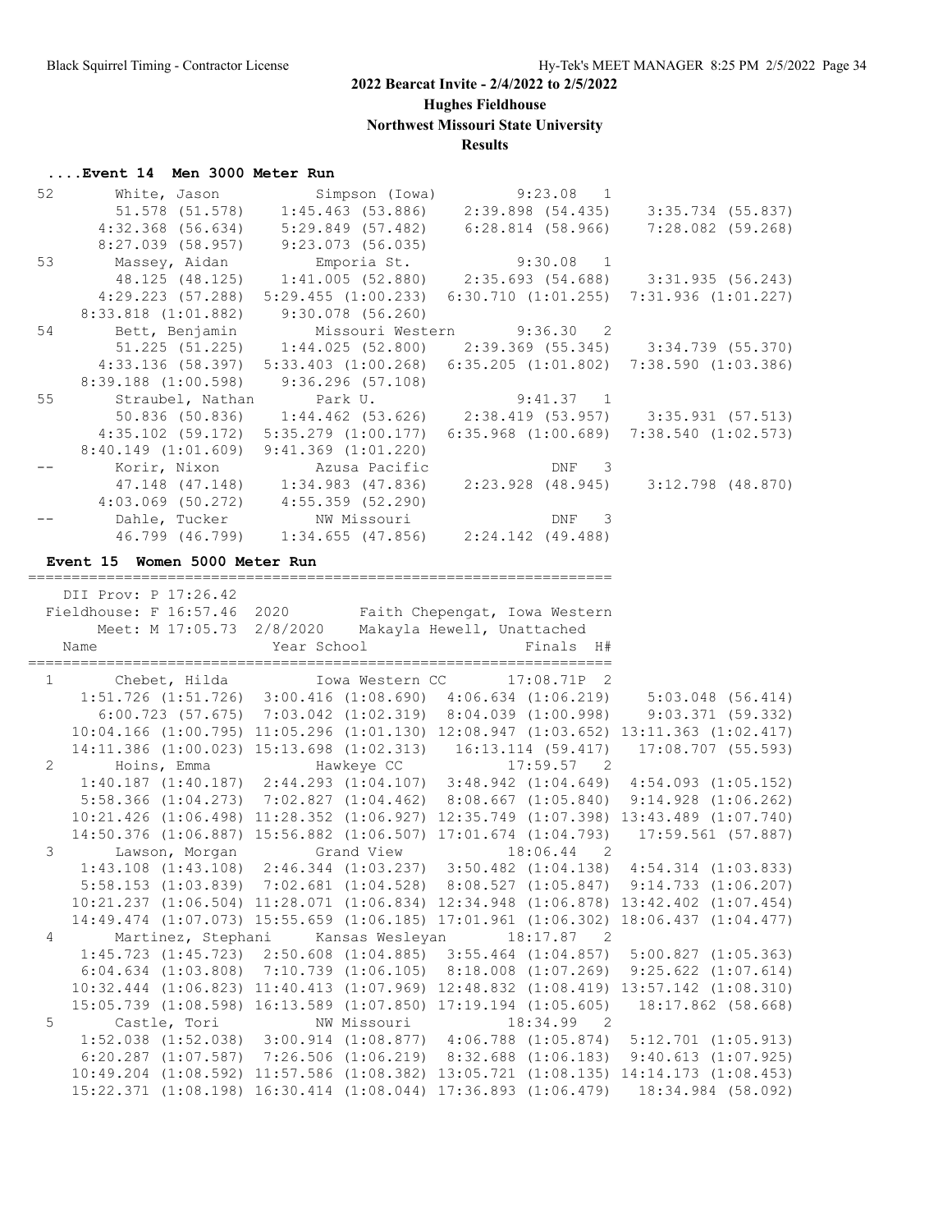**2022 Bearcat Invite - 2/4/2022 to 2/5/2022**

**Hughes Fieldhouse**

**Northwest Missouri State University**

**Results**

### ....Event 14 Men 3000 Meter Run

```
 52       White, Jason           Simpson (Iowa)          9:23.08  1   
        51.578 (51.578)    1:45.463 (53.886)    2:39.898 (54.435)    3:35.734 (55.837)
      4:32.368 (56.634)    5:29.849 (57.482)    6:28.814 (58.966)    7:28.082 (59.268)
      8:27.039 (58.957)    9:23.073 (56.035)
 53       Massey, Aidan          Emporia St.             9:30.08  1   
        48.125 (48.125)    1:41.005 (52.880)    2:35.693 (54.688)    3:31.935 (56.243)
      4:29.223 (57.288)  5:29.455 (1:00.233)  6:30.710 (1:01.255)  7:31.936 (1:01.227)
    8:33.818 (1:01.882)    9:30.078 (56.260)
 54       Bett, Benjamin         Missouri Western        9:36.30  2   
        51.225 (51.225)    1:44.025 (52.800)    2:39.369 (55.345)    3:34.739 (55.370)
      4:33.136 (58.397)  5:33.403 (1:00.268)  6:35.205 (1:01.802)  7:38.590 (1:03.386)
    8:39.188 (1:00.598)    9:36.296 (57.108)
 55       Straubel, Nathan       Park U.                 9:41.37  1   
        50.836 (50.836)    1:44.462 (53.626)    2:38.419 (53.957)    3:35.931 (57.513)
      4:35.102 (59.172)  5:35.279 (1:00.177)  6:35.968 (1:00.689)  7:38.540 (1:02.573)
    8:40.149 (1:01.609)  9:41.369 (1:01.220)
 --       Korir, Nixon           Azusa Pacific               DNF  3   
        47.148 (47.148)    1:34.983 (47.836)    2:23.928 (48.945)    3:12.798 (48.870)
      4:03.069 (50.272)    4:55.359 (52.290)
 --       Dahle, Tucker          NW Missouri                 DNF  3   
        46.799 (46.799)    1:34.655 (47.856)    2:24.142 (49.488)
```

### Event 15 Women 5000 Meter Run

```
===================================================================
    DII Prov: P 17:26.42
  Fieldhouse: F 16:57.46  2020       Faith Chepengat, Iowa Western 
        Meet: M 17:05.73  2/8/2020   Makayla Hewell, Unattached    
    Name                    Year School                 Finals  H# 
===================================================================
  1       Chebet, Hilda          Iowa Western CC       17:08.71P  2   
    1:51.726 (1:51.726)  3:00.416 (1:08.690)  4:06.634 (1:06.219)    5:03.048 (56.414)
      6:00.723 (57.675)  7:03.042 (1:02.319)  8:04.039 (1:00.998)    9:03.371 (59.332)
   10:04.166 (1:00.795) 11:05.296 (1:01.130) 12:08.947 (1:03.652) 13:11.363 (1:02.417)
   14:11.386 (1:00.023) 15:13.698 (1:02.313)   16:13.114 (59.417)   17:08.707 (55.593)
  2       Hoins, Emma            Hawkeye CC              17:59.57  2   
    1:40.187 (1:40.187)  2:44.293 (1:04.107)  3:48.942 (1:04.649)  4:54.093 (1:05.152)
    5:58.366 (1:04.273)  7:02.827 (1:04.462)  8:08.667 (1:05.840)  9:14.928 (1:06.262)
   10:21.426 (1:06.498) 11:28.352 (1:06.927) 12:35.749 (1:07.398) 13:43.489 (1:07.740)
   14:50.376 (1:06.887) 15:56.882 (1:06.507) 17:01.674 (1:04.793)   17:59.561 (57.887)
  3       Lawson, Morgan         Grand View              18:06.44  2   
    1:43.108 (1:43.108)  2:46.344 (1:03.237)  3:50.482 (1:04.138)  4:54.314 (1:03.833)
    5:58.153 (1:03.839)  7:02.681 (1:04.528)  8:08.527 (1:05.847)  9:14.733 (1:06.207)
   10:21.237 (1:06.504) 11:28.071 (1:06.834) 12:34.948 (1:06.878) 13:42.402 (1:07.454)
   14:49.474 (1:07.073) 15:55.659 (1:06.185) 17:01.961 (1:06.302) 18:06.437 (1:04.477)
  4       Martinez, Stephani     Kansas Wesleyan         18:17.87  2   
    1:45.723 (1:45.723)  2:50.608 (1:04.885)  3:55.464 (1:04.857)  5:00.827 (1:05.363)
    6:04.634 (1:03.808)  7:10.739 (1:06.105)  8:18.008 (1:07.269)  9:25.622 (1:07.614)
   10:32.444 (1:06.823) 11:40.413 (1:07.969) 12:48.832 (1:08.419) 13:57.142 (1:08.310)
   15:05.739 (1:08.598) 16:13.589 (1:07.850) 17:19.194 (1:05.605)   18:17.862 (58.668)
  5       Castle, Tori           NW Missouri             18:34.99  2   
    1:52.038 (1:52.038)  3:00.914 (1:08.877)  4:06.788 (1:05.874)  5:12.701 (1:05.913)
    6:20.287 (1:07.587)  7:26.506 (1:06.219)  8:32.688 (1:06.183)  9:40.613 (1:07.925)
   10:49.204 (1:08.592) 11:57.586 (1:08.382) 13:05.721 (1:08.135) 14:14.173 (1:08.453)
   15:22.371 (1:08.198) 16:30.414 (1:08.044) 17:36.893 (1:06.479)   18:34.984 (58.092)
```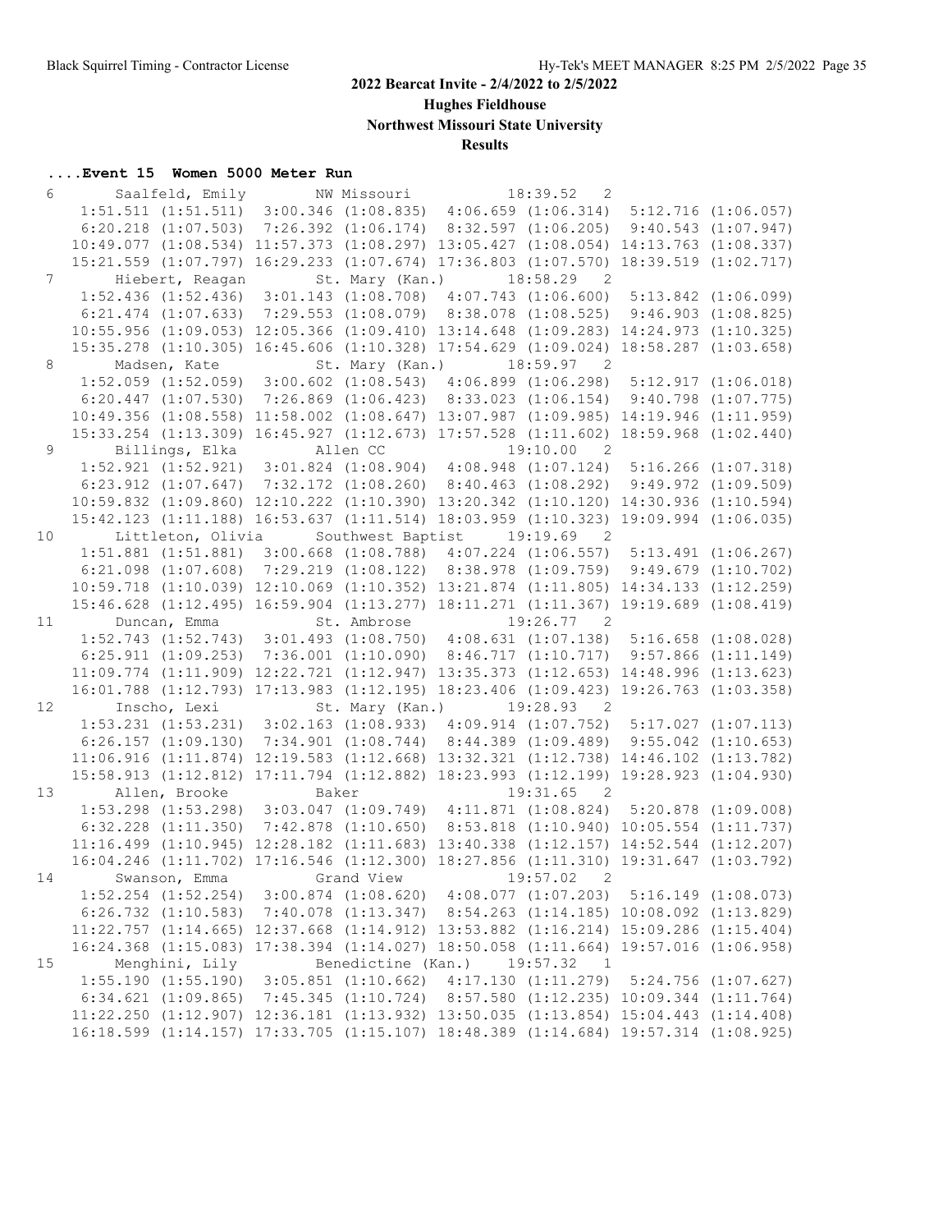2022 Bearcat Invite - 2/4/2022 to 2/5/2022

Hughes Fieldhouse

Northwest Missouri State University

Results

## ....Event 15 Women 5000 Meter Run

```
  6     Saalfeld, Emily        NW Missouri            18:39.52   2
     1:51.511 (1:51.511)  3:00.346 (1:08.835)  4:06.659 (1:06.314)  5:12.716 (1:06.057)
     6:20.218 (1:07.503)  7:26.392 (1:06.174)  8:32.597 (1:06.205)  9:40.543 (1:07.947)
    10:49.077 (1:08.534) 11:57.373 (1:08.297) 13:05.427 (1:08.054) 14:13.763 (1:08.337)
    15:21.559 (1:07.797) 16:29.233 (1:07.674) 17:36.803 (1:07.570) 18:39.519 (1:02.717)
  7     Hiebert, Reagan        St. Mary (Kan.)        18:58.29   2
     1:52.436 (1:52.436)  3:01.143 (1:08.708)  4:07.743 (1:06.600)  5:13.842 (1:06.099)
     6:21.474 (1:07.633)  7:29.553 (1:08.079)  8:38.078 (1:08.525)  9:46.903 (1:08.825)
    10:55.956 (1:09.053) 12:05.366 (1:09.410) 13:14.648 (1:09.283) 14:24.973 (1:10.325)
    15:35.278 (1:10.305) 16:45.606 (1:10.328) 17:54.629 (1:09.024) 18:58.287 (1:03.658)
  8     Madsen, Kate           St. Mary (Kan.)        18:59.97   2
     1:52.059 (1:52.059)  3:00.602 (1:08.543)  4:06.899 (1:06.298)  5:12.917 (1:06.018)
     6:20.447 (1:07.530)  7:26.869 (1:06.423)  8:33.023 (1:06.154)  9:40.798 (1:07.775)
    10:49.356 (1:08.558) 11:58.002 (1:08.647) 13:07.987 (1:09.985) 14:19.946 (1:11.959)
    15:33.254 (1:13.309) 16:45.927 (1:12.673) 17:57.528 (1:11.602) 18:59.968 (1:02.440)
  9     Billings, Elka         Allen CC               19:10.00   2
     1:52.921 (1:52.921)  3:01.824 (1:08.904)  4:08.948 (1:07.124)  5:16.266 (1:07.318)
     6:23.912 (1:07.647)  7:32.172 (1:08.260)  8:40.463 (1:08.292)  9:49.972 (1:09.509)
    10:59.832 (1:09.860) 12:10.222 (1:10.390) 13:20.342 (1:10.120) 14:30.936 (1:10.594)
    15:42.123 (1:11.188) 16:53.637 (1:11.514) 18:03.959 (1:10.323) 19:09.994 (1:06.035)
 10     Littleton, Olivia      Southwest Baptist      19:19.69   2
     1:51.881 (1:51.881)  3:00.668 (1:08.788)  4:07.224 (1:06.557)  5:13.491 (1:06.267)
     6:21.098 (1:07.608)  7:29.219 (1:08.122)  8:38.978 (1:09.759)  9:49.679 (1:10.702)
    10:59.718 (1:10.039) 12:10.069 (1:10.352) 13:21.874 (1:11.805) 14:34.133 (1:12.259)
    15:46.628 (1:12.495) 16:59.904 (1:13.277) 18:11.271 (1:11.367) 19:19.689 (1:08.419)
 11     Duncan, Emma           St. Ambrose            19:26.77   2
     1:52.743 (1:52.743)  3:01.493 (1:08.750)  4:08.631 (1:07.138)  5:16.658 (1:08.028)
     6:25.911 (1:09.253)  7:36.001 (1:10.090)  8:46.717 (1:10.717)  9:57.866 (1:11.149)
    11:09.774 (1:11.909) 12:22.721 (1:12.947) 13:35.373 (1:12.653) 14:48.996 (1:13.623)
    16:01.788 (1:12.793) 17:13.983 (1:12.195) 18:23.406 (1:09.423) 19:26.763 (1:03.358)
 12     Inscho, Lexi           St. Mary (Kan.)        19:28.93   2
     1:53.231 (1:53.231)  3:02.163 (1:08.933)  4:09.914 (1:07.752)  5:17.027 (1:07.113)
     6:26.157 (1:09.130)  7:34.901 (1:08.744)  8:44.389 (1:09.489)  9:55.042 (1:10.653)
    11:06.916 (1:11.874) 12:19.583 (1:12.668) 13:32.321 (1:12.738) 14:46.102 (1:13.782)
    15:58.913 (1:12.812) 17:11.794 (1:12.882) 18:23.993 (1:12.199) 19:28.923 (1:04.930)
 13     Allen, Brooke          Baker                  19:31.65   2
     1:53.298 (1:53.298)  3:03.047 (1:09.749)  4:11.871 (1:08.824)  5:20.878 (1:09.008)
     6:32.228 (1:11.350)  7:42.878 (1:10.650)  8:53.818 (1:10.940) 10:05.554 (1:11.737)
    11:16.499 (1:10.945) 12:28.182 (1:11.683) 13:40.338 (1:12.157) 14:52.544 (1:12.207)
    16:04.246 (1:11.702) 17:16.546 (1:12.300) 18:27.856 (1:11.310) 19:31.647 (1:03.792)
 14     Swanson, Emma          Grand View             19:57.02   2
     1:52.254 (1:52.254)  3:00.874 (1:08.620)  4:08.077 (1:07.203)  5:16.149 (1:08.073)
     6:26.732 (1:10.583)  7:40.078 (1:13.347)  8:54.263 (1:14.185) 10:08.092 (1:13.829)
    11:22.757 (1:14.665) 12:37.668 (1:14.912) 13:53.882 (1:16.214) 15:09.286 (1:15.404)
    16:24.368 (1:15.083) 17:38.394 (1:14.027) 18:50.058 (1:11.664) 19:57.016 (1:06.958)
 15     Menghini, Lily         Benedictine (Kan.)     19:57.32   1
     1:55.190 (1:55.190)  3:05.851 (1:10.662)  4:17.130 (1:11.279)  5:24.756 (1:07.627)
     6:34.621 (1:09.865)  7:45.345 (1:10.724)  8:57.580 (1:12.235) 10:09.344 (1:11.764)
    11:22.250 (1:12.907) 12:36.181 (1:13.932) 13:50.035 (1:13.854) 15:04.443 (1:14.408)
    16:18.599 (1:14.157) 17:33.705 (1:15.107) 18:48.389 (1:14.684) 19:57.314 (1:08.925)
```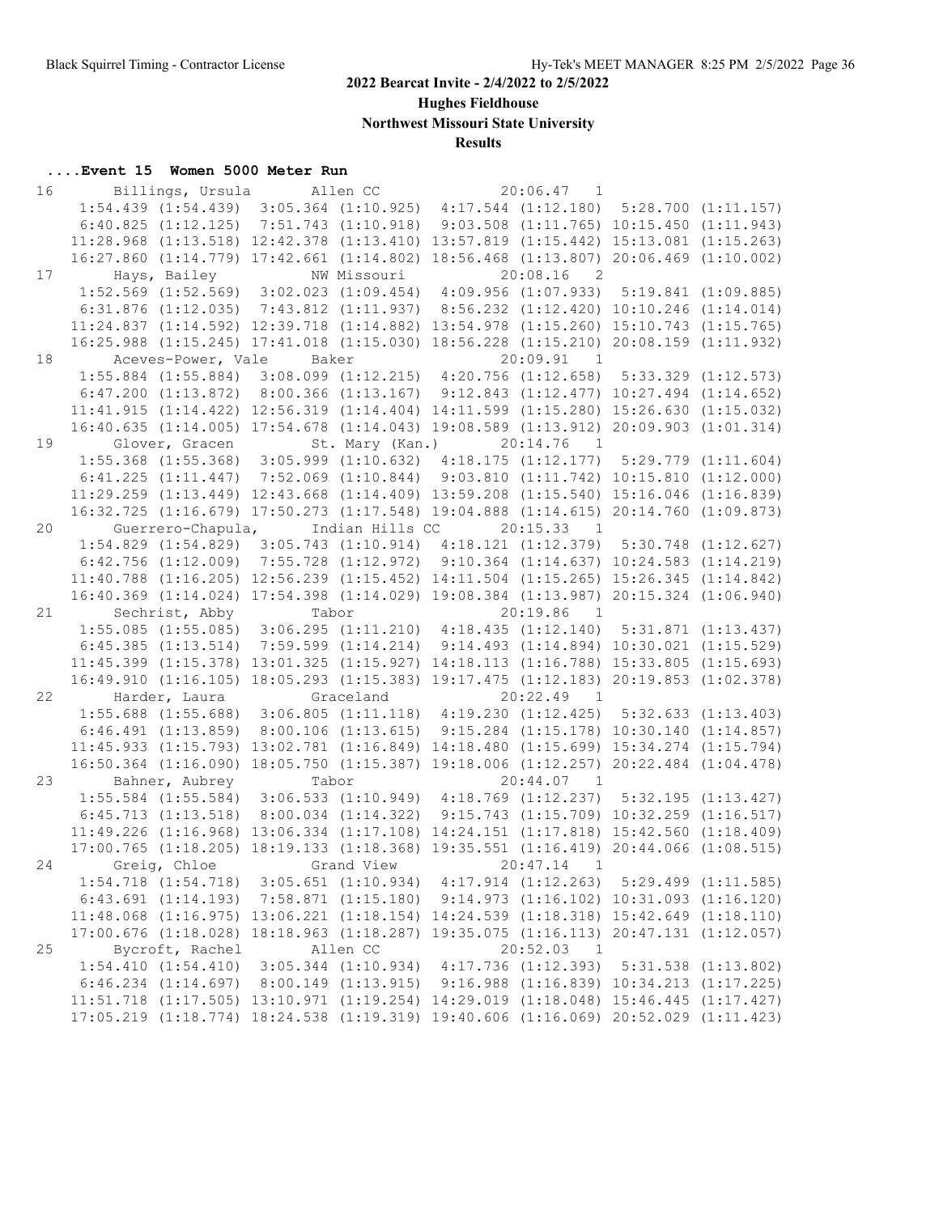## 2022 Bearcat Invite - 2/4/2022 to 2/5/2022

**Hughes Fieldhouse**

**Northwest Missouri State University**

**Results**

### ....Event 15 Women 5000 Meter Run

```
 16      Billings, Ursula      Allen CC                20:06.47   1  
     1:54.439 (1:54.439)  3:05.364 (1:10.925)  4:17.544 (1:12.180)  5:28.700 (1:11.157)
     6:40.825 (1:12.125)  7:51.743 (1:10.918)  9:03.508 (1:11.765) 10:15.450 (1:11.943)
    11:28.968 (1:13.518) 12:42.378 (1:13.410) 13:57.819 (1:15.442) 15:13.081 (1:15.263)
    16:27.860 (1:14.779) 17:42.661 (1:14.802) 18:56.468 (1:13.807) 20:06.469 (1:10.002)
 17      Hays, Bailey          NW Missouri             20:08.16   2  
     1:52.569 (1:52.569)  3:02.023 (1:09.454)  4:09.956 (1:07.933)  5:19.841 (1:09.885)
     6:31.876 (1:12.035)  7:43.812 (1:11.937)  8:56.232 (1:12.420) 10:10.246 (1:14.014)
    11:24.837 (1:14.592) 12:39.718 (1:14.882) 13:54.978 (1:15.260) 15:10.743 (1:15.765)
    16:25.988 (1:15.245) 17:41.018 (1:15.030) 18:56.228 (1:15.210) 20:08.159 (1:11.932)
 18      Aceves-Power, Vale    Baker                   20:09.91   1  
     1:55.884 (1:55.884)  3:08.099 (1:12.215)  4:20.756 (1:12.658)  5:33.329 (1:12.573)
     6:47.200 (1:13.872)  8:00.366 (1:13.167)  9:12.843 (1:12.477) 10:27.494 (1:14.652)
    11:41.915 (1:14.422) 12:56.319 (1:14.404) 14:11.599 (1:15.280) 15:26.630 (1:15.032)
    16:40.635 (1:14.005) 17:54.678 (1:14.043) 19:08.589 (1:13.912) 20:09.903 (1:01.314)
 19      Glover, Gracen        St. Mary (Kan.)         20:14.76   1  
     1:55.368 (1:55.368)  3:05.999 (1:10.632)  4:18.175 (1:12.177)  5:29.779 (1:11.604)
     6:41.225 (1:11.447)  7:52.069 (1:10.844)  9:03.810 (1:11.742) 10:15.810 (1:12.000)
    11:29.259 (1:13.449) 12:43.668 (1:14.409) 13:59.208 (1:15.540) 15:16.046 (1:16.839)
    16:32.725 (1:16.679) 17:50.273 (1:17.548) 19:04.888 (1:14.615) 20:14.760 (1:09.873)
 20      Guerrero-Chapula,     Indian Hills CC         20:15.33   1  
     1:54.829 (1:54.829)  3:05.743 (1:10.914)  4:18.121 (1:12.379)  5:30.748 (1:12.627)
     6:42.756 (1:12.009)  7:55.728 (1:12.972)  9:10.364 (1:14.637) 10:24.583 (1:14.219)
    11:40.788 (1:16.205) 12:56.239 (1:15.452) 14:11.504 (1:15.265) 15:26.345 (1:14.842)
    16:40.369 (1:14.024) 17:54.398 (1:14.029) 19:08.384 (1:13.987) 20:15.324 (1:06.940)
 21      Sechrist, Abby        Tabor                   20:19.86   1  
     1:55.085 (1:55.085)  3:06.295 (1:11.210)  4:18.435 (1:12.140)  5:31.871 (1:13.437)
     6:45.385 (1:13.514)  7:59.599 (1:14.214)  9:14.493 (1:14.894) 10:30.021 (1:15.529)
    11:45.399 (1:15.378) 13:01.325 (1:15.927) 14:18.113 (1:16.788) 15:33.805 (1:15.693)
    16:49.910 (1:16.105) 18:05.293 (1:15.383) 19:17.475 (1:12.183) 20:19.853 (1:02.378)
 22      Harder, Laura         Graceland               20:22.49   1  
     1:55.688 (1:55.688)  3:06.805 (1:11.118)  4:19.230 (1:12.425)  5:32.633 (1:13.403)
     6:46.491 (1:13.859)  8:00.106 (1:13.615)  9:15.284 (1:15.178) 10:30.140 (1:14.857)
    11:45.933 (1:15.793) 13:02.781 (1:16.849) 14:18.480 (1:15.699) 15:34.274 (1:15.794)
    16:50.364 (1:16.090) 18:05.750 (1:15.387) 19:18.006 (1:12.257) 20:22.484 (1:04.478)
 23      Bahner, Aubrey        Tabor                   20:44.07   1  
     1:55.584 (1:55.584)  3:06.533 (1:10.949)  4:18.769 (1:12.237)  5:32.195 (1:13.427)
     6:45.713 (1:13.518)  8:00.034 (1:14.322)  9:15.743 (1:15.709) 10:32.259 (1:16.517)
    11:49.226 (1:16.968) 13:06.334 (1:17.108) 14:24.151 (1:17.818) 15:42.560 (1:18.409)
    17:00.765 (1:18.205) 18:19.133 (1:18.368) 19:35.551 (1:16.419) 20:44.066 (1:08.515)
 24      Greig, Chloe          Grand View              20:47.14   1  
     1:54.718 (1:54.718)  3:05.651 (1:10.934)  4:17.914 (1:12.263)  5:29.499 (1:11.585)
     6:43.691 (1:14.193)  7:58.871 (1:15.180)  9:14.973 (1:16.102) 10:31.093 (1:16.120)
    11:48.068 (1:16.975) 13:06.221 (1:18.154) 14:24.539 (1:18.318) 15:42.649 (1:18.110)
    17:00.676 (1:18.028) 18:18.963 (1:18.287) 19:35.075 (1:16.113) 20:47.131 (1:12.057)
 25      Bycroft, Rachel       Allen CC                20:52.03   1  
     1:54.410 (1:54.410)  3:05.344 (1:10.934)  4:17.736 (1:12.393)  5:31.538 (1:13.802)
     6:46.234 (1:14.697)  8:00.149 (1:13.915)  9:16.988 (1:16.839) 10:34.213 (1:17.225)
    11:51.718 (1:17.505) 13:10.971 (1:19.254) 14:29.019 (1:18.048) 15:46.445 (1:17.427)
    17:05.219 (1:18.774) 18:24.538 (1:19.319) 19:40.606 (1:16.069) 20:52.029 (1:11.423)
```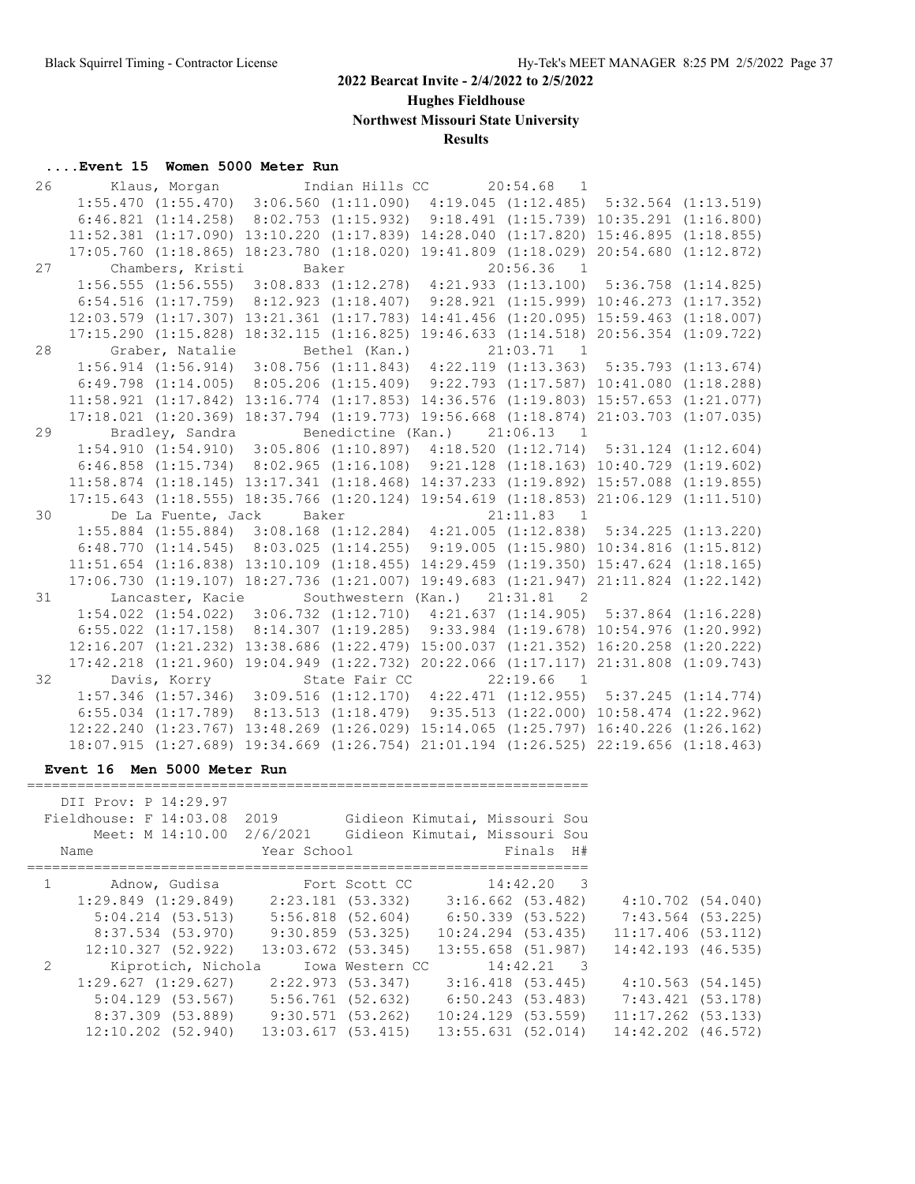## 2022 Bearcat Invite - 2/4/2022 to 2/5/2022

### Hughes Fieldhouse

### Northwest Missouri State University

### Results

#### ....Event 15 Women 5000 Meter Run

```
26       Klaus, Morgan          Indian Hills CC       20:54.68  1  
     1:55.470 (1:55.470)  3:06.560 (1:11.090)  4:19.045 (1:12.485)  5:32.564 (1:13.519)
     6:46.821 (1:14.258)  8:02.753 (1:15.932)  9:18.491 (1:15.739) 10:35.291 (1:16.800)
    11:52.381 (1:17.090) 13:10.220 (1:17.839) 14:28.040 (1:17.820) 15:46.895 (1:18.855)
    17:05.760 (1:18.865) 18:23.780 (1:18.020) 19:41.809 (1:18.029) 20:54.680 (1:12.872)
27       Chambers, Kristi       Baker                 20:56.36  1  
     1:56.555 (1:56.555)  3:08.833 (1:12.278)  4:21.933 (1:13.100)  5:36.758 (1:14.825)
     6:54.516 (1:17.759)  8:12.923 (1:18.407)  9:28.921 (1:15.999) 10:46.273 (1:17.352)
    12:03.579 (1:17.307) 13:21.361 (1:17.783) 14:41.456 (1:20.095) 15:59.463 (1:18.007)
    17:15.290 (1:15.828) 18:32.115 (1:16.825) 19:46.633 (1:14.518) 20:56.354 (1:09.722)
28       Graber, Natalie        Bethel (Kan.)         21:03.71  1  
     1:56.914 (1:56.914)  3:08.756 (1:11.843)  4:22.119 (1:13.363)  5:35.793 (1:13.674)
     6:49.798 (1:14.005)  8:05.206 (1:15.409)  9:22.793 (1:17.587) 10:41.080 (1:18.288)
    11:58.921 (1:17.842) 13:16.774 (1:17.853) 14:36.576 (1:19.803) 15:57.653 (1:21.077)
    17:18.021 (1:20.369) 18:37.794 (1:19.773) 19:56.668 (1:18.874) 21:03.703 (1:07.035)
29       Bradley, Sandra        Benedictine (Kan.)    21:06.13  1  
     1:54.910 (1:54.910)  3:05.806 (1:10.897)  4:18.520 (1:12.714)  5:31.124 (1:12.604)
     6:46.858 (1:15.734)  8:02.965 (1:16.108)  9:21.128 (1:18.163) 10:40.729 (1:19.602)
    11:58.874 (1:18.145) 13:17.341 (1:18.468) 14:37.233 (1:19.892) 15:57.088 (1:19.855)
    17:15.643 (1:18.555) 18:35.766 (1:20.124) 19:54.619 (1:18.853) 21:06.129 (1:11.510)
30       De La Fuente, Jack     Baker                 21:11.83  1  
     1:55.884 (1:55.884)  3:08.168 (1:12.284)  4:21.005 (1:12.838)  5:34.225 (1:13.220)
     6:48.770 (1:14.545)  8:03.025 (1:14.255)  9:19.005 (1:15.980) 10:34.816 (1:15.812)
    11:51.654 (1:16.838) 13:10.109 (1:18.455) 14:29.459 (1:19.350) 15:47.624 (1:18.165)
    17:06.730 (1:19.107) 18:27.736 (1:21.007) 19:49.683 (1:21.947) 21:11.824 (1:22.142)
31       Lancaster, Kacie       Southwestern (Kan.)   21:31.81  2  
     1:54.022 (1:54.022)  3:06.732 (1:12.710)  4:21.637 (1:14.905)  5:37.864 (1:16.228)
     6:55.022 (1:17.158)  8:14.307 (1:19.285)  9:33.984 (1:19.678) 10:54.976 (1:20.992)
    12:16.207 (1:21.232) 13:38.686 (1:22.479) 15:00.037 (1:21.352) 16:20.258 (1:20.222)
    17:42.218 (1:21.960) 19:04.949 (1:22.732) 20:22.066 (1:17.117) 21:31.808 (1:09.743)
32       Davis, Korry           State Fair CC         22:19.66  1  
     1:57.346 (1:57.346)  3:09.516 (1:12.170)  4:22.471 (1:12.955)  5:37.245 (1:14.774)
     6:55.034 (1:17.789)  8:13.513 (1:18.479)  9:35.513 (1:22.000) 10:58.474 (1:22.962)
    12:22.240 (1:23.767) 13:48.269 (1:26.029) 15:14.065 (1:25.797) 16:40.226 (1:26.162)
    18:07.915 (1:27.689) 19:34.669 (1:26.754) 21:01.194 (1:26.525) 22:19.656 (1:18.463)
```

#### Event 16 Men 5000 Meter Run

```
===================================================================
    DII Prov: P 14:29.97 
  Fieldhouse: F 14:03.08  2019        Gidieon Kimutai, Missouri Sou
        Meet: M 14:10.00  2/6/2021    Gidieon Kimutai, Missouri Sou
    Name                    Year School                Finals  H# 
===================================================================
  1       Adnow, Gudisa          Fort Scott CC         14:42.20  3  
      1:29.849 (1:29.849)    2:23.181 (53.332)    3:16.662 (53.482)    4:10.702 (54.040)
      5:04.214 (53.513)      5:56.818 (52.604)    6:50.339 (53.522)    7:43.564 (53.225)
      8:37.534 (53.970)      9:30.859 (53.325)   10:24.294 (53.435)   11:17.406 (53.112)
     12:10.327 (52.922)     13:03.672 (53.345)   13:55.658 (51.987)   14:42.193 (46.535)
  2       Kiprotich, Nichola     Iowa Western CC       14:42.21  3  
      1:29.627 (1:29.627)    2:22.973 (53.347)    3:16.418 (53.445)    4:10.563 (54.145)
      5:04.129 (53.567)      5:56.761 (52.632)    6:50.243 (53.483)    7:43.421 (53.178)
      8:37.309 (53.889)      9:30.571 (53.262)   10:24.129 (53.559)   11:17.262 (53.133)
     12:10.202 (52.940)     13:03.617 (53.415)   13:55.631 (52.014)   14:42.202 (46.572)
```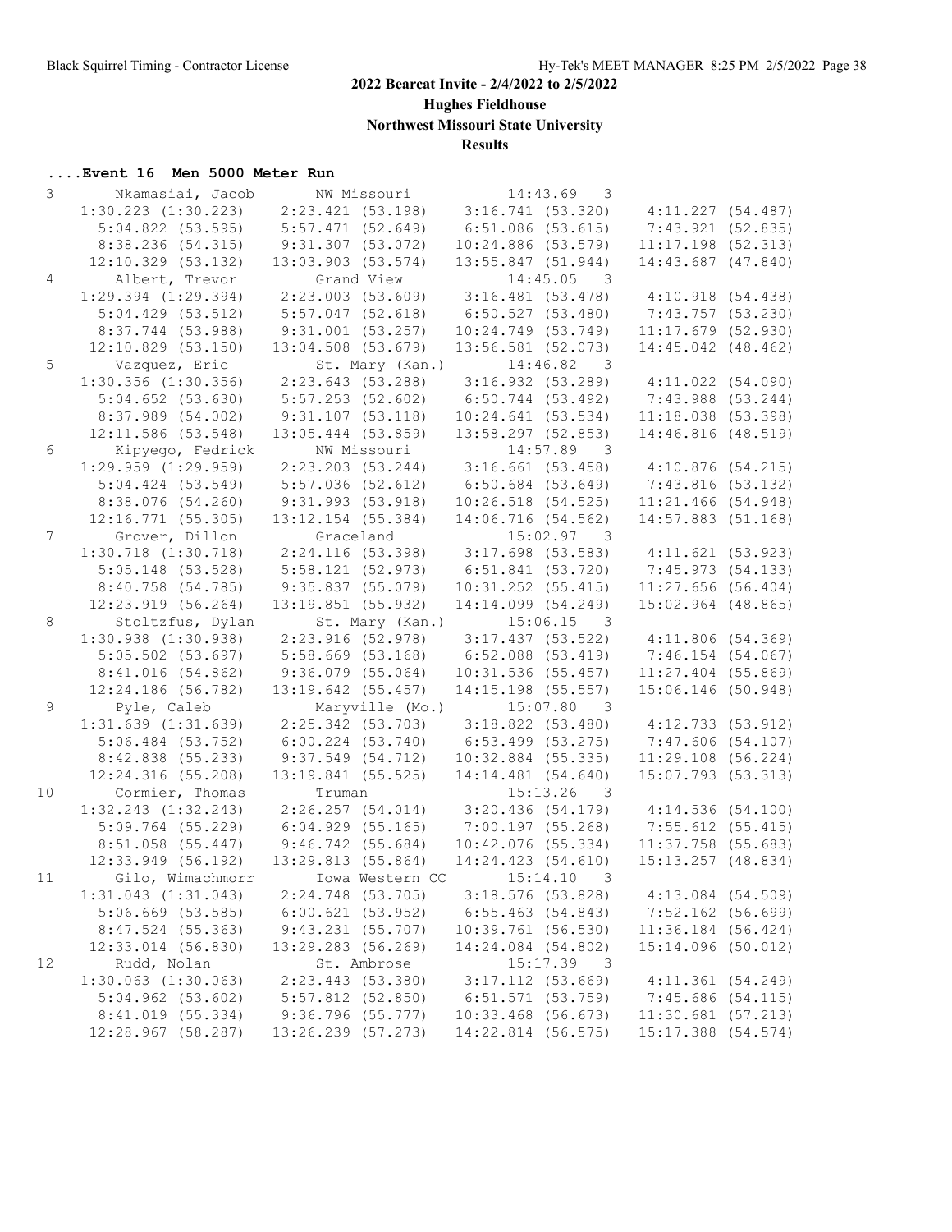## 2022 Bearcat Invite - 2/4/2022 to 2/5/2022

**Hughes Fieldhouse**

**Northwest Missouri State University**

**Results**

### ....Event 16  Men 5000 Meter Run

```
 3      Nkamasiai, Jacob       NW Missouri            14:43.69   3 
     1:30.223 (1:30.223)    2:23.421 (53.198)    3:16.741 (53.320)    4:11.227 (54.487)
       5:04.822 (53.595)    5:57.471 (52.649)    6:51.086 (53.615)    7:43.921 (52.835)
       8:38.236 (54.315)    9:31.307 (53.072)   10:24.886 (53.579)   11:17.198 (52.313)
      12:10.329 (53.132)   13:03.903 (53.574)   13:55.847 (51.944)   14:43.687 (47.840)
 4      Albert, Trevor         Grand View             14:45.05   3 
     1:29.394 (1:29.394)    2:23.003 (53.609)    3:16.481 (53.478)    4:10.918 (54.438)
       5:04.429 (53.512)    5:57.047 (52.618)    6:50.527 (53.480)    7:43.757 (53.230)
       8:37.744 (53.988)    9:31.001 (53.257)   10:24.749 (53.749)   11:17.679 (52.930)
      12:10.829 (53.150)   13:04.508 (53.679)   13:56.581 (52.073)   14:45.042 (48.462)
 5      Vazquez, Eric          St. Mary (Kan.)        14:46.82   3 
     1:30.356 (1:30.356)    2:23.643 (53.288)    3:16.932 (53.289)    4:11.022 (54.090)
       5:04.652 (53.630)    5:57.253 (52.602)    6:50.744 (53.492)    7:43.988 (53.244)
       8:37.989 (54.002)    9:31.107 (53.118)   10:24.641 (53.534)   11:18.038 (53.398)
      12:11.586 (53.548)   13:05.444 (53.859)   13:58.297 (52.853)   14:46.816 (48.519)
 6      Kipyego, Fedrick       NW Missouri            14:57.89   3 
     1:29.959 (1:29.959)    2:23.203 (53.244)    3:16.661 (53.458)    4:10.876 (54.215)
       5:04.424 (53.549)    5:57.036 (52.612)    6:50.684 (53.649)    7:43.816 (53.132)
       8:38.076 (54.260)    9:31.993 (53.918)   10:26.518 (54.525)   11:21.466 (54.948)
      12:16.771 (55.305)   13:12.154 (55.384)   14:06.716 (54.562)   14:57.883 (51.168)
 7      Grover, Dillon         Graceland              15:02.97   3 
     1:30.718 (1:30.718)    2:24.116 (53.398)    3:17.698 (53.583)    4:11.621 (53.923)
       5:05.148 (53.528)    5:58.121 (52.973)    6:51.841 (53.720)    7:45.973 (54.133)
       8:40.758 (54.785)    9:35.837 (55.079)   10:31.252 (55.415)   11:27.656 (56.404)
      12:23.919 (56.264)   13:19.851 (55.932)   14:14.099 (54.249)   15:02.964 (48.865)
 8      Stoltzfus, Dylan       St. Mary (Kan.)        15:06.15   3 
     1:30.938 (1:30.938)    2:23.916 (52.978)    3:17.437 (53.522)    4:11.806 (54.369)
       5:05.502 (53.697)    5:58.669 (53.168)    6:52.088 (53.419)    7:46.154 (54.067)
       8:41.016 (54.862)    9:36.079 (55.064)   10:31.536 (55.457)   11:27.404 (55.869)
      12:24.186 (56.782)   13:19.642 (55.457)   14:15.198 (55.557)   15:06.146 (50.948)
 9      Pyle, Caleb            Maryville (Mo.)        15:07.80   3 
     1:31.639 (1:31.639)    2:25.342 (53.703)    3:18.822 (53.480)    4:12.733 (53.912)
       5:06.484 (53.752)    6:00.224 (53.740)    6:53.499 (53.275)    7:47.606 (54.107)
       8:42.838 (55.233)    9:37.549 (54.712)   10:32.884 (55.335)   11:29.108 (56.224)
      12:24.316 (55.208)   13:19.841 (55.525)   14:14.481 (54.640)   15:07.793 (53.313)
10      Cormier, Thomas        Truman                 15:13.26   3 
     1:32.243 (1:32.243)    2:26.257 (54.014)    3:20.436 (54.179)    4:14.536 (54.100)
       5:09.764 (55.229)    6:04.929 (55.165)    7:00.197 (55.268)    7:55.612 (55.415)
       8:51.058 (55.447)    9:46.742 (55.684)   10:42.076 (55.334)   11:37.758 (55.683)
      12:33.949 (56.192)   13:29.813 (55.864)   14:24.423 (54.610)   15:13.257 (48.834)
11      Gilo, Wimachmorr       Iowa Western CC        15:14.10   3 
     1:31.043 (1:31.043)    2:24.748 (53.705)    3:18.576 (53.828)    4:13.084 (54.509)
       5:06.669 (53.585)    6:00.621 (53.952)    6:55.463 (54.843)    7:52.162 (56.699)
       8:47.524 (55.363)    9:43.231 (55.707)   10:39.761 (56.530)   11:36.184 (56.424)
      12:33.014 (56.830)   13:29.283 (56.269)   14:24.084 (54.802)   15:14.096 (50.012)
12      Rudd, Nolan            St. Ambrose            15:17.39   3 
     1:30.063 (1:30.063)    2:23.443 (53.380)    3:17.112 (53.669)    4:11.361 (54.249)
       5:04.962 (53.602)    5:57.812 (52.850)    6:51.571 (53.759)    7:45.686 (54.115)
       8:41.019 (55.334)    9:36.796 (55.777)   10:33.468 (56.673)   11:30.681 (57.213)
      12:28.967 (58.287)   13:26.239 (57.273)   14:22.814 (56.575)   15:17.388 (54.574)
```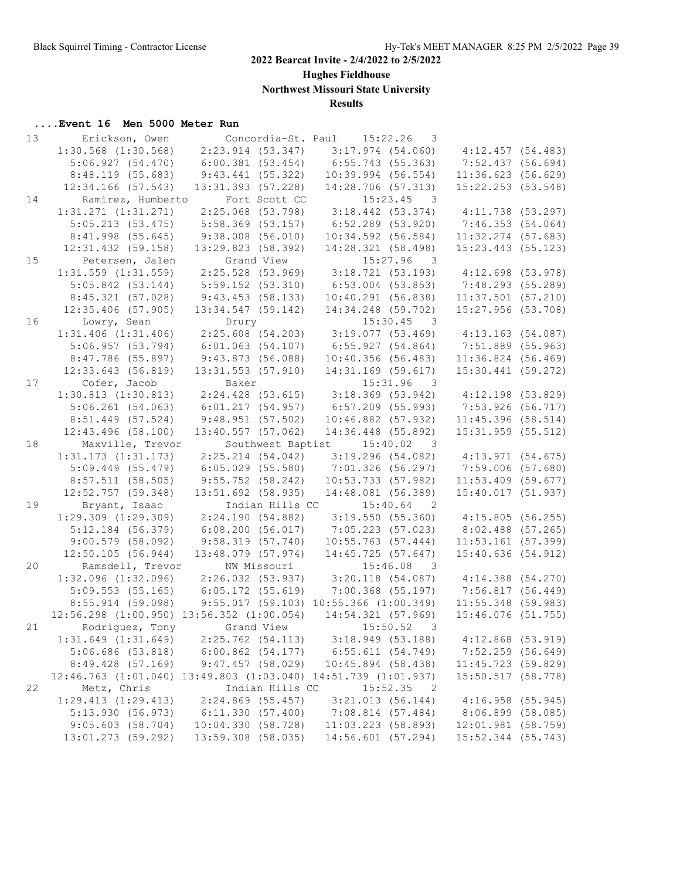# 2022 Bearcat Invite - 2/4/2022 to 2/5/2022

## Hughes Fieldhouse

## Northwest Missouri State University

## Results

### ....Event 16 Men 5000 Meter Run

```
13      Erickson, Owen          Concordia-St. Paul    15:22.26   3
     1:30.568 (1:30.568)    2:23.914 (53.347)    3:17.974 (54.060)    4:12.457 (54.483)
       5:06.927 (54.470)    6:00.381 (53.454)    6:55.743 (55.363)    7:52.437 (56.694)
       8:48.119 (55.683)    9:43.441 (55.322)   10:39.994 (56.554)   11:36.623 (56.629)
      12:34.166 (57.543)   13:31.393 (57.228)   14:28.706 (57.313)   15:22.253 (53.548)
14      Ramirez, Humberto       Fort Scott CC         15:23.45   3
     1:31.271 (1:31.271)    2:25.068 (53.798)    3:18.442 (53.374)    4:11.738 (53.297)
       5:05.213 (53.475)    5:58.369 (53.157)    6:52.289 (53.920)    7:46.353 (54.064)
       8:41.998 (55.645)    9:38.008 (56.010)   10:34.592 (56.584)   11:32.274 (57.683)
      12:31.432 (59.158)   13:29.823 (58.392)   14:28.321 (58.498)   15:23.443 (55.123)
15      Petersen, Jalen         Grand View            15:27.96   3
     1:31.559 (1:31.559)    2:25.528 (53.969)    3:18.721 (53.193)    4:12.698 (53.978)
       5:05.842 (53.144)    5:59.152 (53.310)    6:53.004 (53.853)    7:48.293 (55.289)
       8:45.321 (57.028)    9:43.453 (58.133)   10:40.291 (56.838)   11:37.501 (57.210)
      12:35.406 (57.905)   13:34.547 (59.142)   14:34.248 (59.702)   15:27.956 (53.708)
16      Lowry, Sean             Drury                 15:30.45   3
     1:31.406 (1:31.406)    2:25.608 (54.203)    3:19.077 (53.469)    4:13.163 (54.087)
       5:06.957 (53.794)    6:01.063 (54.107)    6:55.927 (54.864)    7:51.889 (55.963)
       8:47.786 (55.897)    9:43.873 (56.088)   10:40.356 (56.483)   11:36.824 (56.469)
      12:33.643 (56.819)   13:31.553 (57.910)   14:31.169 (59.617)   15:30.441 (59.272)
17      Cofer, Jacob            Baker                 15:31.96   3
     1:30.813 (1:30.813)    2:24.428 (53.615)    3:18.369 (53.942)    4:12.198 (53.829)
       5:06.261 (54.063)    6:01.217 (54.957)    6:57.209 (55.993)    7:53.926 (56.717)
       8:51.449 (57.524)    9:48.951 (57.502)   10:46.882 (57.932)   11:45.396 (58.514)
      12:43.496 (58.100)   13:40.557 (57.062)   14:36.448 (55.892)   15:31.959 (55.512)
18      Maxville, Trevor        Southwest Baptist     15:40.02   3
     1:31.173 (1:31.173)    2:25.214 (54.042)    3:19.296 (54.082)    4:13.971 (54.675)
       5:09.449 (55.479)    6:05.029 (55.580)    7:01.326 (56.297)    7:59.006 (57.680)
       8:57.511 (58.505)    9:55.752 (58.242)   10:53.733 (57.982)   11:53.409 (59.677)
      12:52.757 (59.348)   13:51.692 (58.935)   14:48.081 (56.389)   15:40.017 (51.937)
19      Bryant, Isaac           Indian Hills CC       15:40.64   2
     1:29.309 (1:29.309)    2:24.190 (54.882)    3:19.550 (55.360)    4:15.805 (56.255)
       5:12.184 (56.379)    6:08.200 (56.017)    7:05.223 (57.023)    8:02.488 (57.265)
       9:00.579 (58.092)    9:58.319 (57.740)   10:55.763 (57.444)   11:53.161 (57.399)
      12:50.105 (56.944)   13:48.079 (57.974)   14:45.725 (57.647)   15:40.636 (54.912)
20      Ramsdell, Trevor        NW Missouri           15:46.08   3
     1:32.096 (1:32.096)    2:26.032 (53.937)    3:20.118 (54.087)    4:14.388 (54.270)
       5:09.553 (55.165)    6:05.172 (55.619)    7:00.368 (55.197)    7:56.817 (56.449)
       8:55.914 (59.098)    9:55.017 (59.103) 10:55.366 (1:00.349)   11:55.348 (59.983)
    12:56.298 (1:00.950) 13:56.352 (1:00.054)   14:54.321 (57.969)   15:46.076 (51.755)
21      Rodriguez, Tony         Grand View            15:50.52   3
     1:31.649 (1:31.649)    2:25.762 (54.113)    3:18.949 (53.188)    4:12.868 (53.919)
       5:06.686 (53.818)    6:00.862 (54.177)    6:55.611 (54.749)    7:52.259 (56.649)
       8:49.428 (57.169)    9:47.457 (58.029)   10:45.894 (58.438)   11:45.723 (59.829)
    12:46.763 (1:01.040) 13:49.803 (1:03.040) 14:51.739 (1:01.937)   15:50.517 (58.778)
22      Metz, Chris             Indian Hills CC       15:52.35   2
     1:29.413 (1:29.413)    2:24.869 (55.457)    3:21.013 (56.144)    4:16.958 (55.945)
       5:13.930 (56.973)    6:11.330 (57.400)    7:08.814 (57.484)    8:06.899 (58.085)
       9:05.603 (58.704)   10:04.330 (58.728)   11:03.223 (58.893)   12:01.981 (58.759)
      13:01.273 (59.292)   13:59.308 (58.035)   14:56.601 (57.294)   15:52.344 (55.743)
```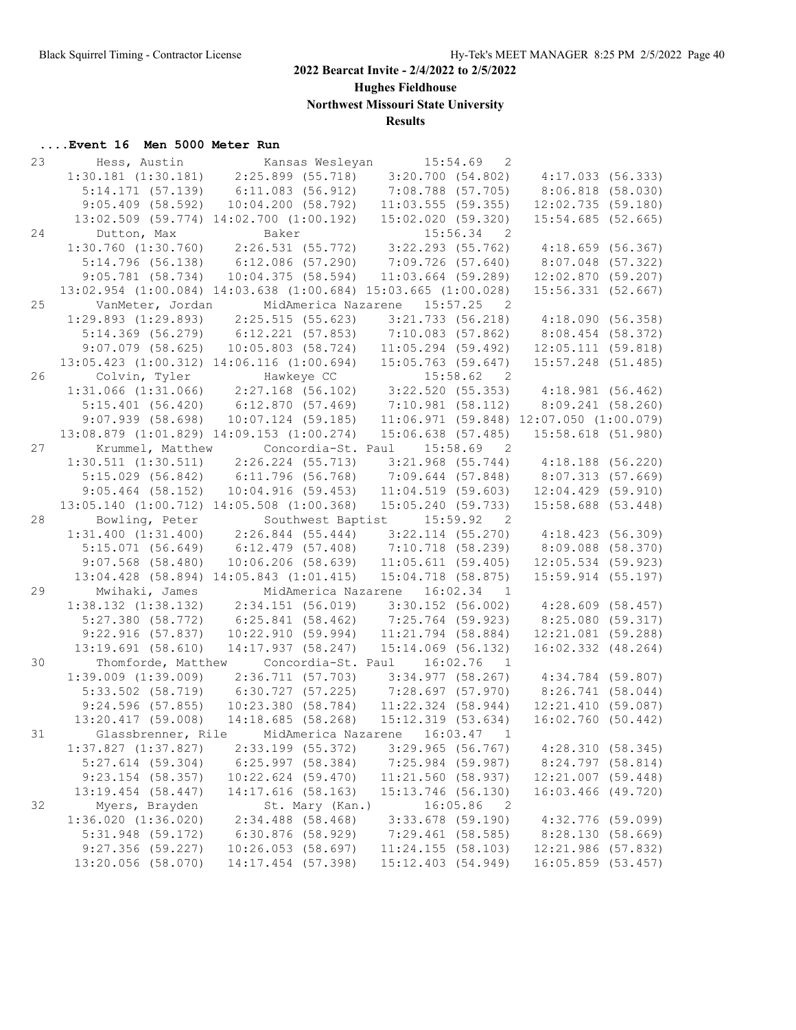Black Squirrel Timing - Contractor License

# 2022 Bearcat Invite - 2/4/2022 to 2/5/2022

## Hughes Fieldhouse

## Northwest Missouri State University

## Results

### ....Event 16  Men 5000 Meter Run

```
23      Hess, Austin            Kansas Wesleyan        15:54.69   2
     1:30.181 (1:30.181)    2:25.899 (55.718)    3:20.700 (54.802)    4:17.033 (56.333)
       5:14.171 (57.139)    6:11.083 (56.912)    7:08.788 (57.705)    8:06.818 (58.030)
       9:05.409 (58.592)   10:04.200 (58.792)   11:03.555 (59.355)   12:02.735 (59.180)
     13:02.509 (59.774) 14:02.700 (1:00.192)   15:02.020 (59.320)   15:54.685 (52.665)
24      Dutton, Max             Baker                  15:56.34   2
     1:30.760 (1:30.760)    2:26.531 (55.772)    3:22.293 (55.762)    4:18.659 (56.367)
       5:14.796 (56.138)    6:12.086 (57.290)    7:09.726 (57.640)    8:07.048 (57.322)
       9:05.781 (58.734)   10:04.375 (58.594)   11:03.664 (59.289)   12:02.870 (59.207)
   13:02.954 (1:00.084) 14:03.638 (1:00.684) 15:03.665 (1:00.028)   15:56.331 (52.667)
25      VanMeter, Jordan        MidAmerica Nazarene    15:57.25   2
     1:29.893 (1:29.893)    2:25.515 (55.623)    3:21.733 (56.218)    4:18.090 (56.358)
       5:14.369 (56.279)    6:12.221 (57.853)    7:10.083 (57.862)    8:08.454 (58.372)
       9:07.079 (58.625)   10:05.803 (58.724)   11:05.294 (59.492)   12:05.111 (59.818)
   13:05.423 (1:00.312) 14:06.116 (1:00.694)   15:05.763 (59.647)   15:57.248 (51.485)
26      Colvin, Tyler           Hawkeye CC             15:58.62   2
     1:31.066 (1:31.066)    2:27.168 (56.102)    3:22.520 (55.353)    4:18.981 (56.462)
       5:15.401 (56.420)    6:12.870 (57.469)    7:10.981 (58.112)    8:09.241 (58.260)
       9:07.939 (58.698)   10:07.124 (59.185)   11:06.971 (59.848) 12:07.050 (1:00.079)
   13:08.879 (1:01.829) 14:09.153 (1:00.274)   15:06.638 (57.485)   15:58.618 (51.980)
27      Krummel, Matthew        Concordia-St. Paul     15:58.69   2
     1:30.511 (1:30.511)    2:26.224 (55.713)    3:21.968 (55.744)    4:18.188 (56.220)
       5:15.029 (56.842)    6:11.796 (56.768)    7:09.644 (57.848)    8:07.313 (57.669)
       9:05.464 (58.152)   10:04.916 (59.453)   11:04.519 (59.603)   12:04.429 (59.910)
   13:05.140 (1:00.712) 14:05.508 (1:00.368)   15:05.240 (59.733)   15:58.688 (53.448)
28      Bowling, Peter          Southwest Baptist      15:59.92   2
     1:31.400 (1:31.400)    2:26.844 (55.444)    3:22.114 (55.270)    4:18.423 (56.309)
       5:15.071 (56.649)    6:12.479 (57.408)    7:10.718 (58.239)    8:09.088 (58.370)
       9:07.568 (58.480)   10:06.206 (58.639)   11:05.611 (59.405)   12:05.534 (59.923)
     13:04.428 (58.894) 14:05.843 (1:01.415)   15:04.718 (58.875)   15:59.914 (55.197)
29      Mwihaki, James          MidAmerica Nazarene    16:02.34   1
     1:38.132 (1:38.132)    2:34.151 (56.019)    3:30.152 (56.002)    4:28.609 (58.457)
       5:27.380 (58.772)    6:25.841 (58.462)    7:25.764 (59.923)    8:25.080 (59.317)
       9:22.916 (57.837)   10:22.910 (59.994)   11:21.794 (58.884)   12:21.081 (59.288)
     13:19.691 (58.610)   14:17.937 (58.247)   15:14.069 (56.132)   16:02.332 (48.264)
30      Thomforde, Matthew      Concordia-St. Paul     16:02.76   1
     1:39.009 (1:39.009)    2:36.711 (57.703)    3:34.977 (58.267)    4:34.784 (59.807)
       5:33.502 (58.719)    6:30.727 (57.225)    7:28.697 (57.970)    8:26.741 (58.044)
       9:24.596 (57.855)   10:23.380 (58.784)   11:22.324 (58.944)   12:21.410 (59.087)
     13:20.417 (59.008)   14:18.685 (58.268)   15:12.319 (53.634)   16:02.760 (50.442)
31      Glassbrenner, Rile      MidAmerica Nazarene    16:03.47   1
     1:37.827 (1:37.827)    2:33.199 (55.372)    3:29.965 (56.767)    4:28.310 (58.345)
       5:27.614 (59.304)    6:25.997 (58.384)    7:25.984 (59.987)    8:24.797 (58.814)
       9:23.154 (58.357)   10:22.624 (59.470)   11:21.560 (58.937)   12:21.007 (59.448)
     13:19.454 (58.447)   14:17.616 (58.163)   15:13.746 (56.130)   16:03.466 (49.720)
32      Myers, Brayden          St. Mary (Kan.)        16:05.86   2
     1:36.020 (1:36.020)    2:34.488 (58.468)    3:33.678 (59.190)    4:32.776 (59.099)
       5:31.948 (59.172)    6:30.876 (58.929)    7:29.461 (58.585)    8:28.130 (58.669)
       9:27.356 (59.227)   10:26.053 (58.697)   11:24.155 (58.103)   12:21.986 (57.832)
     13:20.056 (58.070)   14:17.454 (57.398)   15:12.403 (54.949)   16:05.859 (53.457)
```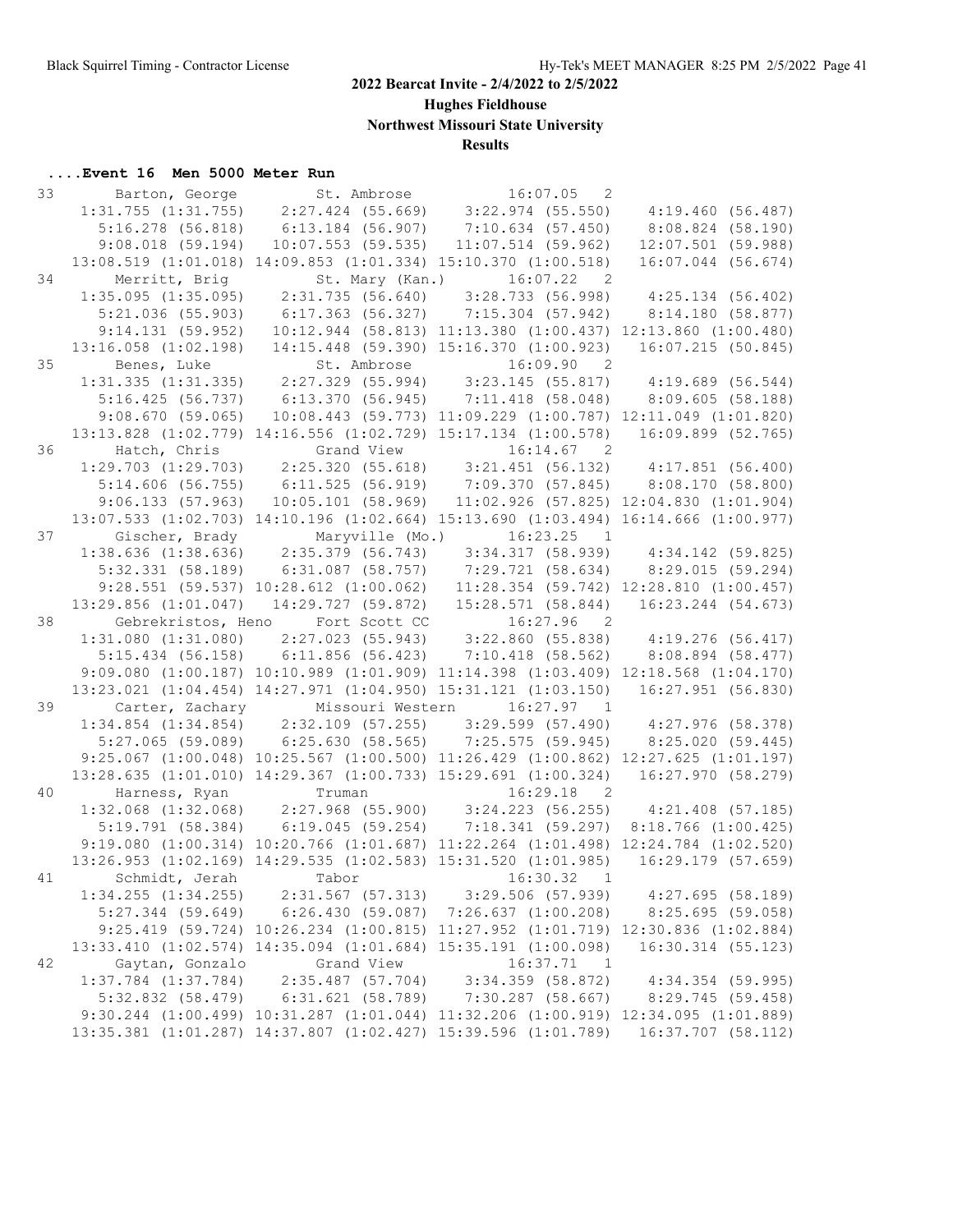# 2022 Bearcat Invite - 2/4/2022 to 2/5/2022

## Hughes Fieldhouse

## Northwest Missouri State University

## Results

### ....Event 16 Men 5000 Meter Run

```
33      Barton, George         St. Ambrose            16:07.05   2
     1:31.755 (1:31.755)    2:27.424 (55.669)     3:22.974 (55.550)     4:19.460 (56.487)
       5:16.278 (56.818)     6:13.184 (56.907)     7:10.634 (57.450)     8:08.824 (58.190)
       9:08.018 (59.194)    10:07.553 (59.535)    11:07.514 (59.962)    12:07.501 (59.988)
    13:08.519 (1:01.018) 14:09.853 (1:01.334) 15:10.370 (1:00.518)    16:07.044 (56.674)
34      Merritt, Brig          St. Mary (Kan.)        16:07.22   2
     1:35.095 (1:35.095)    2:31.735 (56.640)     3:28.733 (56.998)     4:25.134 (56.402)
       5:21.036 (55.903)     6:17.363 (56.327)     7:15.304 (57.942)     8:14.180 (58.877)
       9:14.131 (59.952)    10:12.944 (58.813) 11:13.380 (1:00.437) 12:13.860 (1:00.480)
    13:16.058 (1:02.198)   14:15.448 (59.390) 15:16.370 (1:00.923)    16:07.215 (50.845)
35      Benes, Luke            St. Ambrose            16:09.90   2
     1:31.335 (1:31.335)    2:27.329 (55.994)     3:23.145 (55.817)     4:19.689 (56.544)
       5:16.425 (56.737)     6:13.370 (56.945)     7:11.418 (58.048)     8:09.605 (58.188)
       9:08.670 (59.065)    10:08.443 (59.773) 11:09.229 (1:00.787) 12:11.049 (1:01.820)
    13:13.828 (1:02.779) 14:16.556 (1:02.729) 15:17.134 (1:00.578)    16:09.899 (52.765)
36      Hatch, Chris           Grand View             16:14.67   2
     1:29.703 (1:29.703)    2:25.320 (55.618)     3:21.451 (56.132)     4:17.851 (56.400)
       5:14.606 (56.755)     6:11.525 (56.919)     7:09.370 (57.845)     8:08.170 (58.800)
       9:06.133 (57.963)    10:05.101 (58.969)    11:02.926 (57.825) 12:04.830 (1:01.904)
    13:07.533 (1:02.703) 14:10.196 (1:02.664) 15:13.690 (1:03.494) 16:14.666 (1:00.977)
37      Gischer, Brady         Maryville (Mo.)        16:23.25   1
     1:38.636 (1:38.636)    2:35.379 (56.743)     3:34.317 (58.939)     4:34.142 (59.825)
       5:32.331 (58.189)     6:31.087 (58.757)     7:29.721 (58.634)     8:29.015 (59.294)
       9:28.551 (59.537) 10:28.612 (1:00.062)    11:28.354 (59.742) 12:28.810 (1:00.457)
    13:29.856 (1:01.047)   14:29.727 (59.872)    15:28.571 (58.844)    16:23.244 (54.673)
38      Gebrekristos, Heno     Fort Scott CC          16:27.96   2
     1:31.080 (1:31.080)    2:27.023 (55.943)     3:22.860 (55.838)     4:19.276 (56.417)
       5:15.434 (56.158)     6:11.856 (56.423)     7:10.418 (58.562)     8:08.894 (58.477)
     9:09.080 (1:00.187) 10:10.989 (1:01.909) 11:14.398 (1:03.409) 12:18.568 (1:04.170)
    13:23.021 (1:04.454) 14:27.971 (1:04.950) 15:31.121 (1:03.150)    16:27.951 (56.830)
39      Carter, Zachary        Missouri Western       16:27.97   1
     1:34.854 (1:34.854)    2:32.109 (57.255)     3:29.599 (57.490)     4:27.976 (58.378)
       5:27.065 (59.089)     6:25.630 (58.565)     7:25.575 (59.945)     8:25.020 (59.445)
     9:25.067 (1:00.048) 10:25.567 (1:00.500) 11:26.429 (1:00.862) 12:27.625 (1:01.197)
    13:28.635 (1:01.010) 14:29.367 (1:00.733) 15:29.691 (1:00.324)    16:27.970 (58.279)
40      Harness, Ryan          Truman                 16:29.18   2
     1:32.068 (1:32.068)    2:27.968 (55.900)     3:24.223 (56.255)     4:21.408 (57.185)
       5:19.791 (58.384)     6:19.045 (59.254)     7:18.341 (59.297)  8:18.766 (1:00.425)
     9:19.080 (1:00.314) 10:20.766 (1:01.687) 11:22.264 (1:01.498) 12:24.784 (1:02.520)
    13:26.953 (1:02.169) 14:29.535 (1:02.583) 15:31.520 (1:01.985)    16:29.179 (57.659)
41      Schmidt, Jerah         Tabor                  16:30.32   1
     1:34.255 (1:34.255)    2:31.567 (57.313)     3:29.506 (57.939)     4:27.695 (58.189)
       5:27.344 (59.649)     6:26.430 (59.087)  7:26.637 (1:00.208)     8:25.695 (59.058)
     9:25.419 (59.724) 10:26.234 (1:00.815) 11:27.952 (1:01.719) 12:30.836 (1:02.884)
    13:33.410 (1:02.574) 14:35.094 (1:01.684) 15:35.191 (1:00.098)    16:30.314 (55.123)
42      Gaytan, Gonzalo        Grand View             16:37.71   1
     1:37.784 (1:37.784)    2:35.487 (57.704)     3:34.359 (58.872)     4:34.354 (59.995)
       5:32.832 (58.479)     6:31.621 (58.789)     7:30.287 (58.667)     8:29.745 (59.458)
     9:30.244 (1:00.499) 10:31.287 (1:01.044) 11:32.206 (1:00.919) 12:34.095 (1:01.889)
    13:35.381 (1:01.287) 14:37.807 (1:02.427) 15:39.596 (1:01.789)    16:37.707 (58.112)
```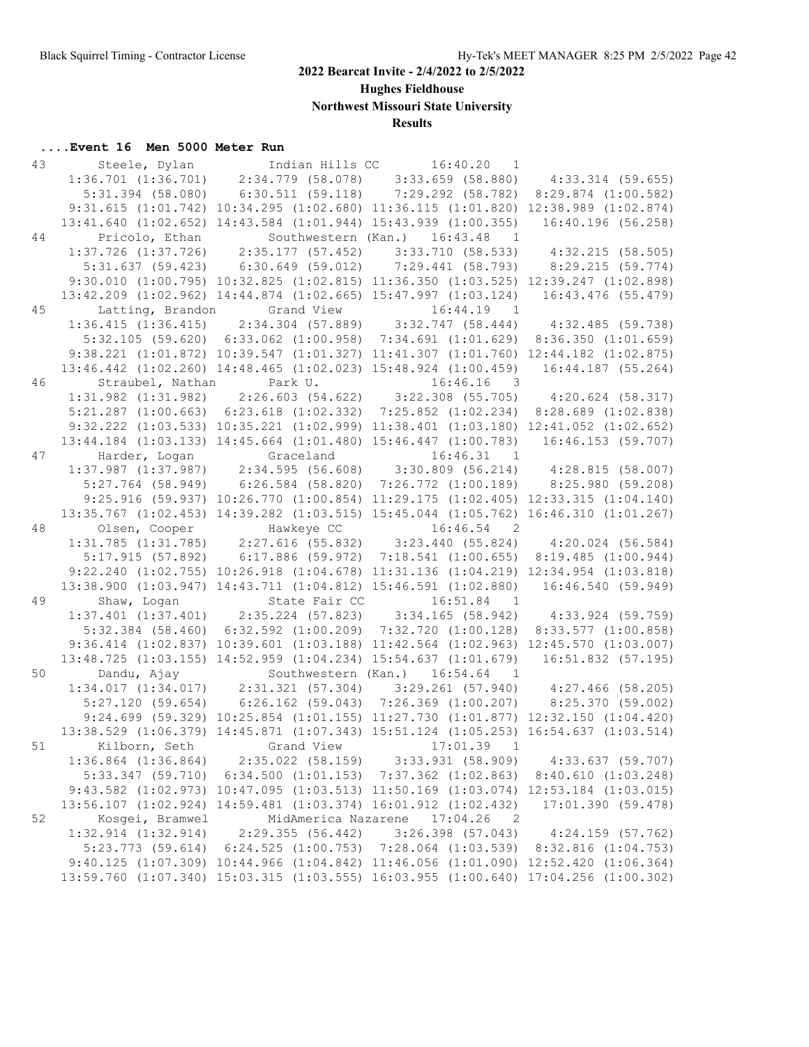# 2022 Bearcat Invite - 2/4/2022 to 2/5/2022

## Hughes Fieldhouse

## Northwest Missouri State University

## Results

### ....Event 16 Men 5000 Meter Run

```
 43      Steele, Dylan          Indian Hills CC        16:40.20   1
     1:36.701 (1:36.701)    2:34.779 (58.078)     3:33.659 (58.880)     4:33.314 (59.655)
       5:31.394 (58.080)    6:30.511 (59.118)     7:29.292 (58.782)   8:29.874 (1:00.582)
     9:31.615 (1:01.742) 10:34.295 (1:02.680) 11:36.115 (1:01.820) 12:38.989 (1:02.874)
    13:41.640 (1:02.652) 14:43.584 (1:01.944) 15:43.939 (1:00.355)    16:40.196 (56.258)
 44      Pricolo, Ethan         Southwestern (Kan.)    16:43.48   1
     1:37.726 (1:37.726)    2:35.177 (57.452)     3:33.710 (58.533)     4:32.215 (58.505)
       5:31.637 (59.423)    6:30.649 (59.012)     7:29.441 (58.793)     8:29.215 (59.774)
     9:30.010 (1:00.795) 10:32.825 (1:02.815) 11:36.350 (1:03.525) 12:39.247 (1:02.898)
    13:42.209 (1:02.962) 14:44.874 (1:02.665) 15:47.997 (1:03.124)    16:43.476 (55.479)
 45      Latting, Brandon       Grand View             16:44.19   1
     1:36.415 (1:36.415)    2:34.304 (57.889)     3:32.747 (58.444)     4:32.485 (59.738)
       5:32.105 (59.620)  6:33.062 (1:00.958)   7:34.691 (1:01.629)   8:36.350 (1:01.659)
     9:38.221 (1:01.872) 10:39.547 (1:01.327) 11:41.307 (1:01.760) 12:44.182 (1:02.875)
    13:46.442 (1:02.260) 14:48.465 (1:02.023) 15:48.924 (1:00.459)    16:44.187 (55.264)
 46      Straubel, Nathan       Park U.                16:46.16   3
     1:31.982 (1:31.982)    2:26.603 (54.622)     3:22.308 (55.705)     4:20.624 (58.317)
     5:21.287 (1:00.663)  6:23.618 (1:02.332)   7:25.852 (1:02.234)   8:28.689 (1:02.838)
     9:32.222 (1:03.533) 10:35.221 (1:02.999) 11:38.401 (1:03.180) 12:41.052 (1:02.652)
    13:44.184 (1:03.133) 14:45.664 (1:01.480) 15:46.447 (1:00.783)    16:46.153 (59.707)
 47      Harder, Logan          Graceland              16:46.31   1
     1:37.987 (1:37.987)    2:34.595 (56.608)     3:30.809 (56.214)     4:28.815 (58.007)
       5:27.764 (58.949)    6:26.584 (58.820)   7:26.772 (1:00.189)     8:25.980 (59.208)
       9:25.916 (59.937) 10:26.770 (1:00.854) 11:29.175 (1:02.405) 12:33.315 (1:04.140)
    13:35.767 (1:02.453) 14:39.282 (1:03.515) 15:45.044 (1:05.762) 16:46.310 (1:01.267)
 48      Olsen, Cooper          Hawkeye CC             16:46.54   2
     1:31.785 (1:31.785)    2:27.616 (55.832)     3:23.440 (55.824)     4:20.024 (56.584)
       5:17.915 (57.892)    6:17.886 (59.972)   7:18.541 (1:00.655)   8:19.485 (1:00.944)
     9:22.240 (1:02.755) 10:26.918 (1:04.678) 11:31.136 (1:04.219) 12:34.954 (1:03.818)
    13:38.900 (1:03.947) 14:43.711 (1:04.812) 15:46.591 (1:02.880)    16:46.540 (59.949)
 49      Shaw, Logan            State Fair CC          16:51.84   1
     1:37.401 (1:37.401)    2:35.224 (57.823)     3:34.165 (58.942)     4:33.924 (59.759)
       5:32.384 (58.460)  6:32.592 (1:00.209)   7:32.720 (1:00.128)   8:33.577 (1:00.858)
     9:36.414 (1:02.837) 10:39.601 (1:03.188) 11:42.564 (1:02.963) 12:45.570 (1:03.007)
    13:48.725 (1:03.155) 14:52.959 (1:04.234) 15:54.637 (1:01.679)    16:51.832 (57.195)
 50      Dandu, Ajay            Southwestern (Kan.)    16:54.64   1
     1:34.017 (1:34.017)    2:31.321 (57.304)     3:29.261 (57.940)     4:27.466 (58.205)
       5:27.120 (59.654)    6:26.162 (59.043)   7:26.369 (1:00.207)     8:25.370 (59.002)
       9:24.699 (59.329) 10:25.854 (1:01.155) 11:27.730 (1:01.877) 12:32.150 (1:04.420)
    13:38.529 (1:06.379) 14:45.871 (1:07.343) 15:51.124 (1:05.253) 16:54.637 (1:03.514)
 51      Kilborn, Seth          Grand View             17:01.39   1
     1:36.864 (1:36.864)    2:35.022 (58.159)     3:33.931 (58.909)     4:33.637 (59.707)
       5:33.347 (59.710)  6:34.500 (1:01.153)   7:37.362 (1:02.863)   8:40.610 (1:03.248)
     9:43.582 (1:02.973) 10:47.095 (1:03.513) 11:50.169 (1:03.074) 12:53.184 (1:03.015)
    13:56.107 (1:02.924) 14:59.481 (1:03.374) 16:01.912 (1:02.432)    17:01.390 (59.478)
 52      Kosgei, Bramwel        MidAmerica Nazarene    17:04.26   2
     1:32.914 (1:32.914)    2:29.355 (56.442)     3:26.398 (57.043)     4:24.159 (57.762)
       5:23.773 (59.614)  6:24.525 (1:00.753)   7:28.064 (1:03.539)   8:32.816 (1:04.753)
     9:40.125 (1:07.309) 10:44.966 (1:04.842) 11:46.056 (1:01.090) 12:52.420 (1:06.364)
    13:59.760 (1:07.340) 15:03.315 (1:03.555) 16:03.955 (1:00.640) 17:04.256 (1:00.302)
```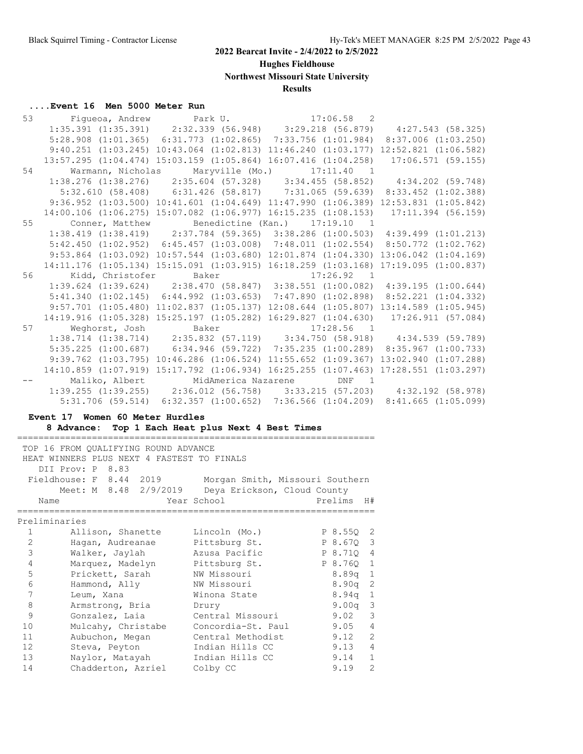## 2022 Bearcat Invite - 2/4/2022 to 2/5/2022

**Hughes Fieldhouse**

**Northwest Missouri State University**

**Results**

### ....Event 16 Men 5000 Meter Run

```
 53      Figueoa, Andrew        Park U.                 17:06.58   2 
     1:35.391 (1:35.391)    2:32.339 (56.948)    3:29.218 (56.879)    4:27.543 (58.325)
     5:28.908 (1:01.365)  6:31.773 (1:02.865)  7:33.756 (1:01.984)  8:37.006 (1:03.250)
     9:40.251 (1:03.245) 10:43.064 (1:02.813) 11:46.240 (1:03.177) 12:52.821 (1:06.582)
    13:57.295 (1:04.474) 15:03.159 (1:05.864) 16:07.416 (1:04.258)   17:06.571 (59.155)
 54      Warmann, Nicholas      Maryville (Mo.)         17:11.40   1 
     1:38.276 (1:38.276)    2:35.604 (57.328)    3:34.455 (58.852)    4:34.202 (59.748)
       5:32.610 (58.408)    6:31.426 (58.817)    7:31.065 (59.639)  8:33.452 (1:02.388)
     9:36.952 (1:03.500) 10:41.601 (1:04.649) 11:47.990 (1:06.389) 12:53.831 (1:05.842)
    14:00.106 (1:06.275) 15:07.082 (1:06.977) 16:15.235 (1:08.153)   17:11.394 (56.159)
 55      Conner, Matthew        Benedictine (Kan.)      17:19.10   1 
     1:38.419 (1:38.419)    2:37.784 (59.365)  3:38.286 (1:00.503)  4:39.499 (1:01.213)
     5:42.450 (1:02.952)  6:45.457 (1:03.008)  7:48.011 (1:02.554)  8:50.772 (1:02.762)
     9:53.864 (1:03.092) 10:57.544 (1:03.680) 12:01.874 (1:04.330) 13:06.042 (1:04.169)
    14:11.176 (1:05.134) 15:15.091 (1:03.915) 16:18.259 (1:03.168) 17:19.095 (1:00.837)
 56      Kidd, Christofer       Baker                   17:26.92   1 
     1:39.624 (1:39.624)    2:38.470 (58.847)  3:38.551 (1:00.082)  4:39.195 (1:00.644)
     5:41.340 (1:02.145)  6:44.992 (1:03.653)  7:47.890 (1:02.898)  8:52.221 (1:04.332)
     9:57.701 (1:05.480) 11:02.837 (1:05.137) 12:08.644 (1:05.807) 13:14.589 (1:05.945)
    14:19.916 (1:05.328) 15:25.197 (1:05.282) 16:29.827 (1:04.630)   17:26.911 (57.084)
 57      Weghorst, Josh         Baker                   17:28.56   1 
     1:38.714 (1:38.714)    2:35.832 (57.119)    3:34.750 (58.918)    4:34.539 (59.789)
     5:35.225 (1:00.687)    6:34.946 (59.722)  7:35.235 (1:00.289)  8:35.967 (1:00.733)
     9:39.762 (1:03.795) 10:46.286 (1:06.524) 11:55.652 (1:09.367) 13:02.940 (1:07.288)
    14:10.859 (1:07.919) 15:17.792 (1:06.934) 16:25.255 (1:07.463) 17:28.551 (1:03.297)
 --      Maliko, Albert         MidAmerica Nazarene          DNF   1 
     1:39.255 (1:39.255)    2:36.012 (56.758)    3:33.215 (57.203)    4:32.192 (58.978)
       5:31.706 (59.514)  6:32.357 (1:00.652)  7:36.566 (1:04.209)  8:41.665 (1:05.099)
```

### Event 17 Women 60 Meter Hurdles

**8 Advance: Top 1 Each Heat plus Next 4 Best Times**

```
TOP 16 FROM QUALIFYING ROUND ADVANCE
HEAT WINNERS PLUS NEXT 4 FASTEST TO FINALS
   DII Prov: P  8.83
 Fieldhouse: F  8.44  2019        Morgan Smith, Missouri Southern
       Meet: M  8.48  2/9/2019    Deya Erickson, Cloud County
```

| | Name | Year School | Prelims | H# |
|---|---|---|---|---|
| **Preliminaries** | | | | |
| 1 | Allison, Shanette | Lincoln (Mo.) | P 8.55Q | 2 |
| 2 | Hagan, Audreanae | Pittsburg St. | P 8.67Q | 3 |
| 3 | Walker, Jaylah | Azusa Pacific | P 8.71Q | 4 |
| 4 | Marquez, Madelyn | Pittsburg St. | P 8.76Q | 1 |
| 5 | Prickett, Sarah | NW Missouri | 8.89q | 1 |
| 6 | Hammond, Ally | NW Missouri | 8.90q | 2 |
| 7 | Leum, Xana | Winona State | 8.94q | 1 |
| 8 | Armstrong, Bria | Drury | 9.00q | 3 |
| 9 | Gonzalez, Laia | Central Missouri | 9.02 | 3 |
| 10 | Mulcahy, Christabe | Concordia-St. Paul | 9.05 | 4 |
| 11 | Aubuchon, Megan | Central Methodist | 9.12 | 2 |
| 12 | Steva, Peyton | Indian Hills CC | 9.13 | 4 |
| 13 | Naylor, Matayah | Indian Hills CC | 9.14 | 1 |
| 14 | Chadderton, Azriel | Colby CC | 9.19 | 2 |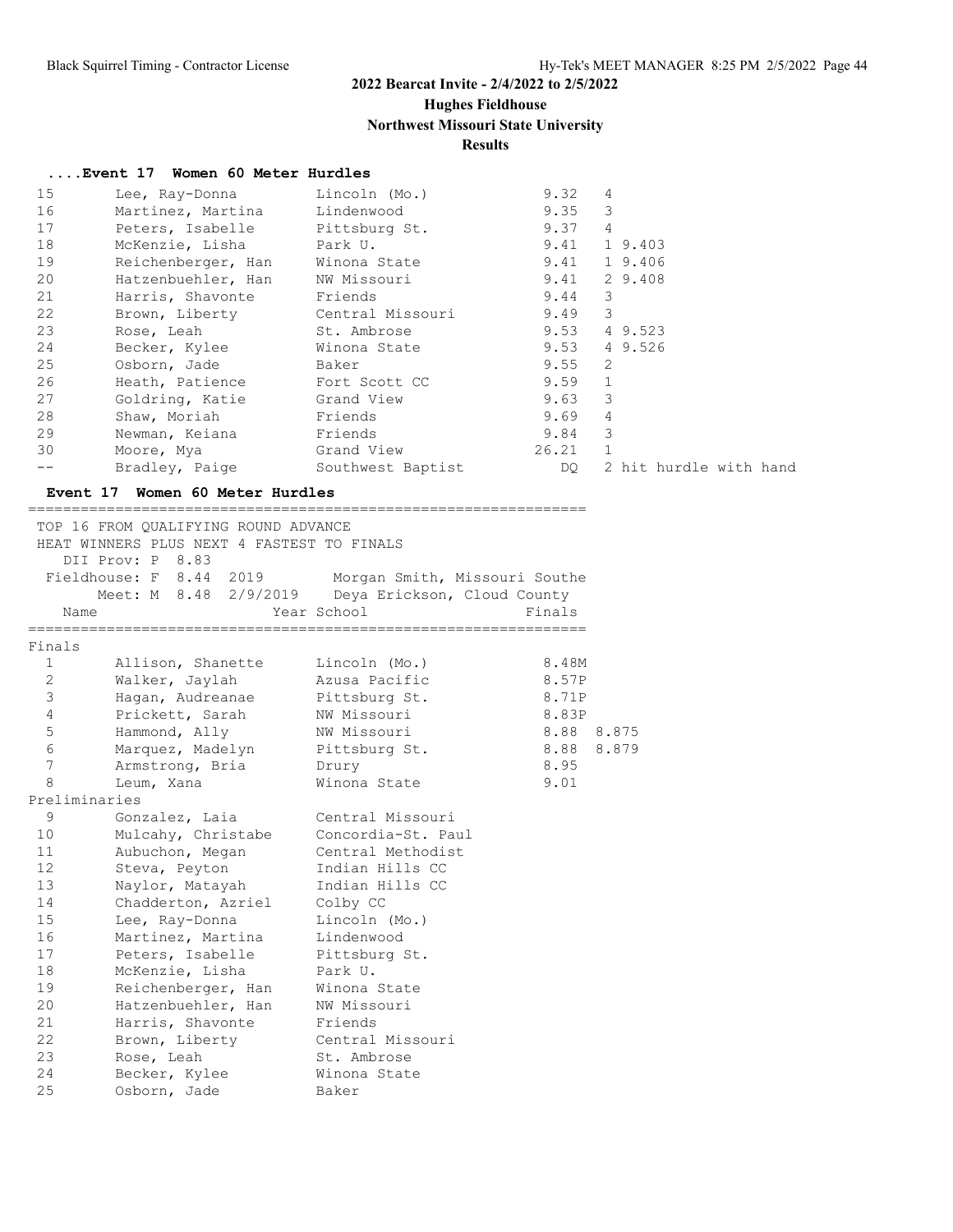**2022 Bearcat Invite - 2/4/2022 to 2/5/2022**

**Hughes Fieldhouse**

**Northwest Missouri State University**

**Results**

### ....Event 17 Women 60 Meter Hurdles

| Place | Name | School | Time | H | Note |
|---|---|---|---|---|---|
| 15 | Lee, Ray-Donna | Lincoln (Mo.) | 9.32 | 4 | |
| 16 | Martinez, Martina | Lindenwood | 9.35 | 3 | |
| 17 | Peters, Isabelle | Pittsburg St. | 9.37 | 4 | |
| 18 | McKenzie, Lisha | Park U. | 9.41 | 1 | 9.403 |
| 19 | Reichenberger, Han | Winona State | 9.41 | 1 | 9.406 |
| 20 | Hatzenbuehler, Han | NW Missouri | 9.41 | 2 | 9.408 |
| 21 | Harris, Shavonte | Friends | 9.44 | 3 | |
| 22 | Brown, Liberty | Central Missouri | 9.49 | 3 | |
| 23 | Rose, Leah | St. Ambrose | 9.53 | 4 | 9.523 |
| 24 | Becker, Kylee | Winona State | 9.53 | 4 | 9.526 |
| 25 | Osborn, Jade | Baker | 9.55 | 2 | |
| 26 | Heath, Patience | Fort Scott CC | 9.59 | 1 | |
| 27 | Goldring, Katie | Grand View | 9.63 | 3 | |
| 28 | Shaw, Moriah | Friends | 9.69 | 4 | |
| 29 | Newman, Keiana | Friends | 9.84 | 3 | |
| 30 | Moore, Mya | Grand View | 26.21 | 1 | |
| -- | Bradley, Paige | Southwest Baptist | DQ | 2 | hit hurdle with hand |

### Event 17 Women 60 Meter Hurdles

TOP 16 FROM QUALIFYING ROUND ADVANCE
HEAT WINNERS PLUS NEXT 4 FASTEST TO FINALS
DII Prov: P 8.83
Fieldhouse: F 8.44 2019 Morgan Smith, Missouri Southe
Meet: M 8.48 2/9/2019 Deya Erickson, Cloud County

| Place | Name | Year School | Finals | |
|---|---|---|---|---|
| **Finals** | | | | |
| 1 | Allison, Shanette | Lincoln (Mo.) | 8.48M | |
| 2 | Walker, Jaylah | Azusa Pacific | 8.57P | |
| 3 | Hagan, Audreanae | Pittsburg St. | 8.71P | |
| 4 | Prickett, Sarah | NW Missouri | 8.83P | |
| 5 | Hammond, Ally | NW Missouri | 8.88 | 8.875 |
| 6 | Marquez, Madelyn | Pittsburg St. | 8.88 | 8.879 |
| 7 | Armstrong, Bria | Drury | 8.95 | |
| 8 | Leum, Xana | Winona State | 9.01 | |
| **Preliminaries** | | | | |
| 9 | Gonzalez, Laia | Central Missouri | | |
| 10 | Mulcahy, Christabe | Concordia-St. Paul | | |
| 11 | Aubuchon, Megan | Central Methodist | | |
| 12 | Steva, Peyton | Indian Hills CC | | |
| 13 | Naylor, Matayah | Indian Hills CC | | |
| 14 | Chadderton, Azriel | Colby CC | | |
| 15 | Lee, Ray-Donna | Lincoln (Mo.) | | |
| 16 | Martinez, Martina | Lindenwood | | |
| 17 | Peters, Isabelle | Pittsburg St. | | |
| 18 | McKenzie, Lisha | Park U. | | |
| 19 | Reichenberger, Han | Winona State | | |
| 20 | Hatzenbuehler, Han | NW Missouri | | |
| 21 | Harris, Shavonte | Friends | | |
| 22 | Brown, Liberty | Central Missouri | | |
| 23 | Rose, Leah | St. Ambrose | | |
| 24 | Becker, Kylee | Winona State | | |
| 25 | Osborn, Jade | Baker | | |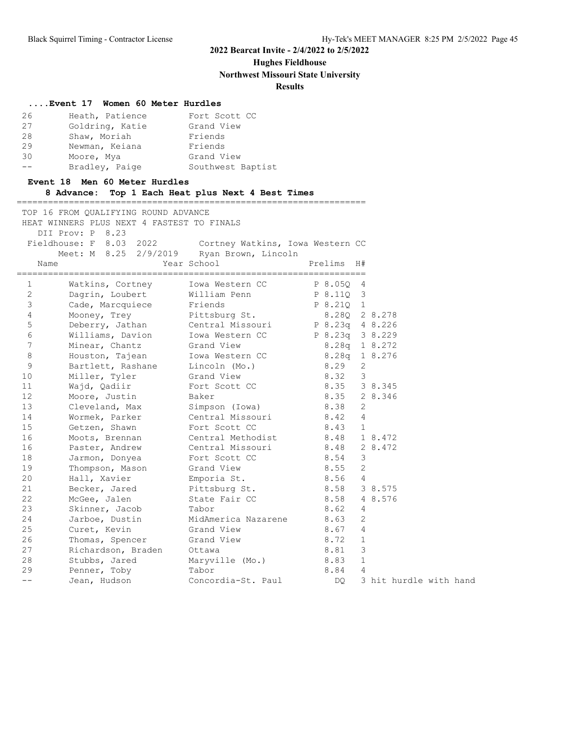## 2022 Bearcat Invite - 2/4/2022 to 2/5/2022

**Hughes Fieldhouse**

**Northwest Missouri State University**

**Results**

### ....Event 17 Women 60 Meter Hurdles

| Place | Name | School |
|---|---|---|
| 26 | Heath, Patience | Fort Scott CC |
| 27 | Goldring, Katie | Grand View |
| 28 | Shaw, Moriah | Friends |
| 29 | Newman, Keiana | Friends |
| 30 | Moore, Mya | Grand View |
| -- | Bradley, Paige | Southwest Baptist |

### Event 18 Men 60 Meter Hurdles

**8 Advance: Top 1 Each Heat plus Next 4 Best Times**

TOP 16 FROM QUALIFYING ROUND ADVANCE
HEAT WINNERS PLUS NEXT 4 FASTEST TO FINALS

DII Prov: P 8.23
Fieldhouse: F 8.03 2022 Cortney Watkins, Iowa Western CC
Meet: M 8.25 2/9/2019 Ryan Brown, Lincoln

| Place | Name | Year | School | Prelims | H# | |
|---|---|---|---|---|---|---|
| 1 | Watkins, Cortney | | Iowa Western CC | P 8.05Q | 4 | |
| 2 | Dagrin, Loubert | | William Penn | P 8.11Q | 3 | |
| 3 | Cade, Marcquiece | | Friends | P 8.21Q | 1 | |
| 4 | Mooney, Trey | | Pittsburg St. | 8.28Q | 2 | 8.278 |
| 5 | Deberry, Jathan | | Central Missouri | P 8.23q | 4 | 8.226 |
| 6 | Williams, Davion | | Iowa Western CC | P 8.23q | 3 | 8.229 |
| 7 | Minear, Chantz | | Grand View | 8.28q | 1 | 8.272 |
| 8 | Houston, Tajean | | Iowa Western CC | 8.28q | 1 | 8.276 |
| 9 | Bartlett, Rashane | | Lincoln (Mo.) | 8.29 | 2 | |
| 10 | Miller, Tyler | | Grand View | 8.32 | 3 | |
| 11 | Wajd, Qadiir | | Fort Scott CC | 8.35 | 3 | 8.345 |
| 12 | Moore, Justin | | Baker | 8.35 | 2 | 8.346 |
| 13 | Cleveland, Max | | Simpson (Iowa) | 8.38 | 2 | |
| 14 | Wormek, Parker | | Central Missouri | 8.42 | 4 | |
| 15 | Getzen, Shawn | | Fort Scott CC | 8.43 | 1 | |
| 16 | Moots, Brennan | | Central Methodist | 8.48 | 1 | 8.472 |
| 16 | Paster, Andrew | | Central Missouri | 8.48 | 2 | 8.472 |
| 18 | Jarmon, Donyea | | Fort Scott CC | 8.54 | 3 | |
| 19 | Thompson, Mason | | Grand View | 8.55 | 2 | |
| 20 | Hall, Xavier | | Emporia St. | 8.56 | 4 | |
| 21 | Becker, Jared | | Pittsburg St. | 8.58 | 3 | 8.575 |
| 22 | McGee, Jalen | | State Fair CC | 8.58 | 4 | 8.576 |
| 23 | Skinner, Jacob | | Tabor | 8.62 | 4 | |
| 24 | Jarboe, Dustin | | MidAmerica Nazarene | 8.63 | 2 | |
| 25 | Curet, Kevin | | Grand View | 8.67 | 4 | |
| 26 | Thomas, Spencer | | Grand View | 8.72 | 1 | |
| 27 | Richardson, Braden | | Ottawa | 8.81 | 3 | |
| 28 | Stubbs, Jared | | Maryville (Mo.) | 8.83 | 1 | |
| 29 | Penner, Toby | | Tabor | 8.84 | 4 | |
| -- | Jean, Hudson | | Concordia-St. Paul | DQ | 3 | hit hurdle with hand |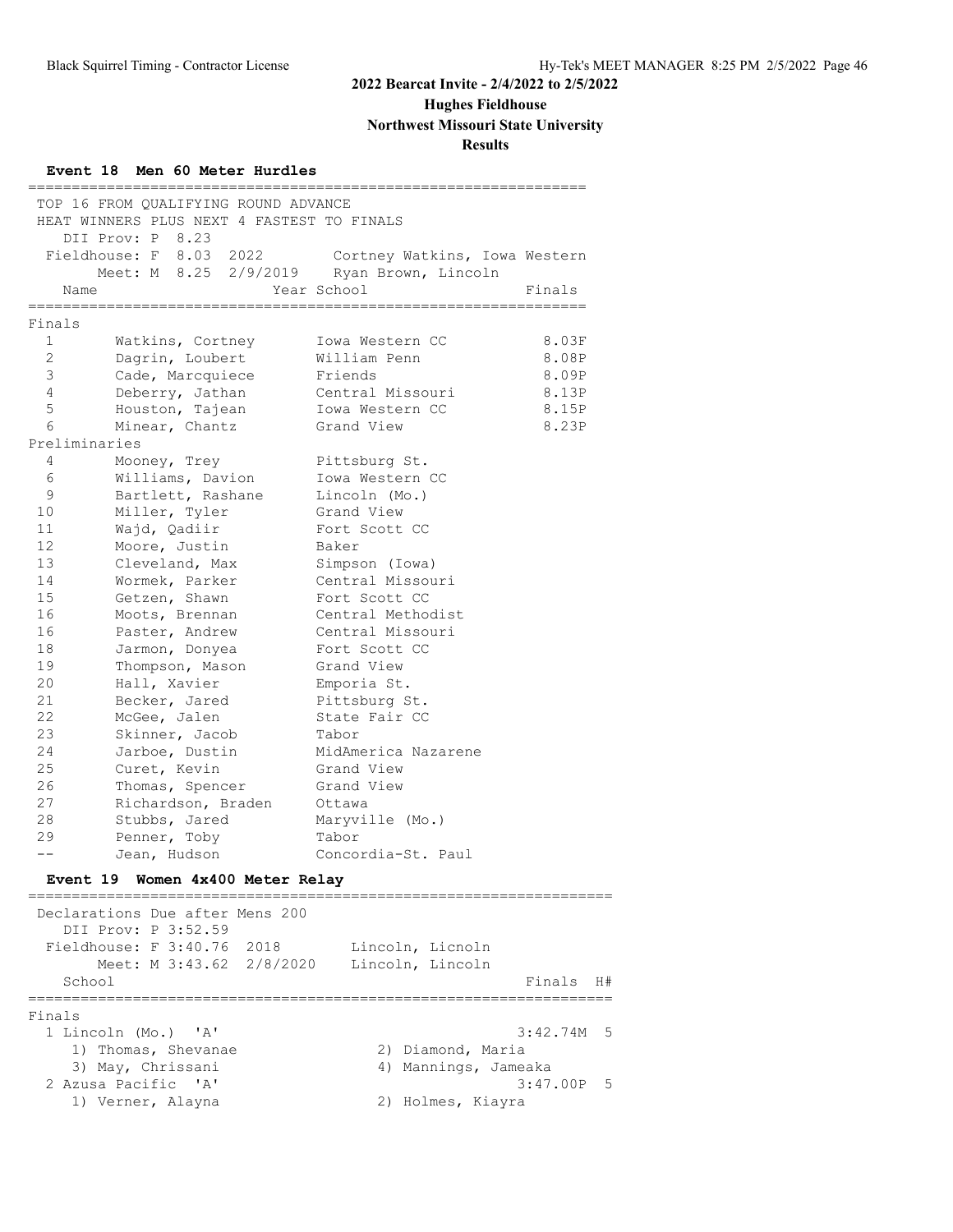## 2022 Bearcat Invite - 2/4/2022 to 2/5/2022

### Hughes Fieldhouse

### Northwest Missouri State University

### Results

#### Event 18 Men 60 Meter Hurdles

TOP 16 FROM QUALIFYING ROUND ADVANCE
HEAT WINNERS PLUS NEXT 4 FASTEST TO FINALS

DII Prov: P 8.23
Fieldhouse: F 8.03 2022 Cortney Watkins, Iowa Western
Meet: M 8.25 2/9/2019 Ryan Brown, Lincoln

| | Name | Year | School | Finals |
|---|---|---|---|---|
| **Finals** | | | | |
| 1 | Watkins, Cortney | | Iowa Western CC | 8.03F |
| 2 | Dagrin, Loubert | | William Penn | 8.08P |
| 3 | Cade, Marcquiece | | Friends | 8.09P |
| 4 | Deberry, Jathan | | Central Missouri | 8.13P |
| 5 | Houston, Tajean | | Iowa Western CC | 8.15P |
| 6 | Minear, Chantz | | Grand View | 8.23P |
| **Preliminaries** | | | | |
| 4 | Mooney, Trey | | Pittsburg St. | |
| 6 | Williams, Davion | | Iowa Western CC | |
| 9 | Bartlett, Rashane | | Lincoln (Mo.) | |
| 10 | Miller, Tyler | | Grand View | |
| 11 | Wajd, Qadiir | | Fort Scott CC | |
| 12 | Moore, Justin | | Baker | |
| 13 | Cleveland, Max | | Simpson (Iowa) | |
| 14 | Wormek, Parker | | Central Missouri | |
| 15 | Getzen, Shawn | | Fort Scott CC | |
| 16 | Moots, Brennan | | Central Methodist | |
| 16 | Paster, Andrew | | Central Missouri | |
| 18 | Jarmon, Donyea | | Fort Scott CC | |
| 19 | Thompson, Mason | | Grand View | |
| 20 | Hall, Xavier | | Emporia St. | |
| 21 | Becker, Jared | | Pittsburg St. | |
| 22 | McGee, Jalen | | State Fair CC | |
| 23 | Skinner, Jacob | | Tabor | |
| 24 | Jarboe, Dustin | | MidAmerica Nazarene | |
| 25 | Curet, Kevin | | Grand View | |
| 26 | Thomas, Spencer | | Grand View | |
| 27 | Richardson, Braden | | Ottawa | |
| 28 | Stubbs, Jared | | Maryville (Mo.) | |
| 29 | Penner, Toby | | Tabor | |
| -- | Jean, Hudson | | Concordia-St. Paul | |

#### Event 19 Women 4x400 Meter Relay

Declarations Due after Mens 200

DII Prov: P 3:52.59
Fieldhouse: F 3:40.76 2018 Lincoln, Licnoln
Meet: M 3:43.62 2/8/2020 Lincoln, Lincoln

| School | | Finals | H# |
|---|---|---|---|
| **Finals** | | | |
| 1 Lincoln (Mo.) 'A' | | 3:42.74M | 5 |
| 1) Thomas, Shevanae | 2) Diamond, Maria | | |
| 3) May, Chrissani | 4) Mannings, Jameaka | | |
| 2 Azusa Pacific 'A' | | 3:47.00P | 5 |
| 1) Verner, Alayna | 2) Holmes, Kiayra | | |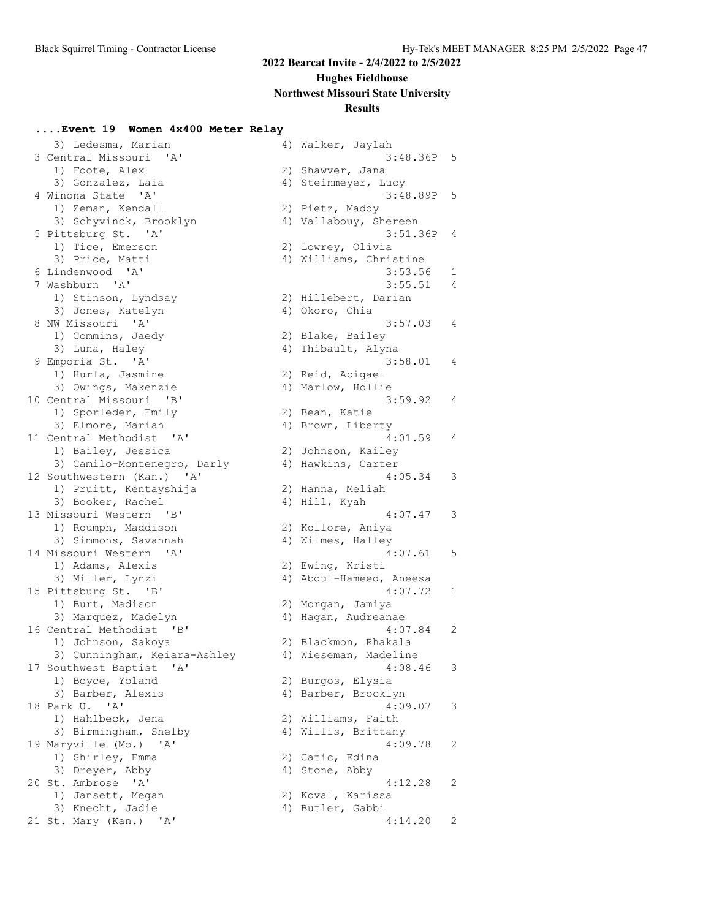**2022 Bearcat Invite - 2/4/2022 to 2/5/2022**

**Hughes Fieldhouse**

**Northwest Missouri State University**

**Results**

### ....Event 19 Women 4x400 Meter Relay

```
    3) Ledesma, Marian                  4) Walker, Jaylah
 3 Central Missouri  'A'                               3:48.36P  5
    1) Foote, Alex                      2) Shawver, Jana
    3) Gonzalez, Laia                   4) Steinmeyer, Lucy
 4 Winona State  'A'                                   3:48.89P  5
    1) Zeman, Kendall                   2) Pietz, Maddy
    3) Schyvinck, Brooklyn              4) Vallabouy, Shereen
 5 Pittsburg St.  'A'                                  3:51.36P  4
    1) Tice, Emerson                    2) Lowrey, Olivia
    3) Price, Matti                     4) Williams, Christine
 6 Lindenwood  'A'                                     3:53.56   1
 7 Washburn  'A'                                       3:55.51   4
    1) Stinson, Lyndsay                 2) Hillebert, Darian
    3) Jones, Katelyn                   4) Okoro, Chia
 8 NW Missouri  'A'                                    3:57.03   4
    1) Commins, Jaedy                   2) Blake, Bailey
    3) Luna, Haley                      4) Thibault, Alyna
 9 Emporia St.  'A'                                    3:58.01   4
    1) Hurla, Jasmine                   2) Reid, Abigael
    3) Owings, Makenzie                 4) Marlow, Hollie
10 Central Missouri  'B'                               3:59.92   4
    1) Sporleder, Emily                 2) Bean, Katie
    3) Elmore, Mariah                   4) Brown, Liberty
11 Central Methodist  'A'                              4:01.59   4
    1) Bailey, Jessica                  2) Johnson, Kailey
    3) Camilo-Montenegro, Darly         4) Hawkins, Carter
12 Southwestern (Kan.)  'A'                            4:05.34   3
    1) Pruitt, Kentayshija              2) Hanna, Meliah
    3) Booker, Rachel                   4) Hill, Kyah
13 Missouri Western  'B'                               4:07.47   3
    1) Roumph, Maddison                 2) Kollore, Aniya
    3) Simmons, Savannah                4) Wilmes, Halley
14 Missouri Western  'A'                               4:07.61   5
    1) Adams, Alexis                    2) Ewing, Kristi
    3) Miller, Lynzi                    4) Abdul-Hameed, Aneesa
15 Pittsburg St.  'B'                                  4:07.72   1
    1) Burt, Madison                    2) Morgan, Jamiya
    3) Marquez, Madelyn                 4) Hagan, Audreanae
16 Central Methodist  'B'                              4:07.84   2
    1) Johnson, Sakoya                  2) Blackmon, Rhakala
    3) Cunningham, Keiara-Ashley        4) Wieseman, Madeline
17 Southwest Baptist  'A'                              4:08.46   3
    1) Boyce, Yoland                    2) Burgos, Elysia
    3) Barber, Alexis                   4) Barber, Brocklyn
18 Park U.  'A'                                        4:09.07   3
    1) Hahlbeck, Jena                   2) Williams, Faith
    3) Birmingham, Shelby               4) Willis, Brittany
19 Maryville (Mo.)  'A'                                4:09.78   2
    1) Shirley, Emma                    2) Catic, Edina
    3) Dreyer, Abby                     4) Stone, Abby
20 St. Ambrose  'A'                                    4:12.28   2
    1) Jansett, Megan                   2) Koval, Karissa
    3) Knecht, Jadie                    4) Butler, Gabbi
21 St. Mary (Kan.)  'A'                                4:14.20   2
```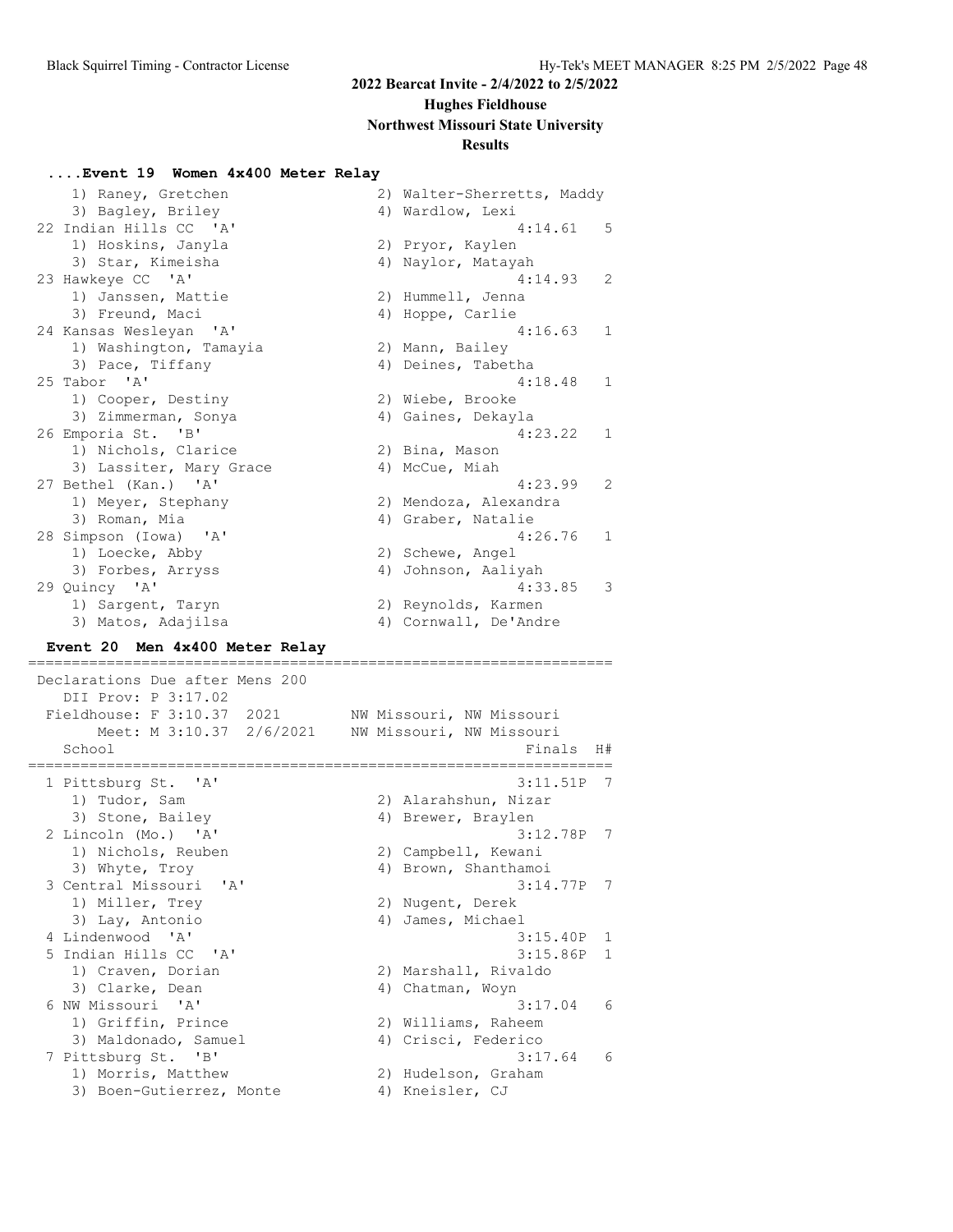## 2022 Bearcat Invite - 2/4/2022 to 2/5/2022

### Hughes Fieldhouse

### Northwest Missouri State University

### Results

#### ....Event 19 Women 4x400 Meter Relay

```
    1) Raney, Gretchen                2) Walter-Sherretts, Maddy
    3) Bagley, Briley                 4) Wardlow, Lexi
 22 Indian Hills CC  'A'                                4:14.61   5
    1) Hoskins, Janyla                2) Pryor, Kaylen
    3) Star, Kimeisha                 4) Naylor, Matayah
 23 Hawkeye CC  'A'                                     4:14.93   2
    1) Janssen, Mattie                2) Hummell, Jenna
    3) Freund, Maci                   4) Hoppe, Carlie
 24 Kansas Wesleyan  'A'                                4:16.63   1
    1) Washington, Tamayia            2) Mann, Bailey
    3) Pace, Tiffany                  4) Deines, Tabetha
 25 Tabor  'A'                                          4:18.48   1
    1) Cooper, Destiny                2) Wiebe, Brooke
    3) Zimmerman, Sonya               4) Gaines, Dekayla
 26 Emporia St.  'B'                                    4:23.22   1
    1) Nichols, Clarice               2) Bina, Mason
    3) Lassiter, Mary Grace           4) McCue, Miah
 27 Bethel (Kan.)  'A'                                  4:23.99   2
    1) Meyer, Stephany                2) Mendoza, Alexandra
    3) Roman, Mia                     4) Graber, Natalie
 28 Simpson (Iowa)  'A'                                 4:26.76   1
    1) Loecke, Abby                   2) Schewe, Angel
    3) Forbes, Arryss                 4) Johnson, Aaliyah
 29 Quincy  'A'                                         4:33.85   3
    1) Sargent, Taryn                 2) Reynolds, Karmen
    3) Matos, Adajilsa                4) Cornwall, De'Andre
```

#### Event 20 Men 4x400 Meter Relay

```
===================================================================
 Declarations Due after Mens 200
    DII Prov: P 3:17.02
 Fieldhouse: F 3:10.37  2021        NW Missouri, NW Missouri
       Meet: M 3:10.37  2/6/2021    NW Missouri, NW Missouri
   School                                               Finals  H#
===================================================================
  1 Pittsburg St.  'A'                                 3:11.51P  7
    1) Tudor, Sam                     2) Alarahshun, Nizar
    3) Stone, Bailey                  4) Brewer, Braylen
  2 Lincoln (Mo.)  'A'                                 3:12.78P  7
    1) Nichols, Reuben                2) Campbell, Kewani
    3) Whyte, Troy                    4) Brown, Shanthamoi
  3 Central Missouri  'A'                              3:14.77P  7
    1) Miller, Trey                   2) Nugent, Derek
    3) Lay, Antonio                   4) James, Michael
  4 Lindenwood  'A'                                    3:15.40P  1
  5 Indian Hills CC  'A'                               3:15.86P  1
    1) Craven, Dorian                 2) Marshall, Rivaldo
    3) Clarke, Dean                   4) Chatman, Woyn
  6 NW Missouri  'A'                                   3:17.04   6
    1) Griffin, Prince                2) Williams, Raheem
    3) Maldonado, Samuel              4) Crisci, Federico
  7 Pittsburg St.  'B'                                 3:17.64   6
    1) Morris, Matthew                2) Hudelson, Graham
    3) Boen-Gutierrez, Monte          4) Kneisler, CJ
```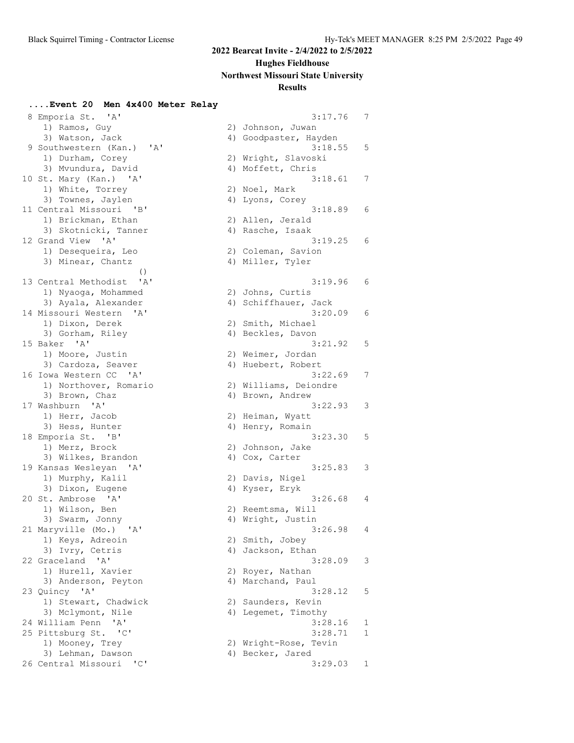# 2022 Bearcat Invite - 2/4/2022 to 2/5/2022

## Hughes Fieldhouse

## Northwest Missouri State University

## Results

### ....Event 20 Men 4x400 Meter Relay

```
  8 Emporia St.  'A'                                     3:17.76   7
     1) Ramos, Guy                    2) Johnson, Juwan
     3) Watson, Jack                  4) Goodpaster, Hayden
  9 Southwestern (Kan.)  'A'                             3:18.55   5
     1) Durham, Corey                 2) Wright, Slavoski
     3) Mvundura, David               4) Moffett, Chris
 10 St. Mary (Kan.)  'A'                                 3:18.61   7
     1) White, Torrey                 2) Noel, Mark
     3) Townes, Jaylen                4) Lyons, Corey
 11 Central Missouri  'B'                                3:18.89   6
     1) Brickman, Ethan               2) Allen, Jerald
     3) Skotnicki, Tanner             4) Rasche, Isaak
 12 Grand View  'A'                                      3:19.25   6
     1) Desequeira, Leo               2) Coleman, Savion
     3) Minear, Chantz                4) Miller, Tyler
                   ()
 13 Central Methodist  'A'                               3:19.96   6
     1) Nyaoga, Mohammed              2) Johns, Curtis
     3) Ayala, Alexander              4) Schiffhauer, Jack
 14 Missouri Western  'A'                                3:20.09   6
     1) Dixon, Derek                  2) Smith, Michael
     3) Gorham, Riley                 4) Beckles, Davon
 15 Baker  'A'                                           3:21.92   5
     1) Moore, Justin                 2) Weimer, Jordan
     3) Cardoza, Seaver               4) Huebert, Robert
 16 Iowa Western CC  'A'                                 3:22.69   7
     1) Northover, Romario            2) Williams, Deiondre
     3) Brown, Chaz                   4) Brown, Andrew
 17 Washburn  'A'                                        3:22.93   3
     1) Herr, Jacob                   2) Heiman, Wyatt
     3) Hess, Hunter                  4) Henry, Romain
 18 Emporia St.  'B'                                     3:23.30   5
     1) Merz, Brock                   2) Johnson, Jake
     3) Wilkes, Brandon               4) Cox, Carter
 19 Kansas Wesleyan  'A'                                 3:25.83   3
     1) Murphy, Kalil                 2) Davis, Nigel
     3) Dixon, Eugene                 4) Kyser, Eryk
 20 St. Ambrose  'A'                                     3:26.68   4
     1) Wilson, Ben                   2) Reemtsma, Will
     3) Swarm, Jonny                  4) Wright, Justin
 21 Maryville (Mo.)  'A'                                 3:26.98   4
     1) Keys, Adreoin                 2) Smith, Jobey
     3) Ivry, Cetris                  4) Jackson, Ethan
 22 Graceland  'A'                                       3:28.09   3
     1) Hurell, Xavier                2) Royer, Nathan
     3) Anderson, Peyton              4) Marchand, Paul
 23 Quincy  'A'                                          3:28.12   5
     1) Stewart, Chadwick             2) Saunders, Kevin
     3) Mclymont, Nile                4) Legemet, Timothy
 24 William Penn  'A'                                    3:28.16   1
 25 Pittsburg St.  'C'                                   3:28.71   1
     1) Mooney, Trey                  2) Wright-Rose, Tevin
     3) Lehman, Dawson                4) Becker, Jared
 26 Central Missouri  'C'                                3:29.03   1
```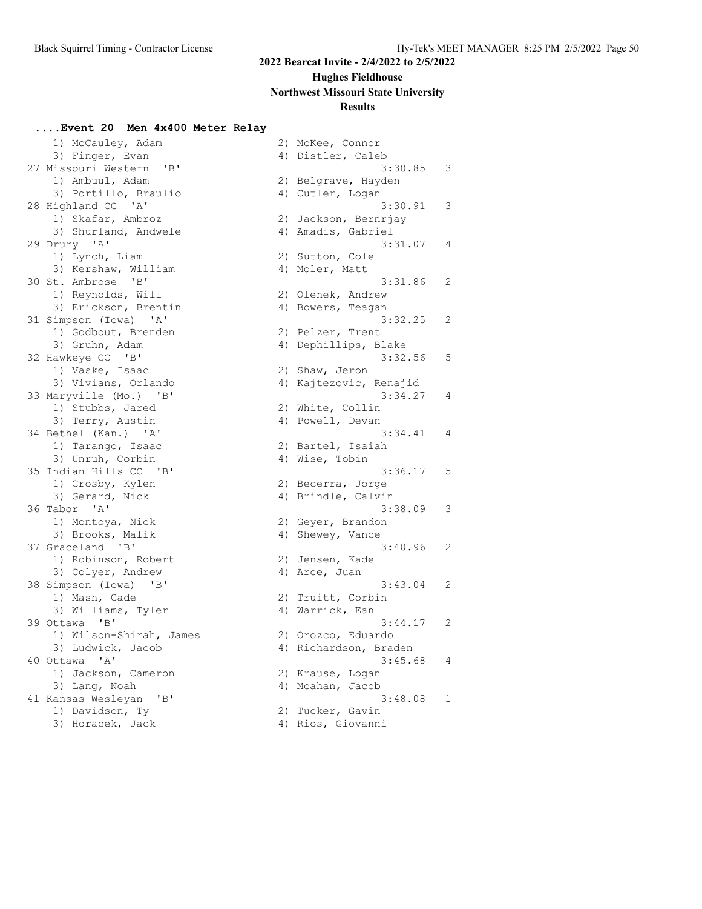# 2022 Bearcat Invite - 2/4/2022 to 2/5/2022

## Hughes Fieldhouse

## Northwest Missouri State University

## Results

### ....Event 20 Men 4x400 Meter Relay

```
    1) McCauley, Adam                2) McKee, Connor
    3) Finger, Evan                  4) Distler, Caleb
27 Missouri Western  'B'                          3:30.85   3
    1) Ambuul, Adam                  2) Belgrave, Hayden
    3) Portillo, Braulio             4) Cutler, Logan
28 Highland CC  'A'                               3:30.91   3
    1) Skafar, Ambroz                2) Jackson, Bernrjay
    3) Shurland, Andwele             4) Amadis, Gabriel
29 Drury  'A'                                     3:31.07   4
    1) Lynch, Liam                   2) Sutton, Cole
    3) Kershaw, William              4) Moler, Matt
30 St. Ambrose  'B'                               3:31.86   2
    1) Reynolds, Will                2) Olenek, Andrew
    3) Erickson, Brentin             4) Bowers, Teagan
31 Simpson (Iowa)  'A'                            3:32.25   2
    1) Godbout, Brenden              2) Pelzer, Trent
    3) Gruhn, Adam                   4) Dephillips, Blake
32 Hawkeye CC  'B'                                3:32.56   5
    1) Vaske, Isaac                  2) Shaw, Jeron
    3) Vivians, Orlando              4) Kajtezovic, Renajid
33 Maryville (Mo.)  'B'                           3:34.27   4
    1) Stubbs, Jared                 2) White, Collin
    3) Terry, Austin                 4) Powell, Devan
34 Bethel (Kan.)  'A'                             3:34.41   4
    1) Tarango, Isaac                2) Bartel, Isaiah
    3) Unruh, Corbin                 4) Wise, Tobin
35 Indian Hills CC  'B'                           3:36.17   5
    1) Crosby, Kylen                 2) Becerra, Jorge
    3) Gerard, Nick                  4) Brindle, Calvin
36 Tabor  'A'                                     3:38.09   3
    1) Montoya, Nick                 2) Geyer, Brandon
    3) Brooks, Malik                 4) Shewey, Vance
37 Graceland  'B'                                 3:40.96   2
    1) Robinson, Robert              2) Jensen, Kade
    3) Colyer, Andrew                4) Arce, Juan
38 Simpson (Iowa)  'B'                            3:43.04   2
    1) Mash, Cade                    2) Truitt, Corbin
    3) Williams, Tyler               4) Warrick, Ean
39 Ottawa  'B'                                    3:44.17   2
    1) Wilson-Shirah, James          2) Orozco, Eduardo
    3) Ludwick, Jacob                4) Richardson, Braden
40 Ottawa  'A'                                    3:45.68   4
    1) Jackson, Cameron              2) Krause, Logan
    3) Lang, Noah                    4) Mcahan, Jacob
41 Kansas Wesleyan  'B'                           3:48.08   1
    1) Davidson, Ty                  2) Tucker, Gavin
    3) Horacek, Jack                 4) Rios, Giovanni
```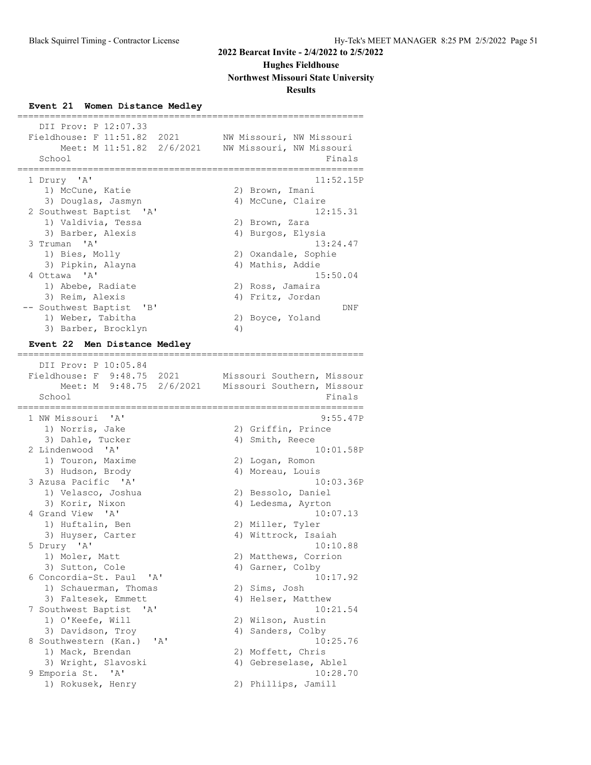**2022 Bearcat Invite - 2/4/2022 to 2/5/2022**

**Hughes Fieldhouse**

**Northwest Missouri State University**

**Results**

### Event 21 Women Distance Medley

DII Prov: P 12:07.33
Fieldhouse: F 11:51.82 2021 NW Missouri, NW Missouri
Meet: M 11:51.82 2/6/2021 NW Missouri, NW Missouri

| Place | School | Finals |
|---|---|---|
| 1 | Drury 'A' | 11:52.15P |
| | 1) McCune, Katie; 2) Brown, Imani; 3) Douglas, Jasmyn; 4) McCune, Claire | |
| 2 | Southwest Baptist 'A' | 12:15.31 |
| | 1) Valdivia, Tessa; 2) Brown, Zara; 3) Barber, Alexis; 4) Burgos, Elysia | |
| 3 | Truman 'A' | 13:24.47 |
| | 1) Bies, Molly; 2) Oxandale, Sophie; 3) Pipkin, Alayna; 4) Mathis, Addie | |
| 4 | Ottawa 'A' | 15:50.04 |
| | 1) Abebe, Radiate; 2) Ross, Jamaira; 3) Reim, Alexis; 4) Fritz, Jordan | |
| -- | Southwest Baptist 'B' | DNF |
| | 1) Weber, Tabitha; 2) Boyce, Yoland; 3) Barber, Brocklyn; 4) | |

### Event 22 Men Distance Medley

DII Prov: P 10:05.84
Fieldhouse: F 9:48.75 2021 Missouri Southern, Missour
Meet: M 9:48.75 2/6/2021 Missouri Southern, Missour

| Place | School | Finals |
|---|---|---|
| 1 | NW Missouri 'A' | 9:55.47P |
| | 1) Norris, Jake; 2) Griffin, Prince; 3) Dahle, Tucker; 4) Smith, Reece | |
| 2 | Lindenwood 'A' | 10:01.58P |
| | 1) Touron, Maxime; 2) Logan, Romon; 3) Hudson, Brody; 4) Moreau, Louis | |
| 3 | Azusa Pacific 'A' | 10:03.36P |
| | 1) Velasco, Joshua; 2) Bessolo, Daniel; 3) Korir, Nixon; 4) Ledesma, Ayrton | |
| 4 | Grand View 'A' | 10:07.13 |
| | 1) Huftalin, Ben; 2) Miller, Tyler; 3) Huyser, Carter; 4) Wittrock, Isaiah | |
| 5 | Drury 'A' | 10:10.88 |
| | 1) Moler, Matt; 2) Matthews, Corrion; 3) Sutton, Cole; 4) Garner, Colby | |
| 6 | Concordia-St. Paul 'A' | 10:17.92 |
| | 1) Schauerman, Thomas; 2) Sims, Josh; 3) Faltesek, Emmett; 4) Helser, Matthew | |
| 7 | Southwest Baptist 'A' | 10:21.54 |
| | 1) O'Keefe, Will; 2) Wilson, Austin; 3) Davidson, Troy; 4) Sanders, Colby | |
| 8 | Southwestern (Kan.) 'A' | 10:25.76 |
| | 1) Mack, Brendan; 2) Moffett, Chris; 3) Wright, Slavoski; 4) Gebreselase, Ablel | |
| 9 | Emporia St. 'A' | 10:28.70 |
| | 1) Rokusek, Henry; 2) Phillips, Jamill | |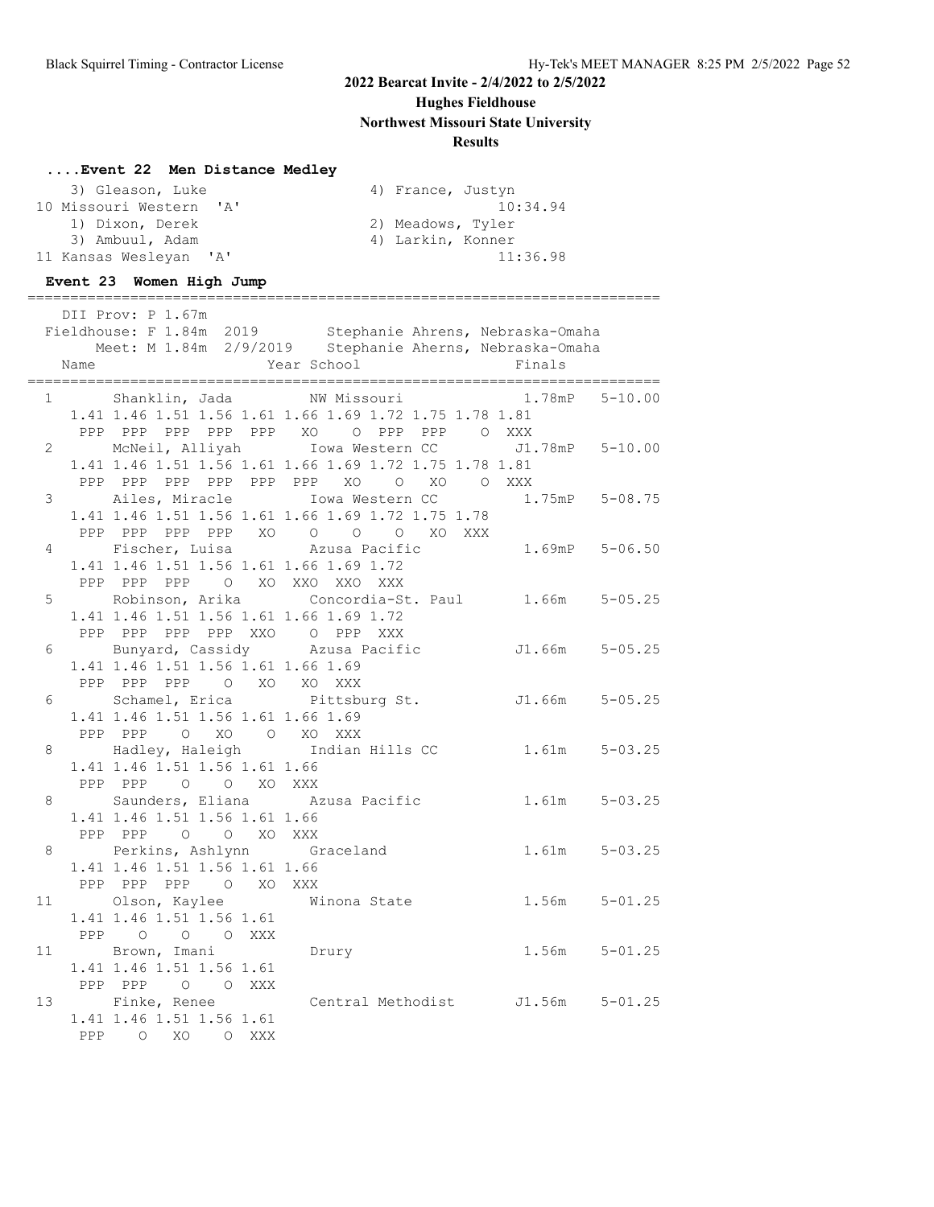## ....Event 22 Men Distance Medley

```
    3) Gleason, Luke                  4) France, Justyn
10 Missouri Western  'A'                          10:34.94
    1) Dixon, Derek                   2) Meadows, Tyler
    3) Ambuul, Adam                   4) Larkin, Konner
11 Kansas Wesleyan  'A'                           11:36.98
```

## Event 23 Women High Jump

```
=========================================================================
    DII Prov: P 1.67m
  Fieldhouse: F 1.84m  2019        Stephanie Ahrens, Nebraska-Omaha
        Meet: M 1.84m  2/9/2019    Stephanie Aherns, Nebraska-Omaha
    Name                    Year School                  Finals
=========================================================================
  1      Shanklin, Jada         NW Missouri             1.78mP   5-10.00
     1.41 1.46 1.51 1.56 1.61 1.66 1.69 1.72 1.75 1.78 1.81
      PPP  PPP  PPP  PPP  PPP   XO    O  PPP  PPP    O  XXX
  2      McNeil, Alliyah        Iowa Western CC        J1.78mP   5-10.00
     1.41 1.46 1.51 1.56 1.61 1.66 1.69 1.72 1.75 1.78 1.81
      PPP  PPP  PPP  PPP  PPP  PPP   XO    O   XO    O  XXX
  3      Ailes, Miracle         Iowa Western CC         1.75mP   5-08.75
     1.41 1.46 1.51 1.56 1.61 1.66 1.69 1.72 1.75 1.78
      PPP  PPP  PPP  PPP   XO    O    O    O   XO  XXX
  4      Fischer, Luisa         Azusa Pacific           1.69mP   5-06.50
     1.41 1.46 1.51 1.56 1.61 1.66 1.69 1.72
      PPP  PPP  PPP    O   XO  XXO  XXO  XXX
  5      Robinson, Arika        Concordia-St. Paul      1.66m    5-05.25
     1.41 1.46 1.51 1.56 1.61 1.66 1.69 1.72
      PPP  PPP  PPP  PPP  XXO    O  PPP  XXX
  6      Bunyard, Cassidy       Azusa Pacific          J1.66m    5-05.25
     1.41 1.46 1.51 1.56 1.61 1.66 1.69
      PPP  PPP  PPP    O   XO   XO  XXX
  6      Schamel, Erica         Pittsburg St.          J1.66m    5-05.25
     1.41 1.46 1.51 1.56 1.61 1.66 1.69
      PPP  PPP    O   XO    O   XO  XXX
  8      Hadley, Haleigh        Indian Hills CC         1.61m    5-03.25
     1.41 1.46 1.51 1.56 1.61 1.66
      PPP  PPP    O    O   XO  XXX
  8      Saunders, Eliana       Azusa Pacific           1.61m    5-03.25
     1.41 1.46 1.51 1.56 1.61 1.66
      PPP  PPP    O    O   XO  XXX
  8      Perkins, Ashlynn       Graceland               1.61m    5-03.25
     1.41 1.46 1.51 1.56 1.61 1.66
      PPP  PPP  PPP    O   XO  XXX
 11      Olson, Kaylee          Winona State            1.56m    5-01.25
     1.41 1.46 1.51 1.56 1.61
      PPP    O    O    O  XXX
 11      Brown, Imani           Drury                   1.56m    5-01.25
     1.41 1.46 1.51 1.56 1.61
      PPP  PPP    O    O  XXX
 13      Finke, Renee           Central Methodist      J1.56m    5-01.25
     1.41 1.46 1.51 1.56 1.61
      PPP    O   XO    O  XXX
```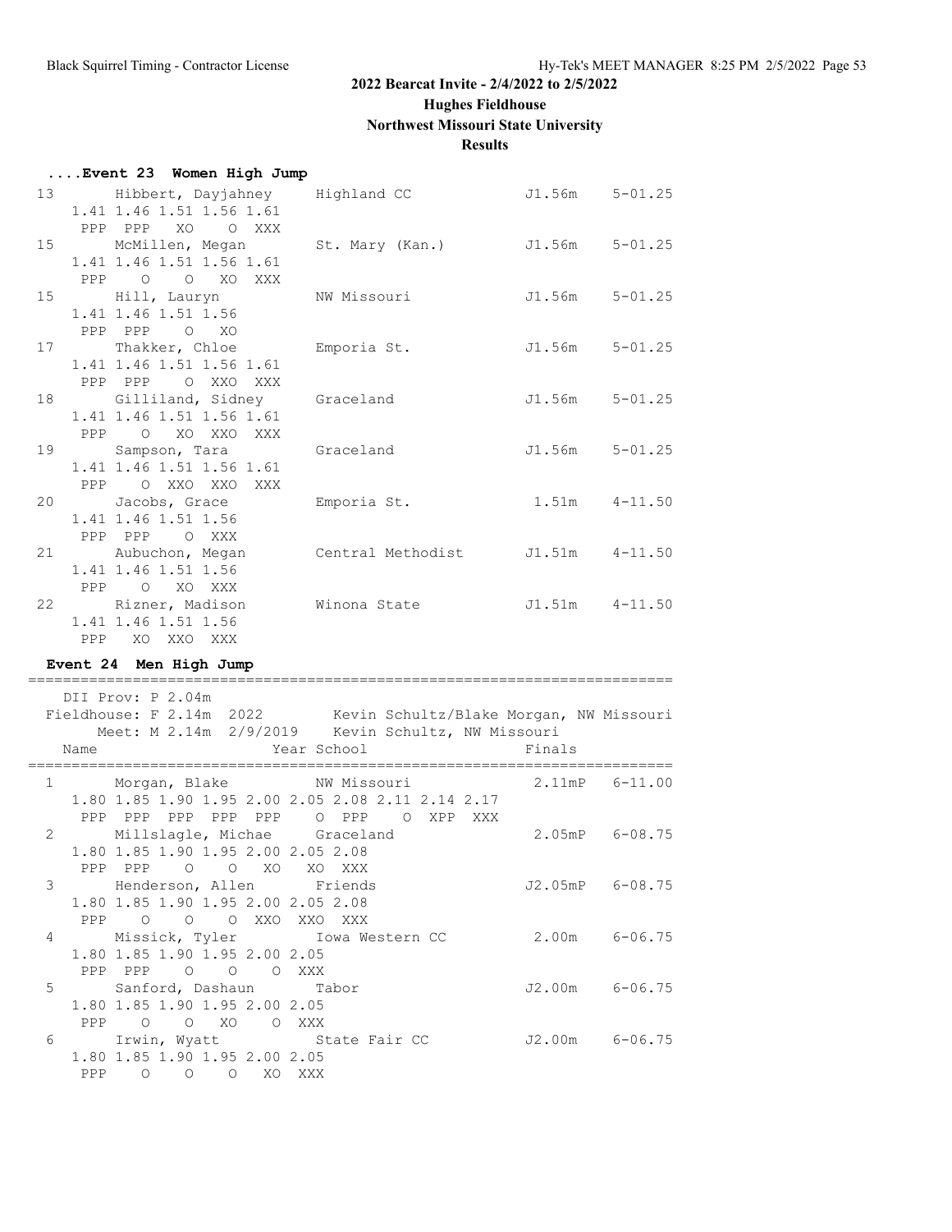## 2022 Bearcat Invite - 2/4/2022 to 2/5/2022

### Hughes Fieldhouse

### Northwest Missouri State University

### Results

#### ....Event 23 Women High Jump

```
 13      Hibbert, Dayjahney    Highland CC              J1.56m    5-01.25
    1.41 1.46 1.51 1.56 1.61
     PPP  PPP   XO    O  XXX
 15      McMillen, Megan       St. Mary (Kan.)          J1.56m    5-01.25
    1.41 1.46 1.51 1.56 1.61
     PPP    O    O   XO  XXX
 15      Hill, Lauryn          NW Missouri              J1.56m    5-01.25
    1.41 1.46 1.51 1.56
     PPP  PPP    O   XO
 17      Thakker, Chloe        Emporia St.              J1.56m    5-01.25
    1.41 1.46 1.51 1.56 1.61
     PPP  PPP    O  XXO  XXX
 18      Gilliland, Sidney     Graceland                J1.56m    5-01.25
    1.41 1.46 1.51 1.56 1.61
     PPP    O   XO  XXO  XXX
 19      Sampson, Tara         Graceland                J1.56m    5-01.25
    1.41 1.46 1.51 1.56 1.61
     PPP    O  XXO  XXO  XXX
 20      Jacobs, Grace         Emporia St.               1.51m    4-11.50
    1.41 1.46 1.51 1.56
     PPP  PPP    O  XXX
 21      Aubuchon, Megan       Central Methodist        J1.51m    4-11.50
    1.41 1.46 1.51 1.56
     PPP    O   XO  XXX
 22      Rizner, Madison       Winona State             J1.51m    4-11.50
    1.41 1.46 1.51 1.56
     PPP   XO  XXO  XXX
```

#### Event 24 Men High Jump

```
==========================================================================
    DII Prov: P 2.04m
  Fieldhouse: F 2.14m  2022        Kevin Schultz/Blake Morgan, NW Missouri
        Meet: M 2.14m  2/9/2019    Kevin Schultz, NW Missouri
    Name                    Year School                     Finals
==========================================================================
  1      Morgan, Blake         NW Missouri               2.11mP   6-11.00
    1.80 1.85 1.90 1.95 2.00 2.05 2.08 2.11 2.14 2.17
     PPP  PPP  PPP  PPP  PPP    O  PPP    O  XPP  XXX
  2      Millslagle, Michae    Graceland                 2.05mP   6-08.75
    1.80 1.85 1.90 1.95 2.00 2.05 2.08
     PPP  PPP    O    O   XO   XO  XXX
  3      Henderson, Allen      Friends                  J2.05mP   6-08.75
    1.80 1.85 1.90 1.95 2.00 2.05 2.08
     PPP    O    O    O  XXO  XXO  XXX
  4      Missick, Tyler        Iowa Western CC           2.00m    6-06.75
    1.80 1.85 1.90 1.95 2.00 2.05
     PPP  PPP    O    O    O  XXX
  5      Sanford, Dashaun      Tabor                    J2.00m    6-06.75
    1.80 1.85 1.90 1.95 2.00 2.05
     PPP    O    O   XO    O  XXX
  6      Irwin, Wyatt          State Fair CC            J2.00m    6-06.75
    1.80 1.85 1.90 1.95 2.00 2.05
     PPP    O    O    O   XO  XXX
```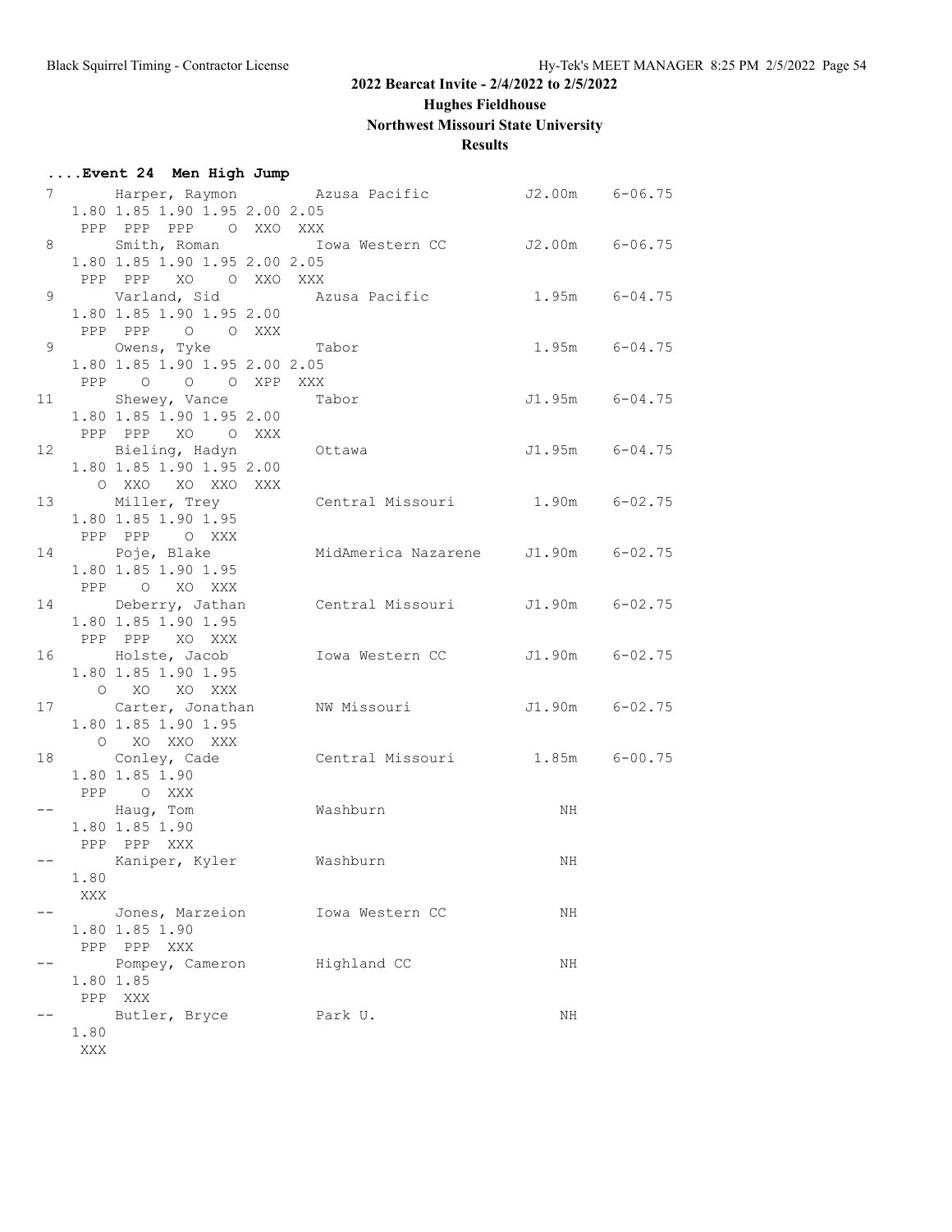## 2022 Bearcat Invite - 2/4/2022 to 2/5/2022

### Hughes Fieldhouse

### Northwest Missouri State University

### Results

**....Event 24 Men High Jump**

```
  7     Harper, Raymon         Azusa Pacific           J2.00m   6-06.75 
     1.80 1.85 1.90 1.95 2.00 2.05 
      PPP  PPP  PPP    O  XXO  XXX 
  8     Smith, Roman           Iowa Western CC         J2.00m   6-06.75 
     1.80 1.85 1.90 1.95 2.00 2.05 
      PPP  PPP   XO    O  XXO  XXX 
  9     Varland, Sid           Azusa Pacific            1.95m   6-04.75 
     1.80 1.85 1.90 1.95 2.00 
      PPP  PPP    O    O  XXX 
  9     Owens, Tyke            Tabor                    1.95m   6-04.75 
     1.80 1.85 1.90 1.95 2.00 2.05 
      PPP    O    O    O  XPP  XXX 
 11     Shewey, Vance          Tabor                   J1.95m   6-04.75 
     1.80 1.85 1.90 1.95 2.00 
      PPP  PPP   XO    O  XXX 
 12     Bieling, Hadyn         Ottawa                  J1.95m   6-04.75 
     1.80 1.85 1.90 1.95 2.00 
        O  XXO   XO  XXO  XXX 
 13     Miller, Trey           Central Missouri         1.90m   6-02.75 
     1.80 1.85 1.90 1.95 
      PPP  PPP    O  XXX 
 14     Poje, Blake            MidAmerica Nazarene     J1.90m   6-02.75 
     1.80 1.85 1.90 1.95 
      PPP    O   XO  XXX 
 14     Deberry, Jathan        Central Missouri        J1.90m   6-02.75 
     1.80 1.85 1.90 1.95 
      PPP  PPP   XO  XXX 
 16     Holste, Jacob          Iowa Western CC         J1.90m   6-02.75 
     1.80 1.85 1.90 1.95 
        O   XO   XO  XXX 
 17     Carter, Jonathan       NW Missouri             J1.90m   6-02.75 
     1.80 1.85 1.90 1.95 
        O   XO  XXO  XXX 
 18     Conley, Cade           Central Missouri         1.85m   6-00.75 
     1.80 1.85 1.90 
      PPP    O  XXX 
 --     Haug, Tom              Washburn                    NH            
     1.80 1.85 1.90 
      PPP  PPP  XXX 
 --     Kaniper, Kyler         Washburn                    NH            
     1.80 
      XXX 
 --     Jones, Marzeion        Iowa Western CC             NH            
     1.80 1.85 1.90 
      PPP  PPP  XXX 
 --     Pompey, Cameron        Highland CC                 NH            
     1.80 1.85 
      PPP  XXX 
 --     Butler, Bryce          Park U.                     NH            
     1.80 
      XXX 
```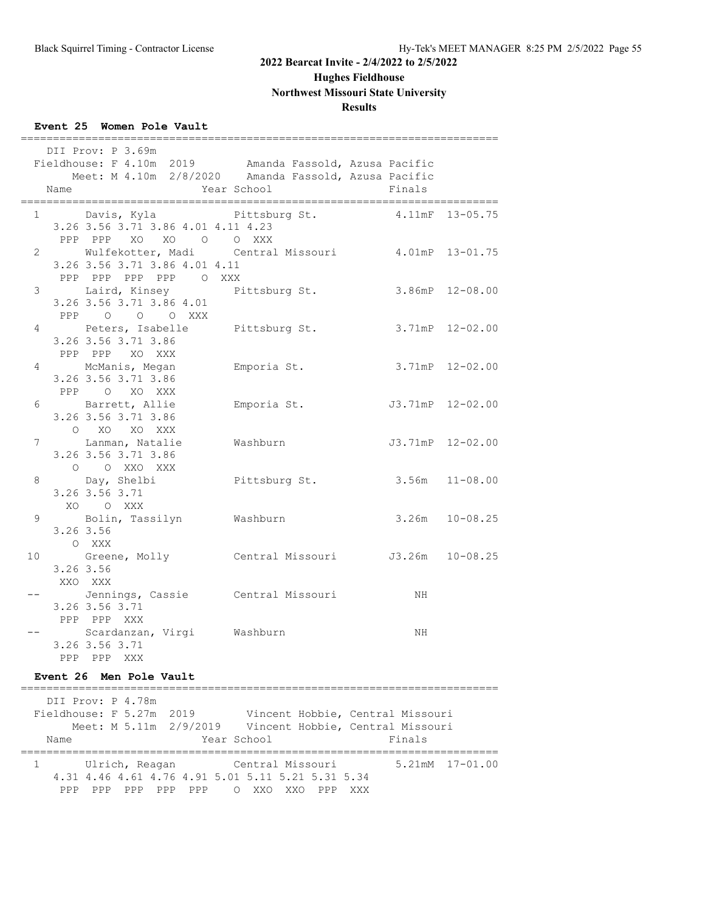## 2022 Bearcat Invite - 2/4/2022 to 2/5/2022

**Hughes Fieldhouse**

**Northwest Missouri State University**

**Results**

### Event 25 Women Pole Vault

```
==========================================================================
   DII Prov: P 3.69m
  Fieldhouse: F 4.10m  2019        Amanda Fassold, Azusa Pacific
        Meet: M 4.10m  2/8/2020    Amanda Fassold, Azusa Pacific
    Name                    Year School                  Finals
==========================================================================
  1      Davis, Kyla            Pittsburg St.            4.11mF  13-05.75
     3.26 3.56 3.71 3.86 4.01 4.11 4.23
      PPP  PPP   XO   XO    O    O  XXX
  2      Wulfekotter, Madi      Central Missouri         4.01mP  13-01.75
     3.26 3.56 3.71 3.86 4.01 4.11
      PPP  PPP  PPP  PPP    O  XXX
  3      Laird, Kinsey          Pittsburg St.            3.86mP  12-08.00
     3.26 3.56 3.71 3.86 4.01
      PPP    O    O    O  XXX
  4      Peters, Isabelle       Pittsburg St.            3.71mP  12-02.00
     3.26 3.56 3.71 3.86
      PPP  PPP   XO  XXX
  4      McManis, Megan         Emporia St.              3.71mP  12-02.00
     3.26 3.56 3.71 3.86
      PPP    O   XO  XXX
  6      Barrett, Allie         Emporia St.             J3.71mP  12-02.00
     3.26 3.56 3.71 3.86
        O   XO   XO  XXX
  7      Lanman, Natalie        Washburn                J3.71mP  12-02.00
     3.26 3.56 3.71 3.86
        O    O  XXO  XXX
  8      Day, Shelbi            Pittsburg St.             3.56m  11-08.00
     3.26 3.56 3.71
       XO    O  XXX
  9      Bolin, Tassilyn        Washburn                  3.26m  10-08.25
     3.26 3.56
        O  XXX
 10      Greene, Molly          Central Missouri         J3.26m  10-08.25
     3.26 3.56
      XXO  XXX
 --      Jennings, Cassie       Central Missouri             NH
     3.26 3.56 3.71
      PPP  PPP  XXX
 --      Scardanzan, Virgi      Washburn                     NH
     3.26 3.56 3.71
      PPP  PPP  XXX
```

### Event 26 Men Pole Vault

```
==========================================================================
   DII Prov: P 4.78m
  Fieldhouse: F 5.27m  2019        Vincent Hobbie, Central Missouri
        Meet: M 5.11m  2/9/2019    Vincent Hobbie, Central Missouri
    Name                    Year School                  Finals
==========================================================================
  1      Ulrich, Reagan         Central Missouri         5.21mM  17-01.00
     4.31 4.46 4.61 4.76 4.91 5.01 5.11 5.21 5.31 5.34
      PPP  PPP  PPP  PPP  PPP    O  XXO  XXO  PPP  XXX
```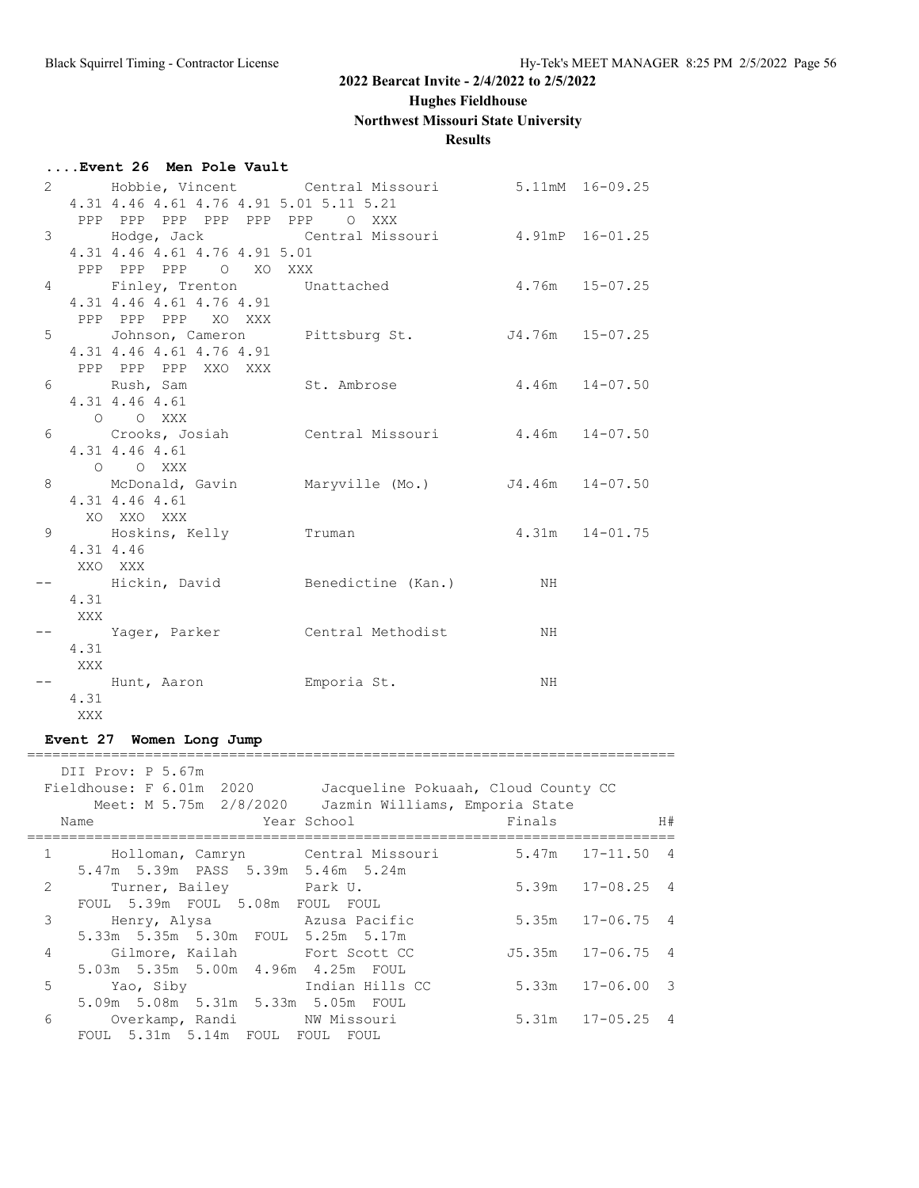## 2022 Bearcat Invite - 2/4/2022 to 2/5/2022

**Hughes Fieldhouse**

**Northwest Missouri State University**

**Results**

### ....Event 26 Men Pole Vault

```
  2      Hobbie, Vincent      Central Missouri        5.11mM  16-09.25
     4.31 4.46 4.61 4.76 4.91 5.01 5.11 5.21
      PPP  PPP  PPP  PPP  PPP  PPP    O  XXX
  3      Hodge, Jack          Central Missouri        4.91mP  16-01.25
     4.31 4.46 4.61 4.76 4.91 5.01
      PPP  PPP  PPP    O   XO  XXX
  4      Finley, Trenton      Unattached               4.76m  15-07.25
     4.31 4.46 4.61 4.76 4.91
      PPP  PPP  PPP   XO  XXX
  5      Johnson, Cameron     Pittsburg St.           J4.76m  15-07.25
     4.31 4.46 4.61 4.76 4.91
      PPP  PPP  PPP  XXO  XXX
  6      Rush, Sam            St. Ambrose              4.46m  14-07.50
     4.31 4.46 4.61
        O    O  XXX
  6      Crooks, Josiah       Central Missouri         4.46m  14-07.50
     4.31 4.46 4.61
        O    O  XXX
  8      McDonald, Gavin      Maryville (Mo.)         J4.46m  14-07.50
     4.31 4.46 4.61
       XO  XXO  XXX
  9      Hoskins, Kelly       Truman                   4.31m  14-01.75
     4.31 4.46
      XXO  XXX
 --      Hickin, David        Benedictine (Kan.)          NH
     4.31
      XXX
 --      Yager, Parker        Central Methodist           NH
     4.31
      XXX
 --      Hunt, Aaron          Emporia St.                 NH
     4.31
      XXX
```

### Event 27 Women Long Jump

```
==============================================================================
    DII Prov: P 5.67m
  Fieldhouse: F 6.01m  2020        Jacqueline Pokuaah, Cloud County CC
        Meet: M 5.75m  2/8/2020    Jazmin Williams, Emporia State
    Name                    Year School                 Finals            H#
==============================================================================
  1      Holloman, Camryn       Central Missouri         5.47m   17-11.50  4
     5.47m  5.39m  PASS  5.39m  5.46m  5.24m
  2      Turner, Bailey         Park U.                  5.39m   17-08.25  4
     FOUL  5.39m  FOUL  5.08m  FOUL  FOUL
  3      Henry, Alysa           Azusa Pacific            5.35m   17-06.75  4
     5.33m  5.35m  5.30m  FOUL  5.25m  5.17m
  4      Gilmore, Kailah        Fort Scott CC           J5.35m   17-06.75  4
     5.03m  5.35m  5.00m  4.96m  4.25m  FOUL
  5      Yao, Siby              Indian Hills CC          5.33m   17-06.00  3
     5.09m  5.08m  5.31m  5.33m  5.05m  FOUL
  6      Overkamp, Randi        NW Missouri              5.31m   17-05.25  4
     FOUL  5.31m  5.14m  FOUL  FOUL  FOUL
```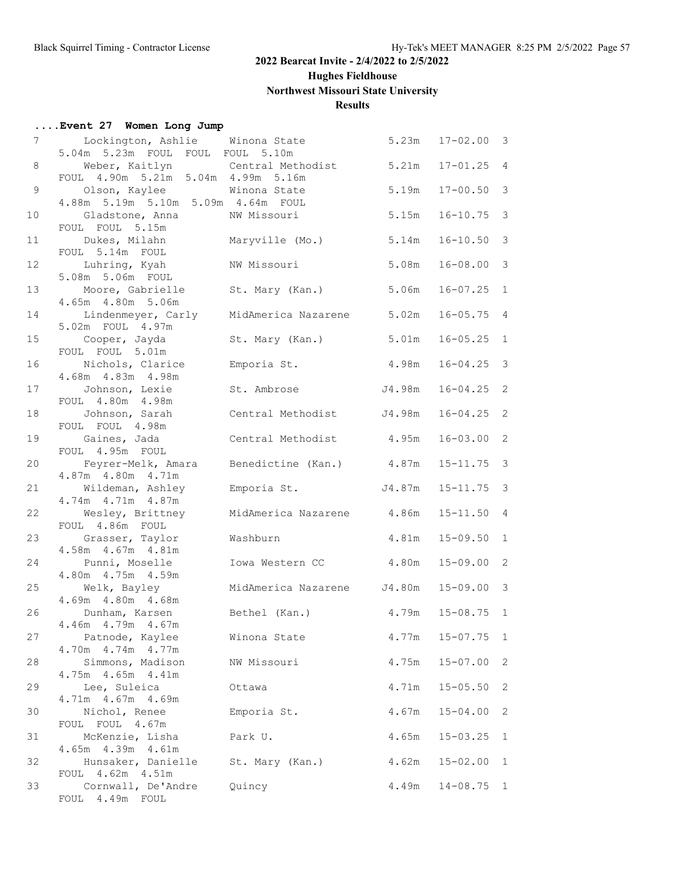# 2022 Bearcat Invite - 2/4/2022 to 2/5/2022

## Hughes Fieldhouse

## Northwest Missouri State University

## Results

### ....Event 27 Women Long Jump

| Place | Name | School | Mark | Imperial | Flight |
|---|---|---|---|---|---|
| 7 | Lockington, Ashlie | Winona State | 5.23m | 17-02.00 | 3 |
| | 5.04m 5.23m FOUL FOUL FOUL 5.10m | | | | |
| 8 | Weber, Kaitlyn | Central Methodist | 5.21m | 17-01.25 | 4 |
| | FOUL 4.90m 5.21m 5.04m 4.99m 5.16m | | | | |
| 9 | Olson, Kaylee | Winona State | 5.19m | 17-00.50 | 3 |
| | 4.88m 5.19m 5.10m 5.09m 4.64m FOUL | | | | |
| 10 | Gladstone, Anna | NW Missouri | 5.15m | 16-10.75 | 3 |
| | FOUL FOUL 5.15m | | | | |
| 11 | Dukes, Milahn | Maryville (Mo.) | 5.14m | 16-10.50 | 3 |
| | FOUL 5.14m FOUL | | | | |
| 12 | Luhring, Kyah | NW Missouri | 5.08m | 16-08.00 | 3 |
| | 5.08m 5.06m FOUL | | | | |
| 13 | Moore, Gabrielle | St. Mary (Kan.) | 5.06m | 16-07.25 | 1 |
| | 4.65m 4.80m 5.06m | | | | |
| 14 | Lindenmeyer, Carly | MidAmerica Nazarene | 5.02m | 16-05.75 | 4 |
| | 5.02m FOUL 4.97m | | | | |
| 15 | Cooper, Jayda | St. Mary (Kan.) | 5.01m | 16-05.25 | 1 |
| | FOUL FOUL 5.01m | | | | |
| 16 | Nichols, Clarice | Emporia St. | 4.98m | 16-04.25 | 3 |
| | 4.68m 4.83m 4.98m | | | | |
| 17 | Johnson, Lexie | St. Ambrose | J4.98m | 16-04.25 | 2 |
| | FOUL 4.80m 4.98m | | | | |
| 18 | Johnson, Sarah | Central Methodist | J4.98m | 16-04.25 | 2 |
| | FOUL FOUL 4.98m | | | | |
| 19 | Gaines, Jada | Central Methodist | 4.95m | 16-03.00 | 2 |
| | FOUL 4.95m FOUL | | | | |
| 20 | Feyrer-Melk, Amara | Benedictine (Kan.) | 4.87m | 15-11.75 | 3 |
| | 4.87m 4.80m 4.71m | | | | |
| 21 | Wildeman, Ashley | Emporia St. | J4.87m | 15-11.75 | 3 |
| | 4.74m 4.71m 4.87m | | | | |
| 22 | Wesley, Brittney | MidAmerica Nazarene | 4.86m | 15-11.50 | 4 |
| | FOUL 4.86m FOUL | | | | |
| 23 | Grasser, Taylor | Washburn | 4.81m | 15-09.50 | 1 |
| | 4.58m 4.67m 4.81m | | | | |
| 24 | Punni, Moselle | Iowa Western CC | 4.80m | 15-09.00 | 2 |
| | 4.80m 4.75m 4.59m | | | | |
| 25 | Welk, Bayley | MidAmerica Nazarene | J4.80m | 15-09.00 | 3 |
| | 4.69m 4.80m 4.68m | | | | |
| 26 | Dunham, Karsen | Bethel (Kan.) | 4.79m | 15-08.75 | 1 |
| | 4.46m 4.79m 4.67m | | | | |
| 27 | Patnode, Kaylee | Winona State | 4.77m | 15-07.75 | 1 |
| | 4.70m 4.74m 4.77m | | | | |
| 28 | Simmons, Madison | NW Missouri | 4.75m | 15-07.00 | 2 |
| | 4.75m 4.65m 4.41m | | | | |
| 29 | Lee, Suleica | Ottawa | 4.71m | 15-05.50 | 2 |
| | 4.71m 4.67m 4.69m | | | | |
| 30 | Nichol, Renee | Emporia St. | 4.67m | 15-04.00 | 2 |
| | FOUL FOUL 4.67m | | | | |
| 31 | McKenzie, Lisha | Park U. | 4.65m | 15-03.25 | 1 |
| | 4.65m 4.39m 4.61m | | | | |
| 32 | Hunsaker, Danielle | St. Mary (Kan.) | 4.62m | 15-02.00 | 1 |
| | FOUL 4.62m 4.51m | | | | |
| 33 | Cornwall, De'Andre | Quincy | 4.49m | 14-08.75 | 1 |
| | FOUL 4.49m FOUL | | | | |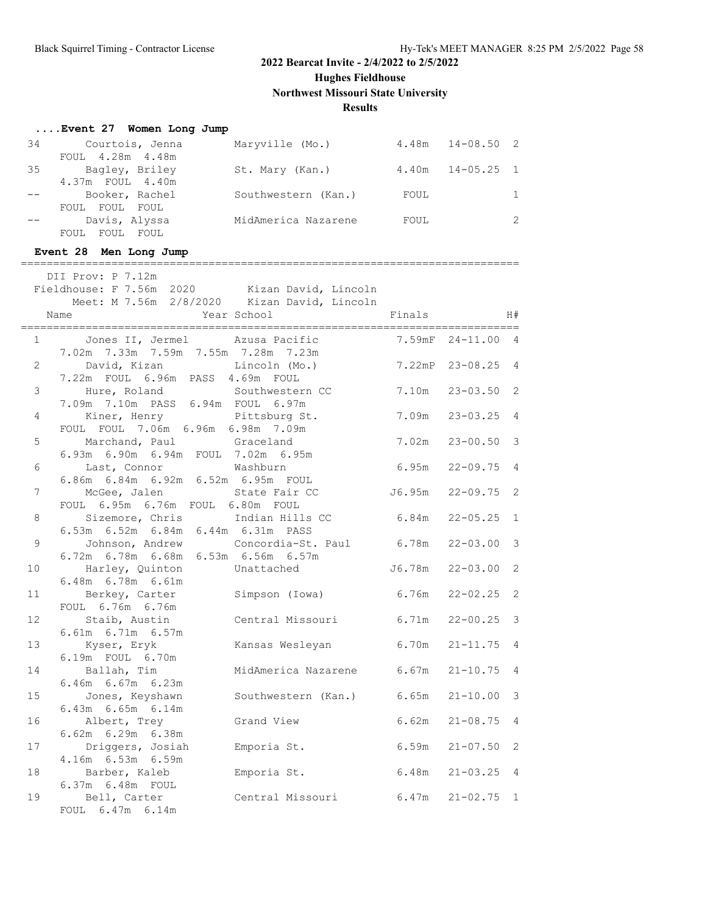# 2022 Bearcat Invite - 2/4/2022 to 2/5/2022

## Hughes Fieldhouse

## Northwest Missouri State University

## Results

### ....Event 27 Women Long Jump

| Place | Name | School | Finals | | H# |
|---|---|---|---|---|---|
| 34 | Courtois, Jenna | Maryville (Mo.) | 4.48m | 14-08.50 | 2 |
| | FOUL 4.28m 4.48m | | | | |
| 35 | Bagley, Briley | St. Mary (Kan.) | 4.40m | 14-05.25 | 1 |
| | 4.37m FOUL 4.40m | | | | |
| -- | Booker, Rachel | Southwestern (Kan.) | FOUL | | 1 |
| | FOUL FOUL FOUL | | | | |
| -- | Davis, Alyssa | MidAmerica Nazarene | FOUL | | 2 |
| | FOUL FOUL FOUL | | | | |

### Event 28 Men Long Jump

DII Prov: P 7.12m
Fieldhouse: F 7.56m 2020 Kizan David, Lincoln
Meet: M 7.56m 2/8/2020 Kizan David, Lincoln

| Place | Name | Year School | Finals | | H# |
|---|---|---|---|---|---|
| 1 | Jones II, Jermel | Azusa Pacific | 7.59mF | 24-11.00 | 4 |
| | 7.02m 7.33m 7.59m 7.55m 7.28m 7.23m | | | | |
| 2 | David, Kizan | Lincoln (Mo.) | 7.22mP | 23-08.25 | 4 |
| | 7.22m FOUL 6.96m PASS 4.69m FOUL | | | | |
| 3 | Hure, Roland | Southwestern CC | 7.10m | 23-03.50 | 2 |
| | 7.09m 7.10m PASS 6.94m FOUL 6.97m | | | | |
| 4 | Kiner, Henry | Pittsburg St. | 7.09m | 23-03.25 | 4 |
| | FOUL FOUL 7.06m 6.96m 6.98m 7.09m | | | | |
| 5 | Marchand, Paul | Graceland | 7.02m | 23-00.50 | 3 |
| | 6.93m 6.90m 6.94m FOUL 7.02m 6.95m | | | | |
| 6 | Last, Connor | Washburn | 6.95m | 22-09.75 | 4 |
| | 6.86m 6.84m 6.92m 6.52m 6.95m FOUL | | | | |
| 7 | McGee, Jalen | State Fair CC | J6.95m | 22-09.75 | 2 |
| | FOUL 6.95m 6.76m FOUL 6.80m FOUL | | | | |
| 8 | Sizemore, Chris | Indian Hills CC | 6.84m | 22-05.25 | 1 |
| | 6.53m 6.52m 6.84m 6.44m 6.31m PASS | | | | |
| 9 | Johnson, Andrew | Concordia-St. Paul | 6.78m | 22-03.00 | 3 |
| | 6.72m 6.78m 6.68m 6.53m 6.56m 6.57m | | | | |
| 10 | Harley, Quinton | Unattached | J6.78m | 22-03.00 | 2 |
| | 6.48m 6.78m 6.61m | | | | |
| 11 | Berkey, Carter | Simpson (Iowa) | 6.76m | 22-02.25 | 2 |
| | FOUL 6.76m 6.76m | | | | |
| 12 | Staib, Austin | Central Missouri | 6.71m | 22-00.25 | 3 |
| | 6.61m 6.71m 6.57m | | | | |
| 13 | Kyser, Eryk | Kansas Wesleyan | 6.70m | 21-11.75 | 4 |
| | 6.19m FOUL 6.70m | | | | |
| 14 | Ballah, Tim | MidAmerica Nazarene | 6.67m | 21-10.75 | 4 |
| | 6.46m 6.67m 6.23m | | | | |
| 15 | Jones, Keyshawn | Southwestern (Kan.) | 6.65m | 21-10.00 | 3 |
| | 6.43m 6.65m 6.14m | | | | |
| 16 | Albert, Trey | Grand View | 6.62m | 21-08.75 | 4 |
| | 6.62m 6.29m 6.38m | | | | |
| 17 | Driggers, Josiah | Emporia St. | 6.59m | 21-07.50 | 2 |
| | 4.16m 6.53m 6.59m | | | | |
| 18 | Barber, Kaleb | Emporia St. | 6.48m | 21-03.25 | 4 |
| | 6.37m 6.48m FOUL | | | | |
| 19 | Bell, Carter | Central Missouri | 6.47m | 21-02.75 | 1 |
| | FOUL 6.47m 6.14m | | | | |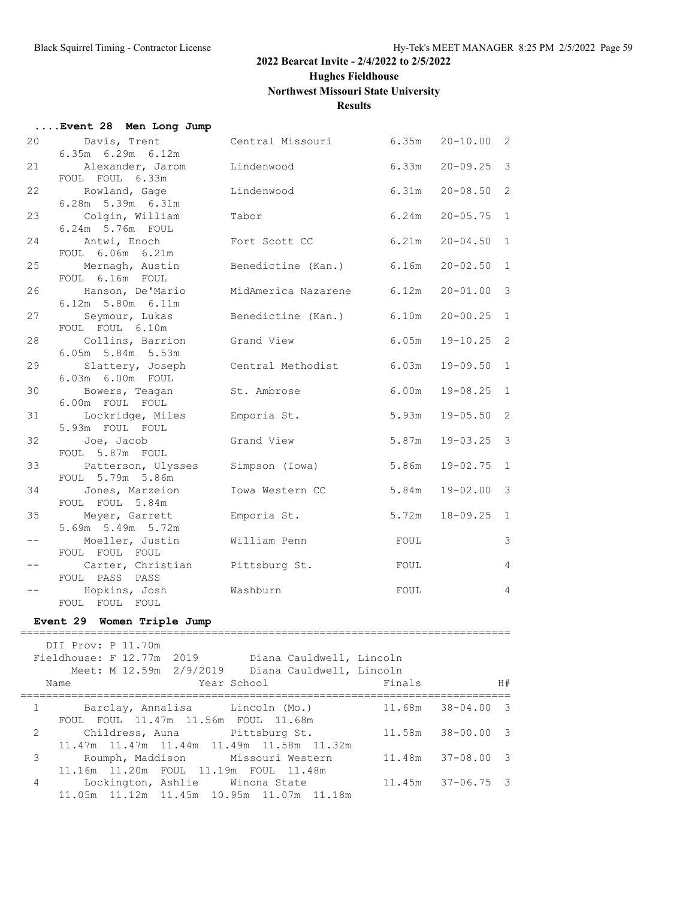# 2022 Bearcat Invite - 2/4/2022 to 2/5/2022

## Hughes Fieldhouse

## Northwest Missouri State University

## Results

### ....Event 28 Men Long Jump

| Place | Name | School | Finals | | H# |
|---|---|---|---|---|---|
| 20 | Davis, Trent | Central Missouri | 6.35m | 20-10.00 | 2 |
| | 6.35m 6.29m 6.12m | | | | |
| 21 | Alexander, Jarom | Lindenwood | 6.33m | 20-09.25 | 3 |
| | FOUL FOUL 6.33m | | | | |
| 22 | Rowland, Gage | Lindenwood | 6.31m | 20-08.50 | 2 |
| | 6.28m 5.39m 6.31m | | | | |
| 23 | Colgin, William | Tabor | 6.24m | 20-05.75 | 1 |
| | 6.24m 5.76m FOUL | | | | |
| 24 | Antwi, Enoch | Fort Scott CC | 6.21m | 20-04.50 | 1 |
| | FOUL 6.06m 6.21m | | | | |
| 25 | Mernagh, Austin | Benedictine (Kan.) | 6.16m | 20-02.50 | 1 |
| | FOUL 6.16m FOUL | | | | |
| 26 | Hanson, De'Mario | MidAmerica Nazarene | 6.12m | 20-01.00 | 3 |
| | 6.12m 5.80m 6.11m | | | | |
| 27 | Seymour, Lukas | Benedictine (Kan.) | 6.10m | 20-00.25 | 1 |
| | FOUL FOUL 6.10m | | | | |
| 28 | Collins, Barrion | Grand View | 6.05m | 19-10.25 | 2 |
| | 6.05m 5.84m 5.53m | | | | |
| 29 | Slattery, Joseph | Central Methodist | 6.03m | 19-09.50 | 1 |
| | 6.03m 6.00m FOUL | | | | |
| 30 | Bowers, Teagan | St. Ambrose | 6.00m | 19-08.25 | 1 |
| | 6.00m FOUL FOUL | | | | |
| 31 | Lockridge, Miles | Emporia St. | 5.93m | 19-05.50 | 2 |
| | 5.93m FOUL FOUL | | | | |
| 32 | Joe, Jacob | Grand View | 5.87m | 19-03.25 | 3 |
| | FOUL 5.87m FOUL | | | | |
| 33 | Patterson, Ulysses | Simpson (Iowa) | 5.86m | 19-02.75 | 1 |
| | FOUL 5.79m 5.86m | | | | |
| 34 | Jones, Marzeion | Iowa Western CC | 5.84m | 19-02.00 | 3 |
| | FOUL FOUL 5.84m | | | | |
| 35 | Meyer, Garrett | Emporia St. | 5.72m | 18-09.25 | 1 |
| | 5.69m 5.49m 5.72m | | | | |
| -- | Moeller, Justin | William Penn | FOUL | | 3 |
| | FOUL FOUL FOUL | | | | |
| -- | Carter, Christian | Pittsburg St. | FOUL | | 4 |
| | FOUL PASS PASS | | | | |
| -- | Hopkins, Josh | Washburn | FOUL | | 4 |
| | FOUL FOUL FOUL | | | | |

### Event 29 Women Triple Jump

DII Prov: P 11.70m
Fieldhouse: F 12.77m 2019 Diana Cauldwell, Lincoln
Meet: M 12.59m 2/9/2019 Diana Cauldwell, Lincoln

| Place | Name | Year School | Finals | | H# |
|---|---|---|---|---|---|
| 1 | Barclay, Annalisa | Lincoln (Mo.) | 11.68m | 38-04.00 | 3 |
| | FOUL FOUL 11.47m 11.56m FOUL 11.68m | | | | |
| 2 | Childress, Auna | Pittsburg St. | 11.58m | 38-00.00 | 3 |
| | 11.47m 11.47m 11.44m 11.49m 11.58m 11.32m | | | | |
| 3 | Roumph, Maddison | Missouri Western | 11.48m | 37-08.00 | 3 |
| | 11.16m 11.20m FOUL 11.19m FOUL 11.48m | | | | |
| 4 | Lockington, Ashlie | Winona State | 11.45m | 37-06.75 | 3 |
| | 11.05m 11.12m 11.45m 10.95m 11.07m 11.18m | | | | |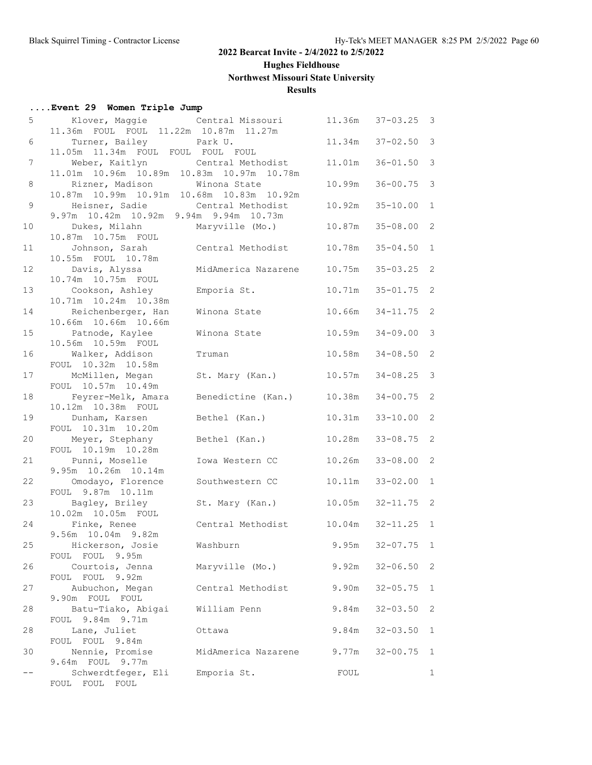**2022 Bearcat Invite - 2/4/2022 to 2/5/2022**

**Hughes Fieldhouse**

**Northwest Missouri State University**

**Results**

### ....Event 29 Women Triple Jump

| Place | Name | School | Mark | Imperial | Flight |
|---|---|---|---|---|---|
| 5 | Klover, Maggie | Central Missouri | 11.36m | 37-03.25 | 3 |
| | 11.36m FOUL FOUL 11.22m 10.87m 11.27m | | | | |
| 6 | Turner, Bailey | Park U. | 11.34m | 37-02.50 | 3 |
| | 11.05m 11.34m FOUL FOUL FOUL FOUL | | | | |
| 7 | Weber, Kaitlyn | Central Methodist | 11.01m | 36-01.50 | 3 |
| | 11.01m 10.96m 10.89m 10.83m 10.97m 10.78m | | | | |
| 8 | Rizner, Madison | Winona State | 10.99m | 36-00.75 | 3 |
| | 10.87m 10.99m 10.91m 10.68m 10.83m 10.92m | | | | |
| 9 | Heisner, Sadie | Central Methodist | 10.92m | 35-10.00 | 1 |
| | 9.97m 10.42m 10.92m 9.94m 9.94m 10.73m | | | | |
| 10 | Dukes, Milahn | Maryville (Mo.) | 10.87m | 35-08.00 | 2 |
| | 10.87m 10.75m FOUL | | | | |
| 11 | Johnson, Sarah | Central Methodist | 10.78m | 35-04.50 | 1 |
| | 10.55m FOUL 10.78m | | | | |
| 12 | Davis, Alyssa | MidAmerica Nazarene | 10.75m | 35-03.25 | 2 |
| | 10.74m 10.75m FOUL | | | | |
| 13 | Cookson, Ashley | Emporia St. | 10.71m | 35-01.75 | 2 |
| | 10.71m 10.24m 10.38m | | | | |
| 14 | Reichenberger, Han | Winona State | 10.66m | 34-11.75 | 2 |
| | 10.66m 10.66m 10.66m | | | | |
| 15 | Patnode, Kaylee | Winona State | 10.59m | 34-09.00 | 3 |
| | 10.56m 10.59m FOUL | | | | |
| 16 | Walker, Addison | Truman | 10.58m | 34-08.50 | 2 |
| | FOUL 10.32m 10.58m | | | | |
| 17 | McMillen, Megan | St. Mary (Kan.) | 10.57m | 34-08.25 | 3 |
| | FOUL 10.57m 10.49m | | | | |
| 18 | Feyrer-Melk, Amara | Benedictine (Kan.) | 10.38m | 34-00.75 | 2 |
| | 10.12m 10.38m FOUL | | | | |
| 19 | Dunham, Karsen | Bethel (Kan.) | 10.31m | 33-10.00 | 2 |
| | FOUL 10.31m 10.20m | | | | |
| 20 | Meyer, Stephany | Bethel (Kan.) | 10.28m | 33-08.75 | 2 |
| | FOUL 10.19m 10.28m | | | | |
| 21 | Punni, Moselle | Iowa Western CC | 10.26m | 33-08.00 | 2 |
| | 9.95m 10.26m 10.14m | | | | |
| 22 | Omodayo, Florence | Southwestern CC | 10.11m | 33-02.00 | 1 |
| | FOUL 9.87m 10.11m | | | | |
| 23 | Bagley, Briley | St. Mary (Kan.) | 10.05m | 32-11.75 | 2 |
| | 10.02m 10.05m FOUL | | | | |
| 24 | Finke, Renee | Central Methodist | 10.04m | 32-11.25 | 1 |
| | 9.56m 10.04m 9.82m | | | | |
| 25 | Hickerson, Josie | Washburn | 9.95m | 32-07.75 | 1 |
| | FOUL FOUL 9.95m | | | | |
| 26 | Courtois, Jenna | Maryville (Mo.) | 9.92m | 32-06.50 | 2 |
| | FOUL FOUL 9.92m | | | | |
| 27 | Aubuchon, Megan | Central Methodist | 9.90m | 32-05.75 | 1 |
| | 9.90m FOUL FOUL | | | | |
| 28 | Batu-Tiako, Abigai | William Penn | 9.84m | 32-03.50 | 2 |
| | FOUL 9.84m 9.71m | | | | |
| 28 | Lane, Juliet | Ottawa | 9.84m | 32-03.50 | 1 |
| | FOUL FOUL 9.84m | | | | |
| 30 | Nennie, Promise | MidAmerica Nazarene | 9.77m | 32-00.75 | 1 |
| | 9.64m FOUL 9.77m | | | | |
| -- | Schwerdtfeger, Eli | Emporia St. | FOUL | | 1 |
| | FOUL FOUL FOUL | | | | |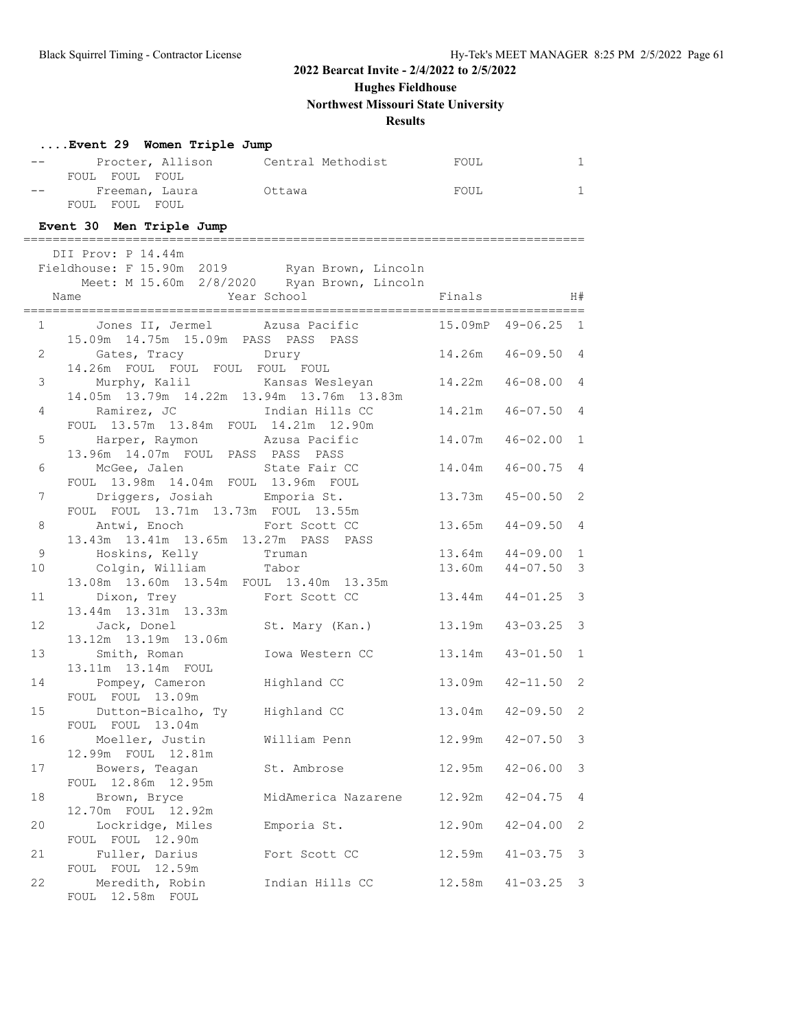**2022 Bearcat Invite - 2/4/2022 to 2/5/2022**

**Hughes Fieldhouse**

**Northwest Missouri State University**

**Results**

### ....Event 29 Women Triple Jump

| Place | Name | Year School | Finals | | H# |
|---|---|---|---|---|---|
| -- | Procter, Allison | Central Methodist | FOUL | | 1 |
| | FOUL FOUL FOUL | | | | |
| -- | Freeman, Laura | Ottawa | FOUL | | 1 |
| | FOUL FOUL FOUL | | | | |

### Event 30 Men Triple Jump

DII Prov: P 14.44m
Fieldhouse: F 15.90m 2019 Ryan Brown, Lincoln
Meet: M 15.60m 2/8/2020 Ryan Brown, Lincoln

| Place | Name | Year School | Finals | | H# |
|---|---|---|---|---|---|
| 1 | Jones II, Jermel | Azusa Pacific | 15.09mP | 49-06.25 | 1 |
| | 15.09m 14.75m 15.09m PASS PASS PASS | | | | |
| 2 | Gates, Tracy | Drury | 14.26m | 46-09.50 | 4 |
| | 14.26m FOUL FOUL FOUL FOUL FOUL | | | | |
| 3 | Murphy, Kalil | Kansas Wesleyan | 14.22m | 46-08.00 | 4 |
| | 14.05m 13.79m 14.22m 13.94m 13.76m 13.83m | | | | |
| 4 | Ramirez, JC | Indian Hills CC | 14.21m | 46-07.50 | 4 |
| | FOUL 13.57m 13.84m FOUL 14.21m 12.90m | | | | |
| 5 | Harper, Raymon | Azusa Pacific | 14.07m | 46-02.00 | 1 |
| | 13.96m 14.07m FOUL PASS PASS PASS | | | | |
| 6 | McGee, Jalen | State Fair CC | 14.04m | 46-00.75 | 4 |
| | FOUL 13.98m 14.04m FOUL 13.96m FOUL | | | | |
| 7 | Driggers, Josiah | Emporia St. | 13.73m | 45-00.50 | 2 |
| | FOUL FOUL 13.71m 13.73m FOUL 13.55m | | | | |
| 8 | Antwi, Enoch | Fort Scott CC | 13.65m | 44-09.50 | 4 |
| | 13.43m 13.41m 13.65m 13.27m PASS PASS | | | | |
| 9 | Hoskins, Kelly | Truman | 13.64m | 44-09.00 | 1 |
| 10 | Colgin, William | Tabor | 13.60m | 44-07.50 | 3 |
| | 13.08m 13.60m 13.54m FOUL 13.40m 13.35m | | | | |
| 11 | Dixon, Trey | Fort Scott CC | 13.44m | 44-01.25 | 3 |
| | 13.44m 13.31m 13.33m | | | | |
| 12 | Jack, Donel | St. Mary (Kan.) | 13.19m | 43-03.25 | 3 |
| | 13.12m 13.19m 13.06m | | | | |
| 13 | Smith, Roman | Iowa Western CC | 13.14m | 43-01.50 | 1 |
| | 13.11m 13.14m FOUL | | | | |
| 14 | Pompey, Cameron | Highland CC | 13.09m | 42-11.50 | 2 |
| | FOUL FOUL 13.09m | | | | |
| 15 | Dutton-Bicalho, Ty | Highland CC | 13.04m | 42-09.50 | 2 |
| | FOUL FOUL 13.04m | | | | |
| 16 | Moeller, Justin | William Penn | 12.99m | 42-07.50 | 3 |
| | 12.99m FOUL 12.81m | | | | |
| 17 | Bowers, Teagan | St. Ambrose | 12.95m | 42-06.00 | 3 |
| | FOUL 12.86m 12.95m | | | | |
| 18 | Brown, Bryce | MidAmerica Nazarene | 12.92m | 42-04.75 | 4 |
| | 12.70m FOUL 12.92m | | | | |
| 20 | Lockridge, Miles | Emporia St. | 12.90m | 42-04.00 | 2 |
| | FOUL FOUL 12.90m | | | | |
| 21 | Fuller, Darius | Fort Scott CC | 12.59m | 41-03.75 | 3 |
| | FOUL FOUL 12.59m | | | | |
| 22 | Meredith, Robin | Indian Hills CC | 12.58m | 41-03.25 | 3 |
| | FOUL 12.58m FOUL | | | | |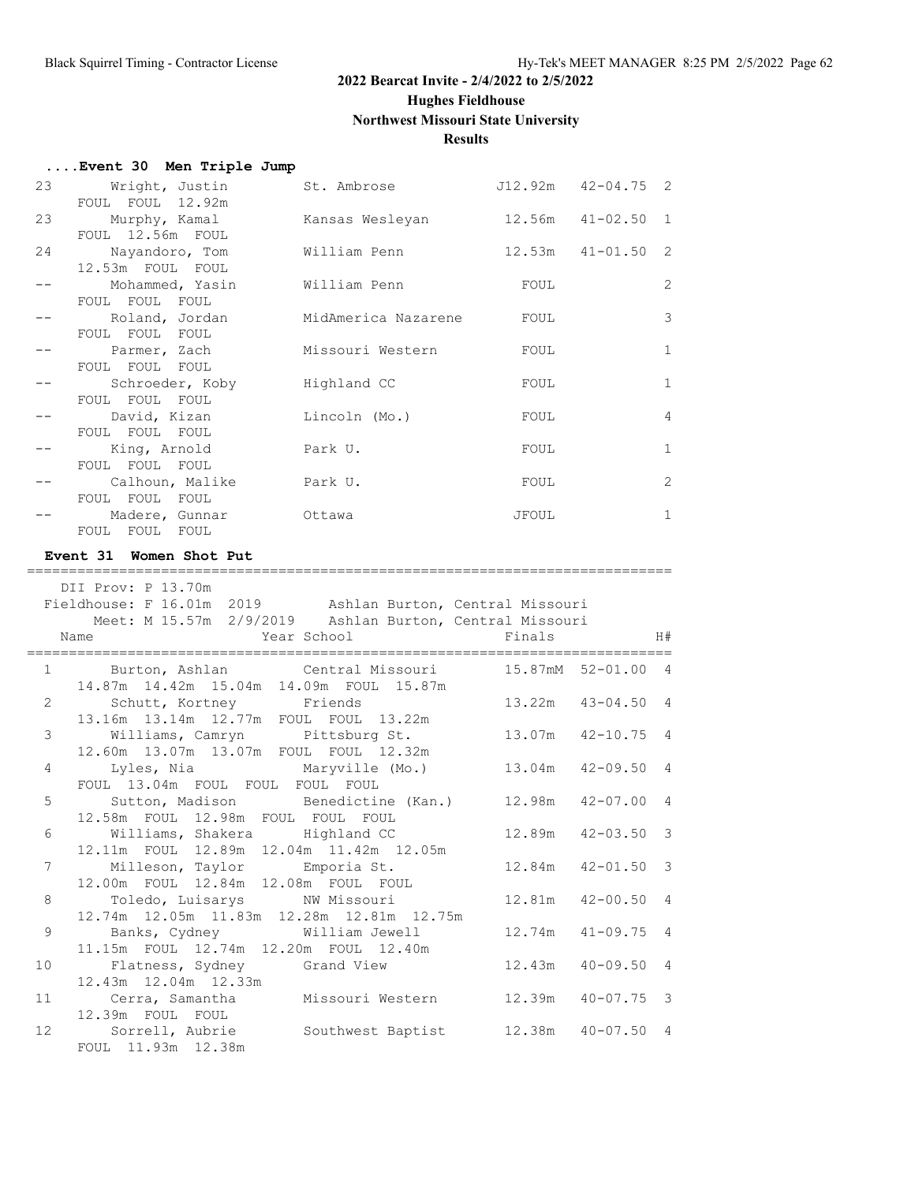## 2022 Bearcat Invite - 2/4/2022 to 2/5/2022

**Hughes Fieldhouse**

**Northwest Missouri State University**

**Results**

### ....Event 30 Men Triple Jump

| Place | Name | School | Finals | | H# |
|---|---|---|---|---|---|
| 23 | Wright, Justin | St. Ambrose | J12.92m | 42-04.75 | 2 |
| | FOUL FOUL 12.92m | | | | |
| 23 | Murphy, Kamal | Kansas Wesleyan | 12.56m | 41-02.50 | 1 |
| | FOUL 12.56m FOUL | | | | |
| 24 | Nayandoro, Tom | William Penn | 12.53m | 41-01.50 | 2 |
| | 12.53m FOUL FOUL | | | | |
| -- | Mohammed, Yasin | William Penn | FOUL | | 2 |
| | FOUL FOUL FOUL | | | | |
| -- | Roland, Jordan | MidAmerica Nazarene | FOUL | | 3 |
| | FOUL FOUL FOUL | | | | |
| -- | Parmer, Zach | Missouri Western | FOUL | | 1 |
| | FOUL FOUL FOUL | | | | |
| -- | Schroeder, Koby | Highland CC | FOUL | | 1 |
| | FOUL FOUL FOUL | | | | |
| -- | David, Kizan | Lincoln (Mo.) | FOUL | | 4 |
| | FOUL FOUL FOUL | | | | |
| -- | King, Arnold | Park U. | FOUL | | 1 |
| | FOUL FOUL FOUL | | | | |
| -- | Calhoun, Malike | Park U. | FOUL | | 2 |
| | FOUL FOUL FOUL | | | | |
| -- | Madere, Gunnar | Ottawa | JFOUL | | 1 |
| | FOUL FOUL FOUL | | | | |

### Event 31 Women Shot Put

DII Prov: P 13.70m
Fieldhouse: F 16.01m 2019 Ashlan Burton, Central Missouri
Meet: M 15.57m 2/9/2019 Ashlan Burton, Central Missouri

| Place | Name | Year School | Finals | | H# |
|---|---|---|---|---|---|
| 1 | Burton, Ashlan | Central Missouri | 15.87mM | 52-01.00 | 4 |
| | 14.87m 14.42m 15.04m 14.09m FOUL 15.87m | | | | |
| 2 | Schutt, Kortney | Friends | 13.22m | 43-04.50 | 4 |
| | 13.16m 13.14m 12.77m FOUL FOUL 13.22m | | | | |
| 3 | Williams, Camryn | Pittsburg St. | 13.07m | 42-10.75 | 4 |
| | 12.60m 13.07m 13.07m FOUL FOUL 12.32m | | | | |
| 4 | Lyles, Nia | Maryville (Mo.) | 13.04m | 42-09.50 | 4 |
| | FOUL 13.04m FOUL FOUL FOUL FOUL | | | | |
| 5 | Sutton, Madison | Benedictine (Kan.) | 12.98m | 42-07.00 | 4 |
| | 12.58m FOUL 12.98m FOUL FOUL FOUL | | | | |
| 6 | Williams, Shakera | Highland CC | 12.89m | 42-03.50 | 3 |
| | 12.11m FOUL 12.89m 12.04m 11.42m 12.05m | | | | |
| 7 | Milleson, Taylor | Emporia St. | 12.84m | 42-01.50 | 3 |
| | 12.00m FOUL 12.84m 12.08m FOUL FOUL | | | | |
| 8 | Toledo, Luisarys | NW Missouri | 12.81m | 42-00.50 | 4 |
| | 12.74m 12.05m 11.83m 12.28m 12.81m 12.75m | | | | |
| 9 | Banks, Cydney | William Jewell | 12.74m | 41-09.75 | 4 |
| | 11.15m FOUL 12.74m 12.20m FOUL 12.40m | | | | |
| 10 | Flatness, Sydney | Grand View | 12.43m | 40-09.50 | 4 |
| | 12.43m 12.04m 12.33m | | | | |
| 11 | Cerra, Samantha | Missouri Western | 12.39m | 40-07.75 | 3 |
| | 12.39m FOUL FOUL | | | | |
| 12 | Sorrell, Aubrie | Southwest Baptist | 12.38m | 40-07.50 | 4 |
| | FOUL 11.93m 12.38m | | | | |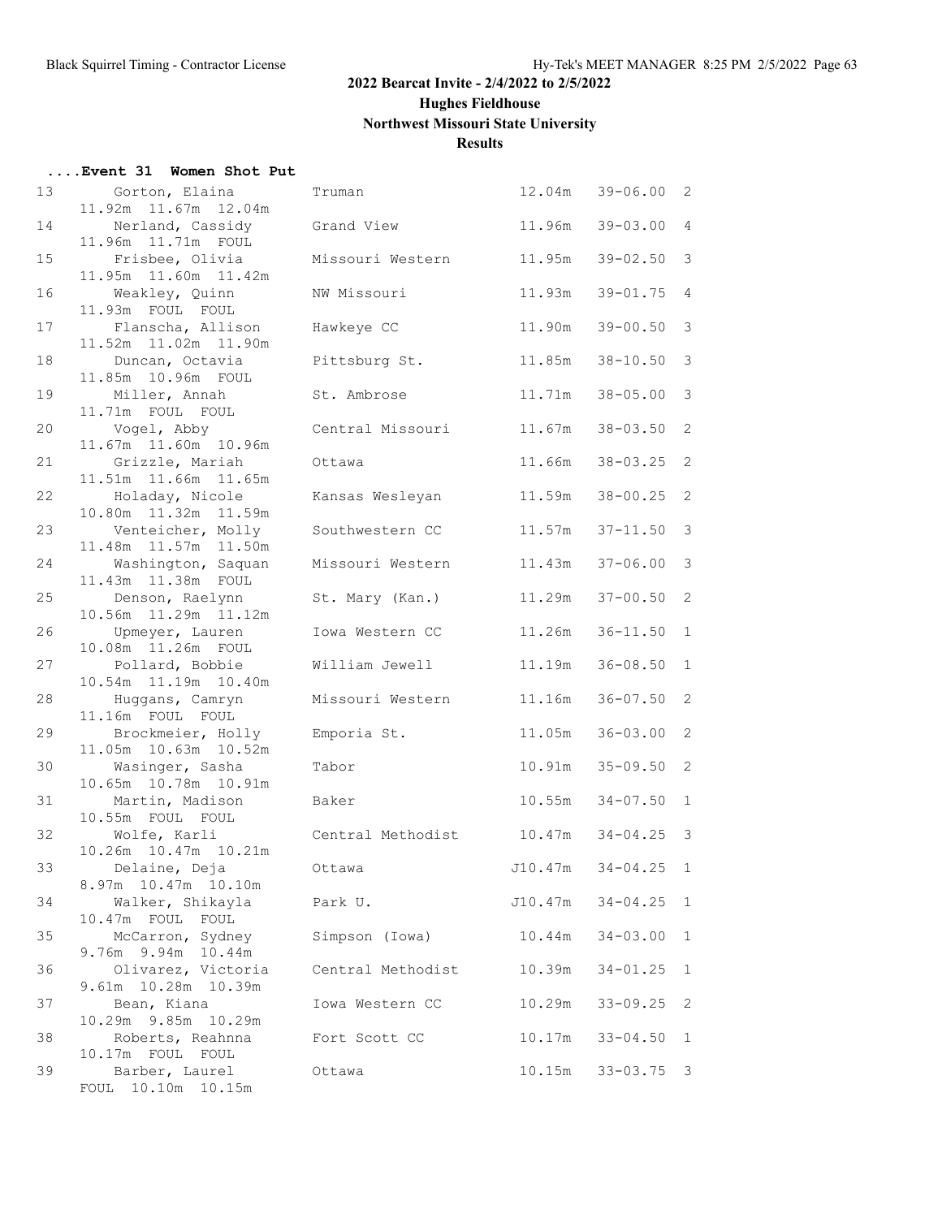# 2022 Bearcat Invite - 2/4/2022 to 2/5/2022

## Hughes Fieldhouse

## Northwest Missouri State University

## Results

### ....Event 31 Women Shot Put

| Place | Name | School | Mark | Feet | Flight |
|---|---|---|---|---|---|
| 13 | Gorton, Elaina | Truman | 12.04m | 39-06.00 | 2 |
| | 11.92m 11.67m 12.04m | | | | |
| 14 | Nerland, Cassidy | Grand View | 11.96m | 39-03.00 | 4 |
| | 11.96m 11.71m FOUL | | | | |
| 15 | Frisbee, Olivia | Missouri Western | 11.95m | 39-02.50 | 3 |
| | 11.95m 11.60m 11.42m | | | | |
| 16 | Weakley, Quinn | NW Missouri | 11.93m | 39-01.75 | 4 |
| | 11.93m FOUL FOUL | | | | |
| 17 | Flanscha, Allison | Hawkeye CC | 11.90m | 39-00.50 | 3 |
| | 11.52m 11.02m 11.90m | | | | |
| 18 | Duncan, Octavia | Pittsburg St. | 11.85m | 38-10.50 | 3 |
| | 11.85m 10.96m FOUL | | | | |
| 19 | Miller, Annah | St. Ambrose | 11.71m | 38-05.00 | 3 |
| | 11.71m FOUL FOUL | | | | |
| 20 | Vogel, Abby | Central Missouri | 11.67m | 38-03.50 | 2 |
| | 11.67m 11.60m 10.96m | | | | |
| 21 | Grizzle, Mariah | Ottawa | 11.66m | 38-03.25 | 2 |
| | 11.51m 11.66m 11.65m | | | | |
| 22 | Holaday, Nicole | Kansas Wesleyan | 11.59m | 38-00.25 | 2 |
| | 10.80m 11.32m 11.59m | | | | |
| 23 | Venteicher, Molly | Southwestern CC | 11.57m | 37-11.50 | 3 |
| | 11.48m 11.57m 11.50m | | | | |
| 24 | Washington, Saquan | Missouri Western | 11.43m | 37-06.00 | 3 |
| | 11.43m 11.38m FOUL | | | | |
| 25 | Denson, Raelynn | St. Mary (Kan.) | 11.29m | 37-00.50 | 2 |
| | 10.56m 11.29m 11.12m | | | | |
| 26 | Upmeyer, Lauren | Iowa Western CC | 11.26m | 36-11.50 | 1 |
| | 10.08m 11.26m FOUL | | | | |
| 27 | Pollard, Bobbie | William Jewell | 11.19m | 36-08.50 | 1 |
| | 10.54m 11.19m 10.40m | | | | |
| 28 | Huggans, Camryn | Missouri Western | 11.16m | 36-07.50 | 2 |
| | 11.16m FOUL FOUL | | | | |
| 29 | Brockmeier, Holly | Emporia St. | 11.05m | 36-03.00 | 2 |
| | 11.05m 10.63m 10.52m | | | | |
| 30 | Wasinger, Sasha | Tabor | 10.91m | 35-09.50 | 2 |
| | 10.65m 10.78m 10.91m | | | | |
| 31 | Martin, Madison | Baker | 10.55m | 34-07.50 | 1 |
| | 10.55m FOUL FOUL | | | | |
| 32 | Wolfe, Karli | Central Methodist | 10.47m | 34-04.25 | 3 |
| | 10.26m 10.47m 10.21m | | | | |
| 33 | Delaine, Deja | Ottawa | J10.47m | 34-04.25 | 1 |
| | 8.97m 10.47m 10.10m | | | | |
| 34 | Walker, Shikayla | Park U. | J10.47m | 34-04.25 | 1 |
| | 10.47m FOUL FOUL | | | | |
| 35 | McCarron, Sydney | Simpson (Iowa) | 10.44m | 34-03.00 | 1 |
| | 9.76m 9.94m 10.44m | | | | |
| 36 | Olivarez, Victoria | Central Methodist | 10.39m | 34-01.25 | 1 |
| | 9.61m 10.28m 10.39m | | | | |
| 37 | Bean, Kiana | Iowa Western CC | 10.29m | 33-09.25 | 2 |
| | 10.29m 9.85m 10.29m | | | | |
| 38 | Roberts, Reahnna | Fort Scott CC | 10.17m | 33-04.50 | 1 |
| | 10.17m FOUL FOUL | | | | |
| 39 | Barber, Laurel | Ottawa | 10.15m | 33-03.75 | 3 |
| | FOUL 10.10m 10.15m | | | | |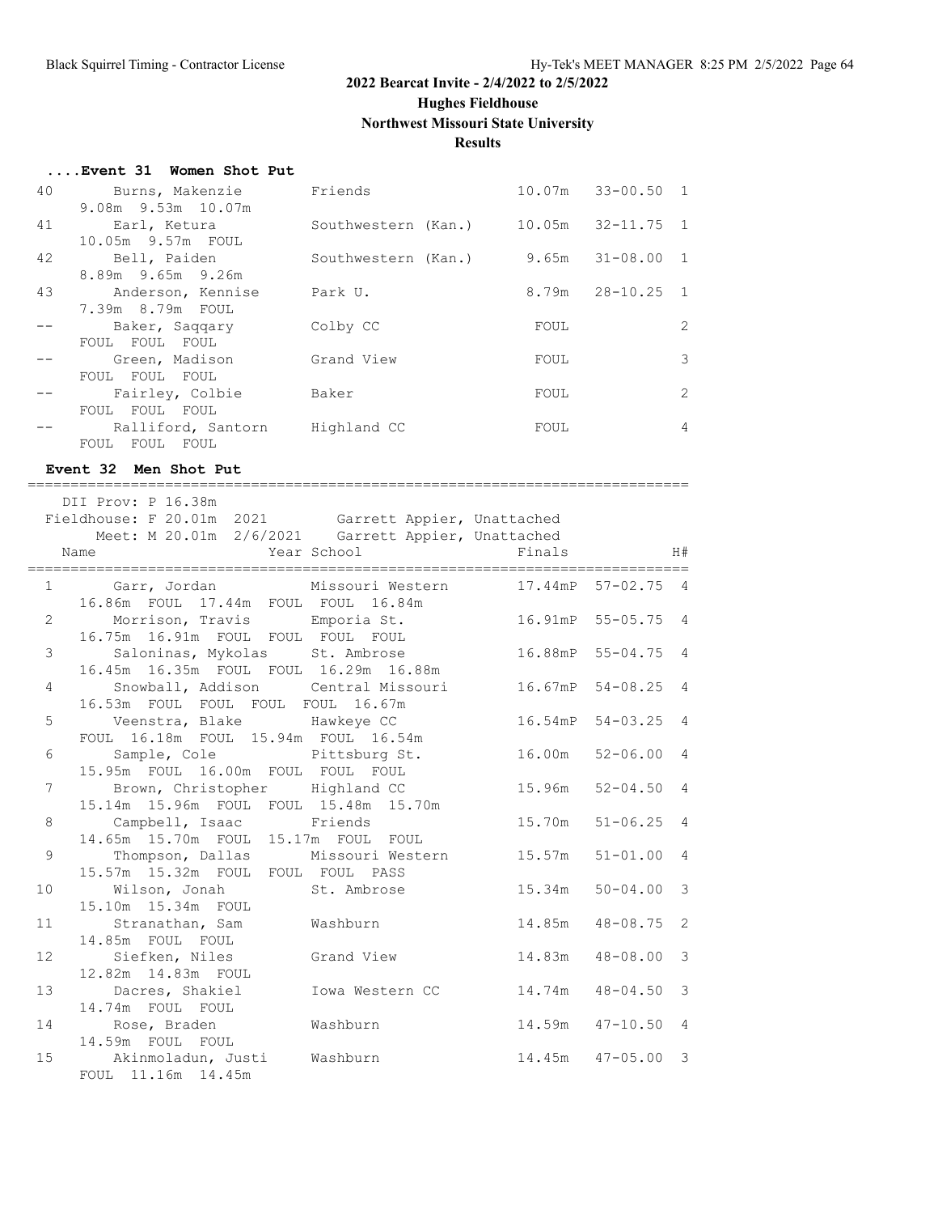## 2022 Bearcat Invite - 2/4/2022 to 2/5/2022

**Hughes Fieldhouse**

**Northwest Missouri State University**

**Results**

### ....Event 31 Women Shot Put

| Place | Name | School | Finals | | H# |
|---|---|---|---|---|---|
| 40 | Burns, Makenzie | Friends | 10.07m | 33-00.50 | 1 |
| | 9.08m 9.53m 10.07m | | | | |
| 41 | Earl, Ketura | Southwestern (Kan.) | 10.05m | 32-11.75 | 1 |
| | 10.05m 9.57m FOUL | | | | |
| 42 | Bell, Paiden | Southwestern (Kan.) | 9.65m | 31-08.00 | 1 |
| | 8.89m 9.65m 9.26m | | | | |
| 43 | Anderson, Kennise | Park U. | 8.79m | 28-10.25 | 1 |
| | 7.39m 8.79m FOUL | | | | |
| -- | Baker, Saqqary | Colby CC | FOUL | | 2 |
| | FOUL FOUL FOUL | | | | |
| -- | Green, Madison | Grand View | FOUL | | 3 |
| | FOUL FOUL FOUL | | | | |
| -- | Fairley, Colbie | Baker | FOUL | | 2 |
| | FOUL FOUL FOUL | | | | |
| -- | Ralliford, Santorn | Highland CC | FOUL | | 4 |
| | FOUL FOUL FOUL | | | | |

### Event 32 Men Shot Put

DII Prov: P 16.38m
Fieldhouse: F 20.01m 2021 Garrett Appier, Unattached
Meet: M 20.01m 2/6/2021 Garrett Appier, Unattached

| Place | Name | Year School | Finals | | H# |
|---|---|---|---|---|---|
| 1 | Garr, Jordan | Missouri Western | 17.44mP | 57-02.75 | 4 |
| | 16.86m FOUL 17.44m FOUL FOUL 16.84m | | | | |
| 2 | Morrison, Travis | Emporia St. | 16.91mP | 55-05.75 | 4 |
| | 16.75m 16.91m FOUL FOUL FOUL FOUL | | | | |
| 3 | Saloninas, Mykolas | St. Ambrose | 16.88mP | 55-04.75 | 4 |
| | 16.45m 16.35m FOUL FOUL 16.29m 16.88m | | | | |
| 4 | Snowball, Addison | Central Missouri | 16.67mP | 54-08.25 | 4 |
| | 16.53m FOUL FOUL FOUL FOUL 16.67m | | | | |
| 5 | Veenstra, Blake | Hawkeye CC | 16.54mP | 54-03.25 | 4 |
| | FOUL 16.18m FOUL 15.94m FOUL 16.54m | | | | |
| 6 | Sample, Cole | Pittsburg St. | 16.00m | 52-06.00 | 4 |
| | 15.95m FOUL 16.00m FOUL FOUL FOUL | | | | |
| 7 | Brown, Christopher | Highland CC | 15.96m | 52-04.50 | 4 |
| | 15.14m 15.96m FOUL FOUL 15.48m 15.70m | | | | |
| 8 | Campbell, Isaac | Friends | 15.70m | 51-06.25 | 4 |
| | 14.65m 15.70m FOUL 15.17m FOUL FOUL | | | | |
| 9 | Thompson, Dallas | Missouri Western | 15.57m | 51-01.00 | 4 |
| | 15.57m 15.32m FOUL FOUL FOUL PASS | | | | |
| 10 | Wilson, Jonah | St. Ambrose | 15.34m | 50-04.00 | 3 |
| | 15.10m 15.34m FOUL | | | | |
| 11 | Stranathan, Sam | Washburn | 14.85m | 48-08.75 | 2 |
| | 14.85m FOUL FOUL | | | | |
| 12 | Siefken, Niles | Grand View | 14.83m | 48-08.00 | 3 |
| | 12.82m 14.83m FOUL | | | | |
| 13 | Dacres, Shakiel | Iowa Western CC | 14.74m | 48-04.50 | 3 |
| | 14.74m FOUL FOUL | | | | |
| 14 | Rose, Braden | Washburn | 14.59m | 47-10.50 | 4 |
| | 14.59m FOUL FOUL | | | | |
| 15 | Akinmoladun, Justi | Washburn | 14.45m | 47-05.00 | 3 |
| | FOUL 11.16m 14.45m | | | | |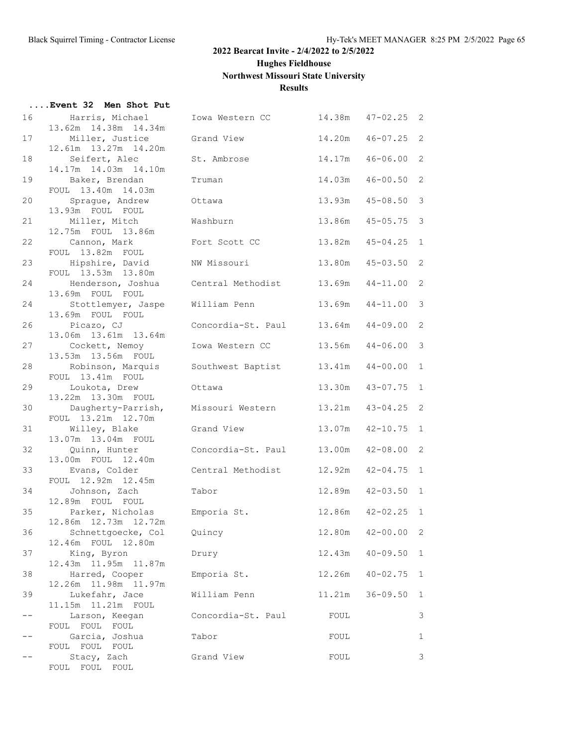## 2022 Bearcat Invite - 2/4/2022 to 2/5/2022

### Hughes Fieldhouse

### Northwest Missouri State University

### Results

**....Event 32 Men Shot Put**

| Place | Name | School | Mark | Imperial | Flight |
|---|---|---|---|---|---|
| 16 | Harris, Michael | Iowa Western CC | 14.38m | 47-02.25 | 2 |
| | 13.62m 14.38m 14.34m | | | | |
| 17 | Miller, Justice | Grand View | 14.20m | 46-07.25 | 2 |
| | 12.61m 13.27m 14.20m | | | | |
| 18 | Seifert, Alec | St. Ambrose | 14.17m | 46-06.00 | 2 |
| | 14.17m 14.03m 14.10m | | | | |
| 19 | Baker, Brendan | Truman | 14.03m | 46-00.50 | 2 |
| | FOUL 13.40m 14.03m | | | | |
| 20 | Sprague, Andrew | Ottawa | 13.93m | 45-08.50 | 3 |
| | 13.93m FOUL FOUL | | | | |
| 21 | Miller, Mitch | Washburn | 13.86m | 45-05.75 | 3 |
| | 12.75m FOUL 13.86m | | | | |
| 22 | Cannon, Mark | Fort Scott CC | 13.82m | 45-04.25 | 1 |
| | FOUL 13.82m FOUL | | | | |
| 23 | Hipshire, David | NW Missouri | 13.80m | 45-03.50 | 2 |
| | FOUL 13.53m 13.80m | | | | |
| 24 | Henderson, Joshua | Central Methodist | 13.69m | 44-11.00 | 2 |
| | 13.69m FOUL FOUL | | | | |
| 24 | Stottlemyer, Jaspe | William Penn | 13.69m | 44-11.00 | 3 |
| | 13.69m FOUL FOUL | | | | |
| 26 | Picazo, CJ | Concordia-St. Paul | 13.64m | 44-09.00 | 2 |
| | 13.06m 13.61m 13.64m | | | | |
| 27 | Cockett, Nemoy | Iowa Western CC | 13.56m | 44-06.00 | 3 |
| | 13.53m 13.56m FOUL | | | | |
| 28 | Robinson, Marquis | Southwest Baptist | 13.41m | 44-00.00 | 1 |
| | FOUL 13.41m FOUL | | | | |
| 29 | Loukota, Drew | Ottawa | 13.30m | 43-07.75 | 1 |
| | 13.22m 13.30m FOUL | | | | |
| 30 | Daugherty-Parrish, | Missouri Western | 13.21m | 43-04.25 | 2 |
| | FOUL 13.21m 12.70m | | | | |
| 31 | Willey, Blake | Grand View | 13.07m | 42-10.75 | 1 |
| | 13.07m 13.04m FOUL | | | | |
| 32 | Quinn, Hunter | Concordia-St. Paul | 13.00m | 42-08.00 | 2 |
| | 13.00m FOUL 12.40m | | | | |
| 33 | Evans, Colder | Central Methodist | 12.92m | 42-04.75 | 1 |
| | FOUL 12.92m 12.45m | | | | |
| 34 | Johnson, Zach | Tabor | 12.89m | 42-03.50 | 1 |
| | 12.89m FOUL FOUL | | | | |
| 35 | Parker, Nicholas | Emporia St. | 12.86m | 42-02.25 | 1 |
| | 12.86m 12.73m 12.72m | | | | |
| 36 | Schnettgoecke, Col | Quincy | 12.80m | 42-00.00 | 2 |
| | 12.46m FOUL 12.80m | | | | |
| 37 | King, Byron | Drury | 12.43m | 40-09.50 | 1 |
| | 12.43m 11.95m 11.87m | | | | |
| 38 | Harred, Cooper | Emporia St. | 12.26m | 40-02.75 | 1 |
| | 12.26m 11.98m 11.97m | | | | |
| 39 | Lukefahr, Jace | William Penn | 11.21m | 36-09.50 | 1 |
| | 11.15m 11.21m FOUL | | | | |
| -- | Larson, Keegan | Concordia-St. Paul | FOUL | | 3 |
| | FOUL FOUL FOUL | | | | |
| -- | Garcia, Joshua | Tabor | FOUL | | 1 |
| | FOUL FOUL FOUL | | | | |
| -- | Stacy, Zach | Grand View | FOUL | | 3 |
| | FOUL FOUL FOUL | | | | |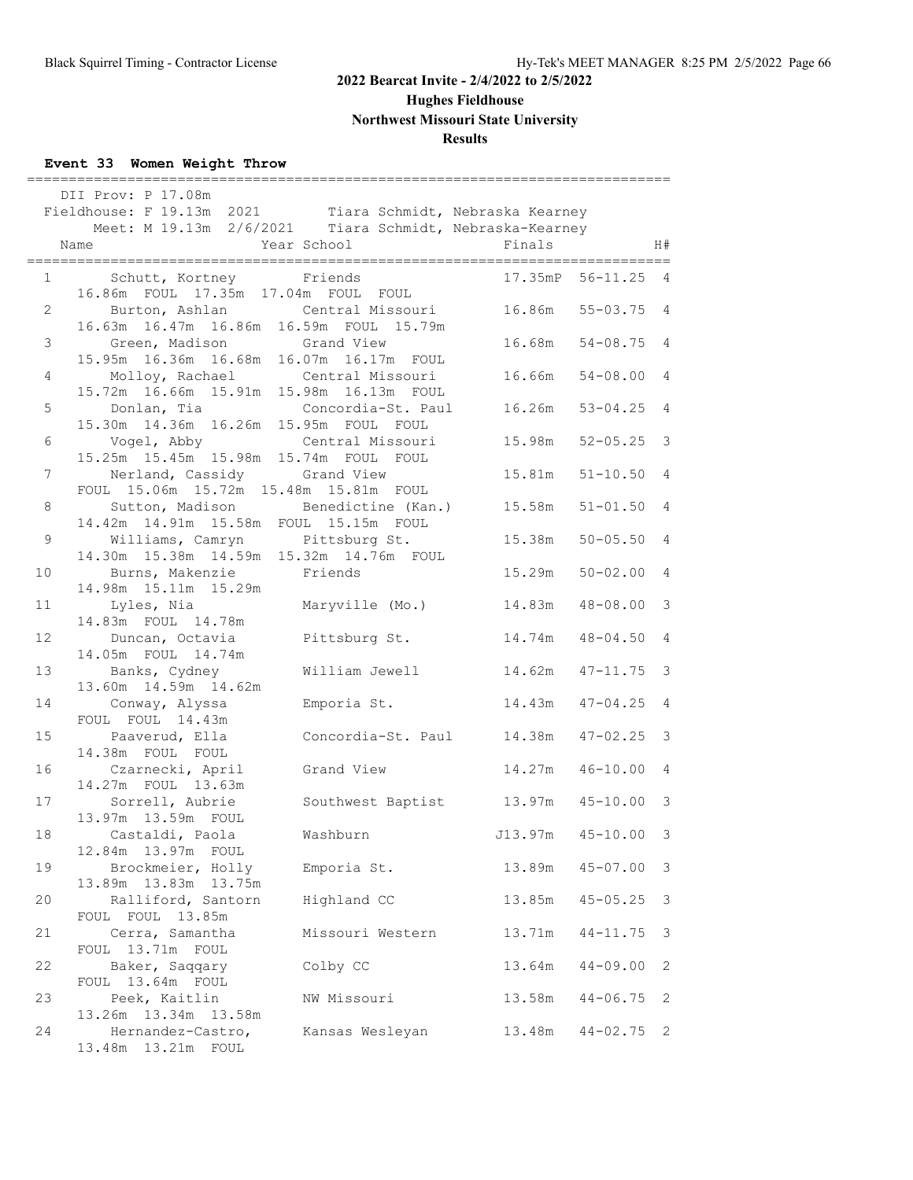Black Squirrel Timing - Contractor License

Hy-Tek's MEET MANAGER 8:25 PM 2/5/2022

# 2022 Bearcat Invite - 2/4/2022 to 2/5/2022

## Hughes Fieldhouse

## Northwest Missouri State University

## Results

### Event 33 Women Weight Throw

DII Prov: P 17.08m
Fieldhouse: F 19.13m 2021 Tiara Schmidt, Nebraska Kearney
Meet: M 19.13m 2/6/2021 Tiara Schmidt, Nebraska-Kearney

| Place | Name | Year School | Finals | | H# |
|---|---|---|---|---|---|
| 1 | Schutt, Kortney | Friends | 17.35mP | 56-11.25 | 4 |
| | 16.86m FOUL 17.35m 17.04m FOUL FOUL | | | | |
| 2 | Burton, Ashlan | Central Missouri | 16.86m | 55-03.75 | 4 |
| | 16.63m 16.47m 16.86m 16.59m FOUL 15.79m | | | | |
| 3 | Green, Madison | Grand View | 16.68m | 54-08.75 | 4 |
| | 15.95m 16.36m 16.68m 16.07m 16.17m FOUL | | | | |
| 4 | Molloy, Rachael | Central Missouri | 16.66m | 54-08.00 | 4 |
| | 15.72m 16.66m 15.91m 15.98m 16.13m FOUL | | | | |
| 5 | Donlan, Tia | Concordia-St. Paul | 16.26m | 53-04.25 | 4 |
| | 15.30m 14.36m 16.26m 15.95m FOUL FOUL | | | | |
| 6 | Vogel, Abby | Central Missouri | 15.98m | 52-05.25 | 3 |
| | 15.25m 15.45m 15.98m 15.74m FOUL FOUL | | | | |
| 7 | Nerland, Cassidy | Grand View | 15.81m | 51-10.50 | 4 |
| | FOUL 15.06m 15.72m 15.48m 15.81m FOUL | | | | |
| 8 | Sutton, Madison | Benedictine (Kan.) | 15.58m | 51-01.50 | 4 |
| | 14.42m 14.91m 15.58m FOUL 15.15m FOUL | | | | |
| 9 | Williams, Camryn | Pittsburg St. | 15.38m | 50-05.50 | 4 |
| | 14.30m 15.38m 14.59m 15.32m 14.76m FOUL | | | | |
| 10 | Burns, Makenzie | Friends | 15.29m | 50-02.00 | 4 |
| | 14.98m 15.11m 15.29m | | | | |
| 11 | Lyles, Nia | Maryville (Mo.) | 14.83m | 48-08.00 | 3 |
| | 14.83m FOUL 14.78m | | | | |
| 12 | Duncan, Octavia | Pittsburg St. | 14.74m | 48-04.50 | 4 |
| | 14.05m FOUL 14.74m | | | | |
| 13 | Banks, Cydney | William Jewell | 14.62m | 47-11.75 | 3 |
| | 13.60m 14.59m 14.62m | | | | |
| 14 | Conway, Alyssa | Emporia St. | 14.43m | 47-04.25 | 4 |
| | FOUL FOUL 14.43m | | | | |
| 15 | Paaverud, Ella | Concordia-St. Paul | 14.38m | 47-02.25 | 3 |
| | 14.38m FOUL FOUL | | | | |
| 16 | Czarnecki, April | Grand View | 14.27m | 46-10.00 | 4 |
| | 14.27m FOUL 13.63m | | | | |
| 17 | Sorrell, Aubrie | Southwest Baptist | 13.97m | 45-10.00 | 3 |
| | 13.97m 13.59m FOUL | | | | |
| 18 | Castaldi, Paola | Washburn | J13.97m | 45-10.00 | 3 |
| | 12.84m 13.97m FOUL | | | | |
| 19 | Brockmeier, Holly | Emporia St. | 13.89m | 45-07.00 | 3 |
| | 13.89m 13.83m 13.75m | | | | |
| 20 | Ralliford, Santorn | Highland CC | 13.85m | 45-05.25 | 3 |
| | FOUL FOUL 13.85m | | | | |
| 21 | Cerra, Samantha | Missouri Western | 13.71m | 44-11.75 | 3 |
| | FOUL 13.71m FOUL | | | | |
| 22 | Baker, Saqqary | Colby CC | 13.64m | 44-09.00 | 2 |
| | FOUL 13.64m FOUL | | | | |
| 23 | Peek, Kaitlin | NW Missouri | 13.58m | 44-06.75 | 2 |
| | 13.26m 13.34m 13.58m | | | | |
| 24 | Hernandez-Castro, | Kansas Wesleyan | 13.48m | 44-02.75 | 2 |
| | 13.48m 13.21m FOUL | | | | |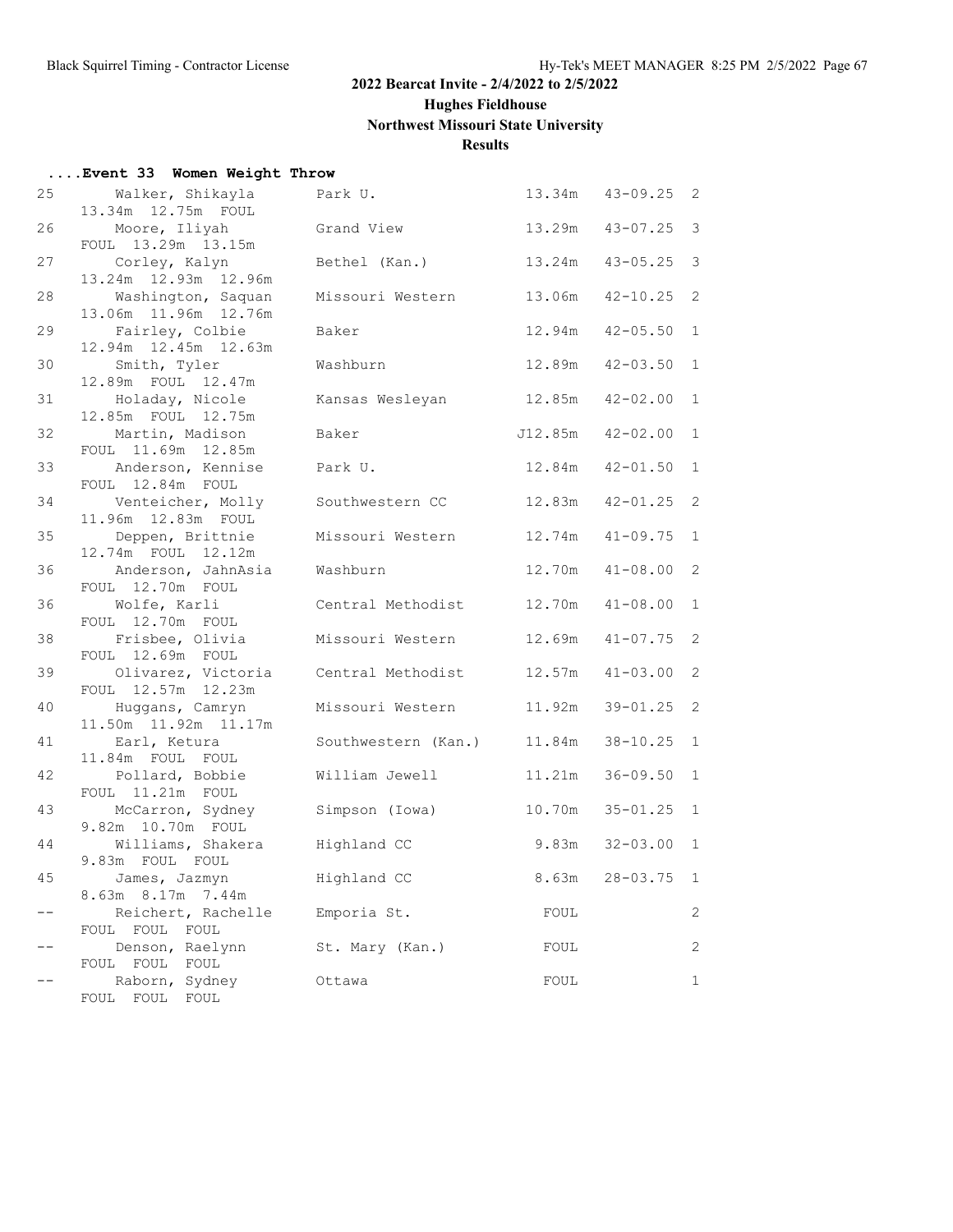## 2022 Bearcat Invite - 2/4/2022 to 2/5/2022

**Hughes Fieldhouse**

**Northwest Missouri State University**

**Results**

### ....Event 33 Women Weight Throw

| Place | Name | School | Mark | | Flight |
|---|---|---|---|---|---|
| 25 | Walker, Shikayla | Park U. | 13.34m | 43-09.25 | 2 |
| | 13.34m 12.75m FOUL | | | | |
| 26 | Moore, Iliyah | Grand View | 13.29m | 43-07.25 | 3 |
| | FOUL 13.29m 13.15m | | | | |
| 27 | Corley, Kalyn | Bethel (Kan.) | 13.24m | 43-05.25 | 3 |
| | 13.24m 12.93m 12.96m | | | | |
| 28 | Washington, Saquan | Missouri Western | 13.06m | 42-10.25 | 2 |
| | 13.06m 11.96m 12.76m | | | | |
| 29 | Fairley, Colbie | Baker | 12.94m | 42-05.50 | 1 |
| | 12.94m 12.45m 12.63m | | | | |
| 30 | Smith, Tyler | Washburn | 12.89m | 42-03.50 | 1 |
| | 12.89m FOUL 12.47m | | | | |
| 31 | Holaday, Nicole | Kansas Wesleyan | 12.85m | 42-02.00 | 1 |
| | 12.85m FOUL 12.75m | | | | |
| 32 | Martin, Madison | Baker | J12.85m | 42-02.00 | 1 |
| | FOUL 11.69m 12.85m | | | | |
| 33 | Anderson, Kennise | Park U. | 12.84m | 42-01.50 | 1 |
| | FOUL 12.84m FOUL | | | | |
| 34 | Venteicher, Molly | Southwestern CC | 12.83m | 42-01.25 | 2 |
| | 11.96m 12.83m FOUL | | | | |
| 35 | Deppen, Brittnie | Missouri Western | 12.74m | 41-09.75 | 1 |
| | 12.74m FOUL 12.12m | | | | |
| 36 | Anderson, JahnAsia | Washburn | 12.70m | 41-08.00 | 2 |
| | FOUL 12.70m FOUL | | | | |
| 36 | Wolfe, Karli | Central Methodist | 12.70m | 41-08.00 | 1 |
| | FOUL 12.70m FOUL | | | | |
| 38 | Frisbee, Olivia | Missouri Western | 12.69m | 41-07.75 | 2 |
| | FOUL 12.69m FOUL | | | | |
| 39 | Olivarez, Victoria | Central Methodist | 12.57m | 41-03.00 | 2 |
| | FOUL 12.57m 12.23m | | | | |
| 40 | Huggans, Camryn | Missouri Western | 11.92m | 39-01.25 | 2 |
| | 11.50m 11.92m 11.17m | | | | |
| 41 | Earl, Ketura | Southwestern (Kan.) | 11.84m | 38-10.25 | 1 |
| | 11.84m FOUL FOUL | | | | |
| 42 | Pollard, Bobbie | William Jewell | 11.21m | 36-09.50 | 1 |
| | FOUL 11.21m FOUL | | | | |
| 43 | McCarron, Sydney | Simpson (Iowa) | 10.70m | 35-01.25 | 1 |
| | 9.82m 10.70m FOUL | | | | |
| 44 | Williams, Shakera | Highland CC | 9.83m | 32-03.00 | 1 |
| | 9.83m FOUL FOUL | | | | |
| 45 | James, Jazmyn | Highland CC | 8.63m | 28-03.75 | 1 |
| | 8.63m 8.17m 7.44m | | | | |
| -- | Reichert, Rachelle | Emporia St. | FOUL | | 2 |
| | FOUL FOUL FOUL | | | | |
| -- | Denson, Raelynn | St. Mary (Kan.) | FOUL | | 2 |
| | FOUL FOUL FOUL | | | | |
| -- | Raborn, Sydney | Ottawa | FOUL | | 1 |
| | FOUL FOUL FOUL | | | | |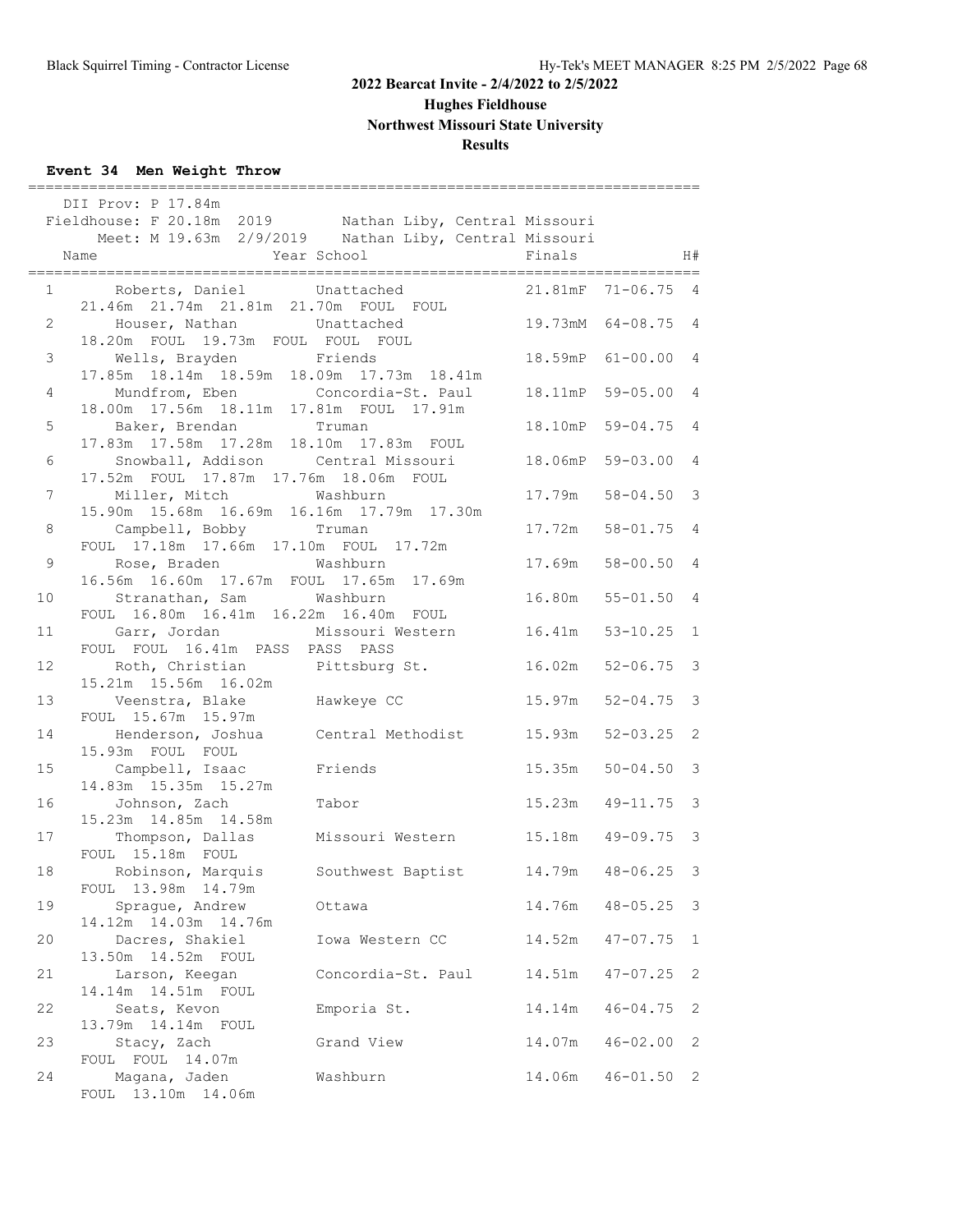## 2022 Bearcat Invite - 2/4/2022 to 2/5/2022

**Hughes Fieldhouse**

**Northwest Missouri State University**

**Results**

### Event 34 Men Weight Throw

DII Prov: P 17.84m
Fieldhouse: F 20.18m 2019 Nathan Liby, Central Missouri
Meet: M 19.63m 2/9/2019 Nathan Liby, Central Missouri

| | Name | Year School | Finals | | H# |
|---|---|---|---|---|---|
| 1 | Roberts, Daniel | Unattached | 21.81mF | 71-06.75 | 4 |
| | 21.46m 21.74m 21.81m 21.70m FOUL FOUL | | | | |
| 2 | Houser, Nathan | Unattached | 19.73mM | 64-08.75 | 4 |
| | 18.20m FOUL 19.73m FOUL FOUL FOUL | | | | |
| 3 | Wells, Brayden | Friends | 18.59mP | 61-00.00 | 4 |
| | 17.85m 18.14m 18.59m 18.09m 17.73m 18.41m | | | | |
| 4 | Mundfrom, Eben | Concordia-St. Paul | 18.11mP | 59-05.00 | 4 |
| | 18.00m 17.56m 18.11m 17.81m FOUL 17.91m | | | | |
| 5 | Baker, Brendan | Truman | 18.10mP | 59-04.75 | 4 |
| | 17.83m 17.58m 17.28m 18.10m 17.83m FOUL | | | | |
| 6 | Snowball, Addison | Central Missouri | 18.06mP | 59-03.00 | 4 |
| | 17.52m FOUL 17.87m 17.76m 18.06m FOUL | | | | |
| 7 | Miller, Mitch | Washburn | 17.79m | 58-04.50 | 3 |
| | 15.90m 15.68m 16.69m 16.16m 17.79m 17.30m | | | | |
| 8 | Campbell, Bobby | Truman | 17.72m | 58-01.75 | 4 |
| | FOUL 17.18m 17.66m 17.10m FOUL 17.72m | | | | |
| 9 | Rose, Braden | Washburn | 17.69m | 58-00.50 | 4 |
| | 16.56m 16.60m 17.67m FOUL 17.65m 17.69m | | | | |
| 10 | Stranathan, Sam | Washburn | 16.80m | 55-01.50 | 4 |
| | FOUL 16.80m 16.41m 16.22m 16.40m FOUL | | | | |
| 11 | Garr, Jordan | Missouri Western | 16.41m | 53-10.25 | 1 |
| | FOUL FOUL 16.41m PASS PASS PASS | | | | |
| 12 | Roth, Christian | Pittsburg St. | 16.02m | 52-06.75 | 3 |
| | 15.21m 15.56m 16.02m | | | | |
| 13 | Veenstra, Blake | Hawkeye CC | 15.97m | 52-04.75 | 3 |
| | FOUL 15.67m 15.97m | | | | |
| 14 | Henderson, Joshua | Central Methodist | 15.93m | 52-03.25 | 2 |
| | 15.93m FOUL FOUL | | | | |
| 15 | Campbell, Isaac | Friends | 15.35m | 50-04.50 | 3 |
| | 14.83m 15.35m 15.27m | | | | |
| 16 | Johnson, Zach | Tabor | 15.23m | 49-11.75 | 3 |
| | 15.23m 14.85m 14.58m | | | | |
| 17 | Thompson, Dallas | Missouri Western | 15.18m | 49-09.75 | 3 |
| | FOUL 15.18m FOUL | | | | |
| 18 | Robinson, Marquis | Southwest Baptist | 14.79m | 48-06.25 | 3 |
| | FOUL 13.98m 14.79m | | | | |
| 19 | Sprague, Andrew | Ottawa | 14.76m | 48-05.25 | 3 |
| | 14.12m 14.03m 14.76m | | | | |
| 20 | Dacres, Shakiel | Iowa Western CC | 14.52m | 47-07.75 | 1 |
| | 13.50m 14.52m FOUL | | | | |
| 21 | Larson, Keegan | Concordia-St. Paul | 14.51m | 47-07.25 | 2 |
| | 14.14m 14.51m FOUL | | | | |
| 22 | Seats, Kevon | Emporia St. | 14.14m | 46-04.75 | 2 |
| | 13.79m 14.14m FOUL | | | | |
| 23 | Stacy, Zach | Grand View | 14.07m | 46-02.00 | 2 |
| | FOUL FOUL 14.07m | | | | |
| 24 | Magana, Jaden | Washburn | 14.06m | 46-01.50 | 2 |
| | FOUL 13.10m 14.06m | | | | |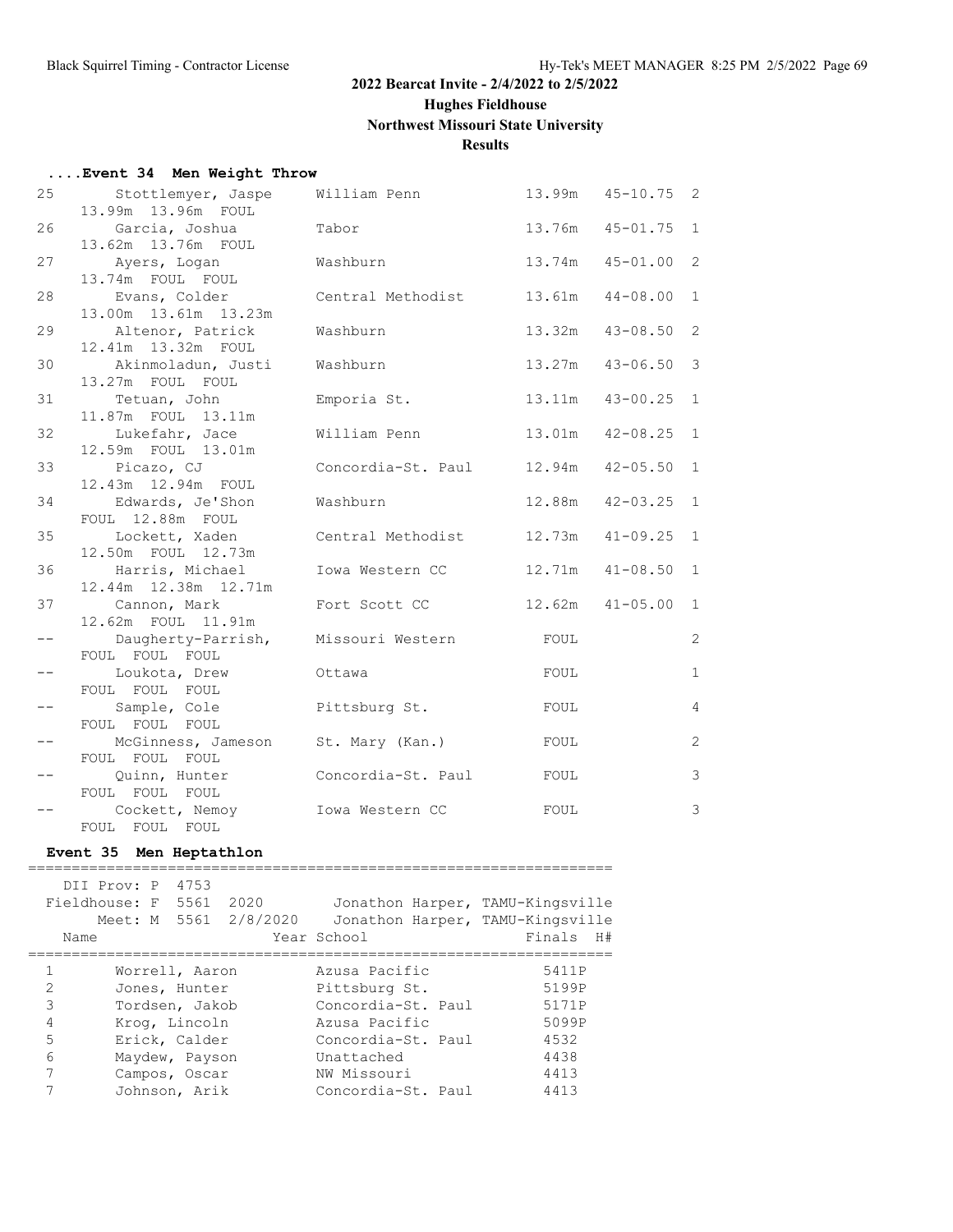# 2022 Bearcat Invite - 2/4/2022 to 2/5/2022

## Hughes Fieldhouse

## Northwest Missouri State University

## Results

### ....Event 34 Men Weight Throw

| Place | Name | School | Finals | | H# |
|---|---|---|---|---|---|
| 25 | Stottlemyer, Jaspe | William Penn | 13.99m | 45-10.75 | 2 |
| | 13.99m 13.96m FOUL | | | | |
| 26 | Garcia, Joshua | Tabor | 13.76m | 45-01.75 | 1 |
| | 13.62m 13.76m FOUL | | | | |
| 27 | Ayers, Logan | Washburn | 13.74m | 45-01.00 | 2 |
| | 13.74m FOUL FOUL | | | | |
| 28 | Evans, Colder | Central Methodist | 13.61m | 44-08.00 | 1 |
| | 13.00m 13.61m 13.23m | | | | |
| 29 | Altenor, Patrick | Washburn | 13.32m | 43-08.50 | 2 |
| | 12.41m 13.32m FOUL | | | | |
| 30 | Akinmoladun, Justi | Washburn | 13.27m | 43-06.50 | 3 |
| | 13.27m FOUL FOUL | | | | |
| 31 | Tetuan, John | Emporia St. | 13.11m | 43-00.25 | 1 |
| | 11.87m FOUL 13.11m | | | | |
| 32 | Lukefahr, Jace | William Penn | 13.01m | 42-08.25 | 1 |
| | 12.59m FOUL 13.01m | | | | |
| 33 | Picazo, CJ | Concordia-St. Paul | 12.94m | 42-05.50 | 1 |
| | 12.43m 12.94m FOUL | | | | |
| 34 | Edwards, Je'Shon | Washburn | 12.88m | 42-03.25 | 1 |
| | FOUL 12.88m FOUL | | | | |
| 35 | Lockett, Xaden | Central Methodist | 12.73m | 41-09.25 | 1 |
| | 12.50m FOUL 12.73m | | | | |
| 36 | Harris, Michael | Iowa Western CC | 12.71m | 41-08.50 | 1 |
| | 12.44m 12.38m 12.71m | | | | |
| 37 | Cannon, Mark | Fort Scott CC | 12.62m | 41-05.00 | 1 |
| | 12.62m FOUL 11.91m | | | | |
| -- | Daugherty-Parrish, | Missouri Western | FOUL | | 2 |
| | FOUL FOUL FOUL | | | | |
| -- | Loukota, Drew | Ottawa | FOUL | | 1 |
| | FOUL FOUL FOUL | | | | |
| -- | Sample, Cole | Pittsburg St. | FOUL | | 4 |
| | FOUL FOUL FOUL | | | | |
| -- | McGinness, Jameson | St. Mary (Kan.) | FOUL | | 2 |
| | FOUL FOUL FOUL | | | | |
| -- | Quinn, Hunter | Concordia-St. Paul | FOUL | | 3 |
| | FOUL FOUL FOUL | | | | |
| -- | Cockett, Nemoy | Iowa Western CC | FOUL | | 3 |
| | FOUL FOUL FOUL | | | | |

### Event 35 Men Heptathlon

```
DII Prov: P  4753
Fieldhouse: F  5561  2020        Jonathon Harper, TAMU-Kingsville
      Meet: M  5561  2/8/2020    Jonathon Harper, TAMU-Kingsville
```

| Place | Name | Year School | Finals | H# |
|---|---|---|---|---|
| 1 | Worrell, Aaron | Azusa Pacific | 5411P | |
| 2 | Jones, Hunter | Pittsburg St. | 5199P | |
| 3 | Tordsen, Jakob | Concordia-St. Paul | 5171P | |
| 4 | Krog, Lincoln | Azusa Pacific | 5099P | |
| 5 | Erick, Calder | Concordia-St. Paul | 4532 | |
| 6 | Maydew, Payson | Unattached | 4438 | |
| 7 | Campos, Oscar | NW Missouri | 4413 | |
| 7 | Johnson, Arik | Concordia-St. Paul | 4413 | |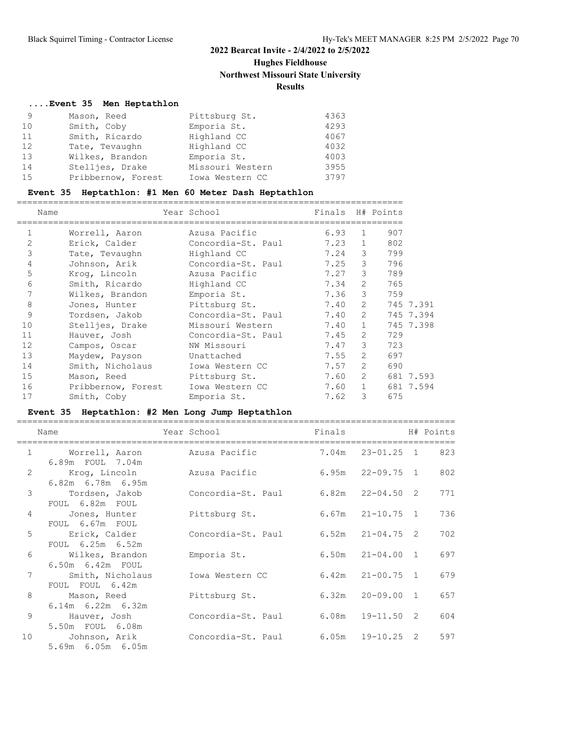## 2022 Bearcat Invite - 2/4/2022 to 2/5/2022

### Hughes Fieldhouse

### Northwest Missouri State University

### Results

#### ....Event 35 Men Heptathlon

| | Name | School | Points |
|---|---|---|---|
| 9 | Mason, Reed | Pittsburg St. | 4363 |
| 10 | Smith, Coby | Emporia St. | 4293 |
| 11 | Smith, Ricardo | Highland CC | 4067 |
| 12 | Tate, Tevaughn | Highland CC | 4032 |
| 13 | Wilkes, Brandon | Emporia St. | 4003 |
| 14 | Stelljes, Drake | Missouri Western | 3955 |
| 15 | Pribbernow, Forest | Iowa Western CC | 3797 |

#### Event 35 Heptathlon: #1 Men 60 Meter Dash Heptathlon

| | Name | Year School | Finals | H# | Points | |
|---|---|---|---|---|---|---|
| 1 | Worrell, Aaron | Azusa Pacific | 6.93 | 1 | 907 | |
| 2 | Erick, Calder | Concordia-St. Paul | 7.23 | 1 | 802 | |
| 3 | Tate, Tevaughn | Highland CC | 7.24 | 3 | 799 | |
| 4 | Johnson, Arik | Concordia-St. Paul | 7.25 | 3 | 796 | |
| 5 | Krog, Lincoln | Azusa Pacific | 7.27 | 3 | 789 | |
| 6 | Smith, Ricardo | Highland CC | 7.34 | 2 | 765 | |
| 7 | Wilkes, Brandon | Emporia St. | 7.36 | 3 | 759 | |
| 8 | Jones, Hunter | Pittsburg St. | 7.40 | 2 | 745 | 7.391 |
| 9 | Tordsen, Jakob | Concordia-St. Paul | 7.40 | 2 | 745 | 7.394 |
| 10 | Stelljes, Drake | Missouri Western | 7.40 | 1 | 745 | 7.398 |
| 11 | Hauver, Josh | Concordia-St. Paul | 7.45 | 2 | 729 | |
| 12 | Campos, Oscar | NW Missouri | 7.47 | 3 | 723 | |
| 13 | Maydew, Payson | Unattached | 7.55 | 2 | 697 | |
| 14 | Smith, Nicholaus | Iowa Western CC | 7.57 | 2 | 690 | |
| 15 | Mason, Reed | Pittsburg St. | 7.60 | 2 | 681 | 7.593 |
| 16 | Pribbernow, Forest | Iowa Western CC | 7.60 | 1 | 681 | 7.594 |
| 17 | Smith, Coby | Emporia St. | 7.62 | 3 | 675 | |

#### Event 35 Heptathlon: #2 Men Long Jump Heptathlon

| | Name | Year School | Finals | | H# | Points |
|---|---|---|---|---|---|---|
| 1 | Worrell, Aaron | Azusa Pacific | 7.04m | 23-01.25 | 1 | 823 |
| | 6.89m FOUL 7.04m | | | | | |
| 2 | Krog, Lincoln | Azusa Pacific | 6.95m | 22-09.75 | 1 | 802 |
| | 6.82m 6.78m 6.95m | | | | | |
| 3 | Tordsen, Jakob | Concordia-St. Paul | 6.82m | 22-04.50 | 2 | 771 |
| | FOUL 6.82m FOUL | | | | | |
| 4 | Jones, Hunter | Pittsburg St. | 6.67m | 21-10.75 | 1 | 736 |
| | FOUL 6.67m FOUL | | | | | |
| 5 | Erick, Calder | Concordia-St. Paul | 6.52m | 21-04.75 | 2 | 702 |
| | FOUL 6.25m 6.52m | | | | | |
| 6 | Wilkes, Brandon | Emporia St. | 6.50m | 21-04.00 | 1 | 697 |
| | 6.50m 6.42m FOUL | | | | | |
| 7 | Smith, Nicholaus | Iowa Western CC | 6.42m | 21-00.75 | 1 | 679 |
| | FOUL FOUL 6.42m | | | | | |
| 8 | Mason, Reed | Pittsburg St. | 6.32m | 20-09.00 | 1 | 657 |
| | 6.14m 6.22m 6.32m | | | | | |
| 9 | Hauver, Josh | Concordia-St. Paul | 6.08m | 19-11.50 | 2 | 604 |
| | 5.50m FOUL 6.08m | | | | | |
| 10 | Johnson, Arik | Concordia-St. Paul | 6.05m | 19-10.25 | 2 | 597 |
| | 5.69m 6.05m 6.05m | | | | | |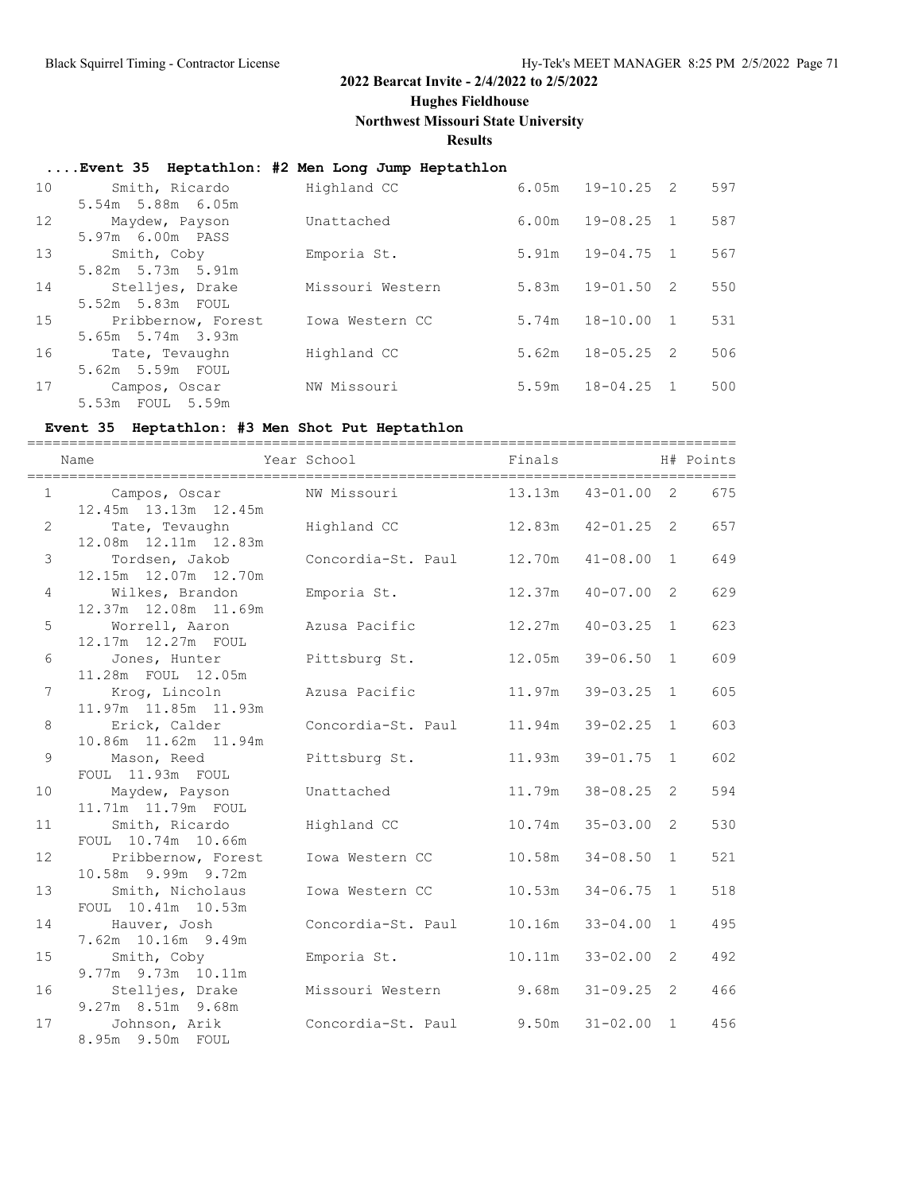## 2022 Bearcat Invite - 2/4/2022 to 2/5/2022

### Hughes Fieldhouse

### Northwest Missouri State University

### Results

#### ....Event 35 Heptathlon: #2 Men Long Jump Heptathlon

| Place | Name | School | Finals | | H# | Points |
|---|---|---|---|---|---|---|
| 10 | Smith, Ricardo | Highland CC | 6.05m | 19-10.25 | 2 | 597 |
| | 5.54m 5.88m 6.05m | | | | | |
| 12 | Maydew, Payson | Unattached | 6.00m | 19-08.25 | 1 | 587 |
| | 5.97m 6.00m PASS | | | | | |
| 13 | Smith, Coby | Emporia St. | 5.91m | 19-04.75 | 1 | 567 |
| | 5.82m 5.73m 5.91m | | | | | |
| 14 | Stelljes, Drake | Missouri Western | 5.83m | 19-01.50 | 2 | 550 |
| | 5.52m 5.83m FOUL | | | | | |
| 15 | Pribbernow, Forest | Iowa Western CC | 5.74m | 18-10.00 | 1 | 531 |
| | 5.65m 5.74m 3.93m | | | | | |
| 16 | Tate, Tevaughn | Highland CC | 5.62m | 18-05.25 | 2 | 506 |
| | 5.62m 5.59m FOUL | | | | | |
| 17 | Campos, Oscar | NW Missouri | 5.59m | 18-04.25 | 1 | 500 |
| | 5.53m FOUL 5.59m | | | | | |

#### Event 35 Heptathlon: #3 Men Shot Put Heptathlon

| | Name | Year School | Finals | | H# | Points |
|---|---|---|---|---|---|---|
| 1 | Campos, Oscar | NW Missouri | 13.13m | 43-01.00 | 2 | 675 |
| | 12.45m 13.13m 12.45m | | | | | |
| 2 | Tate, Tevaughn | Highland CC | 12.83m | 42-01.25 | 2 | 657 |
| | 12.08m 12.11m 12.83m | | | | | |
| 3 | Tordsen, Jakob | Concordia-St. Paul | 12.70m | 41-08.00 | 1 | 649 |
| | 12.15m 12.07m 12.70m | | | | | |
| 4 | Wilkes, Brandon | Emporia St. | 12.37m | 40-07.00 | 2 | 629 |
| | 12.37m 12.08m 11.69m | | | | | |
| 5 | Worrell, Aaron | Azusa Pacific | 12.27m | 40-03.25 | 1 | 623 |
| | 12.17m 12.27m FOUL | | | | | |
| 6 | Jones, Hunter | Pittsburg St. | 12.05m | 39-06.50 | 1 | 609 |
| | 11.28m FOUL 12.05m | | | | | |
| 7 | Krog, Lincoln | Azusa Pacific | 11.97m | 39-03.25 | 1 | 605 |
| | 11.97m 11.85m 11.93m | | | | | |
| 8 | Erick, Calder | Concordia-St. Paul | 11.94m | 39-02.25 | 1 | 603 |
| | 10.86m 11.62m 11.94m | | | | | |
| 9 | Mason, Reed | Pittsburg St. | 11.93m | 39-01.75 | 1 | 602 |
| | FOUL 11.93m FOUL | | | | | |
| 10 | Maydew, Payson | Unattached | 11.79m | 38-08.25 | 2 | 594 |
| | 11.71m 11.79m FOUL | | | | | |
| 11 | Smith, Ricardo | Highland CC | 10.74m | 35-03.00 | 2 | 530 |
| | FOUL 10.74m 10.66m | | | | | |
| 12 | Pribbernow, Forest | Iowa Western CC | 10.58m | 34-08.50 | 1 | 521 |
| | 10.58m 9.99m 9.72m | | | | | |
| 13 | Smith, Nicholaus | Iowa Western CC | 10.53m | 34-06.75 | 1 | 518 |
| | FOUL 10.41m 10.53m | | | | | |
| 14 | Hauver, Josh | Concordia-St. Paul | 10.16m | 33-04.00 | 1 | 495 |
| | 7.62m 10.16m 9.49m | | | | | |
| 15 | Smith, Coby | Emporia St. | 10.11m | 33-02.00 | 2 | 492 |
| | 9.77m 9.73m 10.11m | | | | | |
| 16 | Stelljes, Drake | Missouri Western | 9.68m | 31-09.25 | 2 | 466 |
| | 9.27m 8.51m 9.68m | | | | | |
| 17 | Johnson, Arik | Concordia-St. Paul | 9.50m | 31-02.00 | 1 | 456 |
| | 8.95m 9.50m FOUL | | | | | |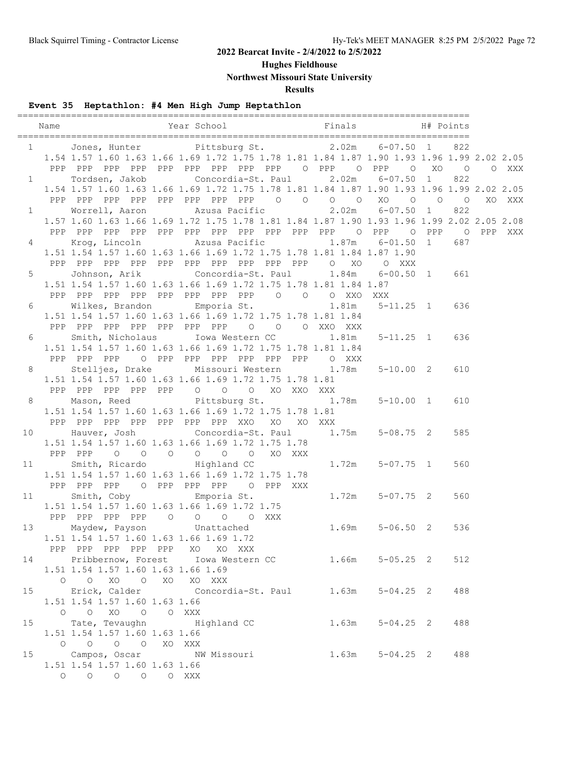# 2022 Bearcat Invite - 2/4/2022 to 2/5/2022

## Hughes Fieldhouse

## Northwest Missouri State University

## Results

### Event 35 Heptathlon: #4 Men High Jump Heptathlon

```
=====================================================================================
   Name                    Year School                  Finals            H# Points
=====================================================================================
  1      Jones, Hunter          Pittsburg St.            2.02m    6-07.50  1    822
     1.54 1.57 1.60 1.63 1.66 1.69 1.72 1.75 1.78 1.81 1.84 1.87 1.90 1.93 1.96 1.99 2.02 2.05
      PPP  PPP  PPP  PPP  PPP  PPP  PPP  PPP  PPP    O  PPP    O  PPP    O   XO    O    O  XXX
  1      Tordsen, Jakob         Concordia-St. Paul       2.02m    6-07.50  1    822
     1.54 1.57 1.60 1.63 1.66 1.69 1.72 1.75 1.78 1.81 1.84 1.87 1.90 1.93 1.96 1.99 2.02 2.05
      PPP  PPP  PPP  PPP  PPP  PPP  PPP  PPP    O    O    O    O   XO    O    O    O   XO  XXX
  1      Worrell, Aaron         Azusa Pacific            2.02m    6-07.50  1    822
     1.57 1.60 1.63 1.66 1.69 1.72 1.75 1.78 1.81 1.84 1.87 1.90 1.93 1.96 1.99 2.02 2.05 2.08
      PPP  PPP  PPP  PPP  PPP  PPP  PPP  PPP  PPP  PPP  PPP    O  PPP    O  PPP    O  PPP  XXX
  4      Krog, Lincoln          Azusa Pacific            1.87m    6-01.50  1    687
     1.51 1.54 1.57 1.60 1.63 1.66 1.69 1.72 1.75 1.78 1.81 1.84 1.87 1.90
      PPP  PPP  PPP  PPP  PPP  PPP  PPP  PPP  PPP  PPP    O   XO    O  XXX
  5      Johnson, Arik          Concordia-St. Paul       1.84m    6-00.50  1    661
     1.51 1.54 1.57 1.60 1.63 1.66 1.69 1.72 1.75 1.78 1.81 1.84 1.87
      PPP  PPP  PPP  PPP  PPP  PPP  PPP  PPP    O    O    O  XXO  XXX
  6      Wilkes, Brandon        Emporia St.              1.81m    5-11.25  1    636
     1.51 1.54 1.57 1.60 1.63 1.66 1.69 1.72 1.75 1.78 1.81 1.84
      PPP  PPP  PPP  PPP  PPP  PPP  PPP    O    O    O  XXO  XXX
  6      Smith, Nicholaus       Iowa Western CC          1.81m    5-11.25  1    636
     1.51 1.54 1.57 1.60 1.63 1.66 1.69 1.72 1.75 1.78 1.81 1.84
      PPP  PPP  PPP    O  PPP  PPP  PPP  PPP  PPP  PPP    O  XXX
  8      Stelljes, Drake        Missouri Western         1.78m    5-10.00  2    610
     1.51 1.54 1.57 1.60 1.63 1.66 1.69 1.72 1.75 1.78 1.81
      PPP  PPP  PPP  PPP  PPP    O    O    O   XO  XXO  XXX
  8      Mason, Reed            Pittsburg St.            1.78m    5-10.00  1    610
     1.51 1.54 1.57 1.60 1.63 1.66 1.69 1.72 1.75 1.78 1.81
      PPP  PPP  PPP  PPP  PPP  PPP  PPP  XXO   XO   XO  XXX
 10      Hauver, Josh           Concordia-St. Paul       1.75m    5-08.75  2    585
     1.51 1.54 1.57 1.60 1.63 1.66 1.69 1.72 1.75 1.78
      PPP  PPP    O    O    O    O    O    O   XO  XXX
 11      Smith, Ricardo         Highland CC              1.72m    5-07.75  1    560
     1.51 1.54 1.57 1.60 1.63 1.66 1.69 1.72 1.75 1.78
      PPP  PPP  PPP    O  PPP  PPP  PPP    O  PPP  XXX
 11      Smith, Coby            Emporia St.              1.72m    5-07.75  2    560
     1.51 1.54 1.57 1.60 1.63 1.66 1.69 1.72 1.75
      PPP  PPP  PPP  PPP    O    O    O    O  XXX
 13      Maydew, Payson         Unattached               1.69m    5-06.50  2    536
     1.51 1.54 1.57 1.60 1.63 1.66 1.69 1.72
      PPP  PPP  PPP  PPP  PPP   XO   XO  XXX
 14      Pribbernow, Forest     Iowa Western CC          1.66m    5-05.25  2    512
     1.51 1.54 1.57 1.60 1.63 1.66 1.69
        O    O   XO    O   XO   XO  XXX
 15      Erick, Calder          Concordia-St. Paul       1.63m    5-04.25  2    488
     1.51 1.54 1.57 1.60 1.63 1.66
        O    O   XO    O    O  XXX
 15      Tate, Tevaughn         Highland CC              1.63m    5-04.25  2    488
     1.51 1.54 1.57 1.60 1.63 1.66
        O    O    O    O   XO  XXX
 15      Campos, Oscar          NW Missouri              1.63m    5-04.25  2    488
     1.51 1.54 1.57 1.60 1.63 1.66
        O    O    O    O    O  XXX
```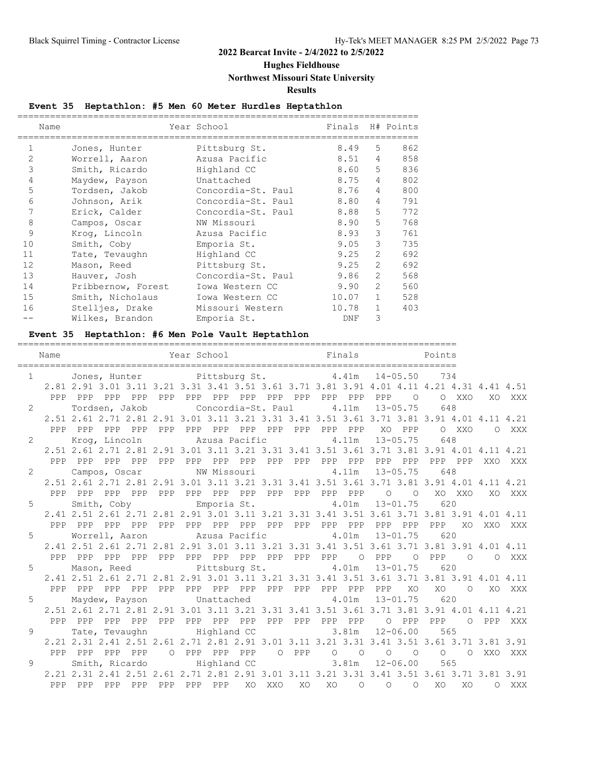# 2022 Bearcat Invite - 2/4/2022 to 2/5/2022

## Hughes Fieldhouse

## Northwest Missouri State University

## Results

### Event 35 Heptathlon: #5 Men 60 Meter Hurdles Heptathlon

| | Name | Year School | Finals | H# | Points |
|---|---|---|---|---|---|
| 1 | Jones, Hunter | Pittsburg St. | 8.49 | 5 | 862 |
| 2 | Worrell, Aaron | Azusa Pacific | 8.51 | 4 | 858 |
| 3 | Smith, Ricardo | Highland CC | 8.60 | 5 | 836 |
| 4 | Maydew, Payson | Unattached | 8.75 | 4 | 802 |
| 5 | Tordsen, Jakob | Concordia-St. Paul | 8.76 | 4 | 800 |
| 6 | Johnson, Arik | Concordia-St. Paul | 8.80 | 4 | 791 |
| 7 | Erick, Calder | Concordia-St. Paul | 8.88 | 5 | 772 |
| 8 | Campos, Oscar | NW Missouri | 8.90 | 5 | 768 |
| 9 | Krog, Lincoln | Azusa Pacific | 8.93 | 3 | 761 |
| 10 | Smith, Coby | Emporia St. | 9.05 | 3 | 735 |
| 11 | Tate, Tevaughn | Highland CC | 9.25 | 2 | 692 |
| 12 | Mason, Reed | Pittsburg St. | 9.25 | 2 | 692 |
| 13 | Hauver, Josh | Concordia-St. Paul | 9.86 | 2 | 568 |
| 14 | Pribbernow, Forest | Iowa Western CC | 9.90 | 2 | 560 |
| 15 | Smith, Nicholaus | Iowa Western CC | 10.07 | 1 | 528 |
| 16 | Stelljes, Drake | Missouri Western | 10.78 | 1 | 403 |
| -- | Wilkes, Brandon | Emporia St. | DNF | 3 | |

### Event 35 Heptathlon: #6 Men Pole Vault Heptathlon

```
  Name                    Year School                  Finals              Points
  1      Jones, Hunter           Pittsburg St.            4.41m   14-05.50    734
     2.81 2.91 3.01 3.11 3.21 3.31 3.41 3.51 3.61 3.71 3.81 3.91 4.01 4.11 4.21 4.31 4.41 4.51
      PPP  PPP  PPP  PPP  PPP  PPP  PPP  PPP  PPP  PPP  PPP  PPP  PPP    O    O  XXO   XO  XXX
  2      Tordsen, Jakob          Concordia-St. Paul       4.11m   13-05.75    648
     2.51 2.61 2.71 2.81 2.91 3.01 3.11 3.21 3.31 3.41 3.51 3.61 3.71 3.81 3.91 4.01 4.11 4.21
      PPP  PPP  PPP  PPP  PPP  PPP  PPP  PPP  PPP  PPP  PPP  PPP   XO  PPP    O  XXO    O  XXX
  2      Krog, Lincoln           Azusa Pacific            4.11m   13-05.75    648
     2.51 2.61 2.71 2.81 2.91 3.01 3.11 3.21 3.31 3.41 3.51 3.61 3.71 3.81 3.91 4.01 4.11 4.21
      PPP  PPP  PPP  PPP  PPP  PPP  PPP  PPP  PPP  PPP  PPP  PPP  PPP  PPP  PPP  PPP  XXO  XXX
  2      Campos, Oscar           NW Missouri              4.11m   13-05.75    648
     2.51 2.61 2.71 2.81 2.91 3.01 3.11 3.21 3.31 3.41 3.51 3.61 3.71 3.81 3.91 4.01 4.11 4.21
      PPP  PPP  PPP  PPP  PPP  PPP  PPP  PPP  PPP  PPP  PPP  PPP    O    O   XO  XXO   XO  XXX
  5      Smith, Coby             Emporia St.              4.01m   13-01.75    620
     2.41 2.51 2.61 2.71 2.81 2.91 3.01 3.11 3.21 3.31 3.41 3.51 3.61 3.71 3.81 3.91 4.01 4.11
      PPP  PPP  PPP  PPP  PPP  PPP  PPP  PPP  PPP  PPP  PPP  PPP  PPP  PPP  PPP   XO  XXO  XXX
  5      Worrell, Aaron          Azusa Pacific            4.01m   13-01.75    620
     2.41 2.51 2.61 2.71 2.81 2.91 3.01 3.11 3.21 3.31 3.41 3.51 3.61 3.71 3.81 3.91 4.01 4.11
      PPP  PPP  PPP  PPP  PPP  PPP  PPP  PPP  PPP  PPP  PPP    O  PPP    O  PPP    O    O  XXX
  5      Mason, Reed             Pittsburg St.            4.01m   13-01.75    620
     2.41 2.51 2.61 2.71 2.81 2.91 3.01 3.11 3.21 3.31 3.41 3.51 3.61 3.71 3.81 3.91 4.01 4.11
      PPP  PPP  PPP  PPP  PPP  PPP  PPP  PPP  PPP  PPP  PPP  PPP  PPP   XO   XO    O   XO  XXX
  5      Maydew, Payson          Unattached               4.01m   13-01.75    620
     2.51 2.61 2.71 2.81 2.91 3.01 3.11 3.21 3.31 3.41 3.51 3.61 3.71 3.81 3.91 4.01 4.11 4.21
      PPP  PPP  PPP  PPP  PPP  PPP  PPP  PPP  PPP  PPP  PPP  PPP    O  PPP  PPP    O  PPP  XXX
  9      Tate, Tevaughn          Highland CC              3.81m   12-06.00    565
     2.21 2.31 2.41 2.51 2.61 2.71 2.81 2.91 3.01 3.11 3.21 3.31 3.41 3.51 3.61 3.71 3.81 3.91
      PPP  PPP  PPP  PPP    O  PPP  PPP  PPP    O  PPP    O    O    O    O    O    O  XXO  XXX
  9      Smith, Ricardo          Highland CC              3.81m   12-06.00    565
     2.21 2.31 2.41 2.51 2.61 2.71 2.81 2.91 3.01 3.11 3.21 3.31 3.41 3.51 3.61 3.71 3.81 3.91
      PPP  PPP  PPP  PPP  PPP  PPP  PPP   XO  XXO   XO   XO    O    O    O   XO   XO    O  XXX
```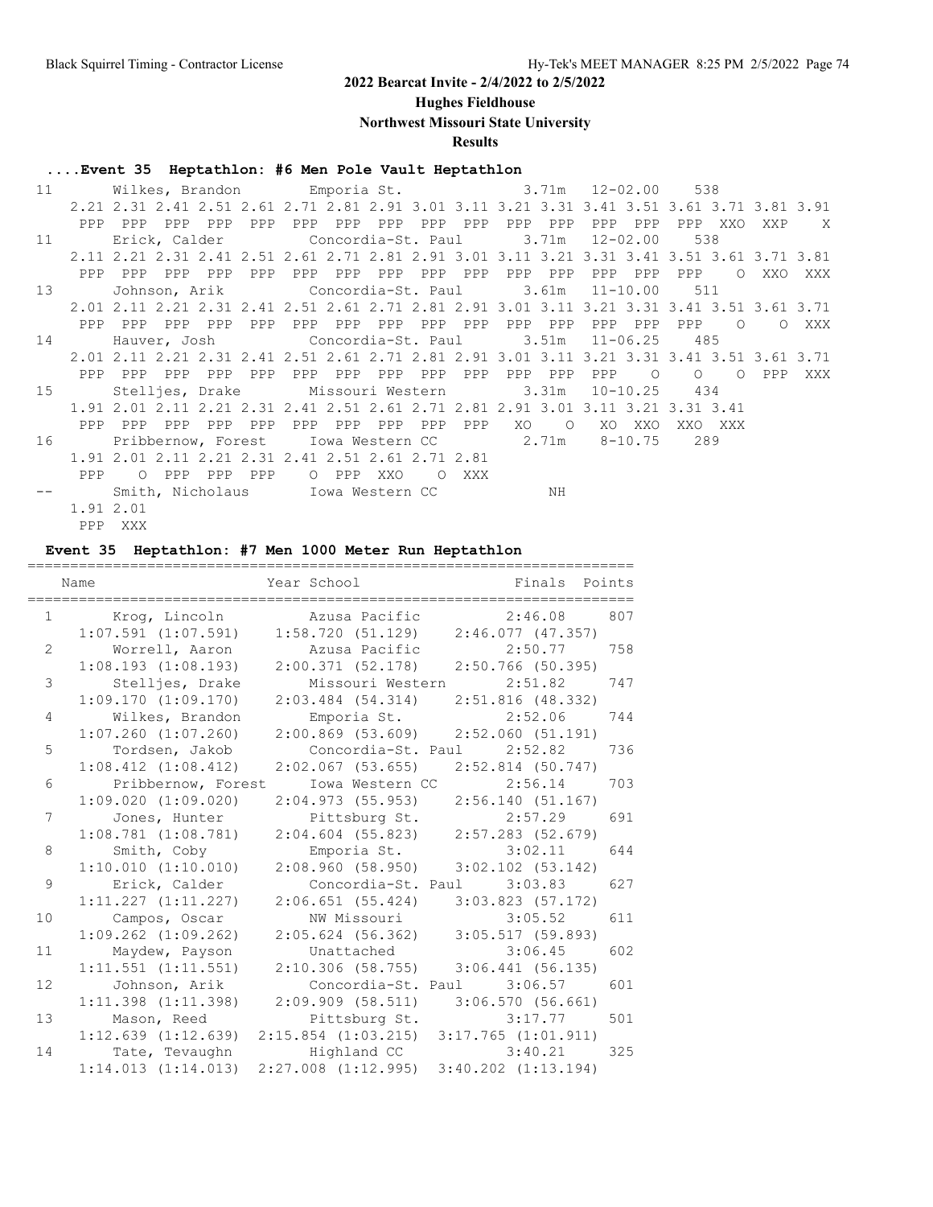## 2022 Bearcat Invite - 2/4/2022 to 2/5/2022

### Hughes Fieldhouse

### Northwest Missouri State University

### Results

#### ....Event 35 Heptathlon: #6 Men Pole Vault Heptathlon

```
11      Wilkes, Brandon        Emporia St.              3.71m   12-02.00    538
    2.21 2.31 2.41 2.51 2.61 2.71 2.81 2.91 3.01 3.11 3.21 3.31 3.41 3.51 3.61 3.71 3.81 3.91
     PPP  PPP  PPP  PPP  PPP  PPP  PPP  PPP  PPP  PPP  PPP  PPP  PPP  PPP  PPP  XXO  XXP    X
11      Erick, Calder          Concordia-St. Paul       3.71m   12-02.00    538
    2.11 2.21 2.31 2.41 2.51 2.61 2.71 2.81 2.91 3.01 3.11 3.21 3.31 3.41 3.51 3.61 3.71 3.81
     PPP  PPP  PPP  PPP  PPP  PPP  PPP  PPP  PPP  PPP  PPP  PPP  PPP  PPP  PPP    O  XXO  XXX
13      Johnson, Arik          Concordia-St. Paul       3.61m   11-10.00    511
    2.01 2.11 2.21 2.31 2.41 2.51 2.61 2.71 2.81 2.91 3.01 3.11 3.21 3.31 3.41 3.51 3.61 3.71
     PPP  PPP  PPP  PPP  PPP  PPP  PPP  PPP  PPP  PPP  PPP  PPP  PPP  PPP  PPP    O    O  XXX
14      Hauver, Josh           Concordia-St. Paul       3.51m   11-06.25    485
    2.01 2.11 2.21 2.31 2.41 2.51 2.61 2.71 2.81 2.91 3.01 3.11 3.21 3.31 3.41 3.51 3.61 3.71
     PPP  PPP  PPP  PPP  PPP  PPP  PPP  PPP  PPP  PPP  PPP  PPP  PPP    O    O    O  PPP  XXX
15      Stelljes, Drake        Missouri Western         3.31m   10-10.25    434
    1.91 2.01 2.11 2.21 2.31 2.41 2.51 2.61 2.71 2.81 2.91 3.01 3.11 3.21 3.31 3.41
     PPP  PPP  PPP  PPP  PPP  PPP  PPP  PPP  PPP  PPP   XO    O   XO  XXO  XXO  XXX
16      Pribbernow, Forest     Iowa Western CC          2.71m    8-10.75    289
    1.91 2.01 2.11 2.21 2.31 2.41 2.51 2.61 2.71 2.81
     PPP    O  PPP  PPP  PPP    O  PPP  XXO    O  XXX
--      Smith, Nicholaus       Iowa Western CC             NH
    1.91 2.01
     PPP  XXX
```

#### Event 35 Heptathlon: #7 Men 1000 Meter Run Heptathlon

| Place | Name | Year School | Finals | Points |
|---|---|---|---|---|
| 1 | Krog, Lincoln | Azusa Pacific | 2:46.08 | 807 |
| | 1:07.591 (1:07.591) 1:58.720 (51.129) 2:46.077 (47.357) | | | |
| 2 | Worrell, Aaron | Azusa Pacific | 2:50.77 | 758 |
| | 1:08.193 (1:08.193) 2:00.371 (52.178) 2:50.766 (50.395) | | | |
| 3 | Stelljes, Drake | Missouri Western | 2:51.82 | 747 |
| | 1:09.170 (1:09.170) 2:03.484 (54.314) 2:51.816 (48.332) | | | |
| 4 | Wilkes, Brandon | Emporia St. | 2:52.06 | 744 |
| | 1:07.260 (1:07.260) 2:00.869 (53.609) 2:52.060 (51.191) | | | |
| 5 | Tordsen, Jakob | Concordia-St. Paul | 2:52.82 | 736 |
| | 1:08.412 (1:08.412) 2:02.067 (53.655) 2:52.814 (50.747) | | | |
| 6 | Pribbernow, Forest | Iowa Western CC | 2:56.14 | 703 |
| | 1:09.020 (1:09.020) 2:04.973 (55.953) 2:56.140 (51.167) | | | |
| 7 | Jones, Hunter | Pittsburg St. | 2:57.29 | 691 |
| | 1:08.781 (1:08.781) 2:04.604 (55.823) 2:57.283 (52.679) | | | |
| 8 | Smith, Coby | Emporia St. | 3:02.11 | 644 |
| | 1:10.010 (1:10.010) 2:08.960 (58.950) 3:02.102 (53.142) | | | |
| 9 | Erick, Calder | Concordia-St. Paul | 3:03.83 | 627 |
| | 1:11.227 (1:11.227) 2:06.651 (55.424) 3:03.823 (57.172) | | | |
| 10 | Campos, Oscar | NW Missouri | 3:05.52 | 611 |
| | 1:09.262 (1:09.262) 2:05.624 (56.362) 3:05.517 (59.893) | | | |
| 11 | Maydew, Payson | Unattached | 3:06.45 | 602 |
| | 1:11.551 (1:11.551) 2:10.306 (58.755) 3:06.441 (56.135) | | | |
| 12 | Johnson, Arik | Concordia-St. Paul | 3:06.57 | 601 |
| | 1:11.398 (1:11.398) 2:09.909 (58.511) 3:06.570 (56.661) | | | |
| 13 | Mason, Reed | Pittsburg St. | 3:17.77 | 501 |
| | 1:12.639 (1:12.639) 2:15.854 (1:03.215) 3:17.765 (1:01.911) | | | |
| 14 | Tate, Tevaughn | Highland CC | 3:40.21 | 325 |
| | 1:14.013 (1:14.013) 2:27.008 (1:12.995) 3:40.202 (1:13.194) | | | |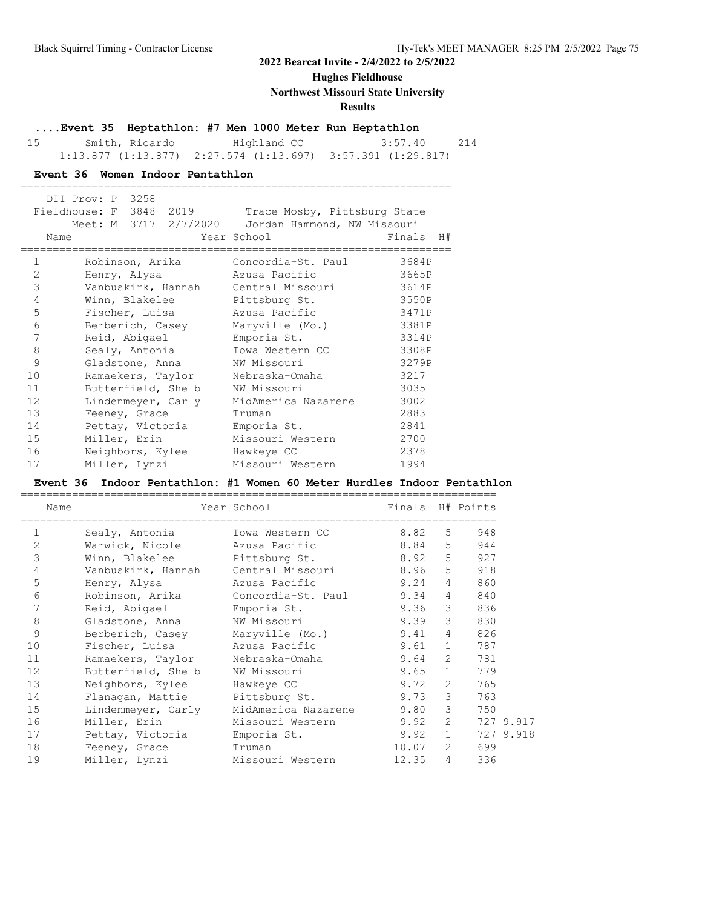## 2022 Bearcat Invite - 2/4/2022 to 2/5/2022

**Hughes Fieldhouse**

**Northwest Missouri State University**

**Results**

### ....Event 35 Heptathlon: #7 Men 1000 Meter Run Heptathlon

| | Name | School | Finals | Points |
|---|---|---|---|---|
| 15 | Smith, Ricardo | Highland CC | 3:57.40 | 214 |
| | 1:13.877 (1:13.877) 2:27.574 (1:13.697) 3:57.391 (1:29.817) | | | |

### Event 36 Women Indoor Pentathlon

DII Prov: P 3258
Fieldhouse: F 3848 2019 Trace Mosby, Pittsburg State
Meet: M 3717 2/7/2020 Jordan Hammond, NW Missouri

| | Name | Year School | Finals | H# |
|---|---|---|---|---|
| 1 | Robinson, Arika | Concordia-St. Paul | 3684P | |
| 2 | Henry, Alysa | Azusa Pacific | 3665P | |
| 3 | Vanbuskirk, Hannah | Central Missouri | 3614P | |
| 4 | Winn, Blakelee | Pittsburg St. | 3550P | |
| 5 | Fischer, Luisa | Azusa Pacific | 3471P | |
| 6 | Berberich, Casey | Maryville (Mo.) | 3381P | |
| 7 | Reid, Abigael | Emporia St. | 3314P | |
| 8 | Sealy, Antonia | Iowa Western CC | 3308P | |
| 9 | Gladstone, Anna | NW Missouri | 3279P | |
| 10 | Ramaekers, Taylor | Nebraska-Omaha | 3217 | |
| 11 | Butterfield, Shelb | NW Missouri | 3035 | |
| 12 | Lindenmeyer, Carly | MidAmerica Nazarene | 3002 | |
| 13 | Feeney, Grace | Truman | 2883 | |
| 14 | Pettay, Victoria | Emporia St. | 2841 | |
| 15 | Miller, Erin | Missouri Western | 2700 | |
| 16 | Neighbors, Kylee | Hawkeye CC | 2378 | |
| 17 | Miller, Lynzi | Missouri Western | 1994 | |

### Event 36 Indoor Pentathlon: #1 Women 60 Meter Hurdles Indoor Pentathlon

| | Name | Year School | Finals | H# | Points | |
|---|---|---|---|---|---|---|
| 1 | Sealy, Antonia | Iowa Western CC | 8.82 | 5 | 948 | |
| 2 | Warwick, Nicole | Azusa Pacific | 8.84 | 5 | 944 | |
| 3 | Winn, Blakelee | Pittsburg St. | 8.92 | 5 | 927 | |
| 4 | Vanbuskirk, Hannah | Central Missouri | 8.96 | 5 | 918 | |
| 5 | Henry, Alysa | Azusa Pacific | 9.24 | 4 | 860 | |
| 6 | Robinson, Arika | Concordia-St. Paul | 9.34 | 4 | 840 | |
| 7 | Reid, Abigael | Emporia St. | 9.36 | 3 | 836 | |
| 8 | Gladstone, Anna | NW Missouri | 9.39 | 3 | 830 | |
| 9 | Berberich, Casey | Maryville (Mo.) | 9.41 | 4 | 826 | |
| 10 | Fischer, Luisa | Azusa Pacific | 9.61 | 1 | 787 | |
| 11 | Ramaekers, Taylor | Nebraska-Omaha | 9.64 | 2 | 781 | |
| 12 | Butterfield, Shelb | NW Missouri | 9.65 | 1 | 779 | |
| 13 | Neighbors, Kylee | Hawkeye CC | 9.72 | 2 | 765 | |
| 14 | Flanagan, Mattie | Pittsburg St. | 9.73 | 3 | 763 | |
| 15 | Lindenmeyer, Carly | MidAmerica Nazarene | 9.80 | 3 | 750 | |
| 16 | Miller, Erin | Missouri Western | 9.92 | 2 | 727 | 9.917 |
| 17 | Pettay, Victoria | Emporia St. | 9.92 | 1 | 727 | 9.918 |
| 18 | Feeney, Grace | Truman | 10.07 | 2 | 699 | |
| 19 | Miller, Lynzi | Missouri Western | 12.35 | 4 | 336 | |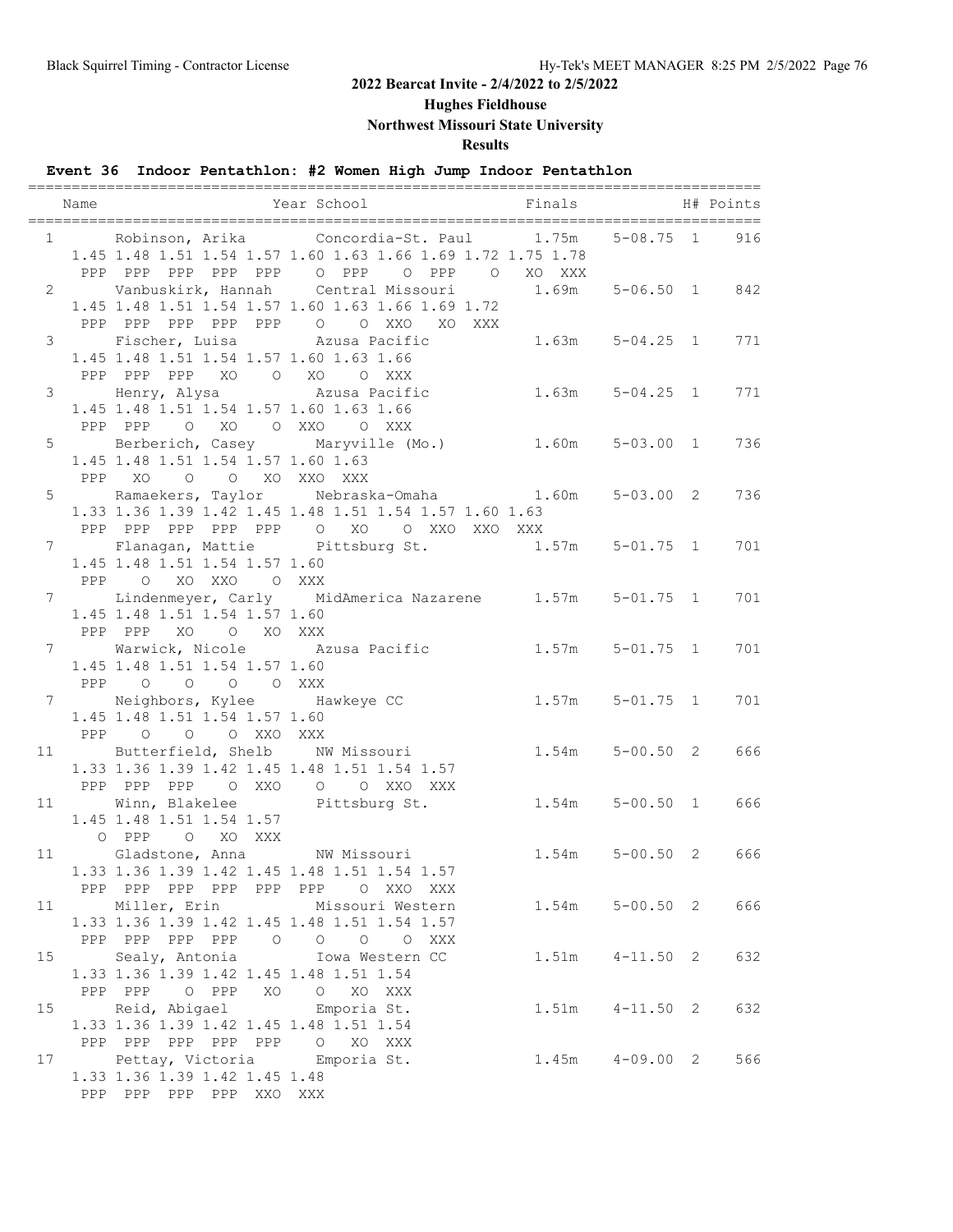## 2022 Bearcat Invite - 2/4/2022 to 2/5/2022

### Hughes Fieldhouse

### Northwest Missouri State University

### Results

#### Event 36 Indoor Pentathlon: #2 Women High Jump Indoor Pentathlon

```
=====================================================================================
   Name                    Year School                 Finals              H# Points
=====================================================================================
  1      Robinson, Arika        Concordia-St. Paul      1.75m    5-08.75  1    916
      1.45 1.48 1.51 1.54 1.57 1.60 1.63 1.66 1.69 1.72 1.75 1.78
       PPP  PPP  PPP  PPP  PPP    O  PPP    O  PPP    O   XO  XXX
  2      Vanbuskirk, Hannah     Central Missouri        1.69m    5-06.50  1    842
      1.45 1.48 1.51 1.54 1.57 1.60 1.63 1.66 1.69 1.72
       PPP  PPP  PPP  PPP  PPP    O    O  XXO   XO  XXX
  3      Fischer, Luisa         Azusa Pacific           1.63m    5-04.25  1    771
      1.45 1.48 1.51 1.54 1.57 1.60 1.63 1.66
       PPP  PPP  PPP   XO    O   XO    O  XXX
  3      Henry, Alysa           Azusa Pacific           1.63m    5-04.25  1    771
      1.45 1.48 1.51 1.54 1.57 1.60 1.63 1.66
       PPP  PPP    O   XO    O  XXO    O  XXX
  5      Berberich, Casey       Maryville (Mo.)         1.60m    5-03.00  1    736
      1.45 1.48 1.51 1.54 1.57 1.60 1.63
       PPP   XO    O    O   XO  XXO  XXX
  5      Ramaekers, Taylor      Nebraska-Omaha          1.60m    5-03.00  2    736
      1.33 1.36 1.39 1.42 1.45 1.48 1.51 1.54 1.57 1.60 1.63
       PPP  PPP  PPP  PPP  PPP    O   XO    O  XXO  XXO  XXX
  7      Flanagan, Mattie       Pittsburg St.           1.57m    5-01.75  1    701
      1.45 1.48 1.51 1.54 1.57 1.60
       PPP    O   XO  XXO    O  XXX
  7      Lindenmeyer, Carly     MidAmerica Nazarene     1.57m    5-01.75  1    701
      1.45 1.48 1.51 1.54 1.57 1.60
       PPP  PPP   XO    O   XO  XXX
  7      Warwick, Nicole        Azusa Pacific           1.57m    5-01.75  1    701
      1.45 1.48 1.51 1.54 1.57 1.60
       PPP    O    O    O    O  XXX
  7      Neighbors, Kylee       Hawkeye CC              1.57m    5-01.75  1    701
      1.45 1.48 1.51 1.54 1.57 1.60
       PPP    O    O    O  XXO  XXX
 11      Butterfield, Shelb     NW Missouri             1.54m    5-00.50  2    666
      1.33 1.36 1.39 1.42 1.45 1.48 1.51 1.54 1.57
       PPP  PPP  PPP    O  XXO    O    O  XXO  XXX
 11      Winn, Blakelee         Pittsburg St.           1.54m    5-00.50  1    666
      1.45 1.48 1.51 1.54 1.57
         O  PPP    O   XO  XXX
 11      Gladstone, Anna        NW Missouri             1.54m    5-00.50  2    666
      1.33 1.36 1.39 1.42 1.45 1.48 1.51 1.54 1.57
       PPP  PPP  PPP  PPP  PPP  PPP    O  XXO  XXX
 11      Miller, Erin           Missouri Western        1.54m    5-00.50  2    666
      1.33 1.36 1.39 1.42 1.45 1.48 1.51 1.54 1.57
       PPP  PPP  PPP  PPP    O    O    O    O  XXX
 15      Sealy, Antonia         Iowa Western CC         1.51m    4-11.50  2    632
      1.33 1.36 1.39 1.42 1.45 1.48 1.51 1.54
       PPP  PPP    O  PPP   XO    O   XO  XXX
 15      Reid, Abigael          Emporia St.             1.51m    4-11.50  2    632
      1.33 1.36 1.39 1.42 1.45 1.48 1.51 1.54
       PPP  PPP  PPP  PPP  PPP    O   XO  XXX
 17      Pettay, Victoria       Emporia St.             1.45m    4-09.00  2    566
      1.33 1.36 1.39 1.42 1.45 1.48
       PPP  PPP  PPP  PPP  XXO  XXX
```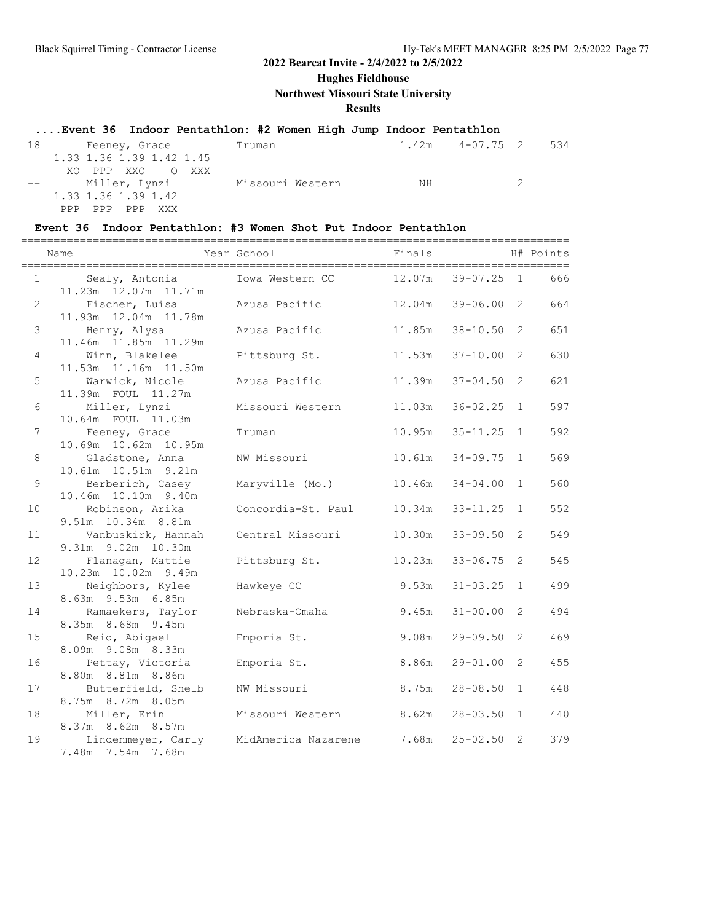## 2022 Bearcat Invite - 2/4/2022 to 2/5/2022

**Hughes Fieldhouse**

**Northwest Missouri State University**

**Results**

### ....Event 36 Indoor Pentathlon: #2 Women High Jump Indoor Pentathlon

| Place | Name | School | Finals | | H# | Points |
|---|---|---|---|---|---|---|
| 18 | Feeney, Grace | Truman | 1.42m | 4-07.75 | 2 | 534 |
| | 1.33 1.36 1.39 1.42 1.45<br>XO PPP XXO O XXX | | | | | |
| -- | Miller, Lynzi | Missouri Western | NH | | 2 | |
| | 1.33 1.36 1.39 1.42<br>PPP PPP PPP XXX | | | | | |

### Event 36 Indoor Pentathlon: #3 Women Shot Put Indoor Pentathlon

| Place | Name | Year School | Finals | | H# | Points |
|---|---|---|---|---|---|---|
| 1 | Sealy, Antonia | Iowa Western CC | 12.07m | 39-07.25 | 1 | 666 |
| | 11.23m 12.07m 11.71m | | | | | |
| 2 | Fischer, Luisa | Azusa Pacific | 12.04m | 39-06.00 | 2 | 664 |
| | 11.93m 12.04m 11.78m | | | | | |
| 3 | Henry, Alysa | Azusa Pacific | 11.85m | 38-10.50 | 2 | 651 |
| | 11.46m 11.85m 11.29m | | | | | |
| 4 | Winn, Blakelee | Pittsburg St. | 11.53m | 37-10.00 | 2 | 630 |
| | 11.53m 11.16m 11.50m | | | | | |
| 5 | Warwick, Nicole | Azusa Pacific | 11.39m | 37-04.50 | 2 | 621 |
| | 11.39m FOUL 11.27m | | | | | |
| 6 | Miller, Lynzi | Missouri Western | 11.03m | 36-02.25 | 1 | 597 |
| | 10.64m FOUL 11.03m | | | | | |
| 7 | Feeney, Grace | Truman | 10.95m | 35-11.25 | 1 | 592 |
| | 10.69m 10.62m 10.95m | | | | | |
| 8 | Gladstone, Anna | NW Missouri | 10.61m | 34-09.75 | 1 | 569 |
| | 10.61m 10.51m 9.21m | | | | | |
| 9 | Berberich, Casey | Maryville (Mo.) | 10.46m | 34-04.00 | 1 | 560 |
| | 10.46m 10.10m 9.40m | | | | | |
| 10 | Robinson, Arika | Concordia-St. Paul | 10.34m | 33-11.25 | 1 | 552 |
| | 9.51m 10.34m 8.81m | | | | | |
| 11 | Vanbuskirk, Hannah | Central Missouri | 10.30m | 33-09.50 | 2 | 549 |
| | 9.31m 9.02m 10.30m | | | | | |
| 12 | Flanagan, Mattie | Pittsburg St. | 10.23m | 33-06.75 | 2 | 545 |
| | 10.23m 10.02m 9.49m | | | | | |
| 13 | Neighbors, Kylee | Hawkeye CC | 9.53m | 31-03.25 | 1 | 499 |
| | 8.63m 9.53m 6.85m | | | | | |
| 14 | Ramaekers, Taylor | Nebraska-Omaha | 9.45m | 31-00.00 | 2 | 494 |
| | 8.35m 8.68m 9.45m | | | | | |
| 15 | Reid, Abigael | Emporia St. | 9.08m | 29-09.50 | 2 | 469 |
| | 8.09m 9.08m 8.33m | | | | | |
| 16 | Pettay, Victoria | Emporia St. | 8.86m | 29-01.00 | 2 | 455 |
| | 8.80m 8.81m 8.86m | | | | | |
| 17 | Butterfield, Shelb | NW Missouri | 8.75m | 28-08.50 | 1 | 448 |
| | 8.75m 8.72m 8.05m | | | | | |
| 18 | Miller, Erin | Missouri Western | 8.62m | 28-03.50 | 1 | 440 |
| | 8.37m 8.62m 8.57m | | | | | |
| 19 | Lindenmeyer, Carly | MidAmerica Nazarene | 7.68m | 25-02.50 | 2 | 379 |
| | 7.48m 7.54m 7.68m | | | | | |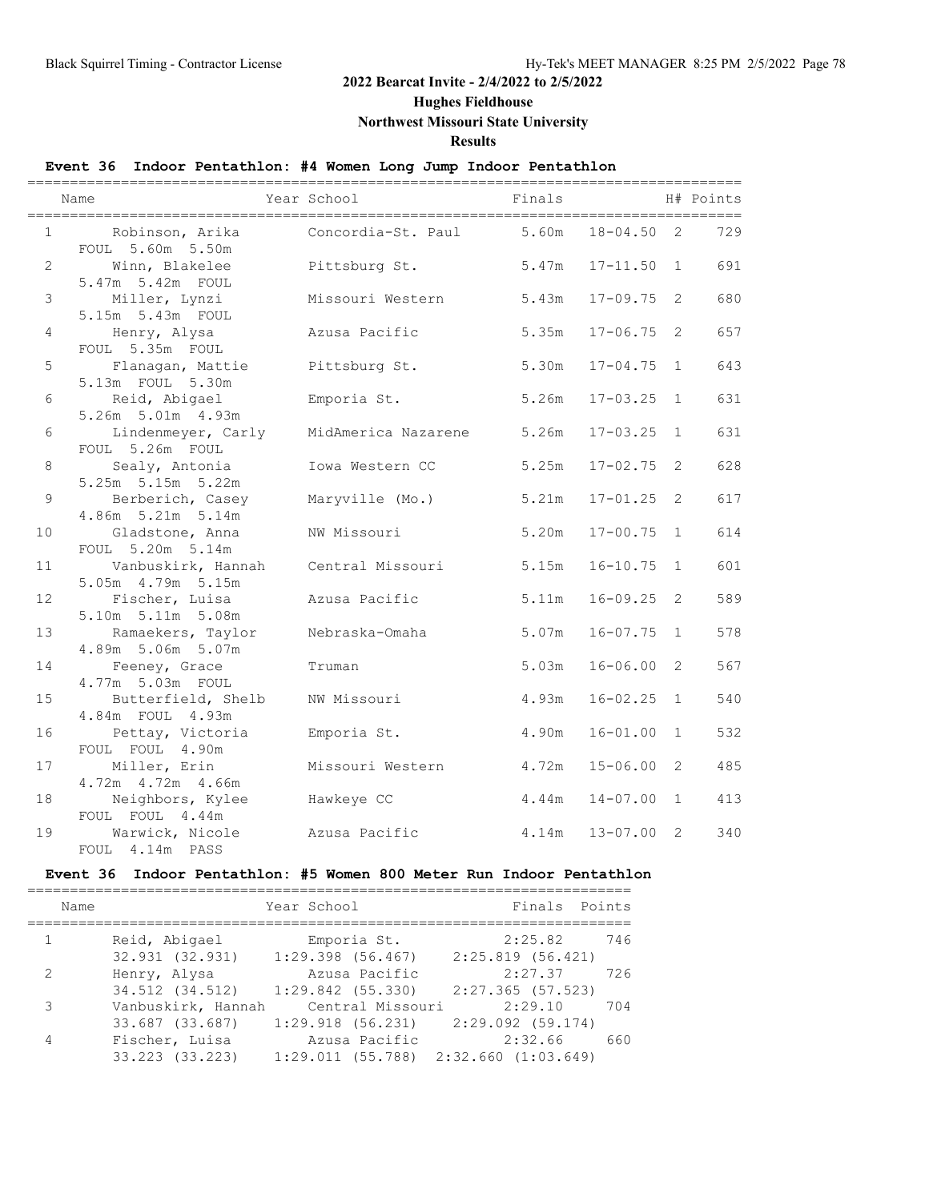# 2022 Bearcat Invite - 2/4/2022 to 2/5/2022

## Hughes Fieldhouse

## Northwest Missouri State University

## Results

### Event 36 Indoor Pentathlon: #4 Women Long Jump Indoor Pentathlon

| | Name | Year School | Finals | | H# | Points |
|---|---|---|---|---|---|---|
| 1 | Robinson, Arika | Concordia-St. Paul | 5.60m | 18-04.50 | 2 | 729 |
| | FOUL 5.60m 5.50m | | | | | |
| 2 | Winn, Blakelee | Pittsburg St. | 5.47m | 17-11.50 | 1 | 691 |
| | 5.47m 5.42m FOUL | | | | | |
| 3 | Miller, Lynzi | Missouri Western | 5.43m | 17-09.75 | 2 | 680 |
| | 5.15m 5.43m FOUL | | | | | |
| 4 | Henry, Alysa | Azusa Pacific | 5.35m | 17-06.75 | 2 | 657 |
| | FOUL 5.35m FOUL | | | | | |
| 5 | Flanagan, Mattie | Pittsburg St. | 5.30m | 17-04.75 | 1 | 643 |
| | 5.13m FOUL 5.30m | | | | | |
| 6 | Reid, Abigael | Emporia St. | 5.26m | 17-03.25 | 1 | 631 |
| | 5.26m 5.01m 4.93m | | | | | |
| 6 | Lindenmeyer, Carly | MidAmerica Nazarene | 5.26m | 17-03.25 | 1 | 631 |
| | FOUL 5.26m FOUL | | | | | |
| 8 | Sealy, Antonia | Iowa Western CC | 5.25m | 17-02.75 | 2 | 628 |
| | 5.25m 5.15m 5.22m | | | | | |
| 9 | Berberich, Casey | Maryville (Mo.) | 5.21m | 17-01.25 | 2 | 617 |
| | 4.86m 5.21m 5.14m | | | | | |
| 10 | Gladstone, Anna | NW Missouri | 5.20m | 17-00.75 | 1 | 614 |
| | FOUL 5.20m 5.14m | | | | | |
| 11 | Vanbuskirk, Hannah | Central Missouri | 5.15m | 16-10.75 | 1 | 601 |
| | 5.05m 4.79m 5.15m | | | | | |
| 12 | Fischer, Luisa | Azusa Pacific | 5.11m | 16-09.25 | 2 | 589 |
| | 5.10m 5.11m 5.08m | | | | | |
| 13 | Ramaekers, Taylor | Nebraska-Omaha | 5.07m | 16-07.75 | 1 | 578 |
| | 4.89m 5.06m 5.07m | | | | | |
| 14 | Feeney, Grace | Truman | 5.03m | 16-06.00 | 2 | 567 |
| | 4.77m 5.03m FOUL | | | | | |
| 15 | Butterfield, Shelb | NW Missouri | 4.93m | 16-02.25 | 1 | 540 |
| | 4.84m FOUL 4.93m | | | | | |
| 16 | Pettay, Victoria | Emporia St. | 4.90m | 16-01.00 | 1 | 532 |
| | FOUL FOUL 4.90m | | | | | |
| 17 | Miller, Erin | Missouri Western | 4.72m | 15-06.00 | 2 | 485 |
| | 4.72m 4.72m 4.66m | | | | | |
| 18 | Neighbors, Kylee | Hawkeye CC | 4.44m | 14-07.00 | 1 | 413 |
| | FOUL FOUL 4.44m | | | | | |
| 19 | Warwick, Nicole | Azusa Pacific | 4.14m | 13-07.00 | 2 | 340 |
| | FOUL 4.14m PASS | | | | | |

### Event 36 Indoor Pentathlon: #5 Women 800 Meter Run Indoor Pentathlon

| | Name | Year School | Finals | Points |
|---|---|---|---|---|
| 1 | Reid, Abigael | Emporia St. | 2:25.82 | 746 |
| | 32.931 (32.931) | 1:29.398 (56.467) | 2:25.819 (56.421) | |
| 2 | Henry, Alysa | Azusa Pacific | 2:27.37 | 726 |
| | 34.512 (34.512) | 1:29.842 (55.330) | 2:27.365 (57.523) | |
| 3 | Vanbuskirk, Hannah | Central Missouri | 2:29.10 | 704 |
| | 33.687 (33.687) | 1:29.918 (56.231) | 2:29.092 (59.174) | |
| 4 | Fischer, Luisa | Azusa Pacific | 2:32.66 | 660 |
| | 33.223 (33.223) | 1:29.011 (55.788) | 2:32.660 (1:03.649) | |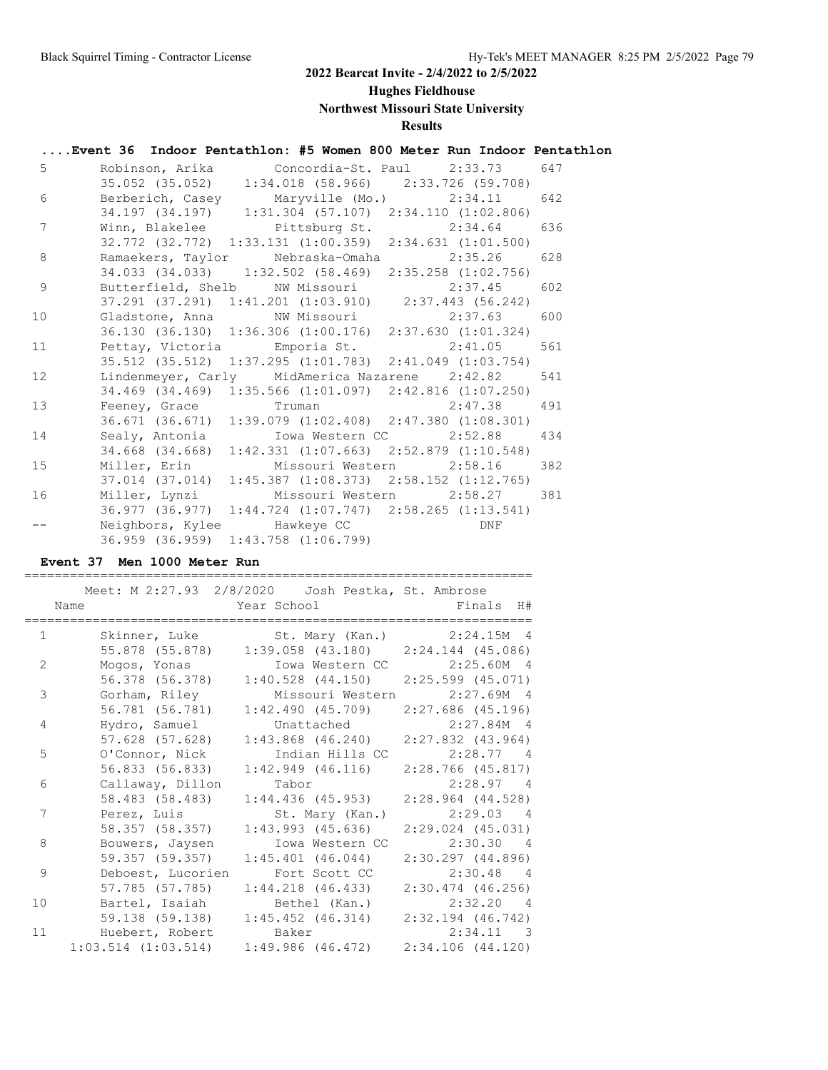# 2022 Bearcat Invite - 2/4/2022 to 2/5/2022

## Hughes Fieldhouse

## Northwest Missouri State University

## Results

### ....Event 36 Indoor Pentathlon: #5 Women 800 Meter Run Indoor Pentathlon

| Place | Name | School | Finals | Points |
|---|---|---|---|---|
| 5 | Robinson, Arika | Concordia-St. Paul | 2:33.73 | 647 |
| | 35.052 (35.052) | 1:34.018 (58.966) | 2:33.726 (59.708) | |
| 6 | Berberich, Casey | Maryville (Mo.) | 2:34.11 | 642 |
| | 34.197 (34.197) | 1:31.304 (57.107) | 2:34.110 (1:02.806) | |
| 7 | Winn, Blakelee | Pittsburg St. | 2:34.64 | 636 |
| | 32.772 (32.772) | 1:33.131 (1:00.359) | 2:34.631 (1:01.500) | |
| 8 | Ramaekers, Taylor | Nebraska-Omaha | 2:35.26 | 628 |
| | 34.033 (34.033) | 1:32.502 (58.469) | 2:35.258 (1:02.756) | |
| 9 | Butterfield, Shelb | NW Missouri | 2:37.45 | 602 |
| | 37.291 (37.291) | 1:41.201 (1:03.910) | 2:37.443 (56.242) | |
| 10 | Gladstone, Anna | NW Missouri | 2:37.63 | 600 |
| | 36.130 (36.130) | 1:36.306 (1:00.176) | 2:37.630 (1:01.324) | |
| 11 | Pettay, Victoria | Emporia St. | 2:41.05 | 561 |
| | 35.512 (35.512) | 1:37.295 (1:01.783) | 2:41.049 (1:03.754) | |
| 12 | Lindenmeyer, Carly | MidAmerica Nazarene | 2:42.82 | 541 |
| | 34.469 (34.469) | 1:35.566 (1:01.097) | 2:42.816 (1:07.250) | |
| 13 | Feeney, Grace | Truman | 2:47.38 | 491 |
| | 36.671 (36.671) | 1:39.079 (1:02.408) | 2:47.380 (1:08.301) | |
| 14 | Sealy, Antonia | Iowa Western CC | 2:52.88 | 434 |
| | 34.668 (34.668) | 1:42.331 (1:07.663) | 2:52.879 (1:10.548) | |
| 15 | Miller, Erin | Missouri Western | 2:58.16 | 382 |
| | 37.014 (37.014) | 1:45.387 (1:08.373) | 2:58.152 (1:12.765) | |
| 16 | Miller, Lynzi | Missouri Western | 2:58.27 | 381 |
| | 36.977 (36.977) | 1:44.724 (1:07.747) | 2:58.265 (1:13.541) | |
| -- | Neighbors, Kylee | Hawkeye CC | DNF | |
| | 36.959 (36.959) | 1:43.758 (1:06.799) | | |

### Event 37 Men 1000 Meter Run

Meet: M 2:27.93 2/8/2020 Josh Pestka, St. Ambrose

| Place | Name | Year School | Finals | H# |
|---|---|---|---|---|
| 1 | Skinner, Luke | St. Mary (Kan.) | 2:24.15M | 4 |
| | 55.878 (55.878) | 1:39.058 (43.180) | 2:24.144 (45.086) | |
| 2 | Mogos, Yonas | Iowa Western CC | 2:25.60M | 4 |
| | 56.378 (56.378) | 1:40.528 (44.150) | 2:25.599 (45.071) | |
| 3 | Gorham, Riley | Missouri Western | 2:27.69M | 4 |
| | 56.781 (56.781) | 1:42.490 (45.709) | 2:27.686 (45.196) | |
| 4 | Hydro, Samuel | Unattached | 2:27.84M | 4 |
| | 57.628 (57.628) | 1:43.868 (46.240) | 2:27.832 (43.964) | |
| 5 | O'Connor, Nick | Indian Hills CC | 2:28.77 | 4 |
| | 56.833 (56.833) | 1:42.949 (46.116) | 2:28.766 (45.817) | |
| 6 | Callaway, Dillon | Tabor | 2:28.97 | 4 |
| | 58.483 (58.483) | 1:44.436 (45.953) | 2:28.964 (44.528) | |
| 7 | Perez, Luis | St. Mary (Kan.) | 2:29.03 | 4 |
| | 58.357 (58.357) | 1:43.993 (45.636) | 2:29.024 (45.031) | |
| 8 | Bouwers, Jaysen | Iowa Western CC | 2:30.30 | 4 |
| | 59.357 (59.357) | 1:45.401 (46.044) | 2:30.297 (44.896) | |
| 9 | Deboest, Lucorien | Fort Scott CC | 2:30.48 | 4 |
| | 57.785 (57.785) | 1:44.218 (46.433) | 2:30.474 (46.256) | |
| 10 | Bartel, Isaiah | Bethel (Kan.) | 2:32.20 | 4 |
| | 59.138 (59.138) | 1:45.452 (46.314) | 2:32.194 (46.742) | |
| 11 | Huebert, Robert | Baker | 2:34.11 | 3 |
| | 1:03.514 (1:03.514) | 1:49.986 (46.472) | 2:34.106 (44.120) | |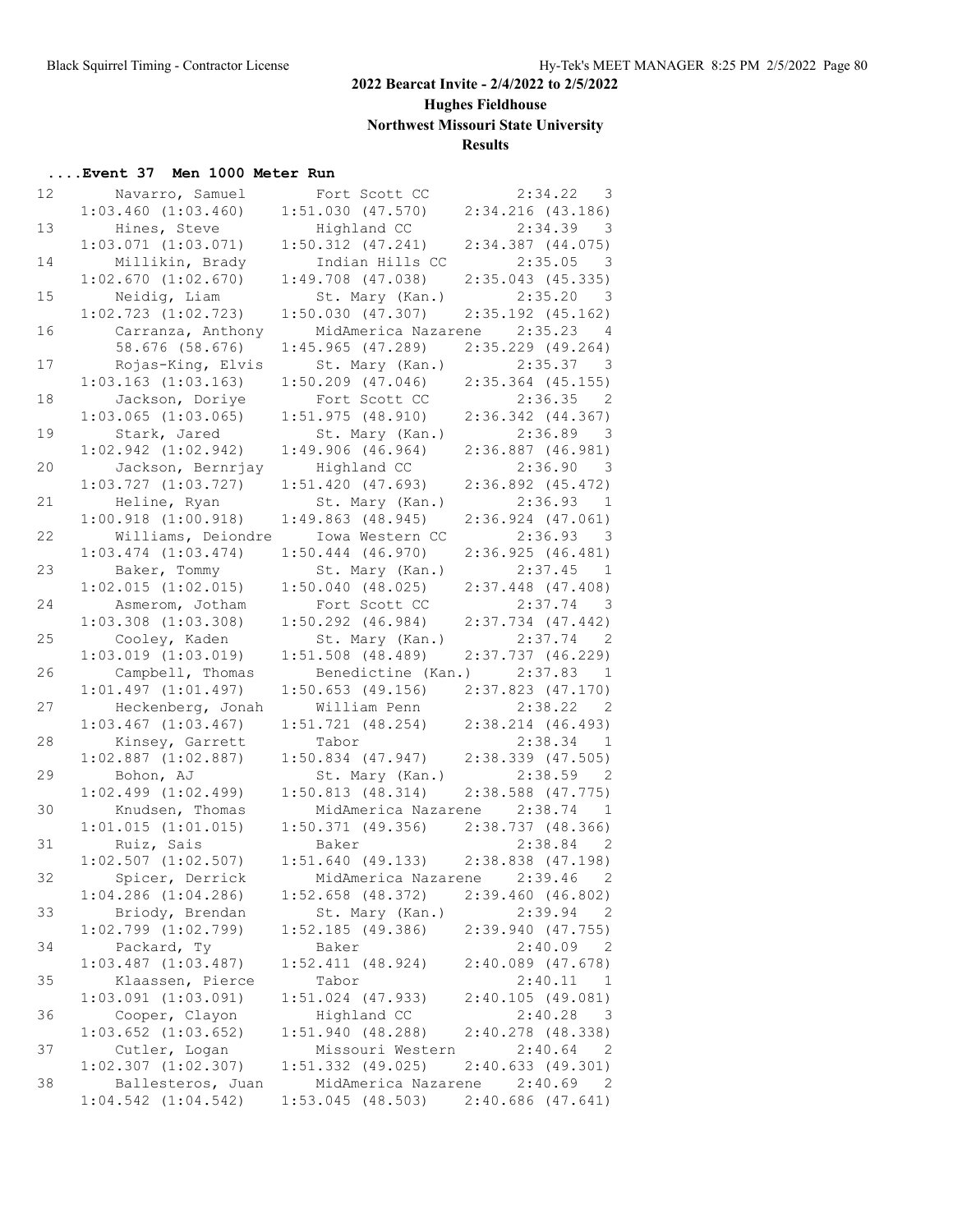## 2022 Bearcat Invite - 2/4/2022 to 2/5/2022

**Hughes Fieldhouse**

**Northwest Missouri State University**

**Results**

### ....Event 37 Men 1000 Meter Run

| Place | Name | School | Finals | H# |
|---|---|---|---|---|
| 12 | Navarro, Samuel | Fort Scott CC | 2:34.22 | 3 |
| | 1:03.460 (1:03.460) | 1:51.030 (47.570) | 2:34.216 (43.186) | |
| 13 | Hines, Steve | Highland CC | 2:34.39 | 3 |
| | 1:03.071 (1:03.071) | 1:50.312 (47.241) | 2:34.387 (44.075) | |
| 14 | Millikin, Brady | Indian Hills CC | 2:35.05 | 3 |
| | 1:02.670 (1:02.670) | 1:49.708 (47.038) | 2:35.043 (45.335) | |
| 15 | Neidig, Liam | St. Mary (Kan.) | 2:35.20 | 3 |
| | 1:02.723 (1:02.723) | 1:50.030 (47.307) | 2:35.192 (45.162) | |
| 16 | Carranza, Anthony | MidAmerica Nazarene | 2:35.23 | 4 |
| | 58.676 (58.676) | 1:45.965 (47.289) | 2:35.229 (49.264) | |
| 17 | Rojas-King, Elvis | St. Mary (Kan.) | 2:35.37 | 3 |
| | 1:03.163 (1:03.163) | 1:50.209 (47.046) | 2:35.364 (45.155) | |
| 18 | Jackson, Doriye | Fort Scott CC | 2:36.35 | 2 |
| | 1:03.065 (1:03.065) | 1:51.975 (48.910) | 2:36.342 (44.367) | |
| 19 | Stark, Jared | St. Mary (Kan.) | 2:36.89 | 3 |
| | 1:02.942 (1:02.942) | 1:49.906 (46.964) | 2:36.887 (46.981) | |
| 20 | Jackson, Bernrjay | Highland CC | 2:36.90 | 3 |
| | 1:03.727 (1:03.727) | 1:51.420 (47.693) | 2:36.892 (45.472) | |
| 21 | Heline, Ryan | St. Mary (Kan.) | 2:36.93 | 1 |
| | 1:00.918 (1:00.918) | 1:49.863 (48.945) | 2:36.924 (47.061) | |
| 22 | Williams, Deiondre | Iowa Western CC | 2:36.93 | 3 |
| | 1:03.474 (1:03.474) | 1:50.444 (46.970) | 2:36.925 (46.481) | |
| 23 | Baker, Tommy | St. Mary (Kan.) | 2:37.45 | 1 |
| | 1:02.015 (1:02.015) | 1:50.040 (48.025) | 2:37.448 (47.408) | |
| 24 | Asmerom, Jotham | Fort Scott CC | 2:37.74 | 3 |
| | 1:03.308 (1:03.308) | 1:50.292 (46.984) | 2:37.734 (47.442) | |
| 25 | Cooley, Kaden | St. Mary (Kan.) | 2:37.74 | 2 |
| | 1:03.019 (1:03.019) | 1:51.508 (48.489) | 2:37.737 (46.229) | |
| 26 | Campbell, Thomas | Benedictine (Kan.) | 2:37.83 | 1 |
| | 1:01.497 (1:01.497) | 1:50.653 (49.156) | 2:37.823 (47.170) | |
| 27 | Heckenberg, Jonah | William Penn | 2:38.22 | 2 |
| | 1:03.467 (1:03.467) | 1:51.721 (48.254) | 2:38.214 (46.493) | |
| 28 | Kinsey, Garrett | Tabor | 2:38.34 | 1 |
| | 1:02.887 (1:02.887) | 1:50.834 (47.947) | 2:38.339 (47.505) | |
| 29 | Bohon, AJ | St. Mary (Kan.) | 2:38.59 | 2 |
| | 1:02.499 (1:02.499) | 1:50.813 (48.314) | 2:38.588 (47.775) | |
| 30 | Knudsen, Thomas | MidAmerica Nazarene | 2:38.74 | 1 |
| | 1:01.015 (1:01.015) | 1:50.371 (49.356) | 2:38.737 (48.366) | |
| 31 | Ruiz, Sais | Baker | 2:38.84 | 2 |
| | 1:02.507 (1:02.507) | 1:51.640 (49.133) | 2:38.838 (47.198) | |
| 32 | Spicer, Derrick | MidAmerica Nazarene | 2:39.46 | 2 |
| | 1:04.286 (1:04.286) | 1:52.658 (48.372) | 2:39.460 (46.802) | |
| 33 | Briody, Brendan | St. Mary (Kan.) | 2:39.94 | 2 |
| | 1:02.799 (1:02.799) | 1:52.185 (49.386) | 2:39.940 (47.755) | |
| 34 | Packard, Ty | Baker | 2:40.09 | 2 |
| | 1:03.487 (1:03.487) | 1:52.411 (48.924) | 2:40.089 (47.678) | |
| 35 | Klaassen, Pierce | Tabor | 2:40.11 | 1 |
| | 1:03.091 (1:03.091) | 1:51.024 (47.933) | 2:40.105 (49.081) | |
| 36 | Cooper, Clayon | Highland CC | 2:40.28 | 3 |
| | 1:03.652 (1:03.652) | 1:51.940 (48.288) | 2:40.278 (48.338) | |
| 37 | Cutler, Logan | Missouri Western | 2:40.64 | 2 |
| | 1:02.307 (1:02.307) | 1:51.332 (49.025) | 2:40.633 (49.301) | |
| 38 | Ballesteros, Juan | MidAmerica Nazarene | 2:40.69 | 2 |
| | 1:04.542 (1:04.542) | 1:53.045 (48.503) | 2:40.686 (47.641) | |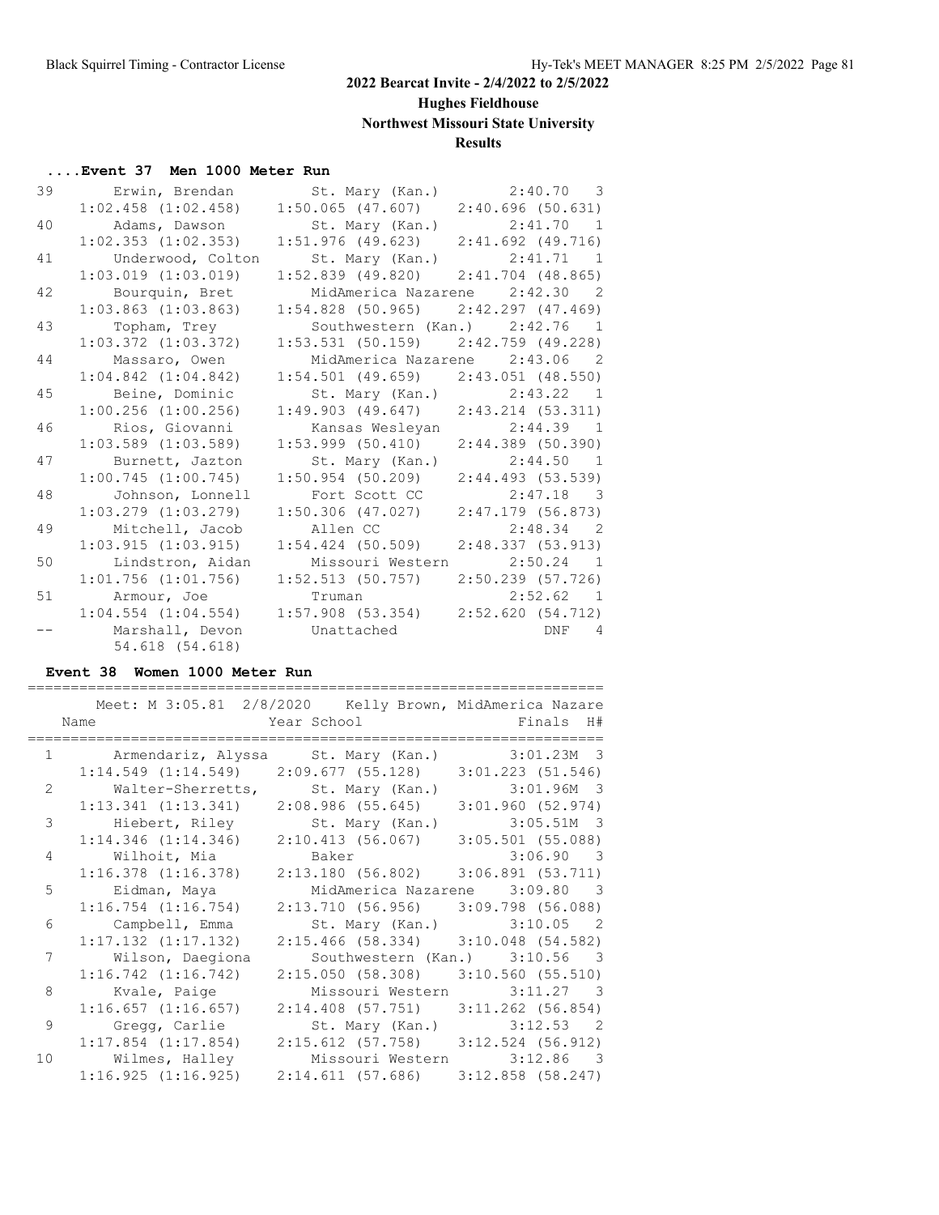## 2022 Bearcat Invite - 2/4/2022 to 2/5/2022

**Hughes Fieldhouse**

**Northwest Missouri State University**

**Results**

### ....Event 37 Men 1000 Meter Run

| Place | Name | School | Finals | H# |
|---|---|---|---|---|
| 39 | Erwin, Brendan | St. Mary (Kan.) | 2:40.70 | 3 |
| | 1:02.458 (1:02.458) | 1:50.065 (47.607) | 2:40.696 (50.631) | |
| 40 | Adams, Dawson | St. Mary (Kan.) | 2:41.70 | 1 |
| | 1:02.353 (1:02.353) | 1:51.976 (49.623) | 2:41.692 (49.716) | |
| 41 | Underwood, Colton | St. Mary (Kan.) | 2:41.71 | 1 |
| | 1:03.019 (1:03.019) | 1:52.839 (49.820) | 2:41.704 (48.865) | |
| 42 | Bourquin, Bret | MidAmerica Nazarene | 2:42.30 | 2 |
| | 1:03.863 (1:03.863) | 1:54.828 (50.965) | 2:42.297 (47.469) | |
| 43 | Topham, Trey | Southwestern (Kan.) | 2:42.76 | 1 |
| | 1:03.372 (1:03.372) | 1:53.531 (50.159) | 2:42.759 (49.228) | |
| 44 | Massaro, Owen | MidAmerica Nazarene | 2:43.06 | 2 |
| | 1:04.842 (1:04.842) | 1:54.501 (49.659) | 2:43.051 (48.550) | |
| 45 | Beine, Dominic | St. Mary (Kan.) | 2:43.22 | 1 |
| | 1:00.256 (1:00.256) | 1:49.903 (49.647) | 2:43.214 (53.311) | |
| 46 | Rios, Giovanni | Kansas Wesleyan | 2:44.39 | 1 |
| | 1:03.589 (1:03.589) | 1:53.999 (50.410) | 2:44.389 (50.390) | |
| 47 | Burnett, Jazton | St. Mary (Kan.) | 2:44.50 | 1 |
| | 1:00.745 (1:00.745) | 1:50.954 (50.209) | 2:44.493 (53.539) | |
| 48 | Johnson, Lonnell | Fort Scott CC | 2:47.18 | 3 |
| | 1:03.279 (1:03.279) | 1:50.306 (47.027) | 2:47.179 (56.873) | |
| 49 | Mitchell, Jacob | Allen CC | 2:48.34 | 2 |
| | 1:03.915 (1:03.915) | 1:54.424 (50.509) | 2:48.337 (53.913) | |
| 50 | Lindstron, Aidan | Missouri Western | 2:50.24 | 1 |
| | 1:01.756 (1:01.756) | 1:52.513 (50.757) | 2:50.239 (57.726) | |
| 51 | Armour, Joe | Truman | 2:52.62 | 1 |
| | 1:04.554 (1:04.554) | 1:57.908 (53.354) | 2:52.620 (54.712) | |
| -- | Marshall, Devon | Unattached | DNF | 4 |
| | 54.618 (54.618) | | | |

### Event 38 Women 1000 Meter Run

Meet: M 3:05.81 2/8/2020 Kelly Brown, MidAmerica Nazare

| Place | Name | Year School | Finals | H# |
|---|---|---|---|---|
| 1 | Armendariz, Alyssa | St. Mary (Kan.) | 3:01.23M | 3 |
| | 1:14.549 (1:14.549) | 2:09.677 (55.128) | 3:01.223 (51.546) | |
| 2 | Walter-Sherretts, | St. Mary (Kan.) | 3:01.96M | 3 |
| | 1:13.341 (1:13.341) | 2:08.986 (55.645) | 3:01.960 (52.974) | |
| 3 | Hiebert, Riley | St. Mary (Kan.) | 3:05.51M | 3 |
| | 1:14.346 (1:14.346) | 2:10.413 (56.067) | 3:05.501 (55.088) | |
| 4 | Wilhoit, Mia | Baker | 3:06.90 | 3 |
| | 1:16.378 (1:16.378) | 2:13.180 (56.802) | 3:06.891 (53.711) | |
| 5 | Eidman, Maya | MidAmerica Nazarene | 3:09.80 | 3 |
| | 1:16.754 (1:16.754) | 2:13.710 (56.956) | 3:09.798 (56.088) | |
| 6 | Campbell, Emma | St. Mary (Kan.) | 3:10.05 | 2 |
| | 1:17.132 (1:17.132) | 2:15.466 (58.334) | 3:10.048 (54.582) | |
| 7 | Wilson, Daegiona | Southwestern (Kan.) | 3:10.56 | 3 |
| | 1:16.742 (1:16.742) | 2:15.050 (58.308) | 3:10.560 (55.510) | |
| 8 | Kvale, Paige | Missouri Western | 3:11.27 | 3 |
| | 1:16.657 (1:16.657) | 2:14.408 (57.751) | 3:11.262 (56.854) | |
| 9 | Gregg, Carlie | St. Mary (Kan.) | 3:12.53 | 2 |
| | 1:17.854 (1:17.854) | 2:15.612 (57.758) | 3:12.524 (56.912) | |
| 10 | Wilmes, Halley | Missouri Western | 3:12.86 | 3 |
| | 1:16.925 (1:16.925) | 2:14.611 (57.686) | 3:12.858 (58.247) | |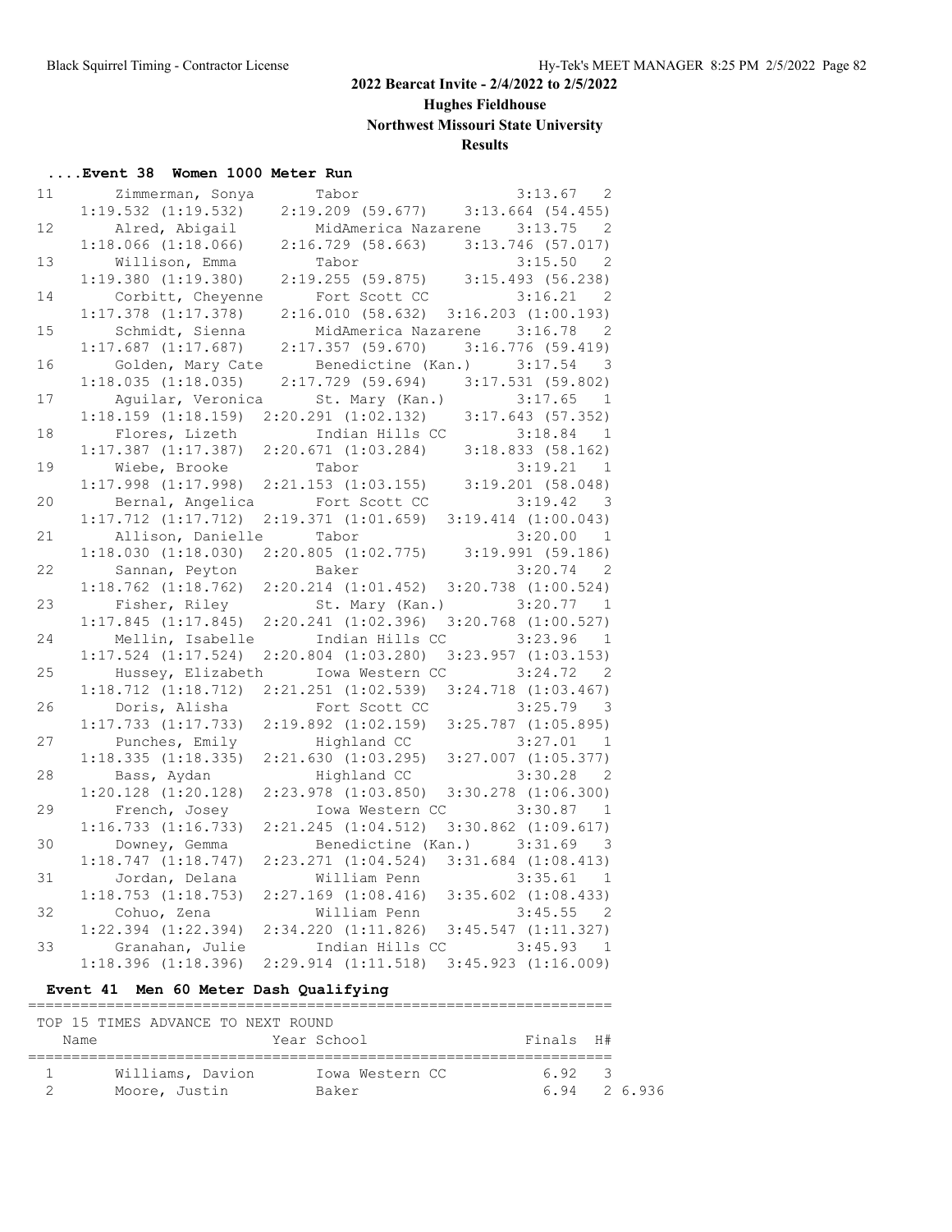## 2022 Bearcat Invite - 2/4/2022 to 2/5/2022

**Hughes Fieldhouse**

**Northwest Missouri State University**

**Results**

### ....Event 38 Women 1000 Meter Run

```
11       Zimmerman, Sonya       Tabor                     3:13.67  2
   1:19.532 (1:19.532)    2:19.209 (59.677)    3:13.664 (54.455)
12       Alred, Abigail         MidAmerica Nazarene    3:13.75  2
   1:18.066 (1:18.066)    2:16.729 (58.663)    3:13.746 (57.017)
13       Willison, Emma         Tabor                     3:15.50  2
   1:19.380 (1:19.380)    2:19.255 (59.875)    3:15.493 (56.238)
14       Corbitt, Cheyenne      Fort Scott CC             3:16.21  2
   1:17.378 (1:17.378)    2:16.010 (58.632)  3:16.203 (1:00.193)
15       Schmidt, Sienna        MidAmerica Nazarene    3:16.78  2
   1:17.687 (1:17.687)    2:17.357 (59.670)    3:16.776 (59.419)
16       Golden, Mary Cate      Benedictine (Kan.)     3:17.54  3
   1:18.035 (1:18.035)    2:17.729 (59.694)    3:17.531 (59.802)
17       Aguilar, Veronica      St. Mary (Kan.)           3:17.65  1
   1:18.159 (1:18.159)  2:20.291 (1:02.132)    3:17.643 (57.352)
18       Flores, Lizeth         Indian Hills CC           3:18.84  1
   1:17.387 (1:17.387)  2:20.671 (1:03.284)    3:18.833 (58.162)
19       Wiebe, Brooke          Tabor                     3:19.21  1
   1:17.998 (1:17.998)  2:21.153 (1:03.155)    3:19.201 (58.048)
20       Bernal, Angelica       Fort Scott CC             3:19.42  3
   1:17.712 (1:17.712)  2:19.371 (1:01.659)  3:19.414 (1:00.043)
21       Allison, Danielle      Tabor                     3:20.00  1
   1:18.030 (1:18.030)  2:20.805 (1:02.775)    3:19.991 (59.186)
22       Sannan, Peyton         Baker                     3:20.74  2
   1:18.762 (1:18.762)  2:20.214 (1:01.452)  3:20.738 (1:00.524)
23       Fisher, Riley          St. Mary (Kan.)           3:20.77  1
   1:17.845 (1:17.845)  2:20.241 (1:02.396)  3:20.768 (1:00.527)
24       Mellin, Isabelle       Indian Hills CC           3:23.96  1
   1:17.524 (1:17.524)  2:20.804 (1:03.280)  3:23.957 (1:03.153)
25       Hussey, Elizabeth      Iowa Western CC           3:24.72  2
   1:18.712 (1:18.712)  2:21.251 (1:02.539)  3:24.718 (1:03.467)
26       Doris, Alisha          Fort Scott CC             3:25.79  3
   1:17.733 (1:17.733)  2:19.892 (1:02.159)  3:25.787 (1:05.895)
27       Punches, Emily         Highland CC               3:27.01  1
   1:18.335 (1:18.335)  2:21.630 (1:03.295)  3:27.007 (1:05.377)
28       Bass, Aydan            Highland CC               3:30.28  2
   1:20.128 (1:20.128)  2:23.978 (1:03.850)  3:30.278 (1:06.300)
29       French, Josey          Iowa Western CC           3:30.87  1
   1:16.733 (1:16.733)  2:21.245 (1:04.512)  3:30.862 (1:09.617)
30       Downey, Gemma          Benedictine (Kan.)     3:31.69  3
   1:18.747 (1:18.747)  2:23.271 (1:04.524)  3:31.684 (1:08.413)
31       Jordan, Delana         William Penn              3:35.61  1
   1:18.753 (1:18.753)  2:27.169 (1:08.416)  3:35.602 (1:08.433)
32       Cohuo, Zena            William Penn              3:45.55  2
   1:22.394 (1:22.394)  2:34.220 (1:11.826)  3:45.547 (1:11.327)
33       Granahan, Julie        Indian Hills CC           3:45.93  1
   1:18.396 (1:18.396)  2:29.914 (1:11.518)  3:45.923 (1:16.009)
```

### Event 41 Men 60 Meter Dash Qualifying

TOP 15 TIMES ADVANCE TO NEXT ROUND

| | Name | Year School | Finals | H# | |
|---|---|---|---|---|---|
| 1 | Williams, Davion | Iowa Western CC | 6.92 | 3 | |
| 2 | Moore, Justin | Baker | 6.94 | 2 | 6.936 |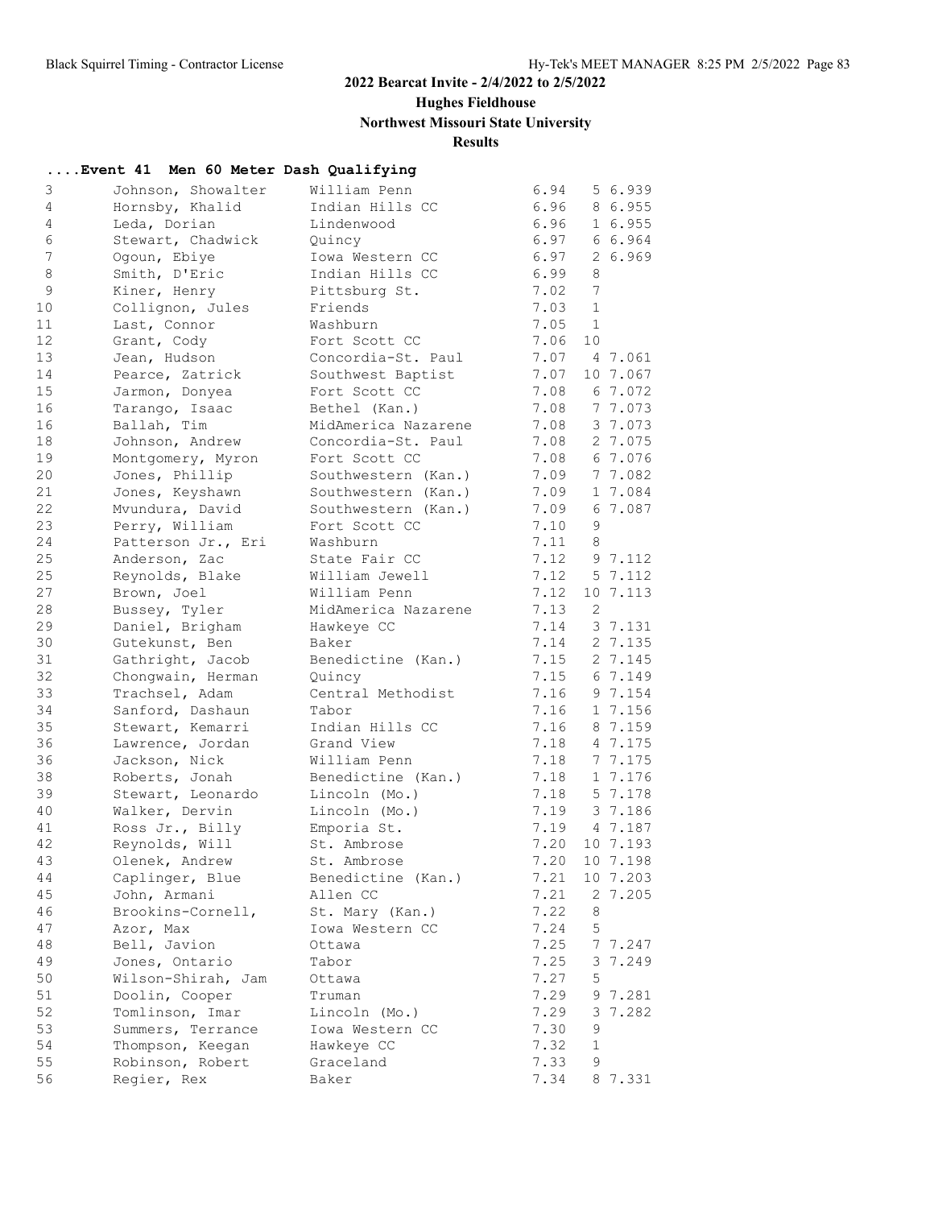**2022 Bearcat Invite - 2/4/2022 to 2/5/2022**

**Hughes Fieldhouse**

**Northwest Missouri State University**

**Results**

### ....Event 41 Men 60 Meter Dash Qualifying

| Place | Name | School | Time | Heat | Tiebreak |
|---|---|---|---|---|---|
| 3 | Johnson, Showalter | William Penn | 6.94 | 5 | 6.939 |
| 4 | Hornsby, Khalid | Indian Hills CC | 6.96 | 8 | 6.955 |
| 4 | Leda, Dorian | Lindenwood | 6.96 | 1 | 6.955 |
| 6 | Stewart, Chadwick | Quincy | 6.97 | 6 | 6.964 |
| 7 | Ogoun, Ebiye | Iowa Western CC | 6.97 | 2 | 6.969 |
| 8 | Smith, D'Eric | Indian Hills CC | 6.99 | 8 | |
| 9 | Kiner, Henry | Pittsburg St. | 7.02 | 7 | |
| 10 | Collignon, Jules | Friends | 7.03 | 1 | |
| 11 | Last, Connor | Washburn | 7.05 | 1 | |
| 12 | Grant, Cody | Fort Scott CC | 7.06 | 10 | |
| 13 | Jean, Hudson | Concordia-St. Paul | 7.07 | 4 | 7.061 |
| 14 | Pearce, Zatrick | Southwest Baptist | 7.07 | 10 | 7.067 |
| 15 | Jarmon, Donyea | Fort Scott CC | 7.08 | 6 | 7.072 |
| 16 | Tarango, Isaac | Bethel (Kan.) | 7.08 | 7 | 7.073 |
| 16 | Ballah, Tim | MidAmerica Nazarene | 7.08 | 3 | 7.073 |
| 18 | Johnson, Andrew | Concordia-St. Paul | 7.08 | 2 | 7.075 |
| 19 | Montgomery, Myron | Fort Scott CC | 7.08 | 6 | 7.076 |
| 20 | Jones, Phillip | Southwestern (Kan.) | 7.09 | 7 | 7.082 |
| 21 | Jones, Keyshawn | Southwestern (Kan.) | 7.09 | 1 | 7.084 |
| 22 | Mvundura, David | Southwestern (Kan.) | 7.09 | 6 | 7.087 |
| 23 | Perry, William | Fort Scott CC | 7.10 | 9 | |
| 24 | Patterson Jr., Eri | Washburn | 7.11 | 8 | |
| 25 | Anderson, Zac | State Fair CC | 7.12 | 9 | 7.112 |
| 25 | Reynolds, Blake | William Jewell | 7.12 | 5 | 7.112 |
| 27 | Brown, Joel | William Penn | 7.12 | 10 | 7.113 |
| 28 | Bussey, Tyler | MidAmerica Nazarene | 7.13 | 2 | |
| 29 | Daniel, Brigham | Hawkeye CC | 7.14 | 3 | 7.131 |
| 30 | Gutekunst, Ben | Baker | 7.14 | 2 | 7.135 |
| 31 | Gathright, Jacob | Benedictine (Kan.) | 7.15 | 2 | 7.145 |
| 32 | Chongwain, Herman | Quincy | 7.15 | 6 | 7.149 |
| 33 | Trachsel, Adam | Central Methodist | 7.16 | 9 | 7.154 |
| 34 | Sanford, Dashaun | Tabor | 7.16 | 1 | 7.156 |
| 35 | Stewart, Kemarri | Indian Hills CC | 7.16 | 8 | 7.159 |
| 36 | Lawrence, Jordan | Grand View | 7.18 | 4 | 7.175 |
| 36 | Jackson, Nick | William Penn | 7.18 | 7 | 7.175 |
| 38 | Roberts, Jonah | Benedictine (Kan.) | 7.18 | 1 | 7.176 |
| 39 | Stewart, Leonardo | Lincoln (Mo.) | 7.18 | 5 | 7.178 |
| 40 | Walker, Dervin | Lincoln (Mo.) | 7.19 | 3 | 7.186 |
| 41 | Ross Jr., Billy | Emporia St. | 7.19 | 4 | 7.187 |
| 42 | Reynolds, Will | St. Ambrose | 7.20 | 10 | 7.193 |
| 43 | Olenek, Andrew | St. Ambrose | 7.20 | 10 | 7.198 |
| 44 | Caplinger, Blue | Benedictine (Kan.) | 7.21 | 10 | 7.203 |
| 45 | John, Armani | Allen CC | 7.21 | 2 | 7.205 |
| 46 | Brookins-Cornell, | St. Mary (Kan.) | 7.22 | 8 | |
| 47 | Azor, Max | Iowa Western CC | 7.24 | 5 | |
| 48 | Bell, Javion | Ottawa | 7.25 | 7 | 7.247 |
| 49 | Jones, Ontario | Tabor | 7.25 | 3 | 7.249 |
| 50 | Wilson-Shirah, Jam | Ottawa | 7.27 | 5 | |
| 51 | Doolin, Cooper | Truman | 7.29 | 9 | 7.281 |
| 52 | Tomlinson, Imar | Lincoln (Mo.) | 7.29 | 3 | 7.282 |
| 53 | Summers, Terrance | Iowa Western CC | 7.30 | 9 | |
| 54 | Thompson, Keegan | Hawkeye CC | 7.32 | 1 | |
| 55 | Robinson, Robert | Graceland | 7.33 | 9 | |
| 56 | Regier, Rex | Baker | 7.34 | 8 | 7.331 |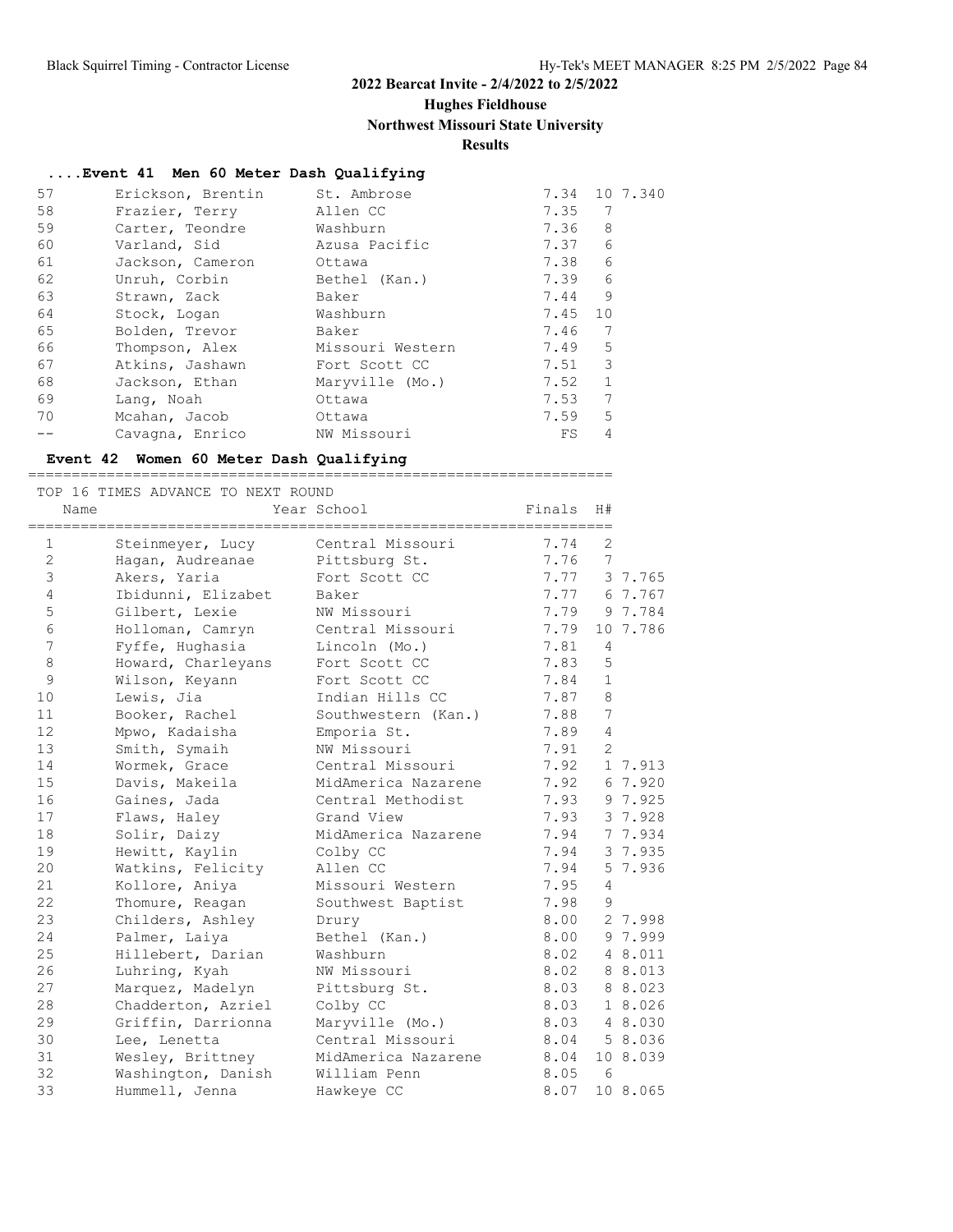**2022 Bearcat Invite - 2/4/2022 to 2/5/2022**

**Hughes Fieldhouse**

**Northwest Missouri State University**

**Results**

### ....Event 41 Men 60 Meter Dash Qualifying

| Place | Name | School | Finals | H# | Tiebreak |
|---|---|---|---|---|---|
| 57 | Erickson, Brentin | St. Ambrose | 7.34 | 10 | 7.340 |
| 58 | Frazier, Terry | Allen CC | 7.35 | 7 | |
| 59 | Carter, Teondre | Washburn | 7.36 | 8 | |
| 60 | Varland, Sid | Azusa Pacific | 7.37 | 6 | |
| 61 | Jackson, Cameron | Ottawa | 7.38 | 6 | |
| 62 | Unruh, Corbin | Bethel (Kan.) | 7.39 | 6 | |
| 63 | Strawn, Zack | Baker | 7.44 | 9 | |
| 64 | Stock, Logan | Washburn | 7.45 | 10 | |
| 65 | Bolden, Trevor | Baker | 7.46 | 7 | |
| 66 | Thompson, Alex | Missouri Western | 7.49 | 5 | |
| 67 | Atkins, Jashawn | Fort Scott CC | 7.51 | 3 | |
| 68 | Jackson, Ethan | Maryville (Mo.) | 7.52 | 1 | |
| 69 | Lang, Noah | Ottawa | 7.53 | 7 | |
| 70 | Mcahan, Jacob | Ottawa | 7.59 | 5 | |
| -- | Cavagna, Enrico | NW Missouri | FS | 4 | |

### Event 42 Women 60 Meter Dash Qualifying

TOP 16 TIMES ADVANCE TO NEXT ROUND

| Place | Name | Year School | Finals | H# | Tiebreak |
|---|---|---|---|---|---|
| 1 | Steinmeyer, Lucy | Central Missouri | 7.74 | 2 | |
| 2 | Hagan, Audreanae | Pittsburg St. | 7.76 | 7 | |
| 3 | Akers, Yaria | Fort Scott CC | 7.77 | 3 | 7.765 |
| 4 | Ibidunni, Elizabet | Baker | 7.77 | 6 | 7.767 |
| 5 | Gilbert, Lexie | NW Missouri | 7.79 | 9 | 7.784 |
| 6 | Holloman, Camryn | Central Missouri | 7.79 | 10 | 7.786 |
| 7 | Fyffe, Hughasia | Lincoln (Mo.) | 7.81 | 4 | |
| 8 | Howard, Charleyans | Fort Scott CC | 7.83 | 5 | |
| 9 | Wilson, Keyann | Fort Scott CC | 7.84 | 1 | |
| 10 | Lewis, Jia | Indian Hills CC | 7.87 | 8 | |
| 11 | Booker, Rachel | Southwestern (Kan.) | 7.88 | 7 | |
| 12 | Mpwo, Kadaisha | Emporia St. | 7.89 | 4 | |
| 13 | Smith, Symaih | NW Missouri | 7.91 | 2 | |
| 14 | Wormek, Grace | Central Missouri | 7.92 | 1 | 7.913 |
| 15 | Davis, Makeila | MidAmerica Nazarene | 7.92 | 6 | 7.920 |
| 16 | Gaines, Jada | Central Methodist | 7.93 | 9 | 7.925 |
| 17 | Flaws, Haley | Grand View | 7.93 | 3 | 7.928 |
| 18 | Solir, Daizy | MidAmerica Nazarene | 7.94 | 7 | 7.934 |
| 19 | Hewitt, Kaylin | Colby CC | 7.94 | 3 | 7.935 |
| 20 | Watkins, Felicity | Allen CC | 7.94 | 5 | 7.936 |
| 21 | Kollore, Aniya | Missouri Western | 7.95 | 4 | |
| 22 | Thomure, Reagan | Southwest Baptist | 7.98 | 9 | |
| 23 | Childers, Ashley | Drury | 8.00 | 2 | 7.998 |
| 24 | Palmer, Laiya | Bethel (Kan.) | 8.00 | 9 | 7.999 |
| 25 | Hillebert, Darian | Washburn | 8.02 | 4 | 8.011 |
| 26 | Luhring, Kyah | NW Missouri | 8.02 | 8 | 8.013 |
| 27 | Marquez, Madelyn | Pittsburg St. | 8.03 | 8 | 8.023 |
| 28 | Chadderton, Azriel | Colby CC | 8.03 | 1 | 8.026 |
| 29 | Griffin, Darrionna | Maryville (Mo.) | 8.03 | 4 | 8.030 |
| 30 | Lee, Lenetta | Central Missouri | 8.04 | 5 | 8.036 |
| 31 | Wesley, Brittney | MidAmerica Nazarene | 8.04 | 10 | 8.039 |
| 32 | Washington, Danish | William Penn | 8.05 | 6 | |
| 33 | Hummell, Jenna | Hawkeye CC | 8.07 | 10 | 8.065 |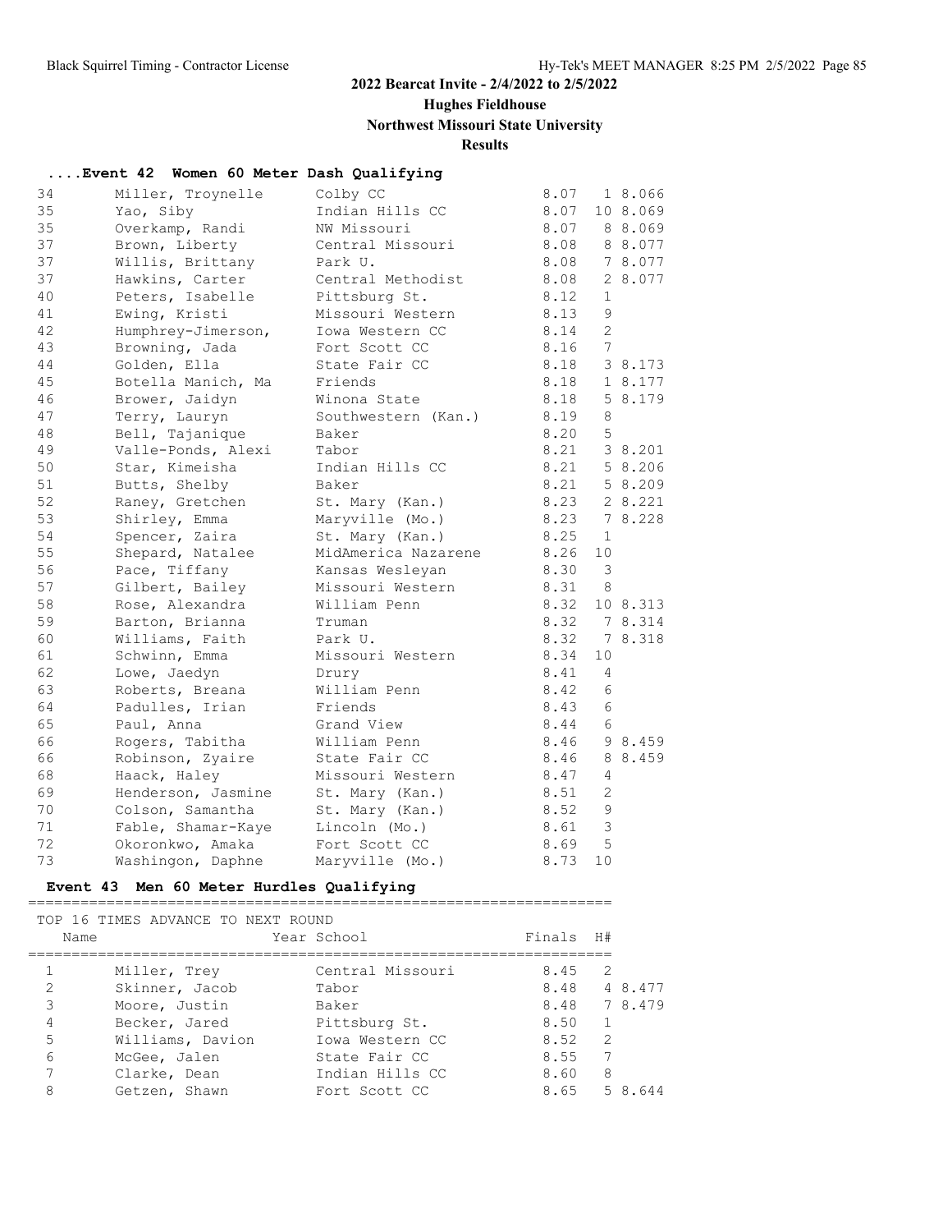## 2022 Bearcat Invite - 2/4/2022 to 2/5/2022

### Hughes Fieldhouse

### Northwest Missouri State University

### Results

#### ....Event 42 Women 60 Meter Dash Qualifying

| Place | Name | School | Finals | H# | |
|---|---|---|---|---|---|
| 34 | Miller, Troynelle | Colby CC | 8.07 | 1 | 8.066 |
| 35 | Yao, Siby | Indian Hills CC | 8.07 | 10 | 8.069 |
| 35 | Overkamp, Randi | NW Missouri | 8.07 | 8 | 8.069 |
| 37 | Brown, Liberty | Central Missouri | 8.08 | 8 | 8.077 |
| 37 | Willis, Brittany | Park U. | 8.08 | 7 | 8.077 |
| 37 | Hawkins, Carter | Central Methodist | 8.08 | 2 | 8.077 |
| 40 | Peters, Isabelle | Pittsburg St. | 8.12 | 1 | |
| 41 | Ewing, Kristi | Missouri Western | 8.13 | 9 | |
| 42 | Humphrey-Jimerson, | Iowa Western CC | 8.14 | 2 | |
| 43 | Browning, Jada | Fort Scott CC | 8.16 | 7 | |
| 44 | Golden, Ella | State Fair CC | 8.18 | 3 | 8.173 |
| 45 | Botella Manich, Ma | Friends | 8.18 | 1 | 8.177 |
| 46 | Brower, Jaidyn | Winona State | 8.18 | 5 | 8.179 |
| 47 | Terry, Lauryn | Southwestern (Kan.) | 8.19 | 8 | |
| 48 | Bell, Tajanique | Baker | 8.20 | 5 | |
| 49 | Valle-Ponds, Alexi | Tabor | 8.21 | 3 | 8.201 |
| 50 | Star, Kimeisha | Indian Hills CC | 8.21 | 5 | 8.206 |
| 51 | Butts, Shelby | Baker | 8.21 | 5 | 8.209 |
| 52 | Raney, Gretchen | St. Mary (Kan.) | 8.23 | 2 | 8.221 |
| 53 | Shirley, Emma | Maryville (Mo.) | 8.23 | 7 | 8.228 |
| 54 | Spencer, Zaira | St. Mary (Kan.) | 8.25 | 1 | |
| 55 | Shepard, Natalee | MidAmerica Nazarene | 8.26 | 10 | |
| 56 | Pace, Tiffany | Kansas Wesleyan | 8.30 | 3 | |
| 57 | Gilbert, Bailey | Missouri Western | 8.31 | 8 | |
| 58 | Rose, Alexandra | William Penn | 8.32 | 10 | 8.313 |
| 59 | Barton, Brianna | Truman | 8.32 | 7 | 8.314 |
| 60 | Williams, Faith | Park U. | 8.32 | 7 | 8.318 |
| 61 | Schwinn, Emma | Missouri Western | 8.34 | 10 | |
| 62 | Lowe, Jaedyn | Drury | 8.41 | 4 | |
| 63 | Roberts, Breana | William Penn | 8.42 | 6 | |
| 64 | Padulles, Irian | Friends | 8.43 | 6 | |
| 65 | Paul, Anna | Grand View | 8.44 | 6 | |
| 66 | Rogers, Tabitha | William Penn | 8.46 | 9 | 8.459 |
| 66 | Robinson, Zyaire | State Fair CC | 8.46 | 8 | 8.459 |
| 68 | Haack, Haley | Missouri Western | 8.47 | 4 | |
| 69 | Henderson, Jasmine | St. Mary (Kan.) | 8.51 | 2 | |
| 70 | Colson, Samantha | St. Mary (Kan.) | 8.52 | 9 | |
| 71 | Fable, Shamar-Kaye | Lincoln (Mo.) | 8.61 | 3 | |
| 72 | Okoronkwo, Amaka | Fort Scott CC | 8.69 | 5 | |
| 73 | Washingon, Daphne | Maryville (Mo.) | 8.73 | 10 | |

#### Event 43 Men 60 Meter Hurdles Qualifying

TOP 16 TIMES ADVANCE TO NEXT ROUND

| Place | Name | Year School | Finals | H# | |
|---|---|---|---|---|---|
| 1 | Miller, Trey | Central Missouri | 8.45 | 2 | |
| 2 | Skinner, Jacob | Tabor | 8.48 | 4 | 8.477 |
| 3 | Moore, Justin | Baker | 8.48 | 7 | 8.479 |
| 4 | Becker, Jared | Pittsburg St. | 8.50 | 1 | |
| 5 | Williams, Davion | Iowa Western CC | 8.52 | 2 | |
| 6 | McGee, Jalen | State Fair CC | 8.55 | 7 | |
| 7 | Clarke, Dean | Indian Hills CC | 8.60 | 8 | |
| 8 | Getzen, Shawn | Fort Scott CC | 8.65 | 5 | 8.644 |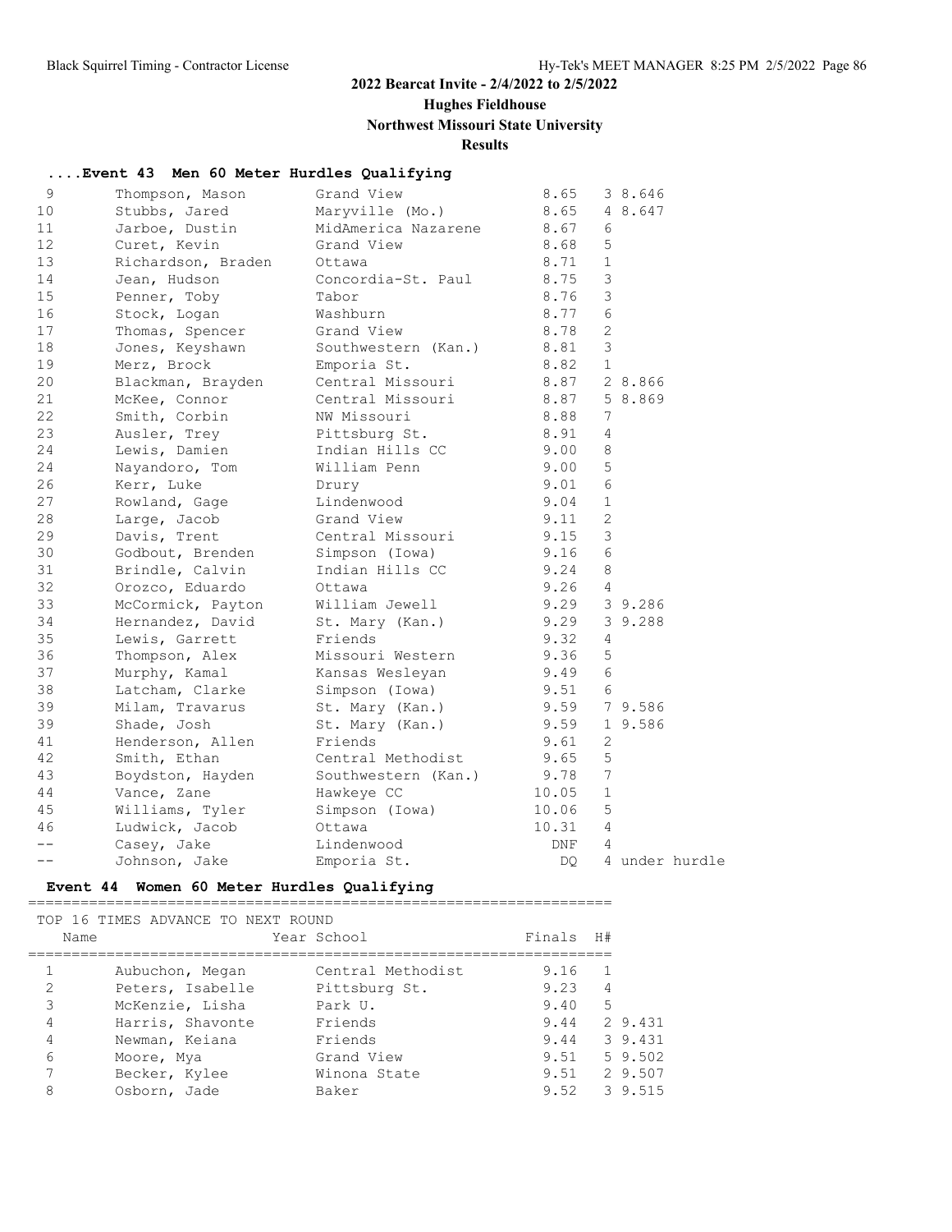**2022 Bearcat Invite - 2/4/2022 to 2/5/2022**

**Hughes Fieldhouse**

**Northwest Missouri State University**

**Results**

### ....Event 43 Men 60 Meter Hurdles Qualifying

| Place | Name | School | Finals | H# | Note |
|---|---|---|---|---|---|
| 9 | Thompson, Mason | Grand View | 8.65 | 3 | 8.646 |
| 10 | Stubbs, Jared | Maryville (Mo.) | 8.65 | 4 | 8.647 |
| 11 | Jarboe, Dustin | MidAmerica Nazarene | 8.67 | 6 | |
| 12 | Curet, Kevin | Grand View | 8.68 | 5 | |
| 13 | Richardson, Braden | Ottawa | 8.71 | 1 | |
| 14 | Jean, Hudson | Concordia-St. Paul | 8.75 | 3 | |
| 15 | Penner, Toby | Tabor | 8.76 | 3 | |
| 16 | Stock, Logan | Washburn | 8.77 | 6 | |
| 17 | Thomas, Spencer | Grand View | 8.78 | 2 | |
| 18 | Jones, Keyshawn | Southwestern (Kan.) | 8.81 | 3 | |
| 19 | Merz, Brock | Emporia St. | 8.82 | 1 | |
| 20 | Blackman, Brayden | Central Missouri | 8.87 | 2 | 8.866 |
| 21 | McKee, Connor | Central Missouri | 8.87 | 5 | 8.869 |
| 22 | Smith, Corbin | NW Missouri | 8.88 | 7 | |
| 23 | Ausler, Trey | Pittsburg St. | 8.91 | 4 | |
| 24 | Lewis, Damien | Indian Hills CC | 9.00 | 8 | |
| 24 | Nayandoro, Tom | William Penn | 9.00 | 5 | |
| 26 | Kerr, Luke | Drury | 9.01 | 6 | |
| 27 | Rowland, Gage | Lindenwood | 9.04 | 1 | |
| 28 | Large, Jacob | Grand View | 9.11 | 2 | |
| 29 | Davis, Trent | Central Missouri | 9.15 | 3 | |
| 30 | Godbout, Brenden | Simpson (Iowa) | 9.16 | 6 | |
| 31 | Brindle, Calvin | Indian Hills CC | 9.24 | 8 | |
| 32 | Orozco, Eduardo | Ottawa | 9.26 | 4 | |
| 33 | McCormick, Payton | William Jewell | 9.29 | 3 | 9.286 |
| 34 | Hernandez, David | St. Mary (Kan.) | 9.29 | 3 | 9.288 |
| 35 | Lewis, Garrett | Friends | 9.32 | 4 | |
| 36 | Thompson, Alex | Missouri Western | 9.36 | 5 | |
| 37 | Murphy, Kamal | Kansas Wesleyan | 9.49 | 6 | |
| 38 | Latcham, Clarke | Simpson (Iowa) | 9.51 | 6 | |
| 39 | Milam, Travarus | St. Mary (Kan.) | 9.59 | 7 | 9.586 |
| 39 | Shade, Josh | St. Mary (Kan.) | 9.59 | 1 | 9.586 |
| 41 | Henderson, Allen | Friends | 9.61 | 2 | |
| 42 | Smith, Ethan | Central Methodist | 9.65 | 5 | |
| 43 | Boydston, Hayden | Southwestern (Kan.) | 9.78 | 7 | |
| 44 | Vance, Zane | Hawkeye CC | 10.05 | 1 | |
| 45 | Williams, Tyler | Simpson (Iowa) | 10.06 | 5 | |
| 46 | Ludwick, Jacob | Ottawa | 10.31 | 4 | |
| -- | Casey, Jake | Lindenwood | DNF | 4 | |
| -- | Johnson, Jake | Emporia St. | DQ | 4 | under hurdle |

### Event 44 Women 60 Meter Hurdles Qualifying

TOP 16 TIMES ADVANCE TO NEXT ROUND

| Place | Name | Year School | Finals | H# | Note |
|---|---|---|---|---|---|
| 1 | Aubuchon, Megan | Central Methodist | 9.16 | 1 | |
| 2 | Peters, Isabelle | Pittsburg St. | 9.23 | 4 | |
| 3 | McKenzie, Lisha | Park U. | 9.40 | 5 | |
| 4 | Harris, Shavonte | Friends | 9.44 | 2 | 9.431 |
| 4 | Newman, Keiana | Friends | 9.44 | 3 | 9.431 |
| 6 | Moore, Mya | Grand View | 9.51 | 5 | 9.502 |
| 7 | Becker, Kylee | Winona State | 9.51 | 2 | 9.507 |
| 8 | Osborn, Jade | Baker | 9.52 | 3 | 9.515 |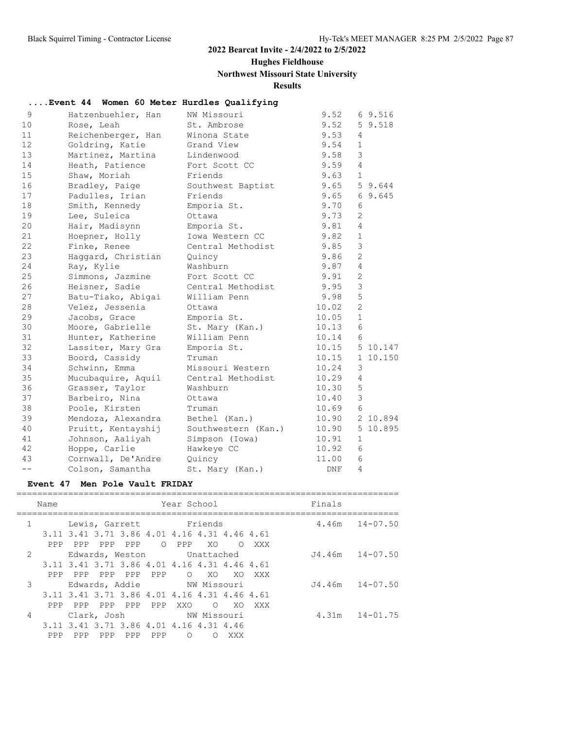## 2022 Bearcat Invite - 2/4/2022 to 2/5/2022

**Hughes Fieldhouse**

**Northwest Missouri State University**

**Results**

### ....Event 44 Women 60 Meter Hurdles Qualifying

| Place | Name | School | Prelims | H | Tiebreak |
|---|---|---|---|---|---|
| 9 | Hatzenbuehler, Han | NW Missouri | 9.52 | 6 | 9.516 |
| 10 | Rose, Leah | St. Ambrose | 9.52 | 5 | 9.518 |
| 11 | Reichenberger, Han | Winona State | 9.53 | 4 | |
| 12 | Goldring, Katie | Grand View | 9.54 | 1 | |
| 13 | Martinez, Martina | Lindenwood | 9.58 | 3 | |
| 14 | Heath, Patience | Fort Scott CC | 9.59 | 4 | |
| 15 | Shaw, Moriah | Friends | 9.63 | 1 | |
| 16 | Bradley, Paige | Southwest Baptist | 9.65 | 5 | 9.644 |
| 17 | Padulles, Irian | Friends | 9.65 | 6 | 9.645 |
| 18 | Smith, Kennedy | Emporia St. | 9.70 | 6 | |
| 19 | Lee, Suleica | Ottawa | 9.73 | 2 | |
| 20 | Hair, Madisynn | Emporia St. | 9.81 | 4 | |
| 21 | Hoepner, Holly | Iowa Western CC | 9.82 | 1 | |
| 22 | Finke, Renee | Central Methodist | 9.85 | 3 | |
| 23 | Haggard, Christian | Quincy | 9.86 | 2 | |
| 24 | Ray, Kylie | Washburn | 9.87 | 4 | |
| 25 | Simmons, Jazmine | Fort Scott CC | 9.91 | 2 | |
| 26 | Heisner, Sadie | Central Methodist | 9.95 | 3 | |
| 27 | Batu-Tiako, Abigai | William Penn | 9.98 | 5 | |
| 28 | Velez, Jessenia | Ottawa | 10.02 | 2 | |
| 29 | Jacobs, Grace | Emporia St. | 10.05 | 1 | |
| 30 | Moore, Gabrielle | St. Mary (Kan.) | 10.13 | 6 | |
| 31 | Hunter, Katherine | William Penn | 10.14 | 6 | |
| 32 | Lassiter, Mary Gra | Emporia St. | 10.15 | 5 | 10.147 |
| 33 | Boord, Cassidy | Truman | 10.15 | 1 | 10.150 |
| 34 | Schwinn, Emma | Missouri Western | 10.24 | 3 | |
| 35 | Mucubaquire, Aquil | Central Methodist | 10.29 | 4 | |
| 36 | Grasser, Taylor | Washburn | 10.30 | 5 | |
| 37 | Barbeiro, Nina | Ottawa | 10.40 | 3 | |
| 38 | Poole, Kirsten | Truman | 10.69 | 6 | |
| 39 | Mendoza, Alexandra | Bethel (Kan.) | 10.90 | 2 | 10.894 |
| 40 | Pruitt, Kentayshij | Southwestern (Kan.) | 10.90 | 5 | 10.895 |
| 41 | Johnson, Aaliyah | Simpson (Iowa) | 10.91 | 1 | |
| 42 | Hoppe, Carlie | Hawkeye CC | 10.92 | 6 | |
| 43 | Cornwall, De'Andre | Quincy | 11.00 | 6 | |
| -- | Colson, Samantha | St. Mary (Kan.) | DNF | 4 | |

### Event 47 Men Pole Vault FRIDAY

```
=========================================================================
    Name                    Year School                  Finals
=========================================================================
  1       Lewis, Garrett          Friends                   4.46m   14-07.50
     3.11 3.41 3.71 3.86 4.01 4.16 4.31 4.46 4.61
      PPP  PPP  PPP  PPP    O  PPP   XO    O  XXX
  2       Edwards, Weston         Unattached               J4.46m   14-07.50
     3.11 3.41 3.71 3.86 4.01 4.16 4.31 4.46 4.61
      PPP  PPP  PPP  PPP  PPP    O   XO   XO  XXX
  3       Edwards, Addie          NW Missouri              J4.46m   14-07.50
     3.11 3.41 3.71 3.86 4.01 4.16 4.31 4.46 4.61
      PPP  PPP  PPP  PPP  PPP  XXO    O   XO  XXX
  4       Clark, Josh             NW Missouri               4.31m   14-01.75
     3.11 3.41 3.71 3.86 4.01 4.16 4.31 4.46
      PPP  PPP  PPP  PPP  PPP    O    O  XXX
```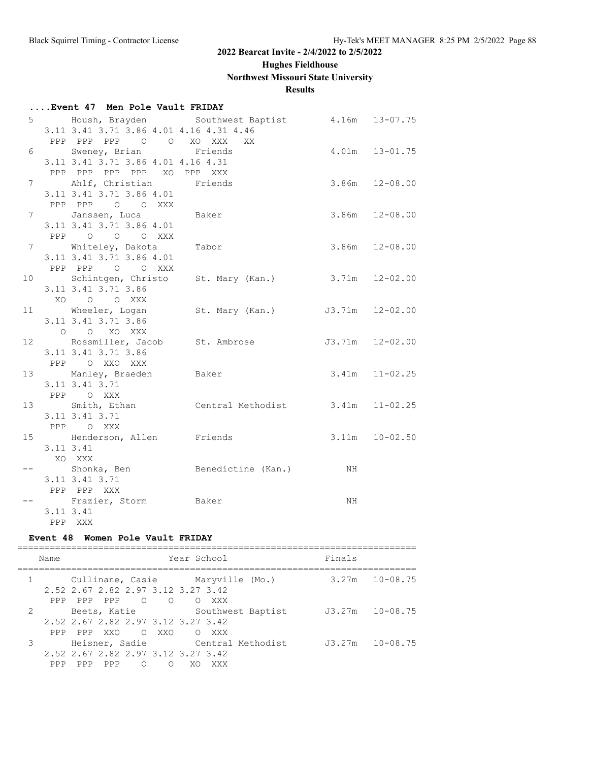## 2022 Bearcat Invite - 2/4/2022 to 2/5/2022

### Hughes Fieldhouse

### Northwest Missouri State University

### Results

#### ....Event 47 Men Pole Vault FRIDAY

```
  5      Housh, Brayden         Southwest Baptist         4.16m   13-07.75 
     3.11 3.41 3.71 3.86 4.01 4.16 4.31 4.46
      PPP  PPP  PPP    O    O   XO  XXX   XX 
  6      Sweney, Brian          Friends                   4.01m   13-01.75 
     3.11 3.41 3.71 3.86 4.01 4.16 4.31
      PPP  PPP  PPP  PPP   XO  PPP  XXX 
  7      Ahlf, Christian        Friends                   3.86m   12-08.00 
     3.11 3.41 3.71 3.86 4.01
      PPP  PPP    O    O  XXX 
  7      Janssen, Luca          Baker                     3.86m   12-08.00 
     3.11 3.41 3.71 3.86 4.01
      PPP    O    O    O  XXX 
  7      Whiteley, Dakota       Tabor                     3.86m   12-08.00 
     3.11 3.41 3.71 3.86 4.01
      PPP  PPP    O    O  XXX 
 10      Schintgen, Christo     St. Mary (Kan.)           3.71m   12-02.00 
     3.11 3.41 3.71 3.86
       XO    O    O  XXX 
 11      Wheeler, Logan         St. Mary (Kan.)          J3.71m   12-02.00 
     3.11 3.41 3.71 3.86
        O    O   XO  XXX 
 12      Rossmiller, Jacob      St. Ambrose              J3.71m   12-02.00 
     3.11 3.41 3.71 3.86
      PPP    O  XXO  XXX 
 13      Manley, Braeden        Baker                     3.41m   11-02.25 
     3.11 3.41 3.71
      PPP    O  XXX 
 13      Smith, Ethan           Central Methodist         3.41m   11-02.25 
     3.11 3.41 3.71
      PPP    O  XXX 
 15      Henderson, Allen       Friends                   3.11m   10-02.50 
     3.11 3.41
       XO  XXX 
 --      Shonka, Ben            Benedictine (Kan.)           NH            
     3.11 3.41 3.71
      PPP  PPP  XXX 
 --      Frazier, Storm         Baker                        NH            
     3.11 3.41
      PPP  XXX
```

#### Event 48 Women Pole Vault FRIDAY

```
==========================================================================
    Name                    Year School                  Finals            
==========================================================================
  1      Cullinane, Casie       Maryville (Mo.)           3.27m   10-08.75 
     2.52 2.67 2.82 2.97 3.12 3.27 3.42
      PPP  PPP  PPP    O    O    O  XXX 
  2      Beets, Katie           Southwest Baptist        J3.27m   10-08.75 
     2.52 2.67 2.82 2.97 3.12 3.27 3.42
      PPP  PPP  XXO    O  XXO    O  XXX 
  3      Heisner, Sadie         Central Methodist        J3.27m   10-08.75 
     2.52 2.67 2.82 2.97 3.12 3.27 3.42
      PPP  PPP  PPP    O    O   XO  XXX
```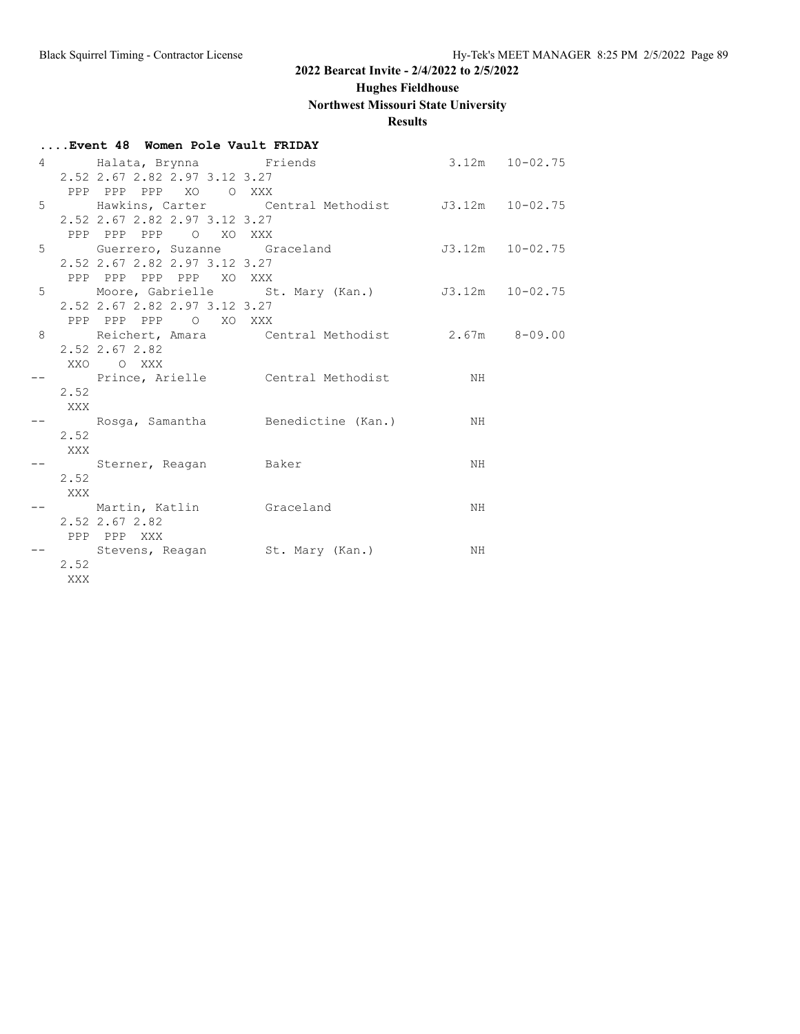**2022 Bearcat Invite - 2/4/2022 to 2/5/2022**

**Hughes Fieldhouse**

**Northwest Missouri State University**

**Results**

**....Event 48 Women Pole Vault FRIDAY**

```
  4      Halata, Brynna         Friends                     3.12m   10-02.75 
     2.52 2.67 2.82 2.97 3.12 3.27
      PPP  PPP  PPP   XO    O  XXX
  5      Hawkins, Carter        Central Methodist          J3.12m   10-02.75 
     2.52 2.67 2.82 2.97 3.12 3.27
      PPP  PPP  PPP    O   XO  XXX
  5      Guerrero, Suzanne      Graceland                  J3.12m   10-02.75 
     2.52 2.67 2.82 2.97 3.12 3.27
      PPP  PPP  PPP  PPP   XO  XXX
  5      Moore, Gabrielle       St. Mary (Kan.)            J3.12m   10-02.75 
     2.52 2.67 2.82 2.97 3.12 3.27
      PPP  PPP  PPP    O   XO  XXX
  8      Reichert, Amara        Central Methodist           2.67m    8-09.00 
     2.52 2.67 2.82
      XXO    O  XXX
 --      Prince, Arielle        Central Methodist              NH            
     2.52
      XXX
 --      Rosga, Samantha        Benedictine (Kan.)             NH            
     2.52
      XXX
 --      Sterner, Reagan        Baker                          NH            
     2.52
      XXX
 --      Martin, Katlin         Graceland                      NH            
     2.52 2.67 2.82
      PPP  PPP  XXX
 --      Stevens, Reagan        St. Mary (Kan.)                NH            
     2.52
      XXX
```